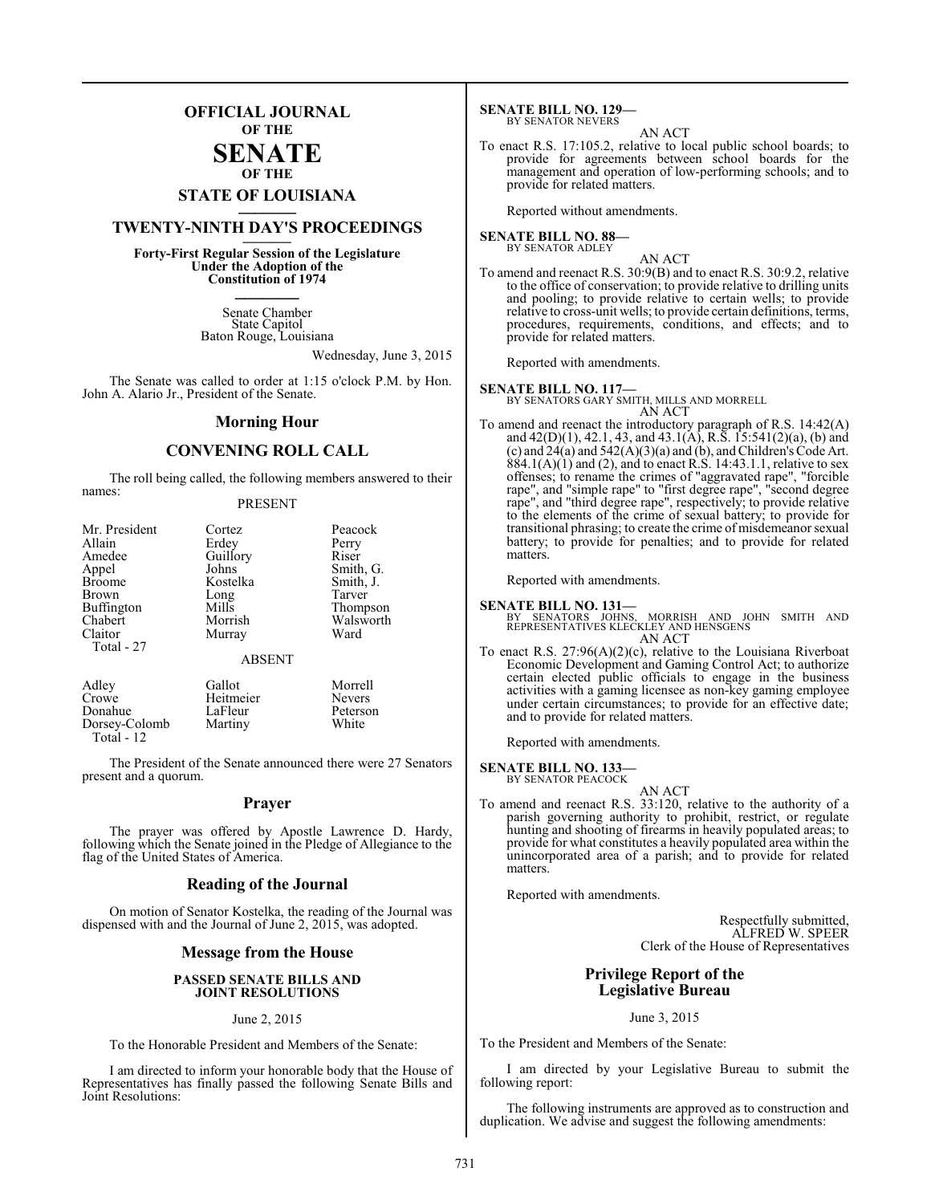# OFFICIAL JOURNAL OF THE SENATE OF THE STATE OF LOUISIANA

## TWENTY-NINTH DAY'S PROCEEDINGS

**Forty-First Regular Session of the Legislature Under the Adoption of the Constitution of 1974**

Senate Chamber
State Capitol
Baton Rouge, Louisiana

Wednesday, June 3, 2015

The Senate was called to order at 1:15 o'clock P.M. by Hon. John A. Alario Jr., President of the Senate.

## Morning Hour

## CONVENING ROLL CALL

The roll being called, the following members answered to their names:

PRESENT

| | | |
|---|---|---|
| Mr. President | Cortez | Peacock |
| Allain | Erdey | Perry |
| Amedee | Guillory | Riser |
| Appel | Johns | Smith, G. |
| Broome | Kostelka | Smith, J. |
| Brown | Long | Tarver |
| Buffington | Mills | Thompson |
| Chabert | Morrish | Walsworth |
| Claitor | Murray | Ward |

Total - 27

ABSENT

| | | |
|---|---|---|
| Adley | Gallot | Morrell |
| Crowe | Heitmeier | Nevers |
| Donahue | LaFleur | Peterson |
| Dorsey-Colomb | Martiny | White |

Total - 12

The President of the Senate announced there were 27 Senators present and a quorum.

## Prayer

The prayer was offered by Apostle Lawrence D. Hardy, following which the Senate joined in the Pledge of Allegiance to the flag of the United States of America.

## Reading of the Journal

On motion of Senator Kostelka, the reading of the Journal was dispensed with and the Journal of June 2, 2015, was adopted.

## Message from the House

**PASSED SENATE BILLS AND JOINT RESOLUTIONS**

June 2, 2015

To the Honorable President and Members of the Senate:

I am directed to inform your honorable body that the House of Representatives has finally passed the following Senate Bills and Joint Resolutions:

**SENATE BILL NO. 129—**
BY SENATOR NEVERS

AN ACT

To enact R.S. 17:105.2, relative to local public school boards; to provide for agreements between school boards for the management and operation of low-performing schools; and to provide for related matters.

Reported without amendments.

**SENATE BILL NO. 88—**
BY SENATOR ADLEY

AN ACT

To amend and reenact R.S. 30:9(B) and to enact R.S. 30:9.2, relative to the office of conservation; to provide relative to drilling units and pooling; to provide relative to certain wells; to provide relative to cross-unit wells; to provide certain definitions, terms, procedures, requirements, conditions, and effects; and to provide for related matters.

Reported with amendments.

**SENATE BILL NO. 117—**
BY SENATORS GARY SMITH, MILLS AND MORRELL

AN ACT

To amend and reenact the introductory paragraph of R.S. 14:42(A) and 42(D)(1), 42.1, 43, and 43.1(A), R.S. 15:541(2)(a), (b) and (c) and 24(a) and 542(A)(3)(a) and (b), and Children's Code Art. 884.1(A)(1) and (2), and to enact R.S. 14:43.1.1, relative to sex offenses; to rename the crimes of "aggravated rape", "forcible rape", and "simple rape" to "first degree rape", "second degree rape", and "third degree rape", respectively; to provide relative to the elements of the crime of sexual battery; to provide for transitional phrasing; to create the crime of misdemeanor sexual battery; to provide for penalties; and to provide for related matters.

Reported with amendments.

**SENATE BILL NO. 131—**
BY SENATORS JOHNS, MORRISH AND JOHN SMITH AND REPRESENTATIVES KLECKLEY AND HENSGENS

AN ACT

To enact R.S. 27:96(A)(2)(c), relative to the Louisiana Riverboat Economic Development and Gaming Control Act; to authorize certain elected public officials to engage in the business activities with a gaming licensee as non-key gaming employee under certain circumstances; to provide for an effective date; and to provide for related matters.

Reported with amendments.

**SENATE BILL NO. 133—**
BY SENATOR PEACOCK

AN ACT

To amend and reenact R.S. 33:120, relative to the authority of a parish governing authority to prohibit, restrict, or regulate hunting and shooting of firearms in heavily populated areas; to provide for what constitutes a heavily populated area within the unincorporated area of a parish; and to provide for related matters.

Reported with amendments.

Respectfully submitted,
ALFRED W. SPEER
Clerk of the House of Representatives

## Privilege Report of the Legislative Bureau

June 3, 2015

To the President and Members of the Senate:

I am directed by your Legislative Bureau to submit the following report:

The following instruments are approved as to construction and duplication. We advise and suggest the following amendments: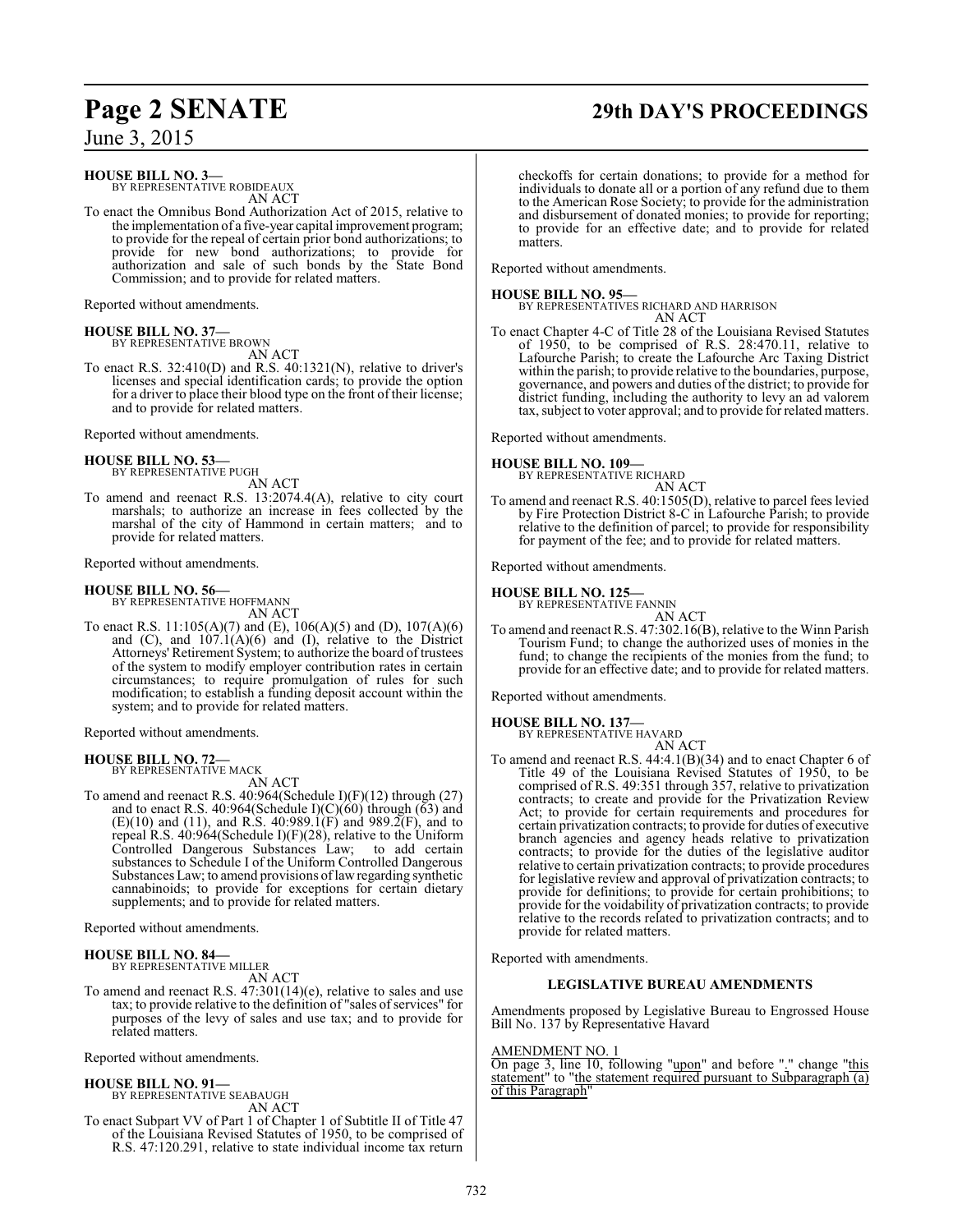**HOUSE BILL NO. 3—**
BY REPRESENTATIVE ROBIDEAUX

AN ACT

To enact the Omnibus Bond Authorization Act of 2015, relative to the implementation of a five-year capital improvement program; to provide for the repeal of certain prior bond authorizations; to provide for new bond authorizations; to provide for authorization and sale of such bonds by the State Bond Commission; and to provide for related matters.

Reported without amendments.

**HOUSE BILL NO. 37—**
BY REPRESENTATIVE BROWN

AN ACT

To enact R.S. 32:410(D) and R.S. 40:1321(N), relative to driver's licenses and special identification cards; to provide the option for a driver to place their blood type on the front of their license; and to provide for related matters.

Reported without amendments.

**HOUSE BILL NO. 53—**
BY REPRESENTATIVE PUGH

AN ACT

To amend and reenact R.S. 13:2074.4(A), relative to city court marshals; to authorize an increase in fees collected by the marshal of the city of Hammond in certain matters; and to provide for related matters.

Reported without amendments.

**HOUSE BILL NO. 56—**
BY REPRESENTATIVE HOFFMANN

AN ACT

To enact R.S. 11:105(A)(7) and (E), 106(A)(5) and (D), 107(A)(6) and (C), and 107.1(A)(6) and (I), relative to the District Attorneys' Retirement System; to authorize the board of trustees of the system to modify employer contribution rates in certain circumstances; to require promulgation of rules for such modification; to establish a funding deposit account within the system; and to provide for related matters.

Reported without amendments.

**HOUSE BILL NO. 72—**
BY REPRESENTATIVE MACK

AN ACT

To amend and reenact R.S. 40:964(Schedule I)(F)(12) through (27) and to enact R.S. 40:964(Schedule I)(C)(60) through (63) and (E)(10) and (11), and R.S. 40:989.1(F) and 989.2(F), and to repeal R.S. 40:964(Schedule I)(F)(28), relative to the Uniform Controlled Dangerous Substances Law; to add certain substances to Schedule I of the Uniform Controlled Dangerous Substances Law; to amend provisions of law regarding synthetic cannabinoids; to provide for exceptions for certain dietary supplements; and to provide for related matters.

Reported without amendments.

**HOUSE BILL NO. 84—**
BY REPRESENTATIVE MILLER

AN ACT

To amend and reenact R.S. 47:301(14)(e), relative to sales and use tax; to provide relative to the definition of "sales of services" for purposes of the levy of sales and use tax; and to provide for related matters.

Reported without amendments.

**HOUSE BILL NO. 91—**
BY REPRESENTATIVE SEABAUGH

AN ACT

To enact Subpart VV of Part 1 of Chapter 1 of Subtitle II of Title 47 of the Louisiana Revised Statutes of 1950, to be comprised of R.S. 47:120.291, relative to state individual income tax return checkoffs for certain donations; to provide for a method for individuals to donate all or a portion of any refund due to them to the American Rose Society; to provide for the administration and disbursement of donated monies; to provide for reporting; to provide for an effective date; and to provide for related matters.

Reported without amendments.

**HOUSE BILL NO. 95—**
BY REPRESENTATIVES RICHARD AND HARRISON

AN ACT

To enact Chapter 4-C of Title 28 of the Louisiana Revised Statutes of 1950, to be comprised of R.S. 28:470.11, relative to Lafourche Parish; to create the Lafourche Arc Taxing District within the parish; to provide relative to the boundaries, purpose, governance, and powers and duties of the district; to provide for district funding, including the authority to levy an ad valorem tax, subject to voter approval; and to provide for related matters.

Reported without amendments.

**HOUSE BILL NO. 109—**
BY REPRESENTATIVE RICHARD

AN ACT

To amend and reenact R.S. 40:1505(D), relative to parcel fees levied by Fire Protection District 8-C in Lafourche Parish; to provide relative to the definition of parcel; to provide for responsibility for payment of the fee; and to provide for related matters.

Reported without amendments.

**HOUSE BILL NO. 125—**
BY REPRESENTATIVE FANNIN

AN ACT

To amend and reenact R.S. 47:302.16(B), relative to the Winn Parish Tourism Fund; to change the authorized uses of monies in the fund; to change the recipients of the monies from the fund; to provide for an effective date; and to provide for related matters.

Reported without amendments.

**HOUSE BILL NO. 137—**
BY REPRESENTATIVE HAVARD

AN ACT

To amend and reenact R.S. 44:4.1(B)(34) and to enact Chapter 6 of Title 49 of the Louisiana Revised Statutes of 1950, to be comprised of R.S. 49:351 through 357, relative to privatization contracts; to create and provide for the Privatization Review Act; to provide for certain requirements and procedures for certain privatization contracts; to provide for duties of executive branch agencies and agency heads relative to privatization contracts; to provide for the duties of the legislative auditor relative to certain privatization contracts; to provide procedures for legislative review and approval of privatization contracts; to provide for definitions; to provide for certain prohibitions; to provide for the voidability of privatization contracts; to provide relative to the records related to privatization contracts; and to provide for related matters.

Reported with amendments.

**LEGISLATIVE BUREAU AMENDMENTS**

Amendments proposed by Legislative Bureau to Engrossed House Bill No. 137 by Representative Havard

AMENDMENT NO. 1

On page 3, line 10, following "upon" and before "." change "this statement" to "the statement required pursuant to Subparagraph (a) of this Paragraph"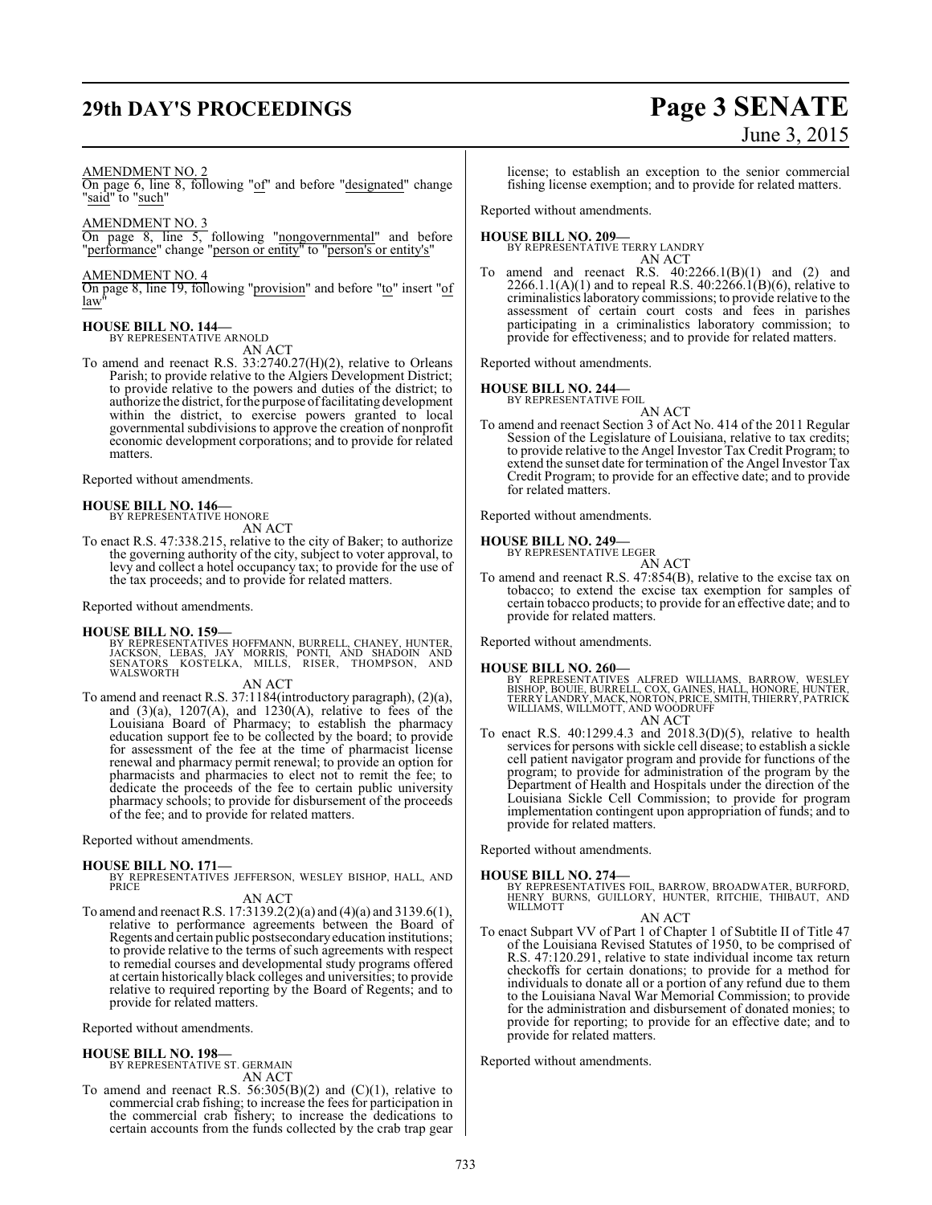AMENDMENT NO. 2

On page 6, line 8, following "of" and before "designated" change "said" to "such"

AMENDMENT NO. 3

On page 8, line 5, following "nongovernmental" and before "performance" change "person or entity" to "person's or entity's"

AMENDMENT NO. 4

On page 8, line 19, following "provision" and before "to" insert "of law"

**HOUSE BILL NO. 144—**
BY REPRESENTATIVE ARNOLD

AN ACT

To amend and reenact R.S. 33:2740.27(H)(2), relative to Orleans Parish; to provide relative to the Algiers Development District; to provide relative to the powers and duties of the district; to authorize the district, for the purpose of facilitating development within the district, to exercise powers granted to local governmental subdivisions to approve the creation of nonprofit economic development corporations; and to provide for related matters.

Reported without amendments.

**HOUSE BILL NO. 146—**
BY REPRESENTATIVE HONORE

AN ACT

To enact R.S. 47:338.215, relative to the city of Baker; to authorize the governing authority of the city, subject to voter approval, to levy and collect a hotel occupancy tax; to provide for the use of the tax proceeds; and to provide for related matters.

Reported without amendments.

**HOUSE BILL NO. 159—**
BY REPRESENTATIVES HOFFMANN, BURRELL, CHANEY, HUNTER, JACKSON, LEBAS, JAY MORRIS, PONTI, AND SHADOIN AND SENATORS KOSTELKA, MILLS, RISER, THOMPSON, AND WALSWORTH

AN ACT

To amend and reenact R.S. 37:1184(introductory paragraph), (2)(a), and (3)(a), 1207(A), and 1230(A), relative to fees of the Louisiana Board of Pharmacy; to establish the pharmacy education support fee to be collected by the board; to provide for assessment of the fee at the time of pharmacist license renewal and pharmacy permit renewal; to provide an option for pharmacists and pharmacies to elect not to remit the fee; to dedicate the proceeds of the fee to certain public university pharmacy schools; to provide for disbursement of the proceeds of the fee; and to provide for related matters.

Reported without amendments.

**HOUSE BILL NO. 171—**
BY REPRESENTATIVES JEFFERSON, WESLEY BISHOP, HALL, AND PRICE

AN ACT

To amend and reenact R.S. 17:3139.2(2)(a) and (4)(a) and 3139.6(1), relative to performance agreements between the Board of Regents and certain public postsecondary education institutions; to provide relative to the terms of such agreements with respect to remedial courses and developmental study programs offered at certain historically black colleges and universities; to provide relative to required reporting by the Board of Regents; and to provide for related matters.

Reported without amendments.

**HOUSE BILL NO. 198—**
BY REPRESENTATIVE ST. GERMAIN

AN ACT

To amend and reenact R.S. 56:305(B)(2) and (C)(1), relative to commercial crab fishing; to increase the fees for participation in the commercial crab fishery; to increase the dedications to certain accounts from the funds collected by the crab trap gear license; to establish an exception to the senior commercial fishing license exemption; and to provide for related matters.

Reported without amendments.

**HOUSE BILL NO. 209—**
BY REPRESENTATIVE TERRY LANDRY

AN ACT

To amend and reenact R.S. 40:2266.1(B)(1) and (2) and 2266.1.1(A)(1) and to repeal R.S. 40:2266.1(B)(6), relative to criminalistics laboratory commissions; to provide relative to the assessment of certain court costs and fees in parishes participating in a criminalistics laboratory commission; to provide for effectiveness; and to provide for related matters.

Reported without amendments.

**HOUSE BILL NO. 244—**
BY REPRESENTATIVE FOIL

AN ACT

To amend and reenact Section 3 of Act No. 414 of the 2011 Regular Session of the Legislature of Louisiana, relative to tax credits; to provide relative to the Angel Investor Tax Credit Program; to extend the sunset date for termination of the Angel Investor Tax Credit Program; to provide for an effective date; and to provide for related matters.

Reported without amendments.

**HOUSE BILL NO. 249—**
BY REPRESENTATIVE LEGER

AN ACT

To amend and reenact R.S. 47:854(B), relative to the excise tax on tobacco; to extend the excise tax exemption for samples of certain tobacco products; to provide for an effective date; and to provide for related matters.

Reported without amendments.

**HOUSE BILL NO. 260—**
BY REPRESENTATIVES ALFRED WILLIAMS, BARROW, WESLEY BISHOP, BOUIE, BURRELL, COX, GAINES, HALL, HONORE, HUNTER, TERRY LANDRY, MACK, NORTON, PRICE, SMITH, THIERRY, PATRICK WILLIAMS, WILLMOTT, AND WOODRUFF

AN ACT

To enact R.S. 40:1299.4.3 and 2018.3(D)(5), relative to health services for persons with sickle cell disease; to establish a sickle cell patient navigator program and provide for functions of the program; to provide for administration of the program by the Department of Health and Hospitals under the direction of the Louisiana Sickle Cell Commission; to provide for program implementation contingent upon appropriation of funds; and to provide for related matters.

Reported without amendments.

**HOUSE BILL NO. 274—**
BY REPRESENTATIVES FOIL, BARROW, BROADWATER, BURFORD, HENRY BURNS, GUILLORY, HUNTER, RITCHIE, THIBAUT, AND WILLMOTT

AN ACT

To enact Subpart VV of Part 1 of Chapter 1 of Subtitle II of Title 47 of the Louisiana Revised Statutes of 1950, to be comprised of R.S. 47:120.291, relative to state individual income tax return checkoffs for certain donations; to provide for a method for individuals to donate all or a portion of any refund due to them to the Louisiana Naval War Memorial Commission; to provide for the administration and disbursement of donated monies; to provide for reporting; to provide for an effective date; and to provide for related matters.

Reported without amendments.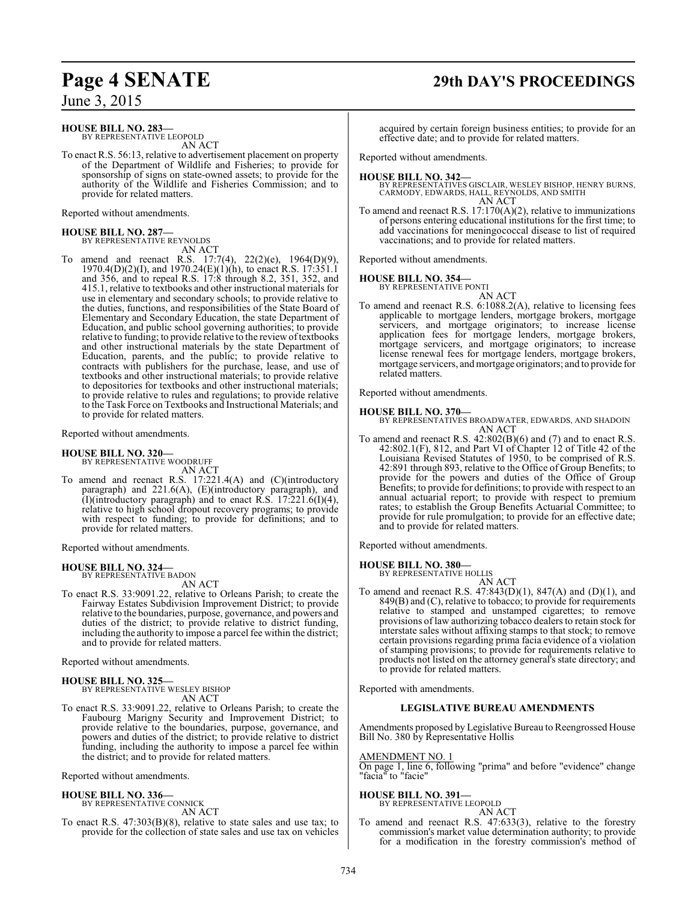**HOUSE BILL NO. 283—**
BY REPRESENTATIVE LEOPOLD
AN ACT

To enact R.S. 56:13, relative to advertisement placement on property of the Department of Wildlife and Fisheries; to provide for sponsorship of signs on state-owned assets; to provide for the authority of the Wildlife and Fisheries Commission; and to provide for related matters.

Reported without amendments.

**HOUSE BILL NO. 287—**
BY REPRESENTATIVE REYNOLDS
AN ACT

To amend and reenact R.S. 17:7(4), 22(2)(e), 1964(D)(9), 1970.4(D)(2)(I), and 1970.24(E)(1)(h), to enact R.S. 17:351.1 and 356, and to repeal R.S. 17:8 through 8.2, 351, 352, and 415.1, relative to textbooks and other instructional materials for use in elementary and secondary schools; to provide relative to the duties, functions, and responsibilities of the State Board of Elementary and Secondary Education, the state Department of Education, and public school governing authorities; to provide relative to funding; to provide relative to the review of textbooks and other instructional materials by the state Department of Education, parents, and the public; to provide relative to contracts with publishers for the purchase, lease, and use of textbooks and other instructional materials; to provide relative to depositories for textbooks and other instructional materials; to provide relative to rules and regulations; to provide relative to the Task Force on Textbooks and Instructional Materials; and to provide for related matters.

Reported without amendments.

**HOUSE BILL NO. 320—**
BY REPRESENTATIVE WOODRUFF
AN ACT

To amend and reenact R.S. 17:221.4(A) and (C)(introductory paragraph) and 221.6(A), (E)(introductory paragraph), and (I)(introductory paragraph) and to enact R.S. 17:221.6(I)(4), relative to high school dropout recovery programs; to provide with respect to funding; to provide for definitions; and to provide for related matters.

Reported without amendments.

**HOUSE BILL NO. 324—**
BY REPRESENTATIVE BADON
AN ACT

To enact R.S. 33:9091.22, relative to Orleans Parish; to create the Fairway Estates Subdivision Improvement District; to provide relative to the boundaries, purpose, governance, and powers and duties of the district; to provide relative to district funding, including the authority to impose a parcel fee within the district; and to provide for related matters.

Reported without amendments.

**HOUSE BILL NO. 325—**
BY REPRESENTATIVE WESLEY BISHOP
AN ACT

To enact R.S. 33:9091.22, relative to Orleans Parish; to create the Faubourg Marigny Security and Improvement District; to provide relative to the boundaries, purpose, governance, and powers and duties of the district; to provide relative to district funding, including the authority to impose a parcel fee within the district; and to provide for related matters.

Reported without amendments.

**HOUSE BILL NO. 336—**
BY REPRESENTATIVE CONNICK
AN ACT

To enact R.S. 47:303(B)(8), relative to state sales and use tax; to provide for the collection of state sales and use tax on vehicles acquired by certain foreign business entities; to provide for an effective date; and to provide for related matters.

Reported without amendments.

**HOUSE BILL NO. 342—**
BY REPRESENTATIVES GISCLAIR, WESLEY BISHOP, HENRY BURNS, CARMODY, EDWARDS, HALL, REYNOLDS, AND SMITH
AN ACT

To amend and reenact R.S. 17:170(A)(2), relative to immunizations of persons entering educational institutions for the first time; to add vaccinations for meningococcal disease to list of required vaccinations; and to provide for related matters.

Reported without amendments.

**HOUSE BILL NO. 354—**
BY REPRESENTATIVE PONTI
AN ACT

To amend and reenact R.S. 6:1088.2(A), relative to licensing fees applicable to mortgage lenders, mortgage brokers, mortgage servicers, and mortgage originators; to increase license application fees for mortgage lenders, mortgage brokers, mortgage servicers, and mortgage originators; to increase license renewal fees for mortgage lenders, mortgage brokers, mortgage servicers, and mortgage originators; and to provide for related matters.

Reported without amendments.

**HOUSE BILL NO. 370—**
BY REPRESENTATIVES BROADWATER, EDWARDS, AND SHADOIN
AN ACT

To amend and reenact R.S. 42:802(B)(6) and (7) and to enact R.S. 42:802.1(F), 812, and Part VI of Chapter 12 of Title 42 of the Louisiana Revised Statutes of 1950, to be comprised of R.S. 42:891 through 893, relative to the Office of Group Benefits; to provide for the powers and duties of the Office of Group Benefits; to provide for definitions; to provide with respect to an annual actuarial report; to provide with respect to premium rates; to establish the Group Benefits Actuarial Committee; to provide for rule promulgation; to provide for an effective date; and to provide for related matters.

Reported without amendments.

**HOUSE BILL NO. 380—**
BY REPRESENTATIVE HOLLIS
AN ACT

To amend and reenact R.S. 47:843(D)(1), 847(A) and (D)(1), and 849(B) and (C), relative to tobacco; to provide for requirements relative to stamped and unstamped cigarettes; to remove provisions of law authorizing tobacco dealers to retain stock for interstate sales without affixing stamps to that stock; to remove certain provisions regarding prima facia evidence of a violation of stamping provisions; to provide for requirements relative to products not listed on the attorney general's state directory; and to provide for related matters.

Reported with amendments.

**LEGISLATIVE BUREAU AMENDMENTS**

Amendments proposed by Legislative Bureau to Reengrossed House Bill No. 380 by Representative Hollis

AMENDMENT NO. 1
On page 1, line 6, following "prima" and before "evidence" change "facia" to "facie"

**HOUSE BILL NO. 391—**
BY REPRESENTATIVE LEOPOLD
AN ACT

To amend and reenact R.S. 47:633(3), relative to the forestry commission's market value determination authority; to provide for a modification in the forestry commission's method of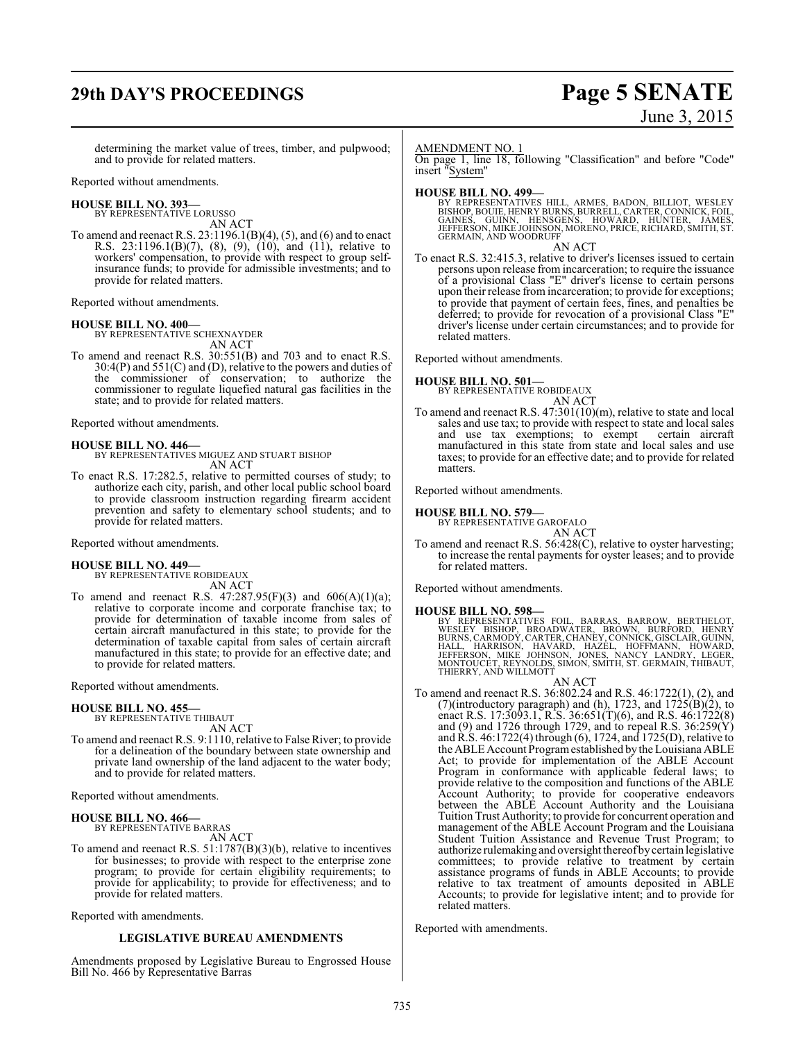determining the market value of trees, timber, and pulpwood; and to provide for related matters.

Reported without amendments.

**HOUSE BILL NO. 393—**
BY REPRESENTATIVE LORUSSO
AN ACT
To amend and reenact R.S. 23:1196.1(B)(4), (5), and (6) and to enact R.S. 23:1196.1(B)(7), (8), (9), (10), and (11), relative to workers' compensation, to provide with respect to group self-insurance funds; to provide for admissible investments; and to provide for related matters.

Reported without amendments.

**HOUSE BILL NO. 400—**
BY REPRESENTATIVE SCHEXNAYDER
AN ACT
To amend and reenact R.S. 30:551(B) and 703 and to enact R.S. 30:4(P) and 551(C) and (D), relative to the powers and duties of the commissioner of conservation; to authorize the commissioner to regulate liquefied natural gas facilities in the state; and to provide for related matters.

Reported without amendments.

**HOUSE BILL NO. 446—**
BY REPRESENTATIVES MIGUEZ AND STUART BISHOP
AN ACT
To enact R.S. 17:282.5, relative to permitted courses of study; to authorize each city, parish, and other local public school board to provide classroom instruction regarding firearm accident prevention and safety to elementary school students; and to provide for related matters.

Reported without amendments.

**HOUSE BILL NO. 449—**
BY REPRESENTATIVE ROBIDEAUX
AN ACT
To amend and reenact R.S. 47:287.95(F)(3) and 606(A)(1)(a); relative to corporate income and corporate franchise tax; to provide for determination of taxable income from sales of certain aircraft manufactured in this state; to provide for the determination of taxable capital from sales of certain aircraft manufactured in this state; to provide for an effective date; and to provide for related matters.

Reported without amendments.

**HOUSE BILL NO. 455—**
BY REPRESENTATIVE THIBAUT
AN ACT
To amend and reenact R.S. 9:1110, relative to False River; to provide for a delineation of the boundary between state ownership and private land ownership of the land adjacent to the water body; and to provide for related matters.

Reported without amendments.

**HOUSE BILL NO. 466—**
BY REPRESENTATIVE BARRAS
AN ACT
To amend and reenact R.S. 51:1787(B)(3)(b), relative to incentives for businesses; to provide with respect to the enterprise zone program; to provide for certain eligibility requirements; to provide for applicability; to provide for effectiveness; and to provide for related matters.

Reported with amendments.

**LEGISLATIVE BUREAU AMENDMENTS**

Amendments proposed by Legislative Bureau to Engrossed House Bill No. 466 by Representative Barras

AMENDMENT NO. 1
On page 1, line 18, following "Classification" and before "Code" insert "System"

**HOUSE BILL NO. 499—**
BY REPRESENTATIVES HILL, ARMES, BADON, BILLIOT, WESLEY BISHOP, BOUIE, HENRY BURNS, BURRELL, CARTER, CONNICK, FOIL, GAINES, GUINN, HENSGENS, HOWARD, HUNTER, JAMES, JEFFERSON, MIKE JOHNSON, MORENO, PRICE, RICHARD, SMITH, ST. GERMAIN, AND WOODRUFF
AN ACT
To enact R.S. 32:415.3, relative to driver's licenses issued to certain persons upon release from incarceration; to require the issuance of a provisional Class "E" driver's license to certain persons upon their release from incarceration; to provide for exceptions; to provide that payment of certain fees, fines, and penalties be deferred; to provide for revocation of a provisional Class "E" driver's license under certain circumstances; and to provide for related matters.

Reported without amendments.

**HOUSE BILL NO. 501—**
BY REPRESENTATIVE ROBIDEAUX
AN ACT
To amend and reenact R.S. 47:301(10)(m), relative to state and local sales and use tax; to provide with respect to state and local sales and use tax exemptions; to exempt certain aircraft manufactured in this state from state and local sales and use taxes; to provide for an effective date; and to provide for related matters.

Reported without amendments.

**HOUSE BILL NO. 579—**
BY REPRESENTATIVE GAROFALO
AN ACT
To amend and reenact R.S. 56:428(C), relative to oyster harvesting; to increase the rental payments for oyster leases; and to provide for related matters.

Reported without amendments.

**HOUSE BILL NO. 598—**
BY REPRESENTATIVES FOIL, BARRAS, BARROW, BERTHELOT, WESLEY BISHOP, BROADWATER, BROWN, BURFORD, HENRY BURNS, CARMODY, CARTER, CHANEY, CONNICK, GISCLAIR, GUINN, HALL, HARRISON, HAVARD, HAZEL, HOFFMANN, HOWARD, JEFFERSON, MIKE JOHNSON, JONES, NANCY LANDRY, LEGER, MONTOUCET, REYNOLDS, SIMON, SMITH, ST. GERMAIN, THIBAUT, THIERRY, AND WILLMOTT
AN ACT
To amend and reenact R.S. 36:802.24 and R.S. 46:1722(1), (2), and (7)(introductory paragraph) and (h), 1723, and 1725(B)(2), to enact R.S. 17:3093.1, R.S. 36:651(T)(6), and R.S. 46:1722(8) and (9) and 1726 through 1729, and to repeal R.S. 36:259(Y) and R.S. 46:1722(4) through (6), 1724, and 1725(D), relative to the ABLE Account Program established by the Louisiana ABLE Act; to provide for implementation of the ABLE Account Program in conformance with applicable federal laws; to provide relative to the composition and functions of the ABLE Account Authority; to provide for cooperative endeavors between the ABLE Account Authority and the Louisiana Tuition Trust Authority; to provide for concurrent operation and management of the ABLE Account Program and the Louisiana Student Tuition Assistance and Revenue Trust Program; to authorize rulemaking and oversight thereof by certain legislative committees; to provide relative to treatment by certain assistance programs of funds in ABLE Accounts; to provide relative to tax treatment of amounts deposited in ABLE Accounts; to provide for legislative intent; and to provide for related matters.

Reported with amendments.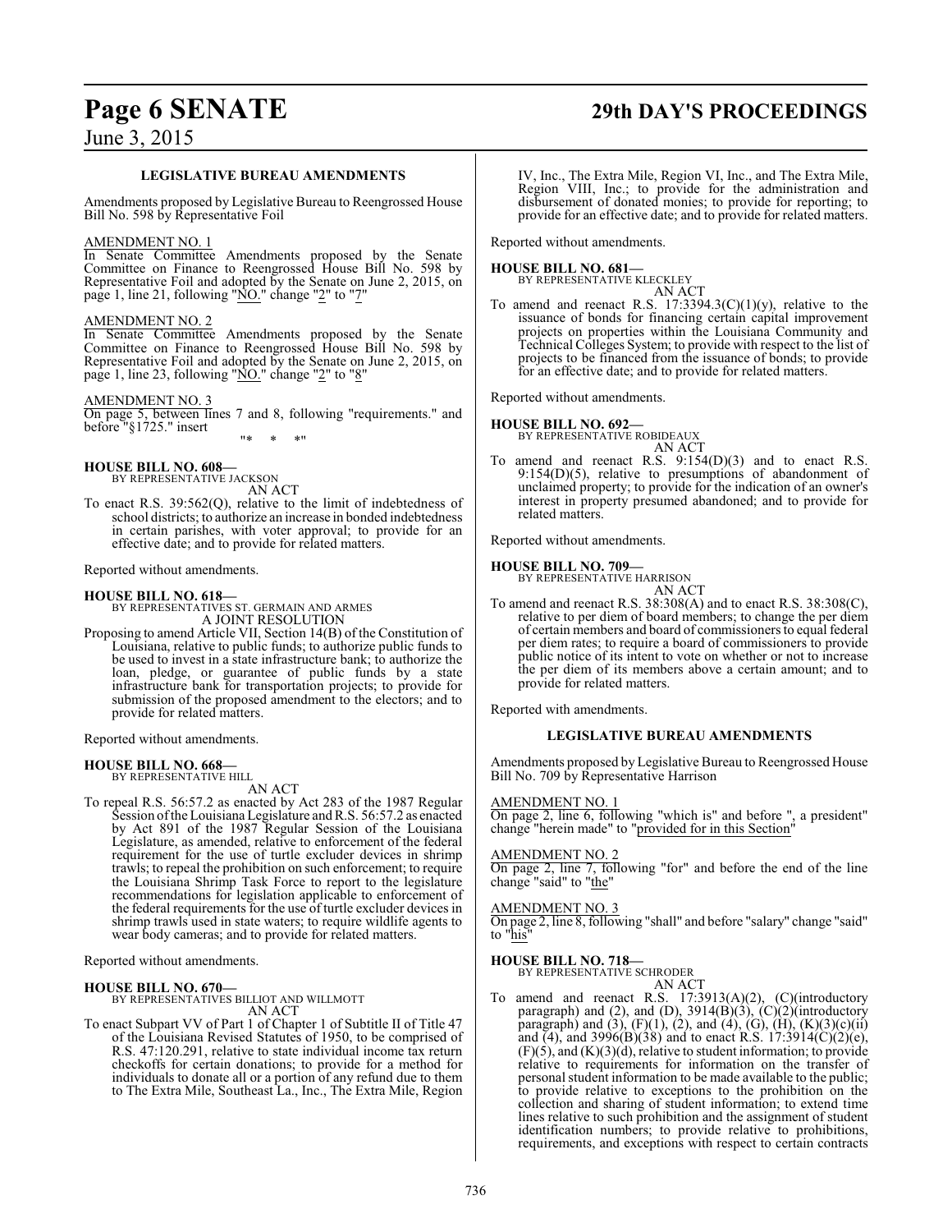### LEGISLATIVE BUREAU AMENDMENTS

Amendments proposed by Legislative Bureau to Reengrossed House Bill No. 598 by Representative Foil

AMENDMENT NO. 1

In Senate Committee Amendments proposed by the Senate Committee on Finance to Reengrossed House Bill No. 598 by Representative Foil and adopted by the Senate on June 2, 2015, on page 1, line 21, following "NO." change "2" to "7"

AMENDMENT NO. 2

In Senate Committee Amendments proposed by the Senate Committee on Finance to Reengrossed House Bill No. 598 by Representative Foil and adopted by the Senate on June 2, 2015, on page 1, line 23, following "NO." change "2" to "8"

AMENDMENT NO. 3

On page 5, between lines 7 and 8, following "requirements." and before "§1725." insert

"* * *"

**HOUSE BILL NO. 608—**
BY REPRESENTATIVE JACKSON
AN ACT

To enact R.S. 39:562(Q), relative to the limit of indebtedness of school districts; to authorize an increase in bonded indebtedness in certain parishes, with voter approval; to provide for an effective date; and to provide for related matters.

Reported without amendments.

**HOUSE BILL NO. 618—**
BY REPRESENTATIVES ST. GERMAIN AND ARMES
A JOINT RESOLUTION

Proposing to amend Article VII, Section 14(B) of the Constitution of Louisiana, relative to public funds; to authorize public funds to be used to invest in a state infrastructure bank; to authorize the loan, pledge, or guarantee of public funds by a state infrastructure bank for transportation projects; to provide for submission of the proposed amendment to the electors; and to provide for related matters.

Reported without amendments.

**HOUSE BILL NO. 668—**
BY REPRESENTATIVE HILL
AN ACT

To repeal R.S. 56:57.2 as enacted by Act 283 of the 1987 Regular Session of the Louisiana Legislature and R.S. 56:57.2 as enacted by Act 891 of the 1987 Regular Session of the Louisiana Legislature, as amended, relative to enforcement of the federal requirement for the use of turtle excluder devices in shrimp trawls; to repeal the prohibition on such enforcement; to require the Louisiana Shrimp Task Force to report to the legislature recommendations for legislation applicable to enforcement of the federal requirements for the use of turtle excluder devices in shrimp trawls used in state waters; to require wildlife agents to wear body cameras; and to provide for related matters.

Reported without amendments.

**HOUSE BILL NO. 670—**
BY REPRESENTATIVES BILLIOT AND WILLMOTT
AN ACT

To enact Subpart VV of Part 1 of Chapter 1 of Subtitle II of Title 47 of the Louisiana Revised Statutes of 1950, to be comprised of R.S. 47:120.291, relative to state individual income tax return checkoffs for certain donations; to provide for a method for individuals to donate all or a portion of any refund due to them to The Extra Mile, Southeast La., Inc., The Extra Mile, Region IV, Inc., The Extra Mile, Region VI, Inc., and The Extra Mile, Region VIII, Inc.; to provide for the administration and disbursement of donated monies; to provide for reporting; to provide for an effective date; and to provide for related matters.

Reported without amendments.

**HOUSE BILL NO. 681—**
BY REPRESENTATIVE KLECKLEY
AN ACT

To amend and reenact R.S. 17:3394.3(C)(1)(y), relative to the issuance of bonds for financing certain capital improvement projects on properties within the Louisiana Community and Technical Colleges System; to provide with respect to the list of projects to be financed from the issuance of bonds; to provide for an effective date; and to provide for related matters.

Reported without amendments.

**HOUSE BILL NO. 692—**
BY REPRESENTATIVE ROBIDEAUX
AN ACT

To amend and reenact R.S. 9:154(D)(3) and to enact R.S. 9:154(D)(5), relative to presumptions of abandonment of unclaimed property; to provide for the indication of an owner's interest in property presumed abandoned; and to provide for related matters.

Reported without amendments.

**HOUSE BILL NO. 709—**
BY REPRESENTATIVE HARRISON
AN ACT

To amend and reenact R.S. 38:308(A) and to enact R.S. 38:308(C), relative to per diem of board members; to change the per diem of certain members and board of commissioners to equal federal per diem rates; to require a board of commissioners to provide public notice of its intent to vote on whether or not to increase the per diem of its members above a certain amount; and to provide for related matters.

Reported with amendments.

### LEGISLATIVE BUREAU AMENDMENTS

Amendments proposed by Legislative Bureau to Reengrossed House Bill No. 709 by Representative Harrison

AMENDMENT NO. 1

On page 2, line 6, following "which is" and before ", a president" change "herein made" to "provided for in this Section"

AMENDMENT NO. 2

On page 2, line 7, following "for" and before the end of the line change "said" to "the"

AMENDMENT NO. 3

On page 2, line 8, following "shall" and before "salary" change "said" to "his"

**HOUSE BILL NO. 718—**
BY REPRESENTATIVE SCHRODER
AN ACT

To amend and reenact R.S. 17:3913(A)(2), (C)(introductory paragraph) and (2), and (D), 3914(B)(3), (C)(2)(introductory paragraph) and (3), (F)(1), (2), and (4), (G), (H), (K)(3)(c)(ii) and (4), and 3996(B)(38) and to enact R.S. 17:3914(C)(2)(e), (F)(5), and (K)(3)(d), relative to student information; to provide relative to requirements for information on the transfer of personal student information to be made available to the public; to provide relative to exceptions to the prohibition on the collection and sharing of student information; to extend time lines relative to such prohibition and the assignment of student identification numbers; to provide relative to prohibitions, requirements, and exceptions with respect to certain contracts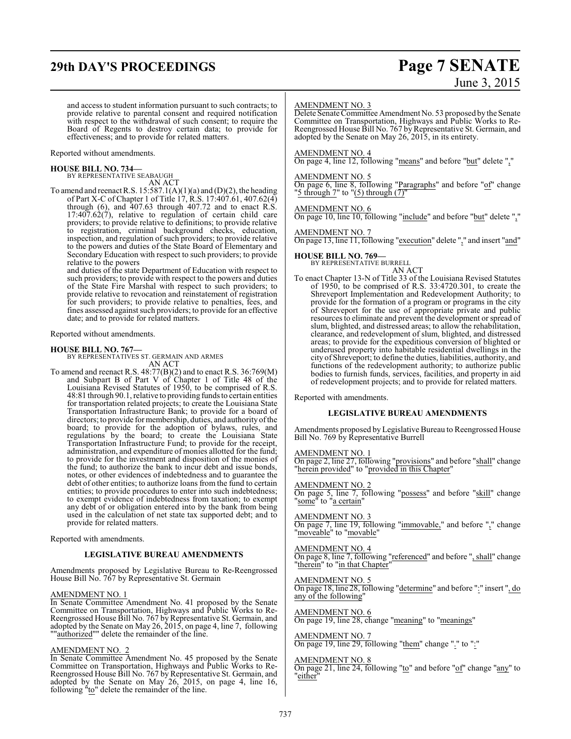and access to student information pursuant to such contracts; to provide relative to parental consent and required notification with respect to the withdrawal of such consent; to require the Board of Regents to destroy certain data; to provide for effectiveness; and to provide for related matters.

Reported without amendments.

**HOUSE BILL NO. 734—**
BY REPRESENTATIVE SEABAUGH
AN ACT

To amend and reenact R.S. 15:587.1(A)(1)(a) and (D)(2), the heading of Part X-C of Chapter 1 of Title 17, R.S. 17:407.61, 407.62(4) through (6), and 407.63 through 407.72 and to enact R.S. 17:407.62(7), relative to regulation of certain child care providers; to provide relative to definitions; to provide relative to registration, criminal background checks, education, inspection, and regulation of such providers; to provide relative to the powers and duties of the State Board of Elementary and Secondary Education with respect to such providers; to provide relative to the powers and duties of the state Department of Education with respect to such providers; to provide with respect to the powers and duties of the State Fire Marshal with respect to such providers; to provide relative to revocation and reinstatement of registration for such providers; to provide relative to penalties, fees, and fines assessed against such providers; to provide for an effective date; and to provide for related matters.

Reported without amendments.

**HOUSE BILL NO. 767—**
BY REPRESENTATIVES ST. GERMAIN AND ARMES
AN ACT

To amend and reenact R.S. 48:77(B)(2) and to enact R.S. 36:769(M) and Subpart B of Part V of Chapter 1 of Title 48 of the Louisiana Revised Statutes of 1950, to be comprised of R.S. 48:81 through 90.1, relative to providing funds to certain entities for transportation related projects; to create the Louisiana State Transportation Infrastructure Bank; to provide for a board of directors; to provide for membership, duties, and authority of the board; to provide for the adoption of bylaws, rules, and regulations by the board; to create the Louisiana State Transportation Infrastructure Fund; to provide for the receipt, administration, and expenditure of monies allotted for the fund; to provide for the investment and disposition of the monies of the fund; to authorize the bank to incur debt and issue bonds, notes, or other evidences of indebtedness and to guarantee the debt of other entities; to authorize loans from the fund to certain entities; to provide procedures to enter into such indebtedness; to exempt evidence of indebtedness from taxation; to exempt any debt of or obligation entered into by the bank from being used in the calculation of net state tax supported debt; and to provide for related matters.

Reported with amendments.

**LEGISLATIVE BUREAU AMENDMENTS**

Amendments proposed by Legislative Bureau to Re-Reengrossed House Bill No. 767 by Representative St. Germain

AMENDMENT NO. 1
In Senate Committee Amendment No. 41 proposed by the Senate Committee on Transportation, Highways and Public Works to Re-Reengrossed House Bill No. 767 by Representative St. Germain, and adopted by the Senate on May 26, 2015, on page 4, line 7, following ""authorized"" delete the remainder of the line.

AMENDMENT NO. 2
In Senate Committee Amendment No. 45 proposed by the Senate Committee on Transportation, Highways and Public Works to Re-Reengrossed House Bill No. 767 by Representative St. Germain, and adopted by the Senate on May 26, 2015, on page 4, line 16, following "to" delete the remainder of the line.

AMENDMENT NO. 3
Delete Senate Committee Amendment No. 53 proposed by the Senate Committee on Transportation, Highways and Public Works to Re-Reengrossed House Bill No. 767 by Representative St. Germain, and adopted by the Senate on May 26, 2015, in its entirety.

AMENDMENT NO. 4
On page 4, line 12, following "means" and before "but" delete ","

AMENDMENT NO. 5
On page 6, line 8, following "Paragraphs" and before "of" change "5 through 7" to "(5) through (7)"

AMENDMENT NO. 6
On page 10, line 10, following "include" and before "but" delete ","

AMENDMENT NO. 7
On page 13, line 11, following "execution" delete "," and insert "and"

**HOUSE BILL NO. 769—**
BY REPRESENTATIVE BURRELL
AN ACT

To enact Chapter 13-N of Title 33 of the Louisiana Revised Statutes of 1950, to be comprised of R.S. 33:4720.301, to create the Shreveport Implementation and Redevelopment Authority; to provide for the formation of a program or programs in the city of Shreveport for the use of appropriate private and public resources to eliminate and prevent the development or spread of slum, blighted, and distressed areas; to allow the rehabilitation, clearance, and redevelopment of slum, blighted, and distressed areas; to provide for the expeditious conversion of blighted or underused property into habitable residential dwellings in the city of Shreveport; to define the duties, liabilities, authority, and functions of the redevelopment authority; to authorize public bodies to furnish funds, services, facilities, and property in aid of redevelopment projects; and to provide for related matters.

Reported with amendments.

**LEGISLATIVE BUREAU AMENDMENTS**

Amendments proposed by Legislative Bureau to Reengrossed House Bill No. 769 by Representative Burrell

AMENDMENT NO. 1
On page 2, line 27, following "provisions" and before "shall" change "herein provided" to "provided in this Chapter"

AMENDMENT NO. 2
On page 5, line 7, following "possess" and before "skill" change "some" to "a certain"

AMENDMENT NO. 3
On page 7, line 19, following "immovable," and before "," change "moveable" to "movable"

AMENDMENT NO. 4
On page 8, line 7, following "referenced" and before ", shall" change "therein" to "in that Chapter"

AMENDMENT NO. 5
On page 18, line 28, following "determine" and before ":" insert ", do any of the following"

AMENDMENT NO. 6
On page 19, line 28, change "meaning" to "meanings"

AMENDMENT NO. 7
On page 19, line 29, following "them" change "." to ":"

AMENDMENT NO. 8
On page 21, line 24, following "to" and before "of" change "any" to "either"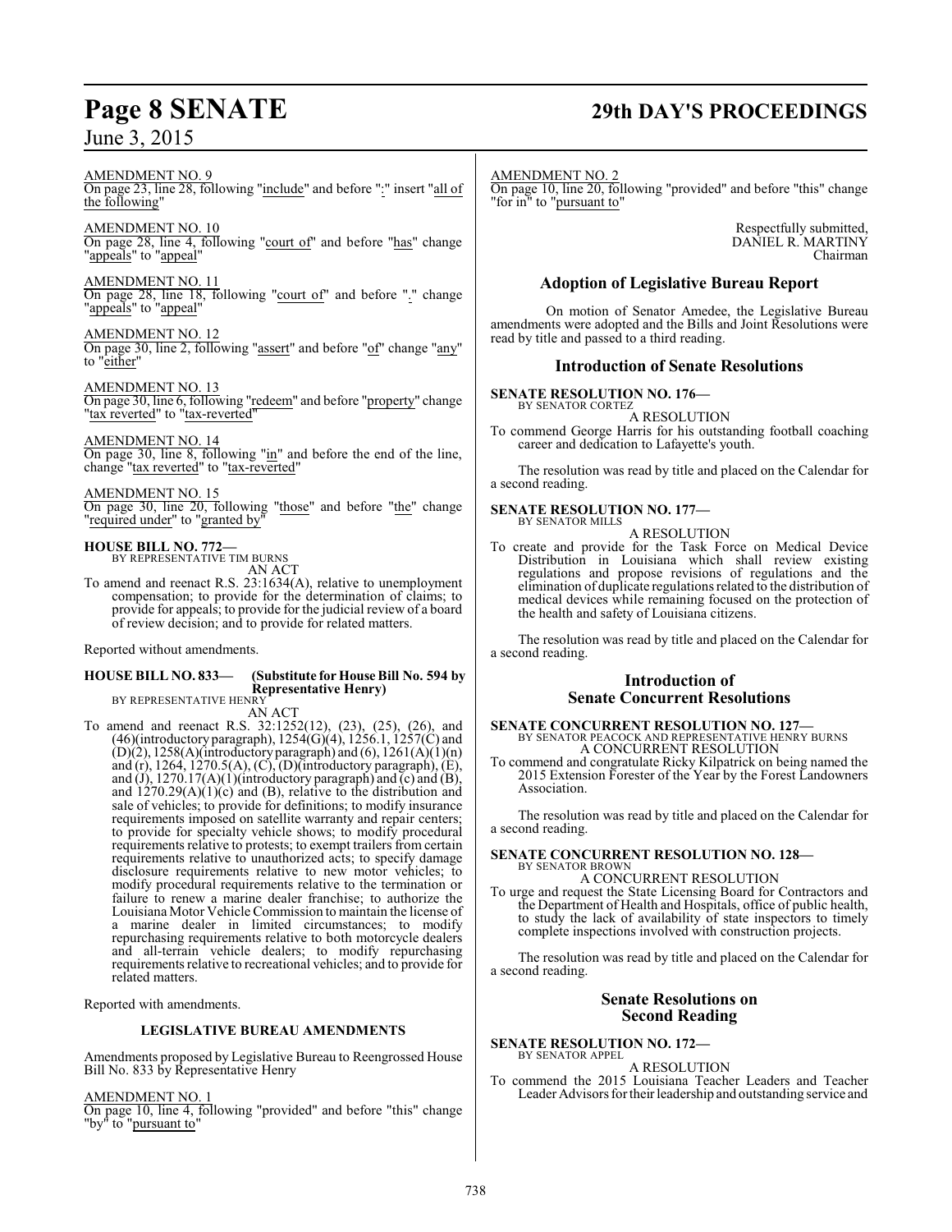AMENDMENT NO. 9

On page 23, line 28, following "include" and before ":" insert "all of the following"

AMENDMENT NO. 10

On page 28, line 4, following "court of" and before "has" change "appeals" to "appeal"

AMENDMENT NO. 11

On page 28, line 18, following "court of" and before "." change "appeals" to "appeal"

AMENDMENT NO. 12

On page 30, line 2, following "assert" and before "of" change "any" to "either"

AMENDMENT NO. 13

On page 30, line 6, following "redeem" and before "property" change "tax reverted" to "tax-reverted"

AMENDMENT NO. 14

On page 30, line 8, following "in" and before the end of the line, change "tax reverted" to "tax-reverted"

AMENDMENT NO. 15

On page 30, line 20, following "those" and before "the" change "required under" to "granted by"

**HOUSE BILL NO. 772—**
BY REPRESENTATIVE TIM BURNS

AN ACT

To amend and reenact R.S. 23:1634(A), relative to unemployment compensation; to provide for the determination of claims; to provide for appeals; to provide for the judicial review of a board of review decision; and to provide for related matters.

Reported without amendments.

**HOUSE BILL NO. 833— (Substitute for House Bill No. 594 by Representative Henry)**
BY REPRESENTATIVE HENRY

AN ACT

To amend and reenact R.S. 32:1252(12), (23), (25), (26), and (46)(introductory paragraph), 1254(G)(4), 1256.1, 1257(C) and (D)(2), 1258(A)(introductory paragraph) and (6), 1261(A)(1)(n) and (r), 1264, 1270.5(A), (C), (D)(introductory paragraph), (E), and (J), 1270.17(A)(1)(introductory paragraph) and (c) and (B), and 1270.29(A)(1)(c) and (B), relative to the distribution and sale of vehicles; to provide for definitions; to modify insurance requirements imposed on satellite warranty and repair centers; to provide for specialty vehicle shows; to modify procedural requirements relative to protests; to exempt trailers from certain requirements relative to unauthorized acts; to specify damage disclosure requirements relative to new motor vehicles; to modify procedural requirements relative to the termination or failure to renew a marine dealer franchise; to authorize the Louisiana Motor Vehicle Commission to maintain the license of a marine dealer in limited circumstances; to modify repurchasing requirements relative to both motorcycle dealers and all-terrain vehicle dealers; to modify repurchasing requirements relative to recreational vehicles; and to provide for related matters.

Reported with amendments.

**LEGISLATIVE BUREAU AMENDMENTS**

Amendments proposed by Legislative Bureau to Reengrossed House Bill No. 833 by Representative Henry

AMENDMENT NO. 1

On page 10, line 4, following "provided" and before "this" change "by" to "pursuant to"

AMENDMENT NO. 2

On page 10, line 20, following "provided" and before "this" change "for in" to "pursuant to"

Respectfully submitted,
DANIEL R. MARTINY
Chairman

## Adoption of Legislative Bureau Report

On motion of Senator Amedee, the Legislative Bureau amendments were adopted and the Bills and Joint Resolutions were read by title and passed to a third reading.

## Introduction of Senate Resolutions

**SENATE RESOLUTION NO. 176—**
BY SENATOR CORTEZ

A RESOLUTION

To commend George Harris for his outstanding football coaching career and dedication to Lafayette's youth.

The resolution was read by title and placed on the Calendar for a second reading.

**SENATE RESOLUTION NO. 177—**
BY SENATOR MILLS

A RESOLUTION

To create and provide for the Task Force on Medical Device Distribution in Louisiana which shall review existing regulations and propose revisions of regulations and the elimination of duplicate regulations related to the distribution of medical devices while remaining focused on the protection of the health and safety of Louisiana citizens.

The resolution was read by title and placed on the Calendar for a second reading.

## Introduction of Senate Concurrent Resolutions

**SENATE CONCURRENT RESOLUTION NO. 127—**
BY SENATOR PEACOCK AND REPRESENTATIVE HENRY BURNS

A CONCURRENT RESOLUTION

To commend and congratulate Ricky Kilpatrick on being named the 2015 Extension Forester of the Year by the Forest Landowners Association.

The resolution was read by title and placed on the Calendar for a second reading.

**SENATE CONCURRENT RESOLUTION NO. 128—**
BY SENATOR BROWN

A CONCURRENT RESOLUTION

To urge and request the State Licensing Board for Contractors and the Department of Health and Hospitals, office of public health, to study the lack of availability of state inspectors to timely complete inspections involved with construction projects.

The resolution was read by title and placed on the Calendar for a second reading.

## Senate Resolutions on Second Reading

**SENATE RESOLUTION NO. 172—**
BY SENATOR APPEL

A RESOLUTION

To commend the 2015 Louisiana Teacher Leaders and Teacher Leader Advisors for their leadership and outstanding service and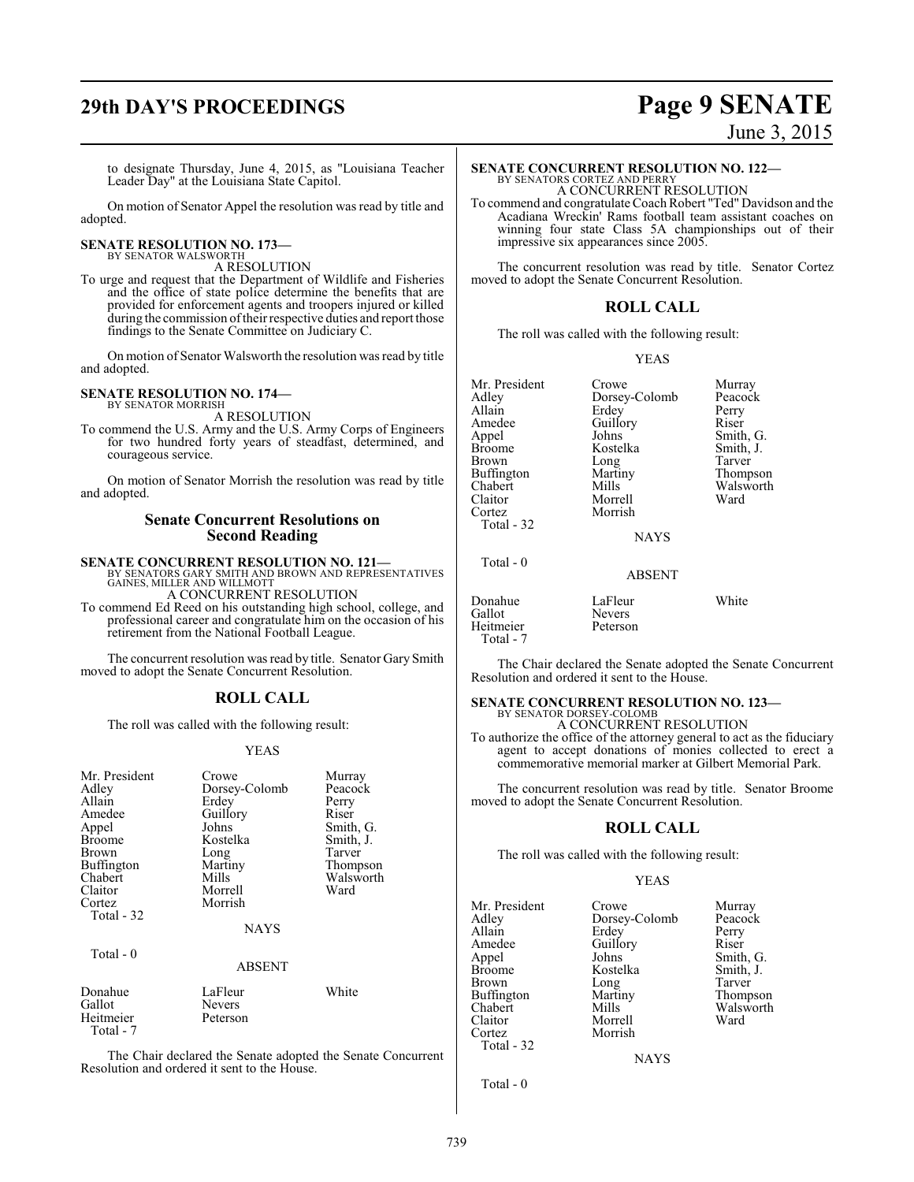to designate Thursday, June 4, 2015, as "Louisiana Teacher Leader Day" at the Louisiana State Capitol.

On motion of Senator Appel the resolution was read by title and adopted.

**SENATE RESOLUTION NO. 173—**
BY SENATOR WALSWORTH
A RESOLUTION

To urge and request that the Department of Wildlife and Fisheries and the office of state police determine the benefits that are provided for enforcement agents and troopers injured or killed during the commission of their respective duties and report those findings to the Senate Committee on Judiciary C.

On motion of Senator Walsworth the resolution was read by title and adopted.

**SENATE RESOLUTION NO. 174—**
BY SENATOR MORRISH
A RESOLUTION

To commend the U.S. Army and the U.S. Army Corps of Engineers for two hundred forty years of steadfast, determined, and courageous service.

On motion of Senator Morrish the resolution was read by title and adopted.

## Senate Concurrent Resolutions on Second Reading

**SENATE CONCURRENT RESOLUTION NO. 121—**
BY SENATORS GARY SMITH AND BROWN AND REPRESENTATIVES GAINES, MILLER AND WILLMOTT
A CONCURRENT RESOLUTION

To commend Ed Reed on his outstanding high school, college, and professional career and congratulate him on the occasion of his retirement from the National Football League.

The concurrent resolution was read by title. Senator Gary Smith moved to adopt the Senate Concurrent Resolution.

## ROLL CALL

The roll was called with the following result:

YEAS

| | | |
|---|---|---|
| Mr. President | Crowe | Murray |
| Adley | Dorsey-Colomb | Peacock |
| Allain | Erdey | Perry |
| Amedee | Guillory | Riser |
| Appel | Johns | Smith, G. |
| Broome | Kostelka | Smith, J. |
| Brown | Long | Tarver |
| Buffington | Martiny | Thompson |
| Chabert | Mills | Walsworth |
| Claitor | Morrell | Ward |
| Cortez | Morrish | |

Total - 32

NAYS

Total - 0

ABSENT

| | | |
|---|---|---|
| Donahue | LaFleur | White |
| Gallot | Nevers | |
| Heitmeier | Peterson | |

Total - 7

The Chair declared the Senate adopted the Senate Concurrent Resolution and ordered it sent to the House.

**SENATE CONCURRENT RESOLUTION NO. 122—**
BY SENATORS CORTEZ AND PERRY
A CONCURRENT RESOLUTION

To commend and congratulate Coach Robert "Ted" Davidson and the Acadiana Wreckin' Rams football team assistant coaches on winning four state Class 5A championships out of their impressive six appearances since 2005.

The concurrent resolution was read by title. Senator Cortez moved to adopt the Senate Concurrent Resolution.

## ROLL CALL

The roll was called with the following result:

YEAS

| | | |
|---|---|---|
| Mr. President | Crowe | Murray |
| Adley | Dorsey-Colomb | Peacock |
| Allain | Erdey | Perry |
| Amedee | Guillory | Riser |
| Appel | Johns | Smith, G. |
| Broome | Kostelka | Smith, J. |
| Brown | Long | Tarver |
| Buffington | Martiny | Thompson |
| Chabert | Mills | Walsworth |
| Claitor | Morrell | Ward |
| Cortez | Morrish | |

Total - 32

NAYS

Total - 0

ABSENT

| | | |
|---|---|---|
| Donahue | LaFleur | White |
| Gallot | Nevers | |
| Heitmeier | Peterson | |

Total - 7

The Chair declared the Senate adopted the Senate Concurrent Resolution and ordered it sent to the House.

**SENATE CONCURRENT RESOLUTION NO. 123—**
BY SENATOR DORSEY-COLOMB
A CONCURRENT RESOLUTION

To authorize the office of the attorney general to act as the fiduciary agent to accept donations of monies collected to erect a commemorative memorial marker at Gilbert Memorial Park.

The concurrent resolution was read by title. Senator Broome moved to adopt the Senate Concurrent Resolution.

## ROLL CALL

The roll was called with the following result:

YEAS

| | | |
|---|---|---|
| Mr. President | Crowe | Murray |
| Adley | Dorsey-Colomb | Peacock |
| Allain | Erdey | Perry |
| Amedee | Guillory | Riser |
| Appel | Johns | Smith, G. |
| Broome | Kostelka | Smith, J. |
| Brown | Long | Tarver |
| Buffington | Martiny | Thompson |
| Chabert | Mills | Walsworth |
| Claitor | Morrell | Ward |
| Cortez | Morrish | |

Total - 32

NAYS

Total - 0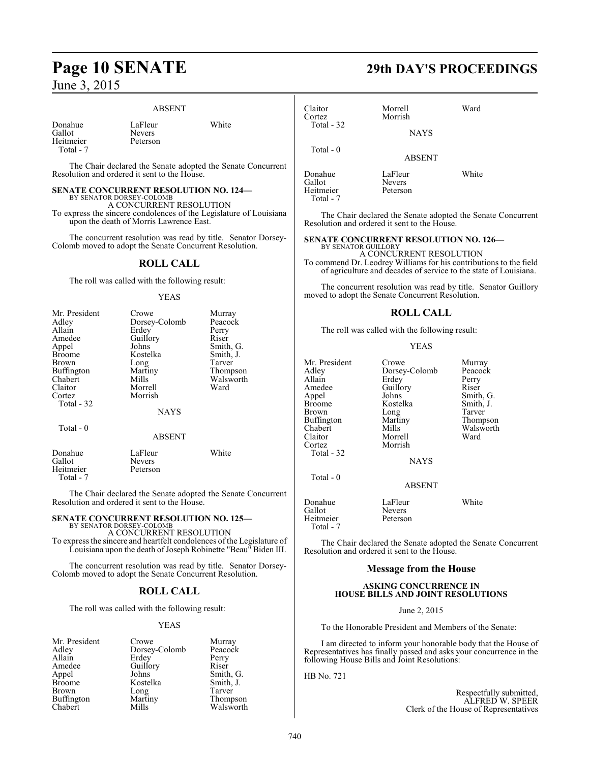ABSENT

| | | |
|---|---|---|
| Donahue | LaFleur | White |
| Gallot | Nevers | |
| Heitmeier | Peterson | |
| Total - 7 | | |

The Chair declared the Senate adopted the Senate Concurrent Resolution and ordered it sent to the House.

**SENATE CONCURRENT RESOLUTION NO. 124—**
BY SENATOR DORSEY-COLOMB
A CONCURRENT RESOLUTION
To express the sincere condolences of the Legislature of Louisiana upon the death of Morris Lawrence East.

The concurrent resolution was read by title. Senator Dorsey-Colomb moved to adopt the Senate Concurrent Resolution.

## ROLL CALL

The roll was called with the following result:

YEAS

| | | |
|---|---|---|
| Mr. President | Crowe | Murray |
| Adley | Dorsey-Colomb | Peacock |
| Allain | Erdey | Perry |
| Amedee | Guillory | Riser |
| Appel | Johns | Smith, G. |
| Broome | Kostelka | Smith, J. |
| Brown | Long | Tarver |
| Buffington | Martiny | Thompson |
| Chabert | Mills | Walsworth |
| Claitor | Morrell | Ward |
| Cortez | Morrish | |
| Total - 32 | | |

NAYS

Total - 0

ABSENT

| | | |
|---|---|---|
| Donahue | LaFleur | White |
| Gallot | Nevers | |
| Heitmeier | Peterson | |
| Total - 7 | | |

The Chair declared the Senate adopted the Senate Concurrent Resolution and ordered it sent to the House.

**SENATE CONCURRENT RESOLUTION NO. 125—**
BY SENATOR DORSEY-COLOMB
A CONCURRENT RESOLUTION
To express the sincere and heartfelt condolences of the Legislature of Louisiana upon the death of Joseph Robinette "Beau" Biden III.

The concurrent resolution was read by title. Senator Dorsey-Colomb moved to adopt the Senate Concurrent Resolution.

## ROLL CALL

The roll was called with the following result:

YEAS

| | | |
|---|---|---|
| Mr. President | Crowe | Murray |
| Adley | Dorsey-Colomb | Peacock |
| Allain | Erdey | Perry |
| Amedee | Guillory | Riser |
| Appel | Johns | Smith, G. |
| Broome | Kostelka | Smith, J. |
| Brown | Long | Tarver |
| Buffington | Martiny | Thompson |
| Chabert | Mills | Walsworth |
| Claitor | Morrell | Ward |
| Cortez | Morrish | |
| Total - 32 | | |

NAYS

Total - 0

ABSENT

| | | |
|---|---|---|
| Donahue | LaFleur | White |
| Gallot | Nevers | |
| Heitmeier | Peterson | |
| Total - 7 | | |

The Chair declared the Senate adopted the Senate Concurrent Resolution and ordered it sent to the House.

**SENATE CONCURRENT RESOLUTION NO. 126—**
BY SENATOR GUILLORY
A CONCURRENT RESOLUTION
To commend Dr. Leodrey Williams for his contributions to the field of agriculture and decades of service to the state of Louisiana.

The concurrent resolution was read by title. Senator Guillory moved to adopt the Senate Concurrent Resolution.

## ROLL CALL

The roll was called with the following result:

YEAS

| | | |
|---|---|---|
| Mr. President | Crowe | Murray |
| Adley | Dorsey-Colomb | Peacock |
| Allain | Erdey | Perry |
| Amedee | Guillory | Riser |
| Appel | Johns | Smith, G. |
| Broome | Kostelka | Smith, J. |
| Brown | Long | Tarver |
| Buffington | Martiny | Thompson |
| Chabert | Mills | Walsworth |
| Claitor | Morrell | Ward |
| Cortez | Morrish | |
| Total - 32 | | |

NAYS

Total - 0

ABSENT

| | | |
|---|---|---|
| Donahue | LaFleur | White |
| Gallot | Nevers | |
| Heitmeier | Peterson | |
| Total - 7 | | |

The Chair declared the Senate adopted the Senate Concurrent Resolution and ordered it sent to the House.

## Message from the House

### ASKING CONCURRENCE IN HOUSE BILLS AND JOINT RESOLUTIONS

June 2, 2015

To the Honorable President and Members of the Senate:

I am directed to inform your honorable body that the House of Representatives has finally passed and asks your concurrence in the following House Bills and Joint Resolutions:

HB No. 721

Respectfully submitted,
ALFRED W. SPEER
Clerk of the House of Representatives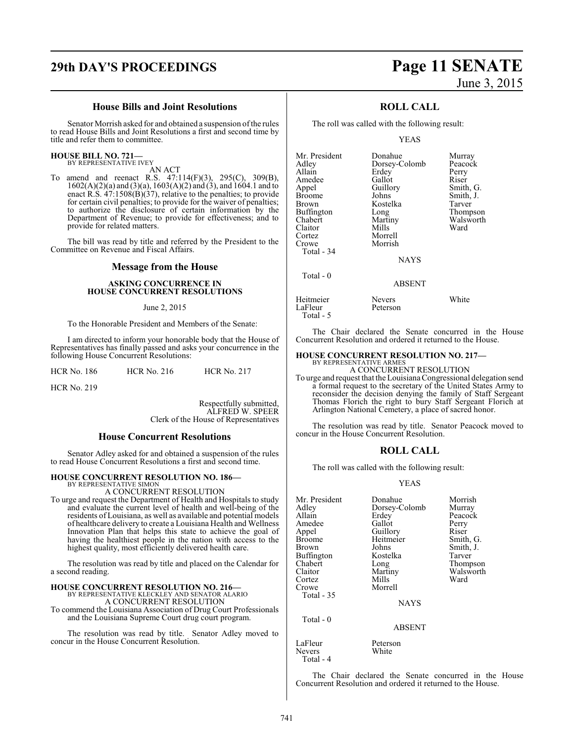### House Bills and Joint Resolutions

Senator Morrish asked for and obtained a suspension of the rules to read House Bills and Joint Resolutions a first and second time by title and refer them to committee.

**HOUSE BILL NO. 721—**
BY REPRESENTATIVE IVEY

AN ACT

To amend and reenact R.S. 47:114(F)(3), 295(C), 309(B), 1602(A)(2)(a) and (3)(a), 1603(A)(2) and (3), and 1604.1 and to enact R.S. 47:1508(B)(37), relative to the penalties; to provide for certain civil penalties; to provide for the waiver of penalties; to authorize the disclosure of certain information by the Department of Revenue; to provide for effectiveness; and to provide for related matters.

The bill was read by title and referred by the President to the Committee on Revenue and Fiscal Affairs.

### Message from the House

**ASKING CONCURRENCE IN HOUSE CONCURRENT RESOLUTIONS**

June 2, 2015

To the Honorable President and Members of the Senate:

I am directed to inform your honorable body that the House of Representatives has finally passed and asks your concurrence in the following House Concurrent Resolutions:

HCR No. 186 HCR No. 216 HCR No. 217

HCR No. 219

Respectfully submitted,
ALFRED W. SPEER
Clerk of the House of Representatives

### House Concurrent Resolutions

Senator Adley asked for and obtained a suspension of the rules to read House Concurrent Resolutions a first and second time.

**HOUSE CONCURRENT RESOLUTION NO. 186—**
BY REPRESENTATIVE SIMON

A CONCURRENT RESOLUTION

To urge and request the Department of Health and Hospitals to study and evaluate the current level of health and well-being of the residents of Louisiana, as well as available and potential models of healthcare delivery to create a Louisiana Health and Wellness Innovation Plan that helps this state to achieve the goal of having the healthiest people in the nation with access to the highest quality, most efficiently delivered health care.

The resolution was read by title and placed on the Calendar for a second reading.

**HOUSE CONCURRENT RESOLUTION NO. 216—**
BY REPRESENTATIVE KLECKLEY AND SENATOR ALARIO

A CONCURRENT RESOLUTION

To commend the Louisiana Association of Drug Court Professionals and the Louisiana Supreme Court drug court program.

The resolution was read by title. Senator Adley moved to concur in the House Concurrent Resolution.

### ROLL CALL

The roll was called with the following result:

YEAS

| | | |
|---|---|---|
| Mr. President | Donahue | Murray |
| Adley | Dorsey-Colomb | Peacock |
| Allain | Erdey | Perry |
| Amedee | Gallot | Riser |
| Appel | Guillory | Smith, G. |
| Broome | Johns | Smith, J. |
| Brown | Kostelka | Tarver |
| Buffington | Long | Thompson |
| Chabert | Martiny | Walsworth |
| Claitor | Mills | Ward |
| Cortez | Morrell | |
| Crowe | Morrish | |

Total - 34

NAYS

Total - 0

ABSENT

| | | |
|---|---|---|
| Heitmeier | Nevers | White |
| LaFleur | Peterson | |

Total - 5

The Chair declared the Senate concurred in the House Concurrent Resolution and ordered it returned to the House.

**HOUSE CONCURRENT RESOLUTION NO. 217—**
BY REPRESENTATIVE ARMES

A CONCURRENT RESOLUTION

To urge and request that the Louisiana Congressional delegation send a formal request to the secretary of the United States Army to reconsider the decision denying the family of Staff Sergeant Thomas Florich the right to bury Staff Sergeant Florich at Arlington National Cemetery, a place of sacred honor.

The resolution was read by title. Senator Peacock moved to concur in the House Concurrent Resolution.

### ROLL CALL

The roll was called with the following result:

YEAS

| | | |
|---|---|---|
| Mr. President | Donahue | Morrish |
| Adley | Dorsey-Colomb | Murray |
| Allain | Erdey | Peacock |
| Amedee | Gallot | Perry |
| Appel | Guillory | Riser |
| Broome | Heitmeier | Smith, G. |
| Brown | Johns | Smith, J. |
| Buffington | Kostelka | Tarver |
| Chabert | Long | Thompson |
| Claitor | Martiny | Walsworth |
| Cortez | Mills | Ward |
| Crowe | Morrell | |

Total - 35

NAYS

Total - 0

ABSENT

| | |
|---|---|
| LaFleur | Peterson |
| Nevers | White |

Total - 4

The Chair declared the Senate concurred in the House Concurrent Resolution and ordered it returned to the House.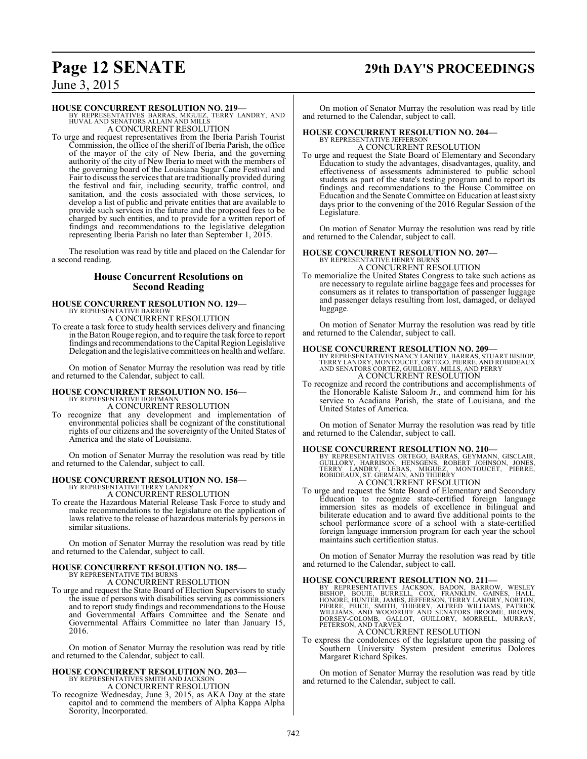**HOUSE CONCURRENT RESOLUTION NO. 219—**
BY REPRESENTATIVES BARRAS, MIGUEZ, TERRY LANDRY, AND HUVAL AND SENATORS ALLAIN AND MILLS

A CONCURRENT RESOLUTION

To urge and request representatives from the Iberia Parish Tourist Commission, the office of the sheriff of Iberia Parish, the office of the mayor of the city of New Iberia, and the governing authority of the city of New Iberia to meet with the members of the governing board of the Louisiana Sugar Cane Festival and Fair to discuss the services that are traditionally provided during the festival and fair, including security, traffic control, and sanitation, and the costs associated with those services, to develop a list of public and private entities that are available to provide such services in the future and the proposed fees to be charged by such entities, and to provide for a written report of findings and recommendations to the legislative delegation representing Iberia Parish no later than September 1, 2015.

The resolution was read by title and placed on the Calendar for a second reading.

## House Concurrent Resolutions on Second Reading

**HOUSE CONCURRENT RESOLUTION NO. 129—**
BY REPRESENTATIVE BARROW

A CONCURRENT RESOLUTION

To create a task force to study health services delivery and financing in the Baton Rouge region, and to require the task force to report findings and recommendations to the Capital Region Legislative Delegation and the legislative committees on health and welfare.

On motion of Senator Murray the resolution was read by title and returned to the Calendar, subject to call.

**HOUSE CONCURRENT RESOLUTION NO. 156—**
BY REPRESENTATIVE HOFFMANN

A CONCURRENT RESOLUTION

To recognize that any development and implementation of environmental policies shall be cognizant of the constitutional rights of our citizens and the sovereignty of the United States of America and the state of Louisiana.

On motion of Senator Murray the resolution was read by title and returned to the Calendar, subject to call.

**HOUSE CONCURRENT RESOLUTION NO. 158—**
BY REPRESENTATIVE TERRY LANDRY

A CONCURRENT RESOLUTION

To create the Hazardous Material Release Task Force to study and make recommendations to the legislature on the application of laws relative to the release of hazardous materials by persons in similar situations.

On motion of Senator Murray the resolution was read by title and returned to the Calendar, subject to call.

**HOUSE CONCURRENT RESOLUTION NO. 185—**
BY REPRESENTATIVE TIM BURNS

A CONCURRENT RESOLUTION

To urge and request the State Board of Election Supervisors to study the issue of persons with disabilities serving as commissioners and to report study findings and recommendations to the House and Governmental Affairs Committee and the Senate and Governmental Affairs Committee no later than January 15, 2016.

On motion of Senator Murray the resolution was read by title and returned to the Calendar, subject to call.

**HOUSE CONCURRENT RESOLUTION NO. 203—**
BY REPRESENTATIVES SMITH AND JACKSON

A CONCURRENT RESOLUTION

To recognize Wednesday, June 3, 2015, as AKA Day at the state capitol and to commend the members of Alpha Kappa Alpha Sorority, Incorporated.

On motion of Senator Murray the resolution was read by title and returned to the Calendar, subject to call.

**HOUSE CONCURRENT RESOLUTION NO. 204—**
BY REPRESENTATIVE JEFFERSON

A CONCURRENT RESOLUTION

To urge and request the State Board of Elementary and Secondary Education to study the advantages, disadvantages, quality, and effectiveness of assessments administered to public school students as part of the state's testing program and to report its findings and recommendations to the House Committee on Education and the Senate Committee on Education at least sixty days prior to the convening of the 2016 Regular Session of the Legislature.

On motion of Senator Murray the resolution was read by title and returned to the Calendar, subject to call.

**HOUSE CONCURRENT RESOLUTION NO. 207—**
BY REPRESENTATIVE HENRY BURNS

A CONCURRENT RESOLUTION

To memorialize the United States Congress to take such actions as are necessary to regulate airline baggage fees and processes for consumers as it relates to transportation of passenger luggage and passenger delays resulting from lost, damaged, or delayed luggage.

On motion of Senator Murray the resolution was read by title and returned to the Calendar, subject to call.

**HOUSE CONCURRENT RESOLUTION NO. 209—**
BY REPRESENTATIVES NANCY LANDRY, BARRAS, STUART BISHOP, TERRY LANDRY, MONTOUCET, ORTEGO, PIERRE, AND ROBIDEAUX AND SENATORS CORTEZ, GUILLORY, MILLS, AND PERRY

A CONCURRENT RESOLUTION

To recognize and record the contributions and accomplishments of the Honorable Kaliste Saloom Jr., and commend him for his service to Acadiana Parish, the state of Louisiana, and the United States of America.

On motion of Senator Murray the resolution was read by title and returned to the Calendar, subject to call.

**HOUSE CONCURRENT RESOLUTION NO. 210—**
BY REPRESENTATIVES ORTEGO, BARRAS, GEYMANN, GISCLAIR, GUILLORY, HARRISON, HENSGENS, ROBERT JOHNSON, JONES, TERRY LANDRY, LEBAS, MIGUEZ, MONTOUCET, PIERRE, ROBIDEAUX, ST. GERMAIN, AND THIERRY

A CONCURRENT RESOLUTION

To urge and request the State Board of Elementary and Secondary Education to recognize state-certified foreign language immersion sites as models of excellence in bilingual and biliterate education and to award five additional points to the school performance score of a school with a state-certified foreign language immersion program for each year the school maintains such certification status.

On motion of Senator Murray the resolution was read by title and returned to the Calendar, subject to call.

**HOUSE CONCURRENT RESOLUTION NO. 211—**
BY REPRESENTATIVES JACKSON, BADON, BARROW, WESLEY BISHOP, BOUIE, BURRELL, COX, FRANKLIN, GAINES, HALL, HONORE, HUNTER, JAMES, JEFFERSON, TERRY LANDRY, NORTON, PIERRE, PRICE, SMITH, THIERRY, ALFRED WILLIAMS, PATRICK WILLIAMS, AND WOODRUFF AND SENATORS BROOME, BROWN, DORSEY-COLOMB, GALLOT, GUILLORY, MORRELL, MURRAY, PETERSON, AND TARVER

A CONCURRENT RESOLUTION

To express the condolences of the legislature upon the passing of Southern University System president emeritus Dolores Margaret Richard Spikes.

On motion of Senator Murray the resolution was read by title and returned to the Calendar, subject to call.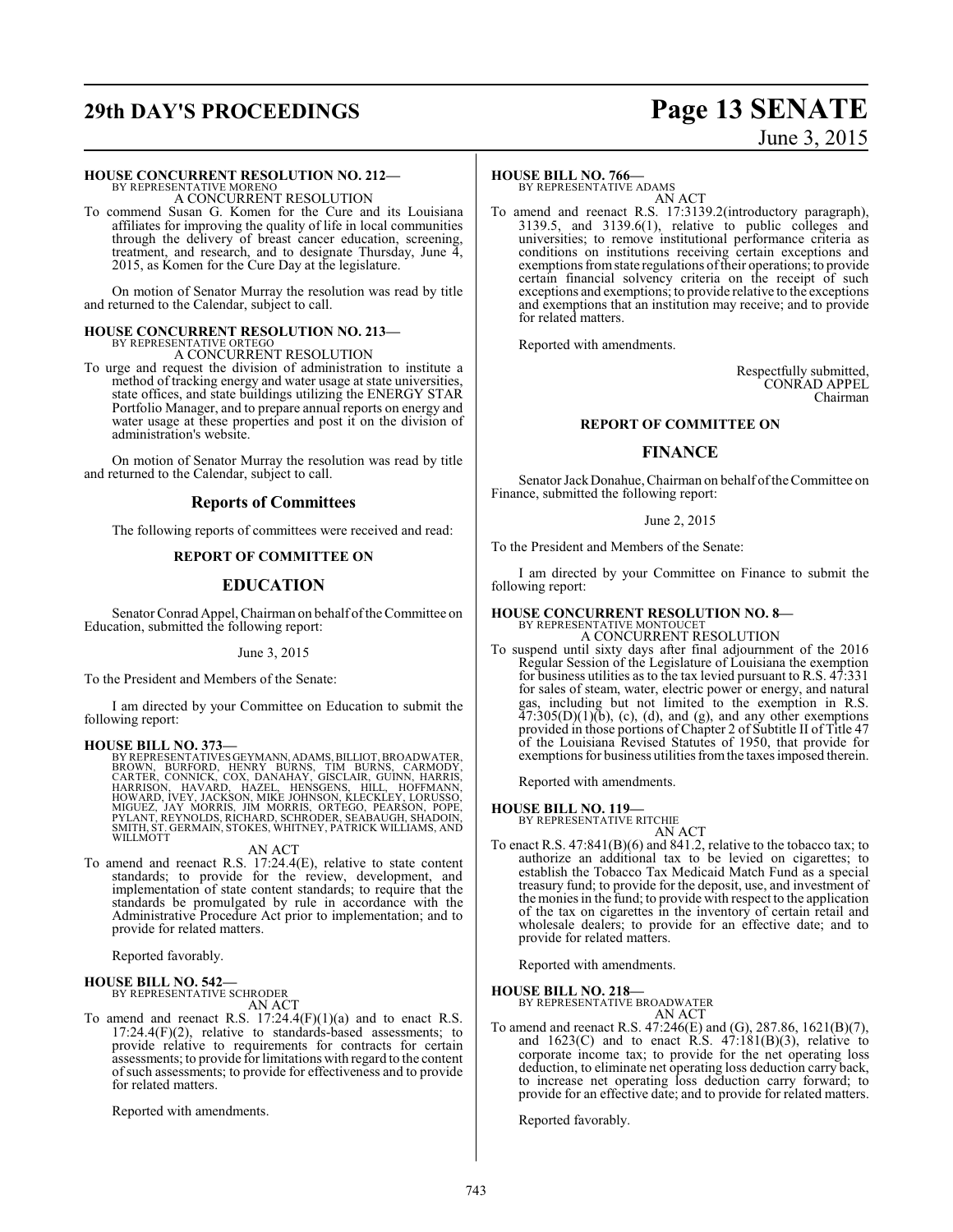**HOUSE CONCURRENT RESOLUTION NO. 212—**
BY REPRESENTATIVE MORENO
A CONCURRENT RESOLUTION

To commend Susan G. Komen for the Cure and its Louisiana affiliates for improving the quality of life in local communities through the delivery of breast cancer education, screening, treatment, and research, and to designate Thursday, June 4, 2015, as Komen for the Cure Day at the legislature.

On motion of Senator Murray the resolution was read by title and returned to the Calendar, subject to call.

**HOUSE CONCURRENT RESOLUTION NO. 213—**
BY REPRESENTATIVE ORTEGO
A CONCURRENT RESOLUTION

To urge and request the division of administration to institute a method of tracking energy and water usage at state universities, state offices, and state buildings utilizing the ENERGY STAR Portfolio Manager, and to prepare annual reports on energy and water usage at these properties and post it on the division of administration's website.

On motion of Senator Murray the resolution was read by title and returned to the Calendar, subject to call.

## Reports of Committees

The following reports of committees were received and read:

### REPORT OF COMMITTEE ON

## EDUCATION

Senator Conrad Appel, Chairman on behalf of the Committee on Education, submitted the following report:

June 3, 2015

To the President and Members of the Senate:

I am directed by your Committee on Education to submit the following report:

**HOUSE BILL NO. 373—**
BY REPRESENTATIVES GEYMANN, ADAMS, BILLIOT, BROADWATER, BROWN, BURFORD, HENRY BURNS, TIM BURNS, CARMODY, CARTER, CONNICK, COX, DANAHAY, GISCLAIR, GUINN, HARRIS, HARRISON, HAVARD, HAZEL, HENSGENS, HILL, HOFFMANN, HOWARD, IVEY, JACKSON, MIKE JOHNSON, KLECKLEY, LORUSSO, MIGUEZ, JAY MORRIS, JIM MORRIS, ORTEGO, PEARSON, POPE, PYLANT, REYNOLDS, RICHARD, SCHRODER, SEABAUGH, SHADOIN, SMITH, ST. GERMAIN, STOKES, WHITNEY, PATRICK WILLIAMS, AND WILLMOTT
AN ACT

To amend and reenact R.S. 17:24.4(E), relative to state content standards; to provide for the review, development, and implementation of state content standards; to require that the standards be promulgated by rule in accordance with the Administrative Procedure Act prior to implementation; and to provide for related matters.

Reported favorably.

**HOUSE BILL NO. 542—**
BY REPRESENTATIVE SCHRODER
AN ACT

To amend and reenact R.S. 17:24.4(F)(1)(a) and to enact R.S. 17:24.4(F)(2), relative to standards-based assessments; to provide relative to requirements for contracts for certain assessments; to provide for limitations with regard to the content of such assessments; to provide for effectiveness and to provide for related matters.

Reported with amendments.

**HOUSE BILL NO. 766—**
BY REPRESENTATIVE ADAMS
AN ACT

To amend and reenact R.S. 17:3139.2(introductory paragraph), 3139.5, and 3139.6(1), relative to public colleges and universities; to remove institutional performance criteria as conditions on institutions receiving certain exceptions and exemptions from state regulations of their operations; to provide certain financial solvency criteria on the receipt of such exceptions and exemptions; to provide relative to the exceptions and exemptions that an institution may receive; and to provide for related matters.

Reported with amendments.

Respectfully submitted,
CONRAD APPEL
Chairman

### REPORT OF COMMITTEE ON

## FINANCE

Senator Jack Donahue, Chairman on behalf of the Committee on Finance, submitted the following report:

June 2, 2015

To the President and Members of the Senate:

I am directed by your Committee on Finance to submit the following report:

**HOUSE CONCURRENT RESOLUTION NO. 8—**
BY REPRESENTATIVE MONTOUCET
A CONCURRENT RESOLUTION

To suspend until sixty days after final adjournment of the 2016 Regular Session of the Legislature of Louisiana the exemption for business utilities as to the tax levied pursuant to R.S. 47:331 for sales of steam, water, electric power or energy, and natural gas, including but not limited to the exemption in R.S. 47:305(D)(1)(b), (c), (d), and (g), and any other exemptions provided in those portions of Chapter 2 of Subtitle II of Title 47 of the Louisiana Revised Statutes of 1950, that provide for exemptions for business utilities from the taxes imposed therein.

Reported with amendments.

**HOUSE BILL NO. 119—**
BY REPRESENTATIVE RITCHIE
AN ACT

To enact R.S. 47:841(B)(6) and 841.2, relative to the tobacco tax; to authorize an additional tax to be levied on cigarettes; to establish the Tobacco Tax Medicaid Match Fund as a special treasury fund; to provide for the deposit, use, and investment of the monies in the fund; to provide with respect to the application of the tax on cigarettes in the inventory of certain retail and wholesale dealers; to provide for an effective date; and to provide for related matters.

Reported with amendments.

**HOUSE BILL NO. 218—**
BY REPRESENTATIVE BROADWATER
AN ACT

To amend and reenact R.S. 47:246(E) and (G), 287.86, 1621(B)(7), and 1623(C) and to enact R.S. 47:181(B)(3), relative to corporate income tax; to provide for the net operating loss deduction, to eliminate net operating loss deduction carry back, to increase net operating loss deduction carry forward; to provide for an effective date; and to provide for related matters.

Reported favorably.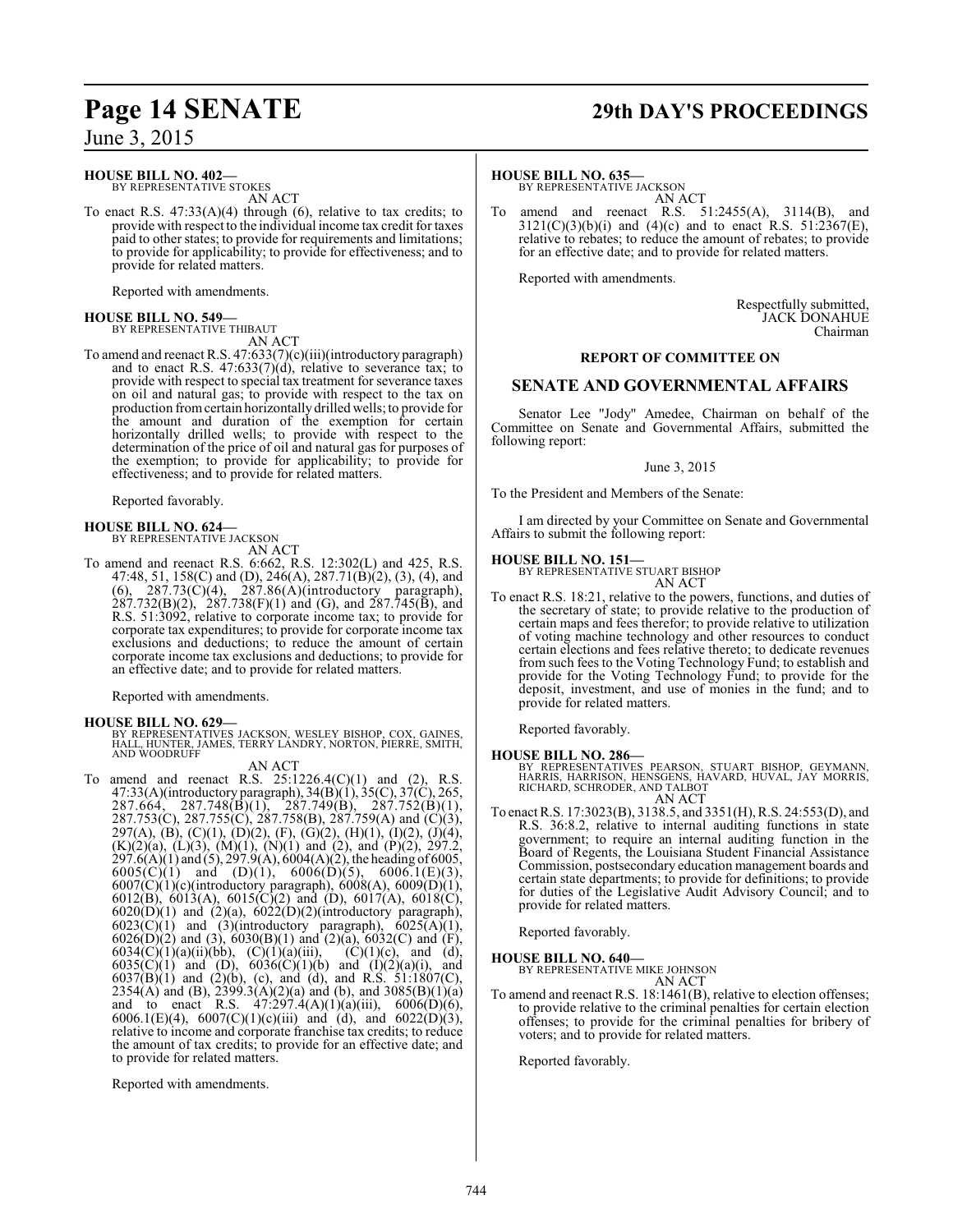**HOUSE BILL NO. 402—**
BY REPRESENTATIVE STOKES
AN ACT

To enact R.S. 47:33(A)(4) through (6), relative to tax credits; to provide with respect to the individual income tax credit for taxes paid to other states; to provide for requirements and limitations; to provide for applicability; to provide for effectiveness; and to provide for related matters.

Reported with amendments.

**HOUSE BILL NO. 549—**
BY REPRESENTATIVE THIBAUT
AN ACT

To amend and reenact R.S. 47:633(7)(c)(iii)(introductory paragraph) and to enact R.S. 47:633(7)(d), relative to severance tax; to provide with respect to special tax treatment for severance taxes on oil and natural gas; to provide with respect to the tax on production from certain horizontally drilled wells; to provide for the amount and duration of the exemption for certain horizontally drilled wells; to provide with respect to the determination of the price of oil and natural gas for purposes of the exemption; to provide for applicability; to provide for effectiveness; and to provide for related matters.

Reported favorably.

**HOUSE BILL NO. 624—**
BY REPRESENTATIVE JACKSON
AN ACT

To amend and reenact R.S. 6:662, R.S. 12:302(L) and 425, R.S. 47:48, 51, 158(C) and (D), 246(A), 287.71(B)(2), (3), (4), and (6), 287.73(C)(4), 287.86(A)(introductory paragraph), 287.732(B)(2), 287.738(F)(1) and (G), and 287.745(B), and R.S. 51:3092, relative to corporate income tax; to provide for corporate tax expenditures; to provide for corporate income tax exclusions and deductions; to reduce the amount of certain corporate income tax exclusions and deductions; to provide for an effective date; and to provide for related matters.

Reported with amendments.

**HOUSE BILL NO. 629—**
BY REPRESENTATIVES JACKSON, WESLEY BISHOP, COX, GAINES, HALL, HUNTER, JAMES, TERRY LANDRY, NORTON, PIERRE, SMITH, AND WOODRUFF
AN ACT

To amend and reenact R.S. 25:1226.4(C)(1) and (2), R.S. 47:33(A)(introductory paragraph), 34(B)(1), 35(C), 37(C), 265, 287.664, 287.748(B)(1), 287.749(B), 287.752(B)(1), 287.753(C), 287.755(C), 287.758(B), 287.759(A) and (C)(3), 297(A), (B), (C)(1), (D)(2), (F), (G)(2), (H)(1), (I)(2), (J)(4), (K)(2)(a), (L)(3), (M)(1), (N)(1) and (2), and (P)(2), 297.2, 297.6(A)(1) and (5), 297.9(A), 6004(A)(2), the heading of 6005, 6005(C)(1) and (D)(1), 6006(D)(5), 6006.1(E)(3), 6007(C)(1)(c)(introductory paragraph), 6008(A), 6009(D)(1), 6012(B), 6013(A), 6015(C)(2) and (D), 6017(A), 6018(C), 6020(D)(1) and (2)(a), 6022(D)(2)(introductory paragraph), 6023(C)(1) and (3)(introductory paragraph), 6025(A)(1), 6026(D)(2) and (3), 6030(B)(1) and (2)(a), 6032(C) and (F), 6034(C)(1)(a)(ii)(bb), (C)(1)(a)(iii), (C)(1)(c), and (d), 6035(C)(1) and (D), 6036(C)(1)(b) and (I)(2)(a)(i), and 6037(B)(1) and (2)(b), (c), and (d), and R.S. 51:1807(C), 2354(A) and (B), 2399.3(A)(2)(a) and (b), and 3085(B)(1)(a) and to enact R.S. 47:297.4(A)(1)(a)(iii), 6006(D)(6), 6006.1(E)(4), 6007(C)(1)(c)(iii) and (d), and 6022(D)(3), relative to income and corporate franchise tax credits; to reduce the amount of tax credits; to provide for an effective date; and to provide for related matters.

Reported with amendments.

**HOUSE BILL NO. 635—**
BY REPRESENTATIVE JACKSON
AN ACT

To amend and reenact R.S. 51:2455(A), 3114(B), and 3121(C)(3)(b)(i) and (4)(c) and to enact R.S. 51:2367(E), relative to rebates; to reduce the amount of rebates; to provide for an effective date; and to provide for related matters.

Reported with amendments.

Respectfully submitted,
JACK DONAHUE
Chairman

## REPORT OF COMMITTEE ON

## SENATE AND GOVERNMENTAL AFFAIRS

Senator Lee "Jody" Amedee, Chairman on behalf of the Committee on Senate and Governmental Affairs, submitted the following report:

June 3, 2015

To the President and Members of the Senate:

I am directed by your Committee on Senate and Governmental Affairs to submit the following report:

**HOUSE BILL NO. 151—**
BY REPRESENTATIVE STUART BISHOP
AN ACT

To enact R.S. 18:21, relative to the powers, functions, and duties of the secretary of state; to provide relative to the production of certain maps and fees therefor; to provide relative to utilization of voting machine technology and other resources to conduct certain elections and fees relative thereto; to dedicate revenues from such fees to the Voting Technology Fund; to establish and provide for the Voting Technology Fund; to provide for the deposit, investment, and use of monies in the fund; and to provide for related matters.

Reported favorably.

**HOUSE BILL NO. 286—**
BY REPRESENTATIVES PEARSON, STUART BISHOP, GEYMANN, HARRIS, HARRISON, HENSGENS, HAVARD, HUVAL, JAY MORRIS, RICHARD, SCHRODER, AND TALBOT
AN ACT

To enact R.S. 17:3023(B), 3138.5, and 3351(H), R.S. 24:553(D), and R.S. 36:8.2, relative to internal auditing functions in state government; to require an internal auditing function in the Board of Regents, the Louisiana Student Financial Assistance Commission, postsecondary education management boards and certain state departments; to provide for definitions; to provide for duties of the Legislative Audit Advisory Council; and to provide for related matters.

Reported favorably.

**HOUSE BILL NO. 640—**
BY REPRESENTATIVE MIKE JOHNSON
AN ACT

To amend and reenact R.S. 18:1461(B), relative to election offenses; to provide relative to the criminal penalties for certain election offenses; to provide for the criminal penalties for bribery of voters; and to provide for related matters.

Reported favorably.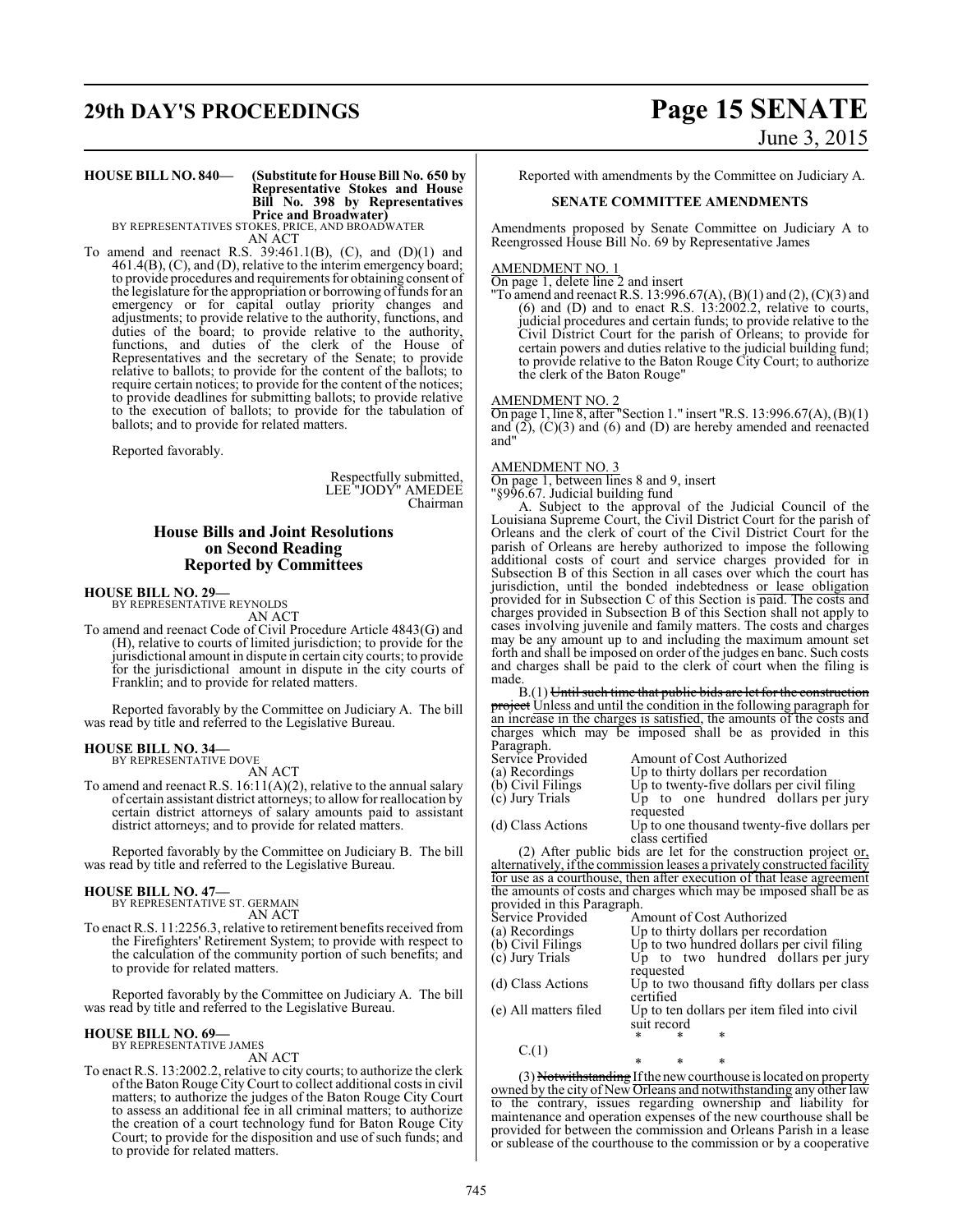**HOUSE BILL NO. 840— (Substitute for House Bill No. 650 by Representative Stokes and House Bill No. 398 by Representatives Price and Broadwater)**

BY REPRESENTATIVES STOKES, PRICE, AND BROADWATER

AN ACT

To amend and reenact R.S. 39:461.1(B), (C), and (D)(1) and 461.4(B), (C), and (D), relative to the interim emergency board; to provide procedures and requirements for obtaining consent of the legislature for the appropriation or borrowing of funds for an emergency or for capital outlay priority changes and adjustments; to provide relative to the authority, functions, and duties of the board; to provide relative to the authority, functions, and duties of the clerk of the House of Representatives and the secretary of the Senate; to provide relative to ballots; to provide for the content of the ballots; to require certain notices; to provide for the content of the notices; to provide deadlines for submitting ballots; to provide relative to the execution of ballots; to provide for the tabulation of ballots; and to provide for related matters.

Reported favorably.

Respectfully submitted,
LEE "JODY" AMEDEE
Chairman

## House Bills and Joint Resolutions on Second Reading Reported by Committees

**HOUSE BILL NO. 29—**

BY REPRESENTATIVE REYNOLDS

AN ACT

To amend and reenact Code of Civil Procedure Article 4843(G) and (H), relative to courts of limited jurisdiction; to provide for the jurisdictional amount in dispute in certain city courts; to provide for the jurisdictional amount in dispute in the city courts of Franklin; and to provide for related matters.

Reported favorably by the Committee on Judiciary A. The bill was read by title and referred to the Legislative Bureau.

**HOUSE BILL NO. 34—**

BY REPRESENTATIVE DOVE

AN ACT

To amend and reenact R.S. 16:11(A)(2), relative to the annual salary of certain assistant district attorneys; to allow for reallocation by certain district attorneys of salary amounts paid to assistant district attorneys; and to provide for related matters.

Reported favorably by the Committee on Judiciary B. The bill was read by title and referred to the Legislative Bureau.

**HOUSE BILL NO. 47—**

BY REPRESENTATIVE ST. GERMAIN

AN ACT

To enact R.S. 11:2256.3, relative to retirement benefits received from the Firefighters' Retirement System; to provide with respect to the calculation of the community portion of such benefits; and to provide for related matters.

Reported favorably by the Committee on Judiciary A. The bill was read by title and referred to the Legislative Bureau.

**HOUSE BILL NO. 69—**

BY REPRESENTATIVE JAMES

AN ACT

To enact R.S. 13:2002.2, relative to city courts; to authorize the clerk of the Baton Rouge City Court to collect additional costs in civil matters; to authorize the judges of the Baton Rouge City Court to assess an additional fee in all criminal matters; to authorize the creation of a court technology fund for Baton Rouge City Court; to provide for the disposition and use of such funds; and to provide for related matters.

Reported with amendments by the Committee on Judiciary A.

**SENATE COMMITTEE AMENDMENTS**

Amendments proposed by Senate Committee on Judiciary A to Reengrossed House Bill No. 69 by Representative James

AMENDMENT NO. 1

On page 1, delete line 2 and insert

"To amend and reenact R.S. 13:996.67(A), (B)(1) and (2), (C)(3) and (6) and (D) and to enact R.S. 13:2002.2, relative to courts, judicial procedures and certain funds; to provide relative to the Civil District Court for the parish of Orleans; to provide for certain powers and duties relative to the judicial building fund; to provide relative to the Baton Rouge City Court; to authorize the clerk of the Baton Rouge"

AMENDMENT NO. 2

On page 1, line 8, after "Section 1." insert "R.S. 13:996.67(A), (B)(1) and (2), (C)(3) and (6) and (D) are hereby amended and reenacted and"

AMENDMENT NO. 3

On page 1, between lines 8 and 9, insert

"§996.67. Judicial building fund

A. Subject to the approval of the Judicial Council of the Louisiana Supreme Court, the Civil District Court for the parish of Orleans and the clerk of court of the Civil District Court for the parish of Orleans are hereby authorized to impose the following additional costs of court and service charges provided for in Subsection B of this Section in all cases over which the court has jurisdiction, until the bonded indebtedness or lease obligation provided for in Subsection C of this Section is paid. The costs and charges provided in Subsection B of this Section shall not apply to cases involving juvenile and family matters. The costs and charges may be any amount up to and including the maximum amount set forth and shall be imposed on order of the judges en banc. Such costs and charges shall be paid to the clerk of court when the filing is made.

B.(1) ~~Until such time that public bids are let for the construction project~~ Unless and until the condition in the following paragraph for an increase in the charges is satisfied, the amounts of the costs and charges which may be imposed shall be as provided in this Paragraph.

| Service Provided | Amount of Cost Authorized |
|---|---|
| (a) Recordings | Up to thirty dollars per recordation |
| (b) Civil Filings | Up to twenty-five dollars per civil filing |
| (c) Jury Trials | Up to one hundred dollars per jury requested |
| (d) Class Actions | Up to one thousand twenty-five dollars per class certified |

(2) After public bids are let for the construction project or, alternatively, if the commission leases a privately constructed facility for use as a courthouse, then after execution of that lease agreement the amounts of costs and charges which may be imposed shall be as provided in this Paragraph.

| Service Provided | Amount of Cost Authorized |
|---|---|
| (a) Recordings | Up to thirty dollars per recordation |
| (b) Civil Filings | Up to two hundred dollars per civil filing |
| (c) Jury Trials | Up to two hundred dollars per jury requested |
| (d) Class Actions | Up to two thousand fifty dollars per class certified |
| (e) All matters filed | Up to ten dollars per item filed into civil suit record |

\* \* \*

C.(1)

\* \* \*

(3) ~~Notwithstanding~~ If the new courthouse is located on property owned by the city of New Orleans and notwithstanding any other law to the contrary, issues regarding ownership and liability for maintenance and operation expenses of the new courthouse shall be provided for between the commission and Orleans Parish in a lease or sublease of the courthouse to the commission or by a cooperative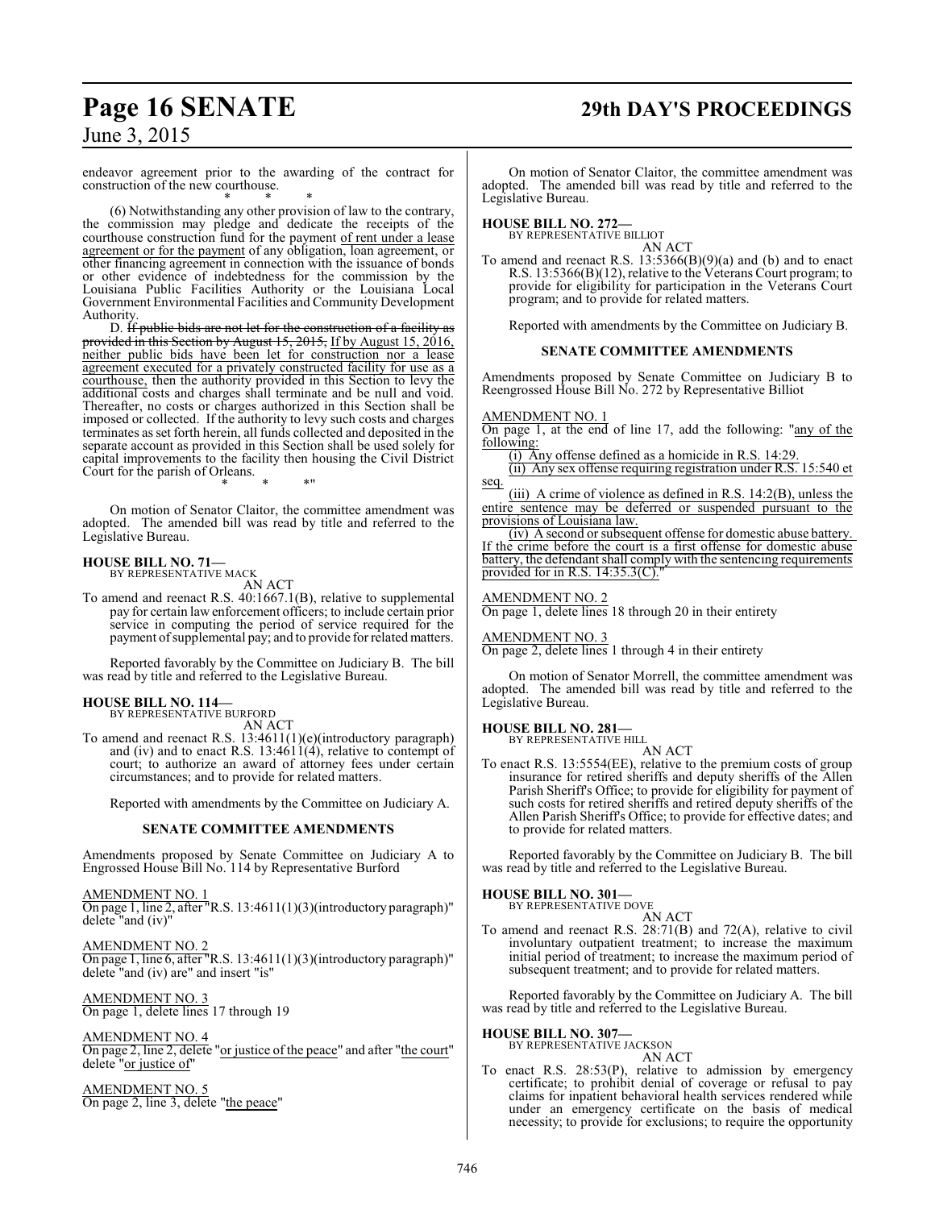endeavor agreement prior to the awarding of the contract for construction of the new courthouse.

\* \* \*

(6) Notwithstanding any other provision of law to the contrary, the commission may pledge and dedicate the receipts of the courthouse construction fund for the payment of rent under a lease agreement or for the payment of any obligation, loan agreement, or other financing agreement in connection with the issuance of bonds or other evidence of indebtedness for the commission by the Louisiana Public Facilities Authority or the Louisiana Local Government Environmental Facilities and Community Development Authority.

D. If public bids are not let for the construction of a facility as provided in this Section by August 15, 2015, If by August 15, 2016, neither public bids have been let for construction nor a lease agreement executed for a privately constructed facility for use as a courthouse, then the authority provided in this Section to levy the additional costs and charges shall terminate and be null and void. Thereafter, no costs or charges authorized in this Section shall be imposed or collected. If the authority to levy such costs and charges terminates as set forth herein, all funds collected and deposited in the separate account as provided in this Section shall be used solely for capital improvements to the facility then housing the Civil District Court for the parish of Orleans.

\* \* \*"

On motion of Senator Claitor, the committee amendment was adopted. The amended bill was read by title and referred to the Legislative Bureau.

**HOUSE BILL NO. 71—**
BY REPRESENTATIVE MACK

AN ACT

To amend and reenact R.S. 40:1667.1(B), relative to supplemental pay for certain law enforcement officers; to include certain prior service in computing the period of service required for the payment of supplemental pay; and to provide for related matters.

Reported favorably by the Committee on Judiciary B. The bill was read by title and referred to the Legislative Bureau.

**HOUSE BILL NO. 114—**
BY REPRESENTATIVE BURFORD

AN ACT

To amend and reenact R.S. 13:4611(1)(e)(introductory paragraph) and (iv) and to enact R.S. 13:4611(4), relative to contempt of court; to authorize an award of attorney fees under certain circumstances; and to provide for related matters.

Reported with amendments by the Committee on Judiciary A.

## SENATE COMMITTEE AMENDMENTS

Amendments proposed by Senate Committee on Judiciary A to Engrossed House Bill No. 114 by Representative Burford

AMENDMENT NO. 1
On page 1, line 2, after "R.S. 13:4611(1)(3)(introductory paragraph)" delete "and (iv)"

AMENDMENT NO. 2
On page 1, line 6, after "R.S. 13:4611(1)(3)(introductory paragraph)" delete "and (iv) are" and insert "is"

AMENDMENT NO. 3
On page 1, delete lines 17 through 19

AMENDMENT NO. 4
On page 2, line 2, delete "or justice of the peace" and after "the court" delete "or justice of"

AMENDMENT NO. 5
On page 2, line 3, delete "the peace"

On motion of Senator Claitor, the committee amendment was adopted. The amended bill was read by title and referred to the Legislative Bureau.

**HOUSE BILL NO. 272—**
BY REPRESENTATIVE BILLIOT

AN ACT

To amend and reenact R.S. 13:5366(B)(9)(a) and (b) and to enact R.S. 13:5366(B)(12), relative to the Veterans Court program; to provide for eligibility for participation in the Veterans Court program; and to provide for related matters.

Reported with amendments by the Committee on Judiciary B.

## SENATE COMMITTEE AMENDMENTS

Amendments proposed by Senate Committee on Judiciary B to Reengrossed House Bill No. 272 by Representative Billiot

AMENDMENT NO. 1
On page 1, at the end of line 17, add the following: "any of the following:

(i) Any offense defined as a homicide in R.S. 14:29.

(ii) Any sex offense requiring registration under R.S. 15:540 et seq.

(iii) A crime of violence as defined in R.S. 14:2(B), unless the entire sentence may be deferred or suspended pursuant to the provisions of Louisiana law.

(iv) A second or subsequent offense for domestic abuse battery. If the crime before the court is a first offense for domestic abuse battery, the defendant shall comply with the sentencing requirements provided for in R.S. 14:35.3(C)."

AMENDMENT NO. 2
On page 1, delete lines 18 through 20 in their entirety

AMENDMENT NO. 3
On page 2, delete lines 1 through 4 in their entirety

On motion of Senator Morrell, the committee amendment was adopted. The amended bill was read by title and referred to the Legislative Bureau.

**HOUSE BILL NO. 281—**
BY REPRESENTATIVE HILL

AN ACT

To enact R.S. 13:5554(EE), relative to the premium costs of group insurance for retired sheriffs and deputy sheriffs of the Allen Parish Sheriff's Office; to provide for eligibility for payment of such costs for retired sheriffs and retired deputy sheriffs of the Allen Parish Sheriff's Office; to provide for effective dates; and to provide for related matters.

Reported favorably by the Committee on Judiciary B. The bill was read by title and referred to the Legislative Bureau.

**HOUSE BILL NO. 301—**
BY REPRESENTATIVE DOVE

AN ACT

To amend and reenact R.S. 28:71(B) and 72(A), relative to civil involuntary outpatient treatment; to increase the maximum initial period of treatment; to increase the maximum period of subsequent treatment; and to provide for related matters.

Reported favorably by the Committee on Judiciary A. The bill was read by title and referred to the Legislative Bureau.

**HOUSE BILL NO. 307—**
BY REPRESENTATIVE JACKSON

AN ACT

To enact R.S. 28:53(P), relative to admission by emergency certificate; to prohibit denial of coverage or refusal to pay claims for inpatient behavioral health services rendered while under an emergency certificate on the basis of medical necessity; to provide for exclusions; to require the opportunity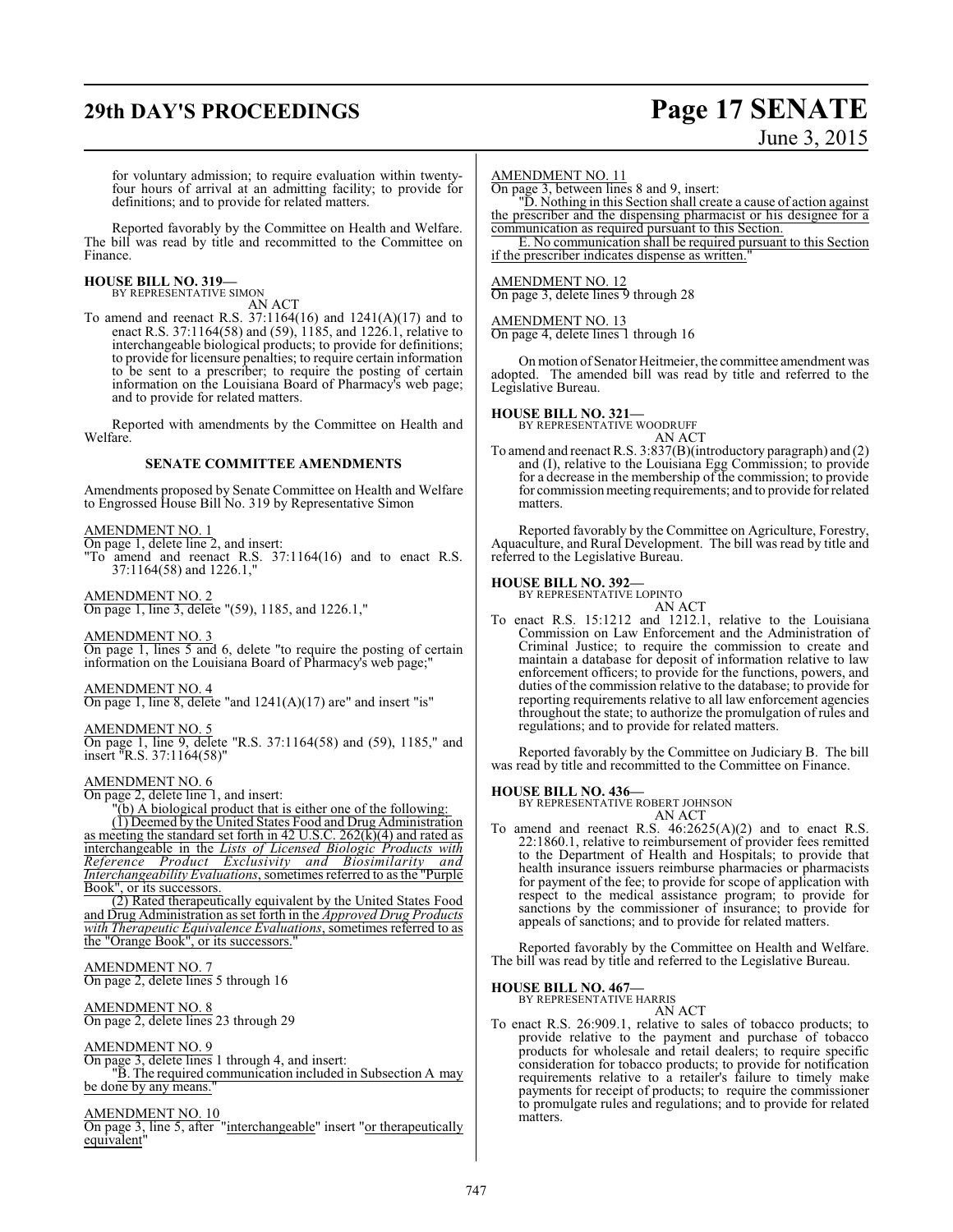for voluntary admission; to require evaluation within twenty-four hours of arrival at an admitting facility; to provide for definitions; and to provide for related matters.

Reported favorably by the Committee on Health and Welfare. The bill was read by title and recommitted to the Committee on Finance.

**HOUSE BILL NO. 319—**
BY REPRESENTATIVE SIMON
AN ACT

To amend and reenact R.S. 37:1164(16) and 1241(A)(17) and to enact R.S. 37:1164(58) and (59), 1185, and 1226.1, relative to interchangeable biological products; to provide for definitions; to provide for licensure penalties; to require certain information to be sent to a prescriber; to require the posting of certain information on the Louisiana Board of Pharmacy's web page; and to provide for related matters.

Reported with amendments by the Committee on Health and Welfare.

## SENATE COMMITTEE AMENDMENTS

Amendments proposed by Senate Committee on Health and Welfare to Engrossed House Bill No. 319 by Representative Simon

AMENDMENT NO. 1
On page 1, delete line 2, and insert:
"To amend and reenact R.S. 37:1164(16) and to enact R.S. 37:1164(58) and 1226.1,"

AMENDMENT NO. 2
On page 1, line 3, delete "(59), 1185, and 1226.1,"

AMENDMENT NO. 3
On page 1, lines 5 and 6, delete "to require the posting of certain information on the Louisiana Board of Pharmacy's web page;"

AMENDMENT NO. 4
On page 1, line 8, delete "and 1241(A)(17) are" and insert "is"

AMENDMENT NO. 5
On page 1, line 9, delete "R.S. 37:1164(58) and (59), 1185," and insert "R.S. 37:1164(58)"

AMENDMENT NO. 6
On page 2, delete line 1, and insert:
"(b) A biological product that is either one of the following:
(1) Deemed by the United States Food and Drug Administration as meeting the standard set forth in 42 U.S.C. 262(k)(4) and rated as interchangeable in the *Lists of Licensed Biologic Products with Reference Product Exclusivity and Biosimilarity and Interchangeability Evaluations*, sometimes referred to as the "Purple Book", or its successors.
(2) Rated therapeutically equivalent by the United States Food and Drug Administration as set forth in the *Approved Drug Products with Therapeutic Equivalence Evaluations*, sometimes referred to as the "Orange Book", or its successors."

AMENDMENT NO. 7
On page 2, delete lines 5 through 16

AMENDMENT NO. 8
On page 2, delete lines 23 through 29

AMENDMENT NO. 9
On page 3, delete lines 1 through 4, and insert:
"B. The required communication included in Subsection A may be done by any means."

AMENDMENT NO. 10
On page 3, line 5, after "interchangeable" insert "or therapeutically equivalent"

AMENDMENT NO. 11
On page 3, between lines 8 and 9, insert:
"D. Nothing in this Section shall create a cause of action against the prescriber and the dispensing pharmacist or his designee for a communication as required pursuant to this Section.
E. No communication shall be required pursuant to this Section if the prescriber indicates dispense as written."

AMENDMENT NO. 12
On page 3, delete lines 9 through 28

AMENDMENT NO. 13
On page 4, delete lines 1 through 16

On motion of Senator Heitmeier, the committee amendment was adopted. The amended bill was read by title and referred to the Legislative Bureau.

**HOUSE BILL NO. 321—**
BY REPRESENTATIVE WOODRUFF
AN ACT

To amend and reenact R.S. 3:837(B)(introductory paragraph) and (2) and (I), relative to the Louisiana Egg Commission; to provide for a decrease in the membership of the commission; to provide for commission meeting requirements; and to provide for related matters.

Reported favorably by the Committee on Agriculture, Forestry, Aquaculture, and Rural Development. The bill was read by title and referred to the Legislative Bureau.

**HOUSE BILL NO. 392—**
BY REPRESENTATIVE LOPINTO
AN ACT

To enact R.S. 15:1212 and 1212.1, relative to the Louisiana Commission on Law Enforcement and the Administration of Criminal Justice; to require the commission to create and maintain a database for deposit of information relative to law enforcement officers; to provide for the functions, powers, and duties of the commission relative to the database; to provide for reporting requirements relative to all law enforcement agencies throughout the state; to authorize the promulgation of rules and regulations; and to provide for related matters.

Reported favorably by the Committee on Judiciary B. The bill was read by title and recommitted to the Committee on Finance.

**HOUSE BILL NO. 436—**
BY REPRESENTATIVE ROBERT JOHNSON
AN ACT

To amend and reenact R.S. 46:2625(A)(2) and to enact R.S. 22:1860.1, relative to reimbursement of provider fees remitted to the Department of Health and Hospitals; to provide that health insurance issuers reimburse pharmacies or pharmacists for payment of the fee; to provide for scope of application with respect to the medical assistance program; to provide for sanctions by the commissioner of insurance; to provide for appeals of sanctions; and to provide for related matters.

Reported favorably by the Committee on Health and Welfare. The bill was read by title and referred to the Legislative Bureau.

**HOUSE BILL NO. 467—**
BY REPRESENTATIVE HARRIS
AN ACT

To enact R.S. 26:909.1, relative to sales of tobacco products; to provide relative to the payment and purchase of tobacco products for wholesale and retail dealers; to require specific consideration for tobacco products; to provide for notification requirements relative to a retailer's failure to timely make payments for receipt of products; to require the commissioner to promulgate rules and regulations; and to provide for related matters.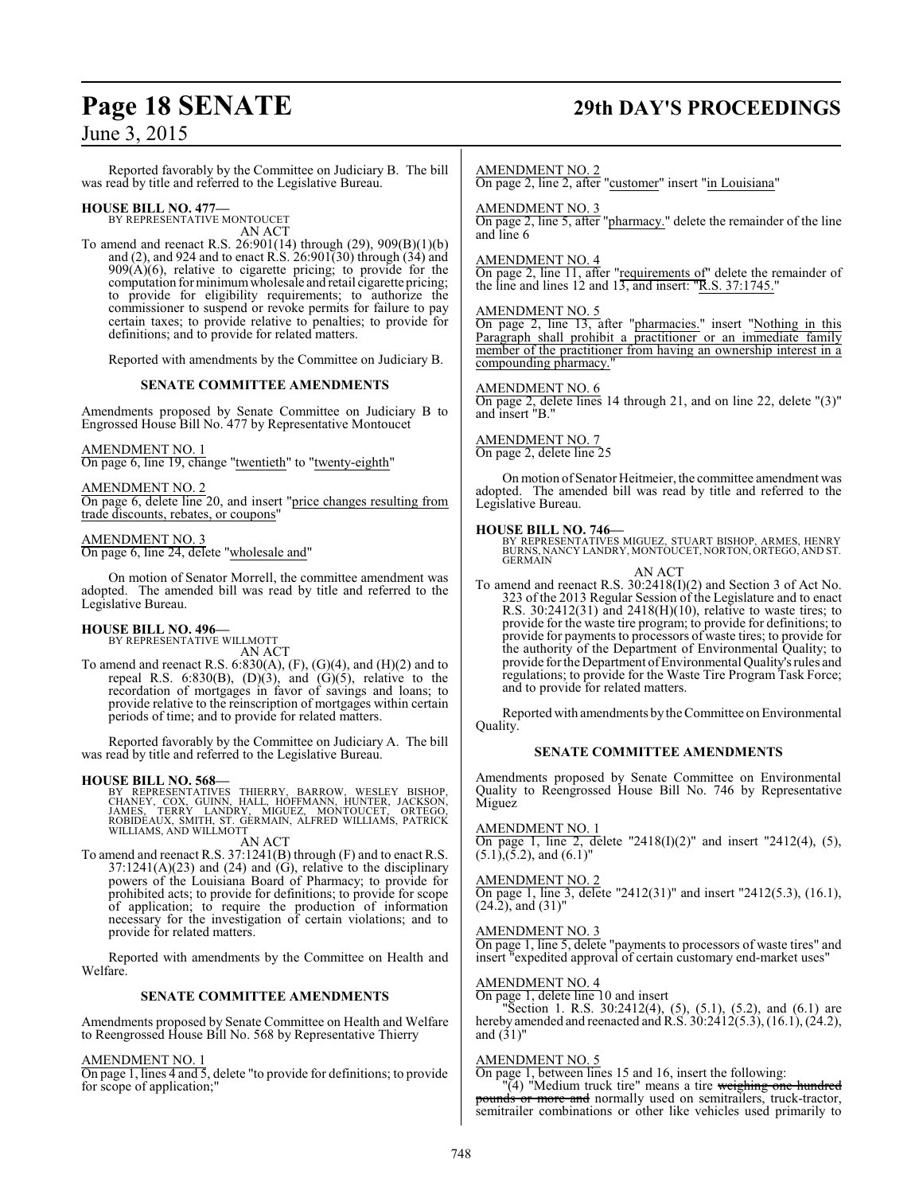Reported favorably by the Committee on Judiciary B. The bill was read by title and referred to the Legislative Bureau.

**HOUSE BILL NO. 477—**
BY REPRESENTATIVE MONTOUCET
AN ACT

To amend and reenact R.S. 26:901(14) through (29), 909(B)(1)(b) and (2), and 924 and to enact R.S. 26:901(30) through (34) and 909(A)(6), relative to cigarette pricing; to provide for the computation for minimum wholesale and retail cigarette pricing; to provide for eligibility requirements; to authorize the commissioner to suspend or revoke permits for failure to pay certain taxes; to provide relative to penalties; to provide for definitions; and to provide for related matters.

Reported with amendments by the Committee on Judiciary B.

**SENATE COMMITTEE AMENDMENTS**

Amendments proposed by Senate Committee on Judiciary B to Engrossed House Bill No. 477 by Representative Montoucet

AMENDMENT NO. 1
On page 6, line 19, change "twentieth" to "twenty-eighth"

AMENDMENT NO. 2
On page 6, delete line 20, and insert "price changes resulting from trade discounts, rebates, or coupons"

AMENDMENT NO. 3
On page 6, line 24, delete "wholesale and"

On motion of Senator Morrell, the committee amendment was adopted. The amended bill was read by title and referred to the Legislative Bureau.

**HOUSE BILL NO. 496—**
BY REPRESENTATIVE WILLMOTT
AN ACT

To amend and reenact R.S. 6:830(A), (F), (G)(4), and (H)(2) and to repeal R.S. 6:830(B), (D)(3), and (G)(5), relative to the recordation of mortgages in favor of savings and loans; to provide relative to the reinscription of mortgages within certain periods of time; and to provide for related matters.

Reported favorably by the Committee on Judiciary A. The bill was read by title and referred to the Legislative Bureau.

**HOUSE BILL NO. 568—**
BY REPRESENTATIVES THIERRY, BARROW, WESLEY BISHOP, CHANEY, COX, GUINN, HALL, HOFFMANN, HUNTER, JACKSON, JAMES, TERRY LANDRY, MIGUEZ, MONTOUCET, ORTEGO, ROBIDEAUX, SMITH, ST. GERMAIN, ALFRED WILLIAMS, PATRICK WILLIAMS, AND WILLMOTT
AN ACT

To amend and reenact R.S. 37:1241(B) through (F) and to enact R.S. 37:1241(A)(23) and (24) and (G), relative to the disciplinary powers of the Louisiana Board of Pharmacy; to provide for prohibited acts; to provide for definitions; to provide for scope of application; to require the production of information necessary for the investigation of certain violations; and to provide for related matters.

Reported with amendments by the Committee on Health and Welfare.

**SENATE COMMITTEE AMENDMENTS**

Amendments proposed by Senate Committee on Health and Welfare to Reengrossed House Bill No. 568 by Representative Thierry

AMENDMENT NO. 1
On page 1, lines 4 and 5, delete "to provide for definitions; to provide for scope of application;"

AMENDMENT NO. 2
On page 2, line 2, after "customer" insert "in Louisiana"

AMENDMENT NO. 3
On page 2, line 5, after "pharmacy." delete the remainder of the line and line 6

AMENDMENT NO. 4
On page 2, line 11, after "requirements of" delete the remainder of the line and lines 12 and 13, and insert: "R.S. 37:1745."

AMENDMENT NO. 5
On page 2, line 13, after "pharmacies." insert "Nothing in this Paragraph shall prohibit a practitioner or an immediate family member of the practitioner from having an ownership interest in a compounding pharmacy."

AMENDMENT NO. 6
On page 2, delete lines 14 through 21, and on line 22, delete "(3)" and insert "B."

AMENDMENT NO. 7
On page 2, delete line 25

On motion of Senator Heitmeier, the committee amendment was adopted. The amended bill was read by title and referred to the Legislative Bureau.

**HOUSE BILL NO. 746—**
BY REPRESENTATIVES MIGUEZ, STUART BISHOP, ARMES, HENRY BURNS, NANCY LANDRY, MONTOUCET, NORTON, ORTEGO, AND ST. GERMAIN
AN ACT

To amend and reenact R.S. 30:2418(I)(2) and Section 3 of Act No. 323 of the 2013 Regular Session of the Legislature and to enact R.S. 30:2412(31) and 2418(H)(10), relative to waste tires; to provide for the waste tire program; to provide for definitions; to provide for payments to processors of waste tires; to provide for the authority of the Department of Environmental Quality; to provide for the Department of Environmental Quality's rules and regulations; to provide for the Waste Tire Program Task Force; and to provide for related matters.

Reported with amendments by the Committee on Environmental Quality.

**SENATE COMMITTEE AMENDMENTS**

Amendments proposed by Senate Committee on Environmental Quality to Reengrossed House Bill No. 746 by Representative Miguez

AMENDMENT NO. 1
On page 1, line 2, delete "2418(I)(2)" and insert "2412(4), (5), (5.1),(5.2), and (6.1)"

AMENDMENT NO. 2
On page 1, line 3, delete "2412(31)" and insert "2412(5.3), (16.1), (24.2), and (31)"

AMENDMENT NO. 3
On page 1, line 5, delete "payments to processors of waste tires" and insert "expedited approval of certain customary end-market uses"

AMENDMENT NO. 4
On page 1, delete line 10 and insert
"Section 1. R.S. 30:2412(4), (5), (5.1), (5.2), and (6.1) are hereby amended and reenacted and R.S. 30:2412(5.3), (16.1), (24.2), and (31)"

AMENDMENT NO. 5
On page 1, between lines 15 and 16, insert the following:
"(4) "Medium truck tire" means a tire ~~weighing one hundred pounds or more and~~ normally used on semitrailers, truck-tractor, semitrailer combinations or other like vehicles used primarily to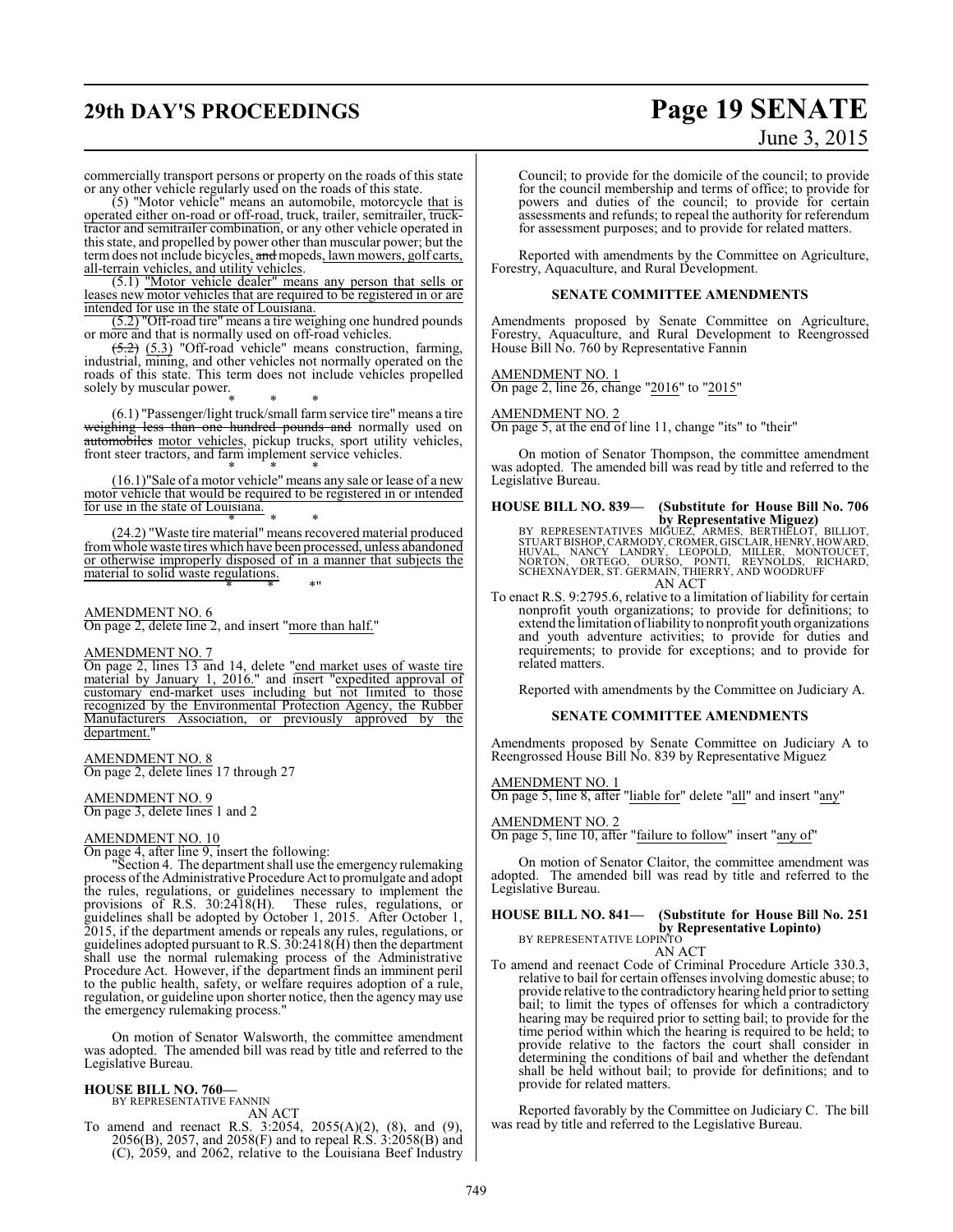commercially transport persons or property on the roads of this state or any other vehicle regularly used on the roads of this state.

(5) "Motor vehicle" means an automobile, motorcycle that is operated either on-road or off-road, truck, trailer, semitrailer, truck-tractor and semitrailer combination, or any other vehicle operated in this state, and propelled by power other than muscular power; but the term does not include bicycles, and mopeds, lawn mowers, golf carts, all-terrain vehicles, and utility vehicles.

(5.1) "Motor vehicle dealer" means any person that sells or leases new motor vehicles that are required to be registered in or are intended for use in the state of Louisiana.

(5.2) "Off-road tire" means a tire weighing one hundred pounds or more and that is normally used on off-road vehicles.

~~(5.2)~~ (5.3) "Off-road vehicle" means construction, farming, industrial, mining, and other vehicles not normally operated on the roads of this state. This term does not include vehicles propelled solely by muscular power.

\* \* \*

(6.1) "Passenger/light truck/small farm service tire" means a tire ~~weighing less than one hundred pounds and~~ normally used on ~~automobiles~~ motor vehicles, pickup trucks, sport utility vehicles, front steer tractors, and farm implement service vehicles.

\* \* \*

(16.1)"Sale of a motor vehicle" means any sale or lease of a new motor vehicle that would be required to be registered in or intended for use in the state of Louisiana.

\* \* \*

(24.2) "Waste tire material" means recovered material produced from whole waste tires which have been processed, unless abandoned or otherwise improperly disposed of in a manner that subjects the material to solid waste regulations.

\* \* \*"

AMENDMENT NO. 6
On page 2, delete line 2, and insert "more than half."

AMENDMENT NO. 7
On page 2, lines 13 and 14, delete "end market uses of waste tire material by January 1, 2016." and insert "expedited approval of customary end-market uses including but not limited to those recognized by the Environmental Protection Agency, the Rubber Manufacturers Association, or previously approved by the department."

AMENDMENT NO. 8
On page 2, delete lines 17 through 27

AMENDMENT NO. 9
On page 3, delete lines 1 and 2

AMENDMENT NO. 10
On page 4, after line 9, insert the following:

"Section 4. The department shall use the emergency rulemaking process of the Administrative Procedure Act to promulgate and adopt the rules, regulations, or guidelines necessary to implement the provisions of R.S. 30:2418(H). These rules, regulations, or guidelines shall be adopted by October 1, 2015. After October 1, 2015, if the department amends or repeals any rules, regulations, or guidelines adopted pursuant to R.S. 30:2418(H) then the department shall use the normal rulemaking process of the Administrative Procedure Act. However, if the department finds an imminent peril to the public health, safety, or welfare requires adoption of a rule, regulation, or guideline upon shorter notice, then the agency may use the emergency rulemaking process."

On motion of Senator Walsworth, the committee amendment was adopted. The amended bill was read by title and referred to the Legislative Bureau.

**HOUSE BILL NO. 760—**
BY REPRESENTATIVE FANNIN
AN ACT

To amend and reenact R.S. 3:2054, 2055(A)(2), (8), and (9), 2056(B), 2057, and 2058(F) and to repeal R.S. 3:2058(B) and (C), 2059, and 2062, relative to the Louisiana Beef Industry Council; to provide for the domicile of the council; to provide for the council membership and terms of office; to provide for powers and duties of the council; to provide for certain assessments and refunds; to repeal the authority for referendum for assessment purposes; and to provide for related matters.

Reported with amendments by the Committee on Agriculture, Forestry, Aquaculture, and Rural Development.

**SENATE COMMITTEE AMENDMENTS**

Amendments proposed by Senate Committee on Agriculture, Forestry, Aquaculture, and Rural Development to Reengrossed House Bill No. 760 by Representative Fannin

AMENDMENT NO. 1
On page 2, line 26, change "2016" to "2015"

AMENDMENT NO. 2
On page 5, at the end of line 11, change "its" to "their"

On motion of Senator Thompson, the committee amendment was adopted. The amended bill was read by title and referred to the Legislative Bureau.

**HOUSE BILL NO. 839— (Substitute for House Bill No. 706 by Representative Miguez)**
BY REPRESENTATIVES MIGUEZ, ARMES, BERTHELOT, BILLIOT, STUART BISHOP, CARMODY, CROMER, GISCLAIR, HENRY, HOWARD, HUVAL, NANCY LANDRY, LEOPOLD, MILLER, MONTOUCET, NORTON, ORTEGO, OURSO, PONTI, REYNOLDS, RICHARD, SCHEXNAYDER, ST. GERMAIN, THIERRY, AND WOODRUFF
AN ACT

To enact R.S. 9:2795.6, relative to a limitation of liability for certain nonprofit youth organizations; to provide for definitions; to extend the limitation of liability to nonprofit youth organizations and youth adventure activities; to provide for duties and requirements; to provide for exceptions; and to provide for related matters.

Reported with amendments by the Committee on Judiciary A.

**SENATE COMMITTEE AMENDMENTS**

Amendments proposed by Senate Committee on Judiciary A to Reengrossed House Bill No. 839 by Representative Miguez

AMENDMENT NO. 1
On page 5, line 8, after "liable for" delete "all" and insert "any"

AMENDMENT NO. 2
On page 5, line 10, after "failure to follow" insert "any of"

On motion of Senator Claitor, the committee amendment was adopted. The amended bill was read by title and referred to the Legislative Bureau.

**HOUSE BILL NO. 841— (Substitute for House Bill No. 251 by Representative Lopinto)**
BY REPRESENTATIVE LOPINTO
AN ACT

To amend and reenact Code of Criminal Procedure Article 330.3, relative to bail for certain offenses involving domestic abuse; to provide relative to the contradictory hearing held prior to setting bail; to limit the types of offenses for which a contradictory hearing may be required prior to setting bail; to provide for the time period within which the hearing is required to be held; to provide relative to the factors the court shall consider in determining the conditions of bail and whether the defendant shall be held without bail; to provide for definitions; and to provide for related matters.

Reported favorably by the Committee on Judiciary C. The bill was read by title and referred to the Legislative Bureau.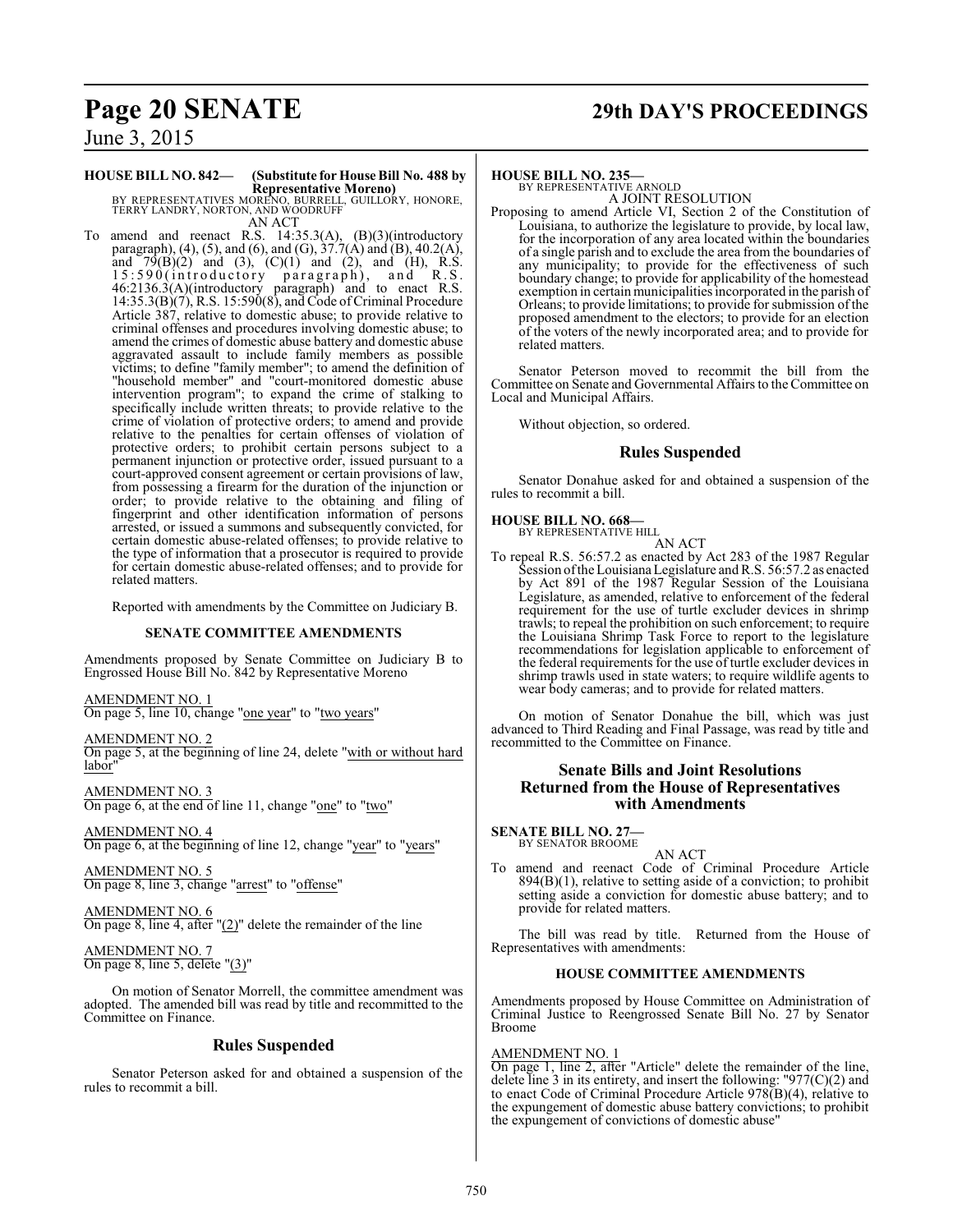**HOUSE BILL NO. 842— (Substitute for House Bill No. 488 by Representative Moreno)**
BY REPRESENTATIVES MORENO, BURRELL, GUILLORY, HONORE, TERRY LANDRY, NORTON, AND WOODRUFF

AN ACT

To amend and reenact R.S. 14:35.3(A), (B)(3)(introductory paragraph), (4), (5), and (6), and (G), 37.7(A) and (B), 40.2(A), and 79(B)(2) and (3), (C)(1) and (2), and (H), R.S. 15:590(introductory paragraph), and R.S. 46:2136.3(A)(introductory paragraph) and to enact R.S. 14:35.3(B)(7), R.S. 15:590(8), and Code of Criminal Procedure Article 387, relative to domestic abuse; to provide relative to criminal offenses and procedures involving domestic abuse; to amend the crimes of domestic abuse battery and domestic abuse aggravated assault to include family members as possible victims; to define "family member"; to amend the definition of "household member" and "court-monitored domestic abuse intervention program"; to expand the crime of stalking to specifically include written threats; to provide relative to the crime of violation of protective orders; to amend and provide relative to the penalties for certain offenses of violation of protective orders; to prohibit certain persons subject to a permanent injunction or protective order, issued pursuant to a court-approved consent agreement or certain provisions of law, from possessing a firearm for the duration of the injunction or order; to provide relative to the obtaining and filing of fingerprint and other identification information of persons arrested, or issued a summons and subsequently convicted, for certain domestic abuse-related offenses; to provide relative to the type of information that a prosecutor is required to provide for certain domestic abuse-related offenses; and to provide for related matters.

Reported with amendments by the Committee on Judiciary B.

**SENATE COMMITTEE AMENDMENTS**

Amendments proposed by Senate Committee on Judiciary B to Engrossed House Bill No. 842 by Representative Moreno

AMENDMENT NO. 1
On page 5, line 10, change "one year" to "two years"

AMENDMENT NO. 2
On page 5, at the beginning of line 24, delete "with or without hard labor"

AMENDMENT NO. 3
On page 6, at the end of line 11, change "one" to "two"

AMENDMENT NO. 4
On page 6, at the beginning of line 12, change "year" to "years"

AMENDMENT NO. 5
On page 8, line 3, change "arrest" to "offense"

AMENDMENT NO. 6
On page 8, line 4, after "(2)" delete the remainder of the line

AMENDMENT NO. 7
On page 8, line 5, delete "(3)"

On motion of Senator Morrell, the committee amendment was adopted. The amended bill was read by title and recommitted to the Committee on Finance.

## Rules Suspended

Senator Peterson asked for and obtained a suspension of the rules to recommit a bill.

**HOUSE BILL NO. 235—**
BY REPRESENTATIVE ARNOLD

A JOINT RESOLUTION

Proposing to amend Article VI, Section 2 of the Constitution of Louisiana, to authorize the legislature to provide, by local law, for the incorporation of any area located within the boundaries of a single parish and to exclude the area from the boundaries of any municipality; to provide for the effectiveness of such boundary change; to provide for applicability of the homestead exemption in certain municipalities incorporated in the parish of Orleans; to provide limitations; to provide for submission of the proposed amendment to the electors; to provide for an election of the voters of the newly incorporated area; and to provide for related matters.

Senator Peterson moved to recommit the bill from the Committee on Senate and Governmental Affairs to the Committee on Local and Municipal Affairs.

Without objection, so ordered.

## Rules Suspended

Senator Donahue asked for and obtained a suspension of the rules to recommit a bill.

**HOUSE BILL NO. 668—**
BY REPRESENTATIVE HILL

AN ACT

To repeal R.S. 56:57.2 as enacted by Act 283 of the 1987 Regular Session of the Louisiana Legislature and R.S. 56:57.2 as enacted by Act 891 of the 1987 Regular Session of the Louisiana Legislature, as amended, relative to enforcement of the federal requirement for the use of turtle excluder devices in shrimp trawls; to repeal the prohibition on such enforcement; to require the Louisiana Shrimp Task Force to report to the legislature recommendations for legislation applicable to enforcement of the federal requirements for the use of turtle excluder devices in shrimp trawls used in state waters; to require wildlife agents to wear body cameras; and to provide for related matters.

On motion of Senator Donahue the bill, which was just advanced to Third Reading and Final Passage, was read by title and recommitted to the Committee on Finance.

## Senate Bills and Joint Resolutions Returned from the House of Representatives with Amendments

**SENATE BILL NO. 27—**
BY SENATOR BROOME

AN ACT

To amend and reenact Code of Criminal Procedure Article 894(B)(1), relative to setting aside of a conviction; to prohibit setting aside a conviction for domestic abuse battery; and to provide for related matters.

The bill was read by title. Returned from the House of Representatives with amendments:

**HOUSE COMMITTEE AMENDMENTS**

Amendments proposed by House Committee on Administration of Criminal Justice to Reengrossed Senate Bill No. 27 by Senator Broome

AMENDMENT NO. 1
On page 1, line 2, after "Article" delete the remainder of the line, delete line 3 in its entirety, and insert the following: "977(C)(2) and to enact Code of Criminal Procedure Article 978(B)(4), relative to the expungement of domestic abuse battery convictions; to prohibit the expungement of convictions of domestic abuse"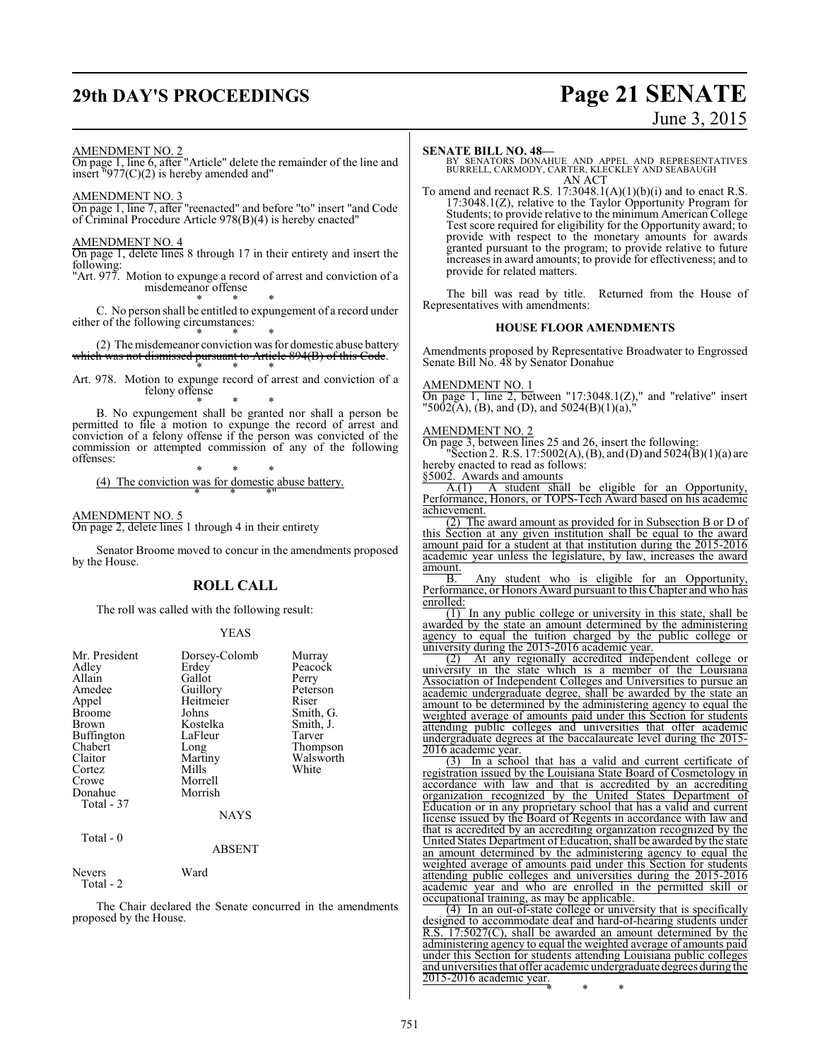AMENDMENT NO. 2

On page 1, line 6, after "Article" delete the remainder of the line and insert "977(C)(2) is hereby amended and"

AMENDMENT NO. 3

On page 1, line 7, after "reenacted" and before "to" insert "and Code of Criminal Procedure Article 978(B)(4) is hereby enacted"

AMENDMENT NO. 4

On page 1, delete lines 8 through 17 in their entirety and insert the following:

"Art. 977. Motion to expunge a record of arrest and conviction of a misdemeanor offense

\* \* \*

C. No person shall be entitled to expungement of a record under either of the following circumstances:

\* \* \*

(2) The misdemeanor conviction was for domestic abuse battery ~~which was not dismissed pursuant to Article 894(B) of this Code~~.

\* \* \*

Art. 978. Motion to expunge record of arrest and conviction of a felony offense

\* \* \*

B. No expungement shall be granted nor shall a person be permitted to file a motion to expunge the record of arrest and conviction of a felony offense if the person was convicted of the commission or attempted commission of any of the following offenses:

\* \* \*

(4) The conviction was for domestic abuse battery.

\* \* \*"

AMENDMENT NO. 5

On page 2, delete lines 1 through 4 in their entirety

Senator Broome moved to concur in the amendments proposed by the House.

## ROLL CALL

The roll was called with the following result:

YEAS

| | | |
|---|---|---|
| Mr. President | Dorsey-Colomb | Murray |
| Adley | Erdey | Peacock |
| Allain | Gallot | Perry |
| Amedee | Guillory | Peterson |
| Appel | Heitmeier | Riser |
| Broome | Johns | Smith, G. |
| Brown | Kostelka | Smith, J. |
| Buffington | LaFleur | Tarver |
| Chabert | Long | Thompson |
| Claitor | Martiny | Walsworth |
| Cortez | Mills | White |
| Crowe | Morrell | |
| Donahue | Morrish | |

Total - 37

NAYS

Total - 0

ABSENT

| | |
|---|---|
| Nevers | Ward |

Total - 2

The Chair declared the Senate concurred in the amendments proposed by the House.

**SENATE BILL NO. 48—**

BY SENATORS DONAHUE AND APPEL AND REPRESENTATIVES BURRELL, CARMODY, CARTER, KLECKLEY AND SEABAUGH

AN ACT

To amend and reenact R.S. 17:3048.1(A)(1)(b)(i) and to enact R.S. 17:3048.1(Z), relative to the Taylor Opportunity Program for Students; to provide relative to the minimum American College Test score required for eligibility for the Opportunity award; to provide with respect to the monetary amounts for awards granted pursuant to the program; to provide relative to future increases in award amounts; to provide for effectiveness; and to provide for related matters.

The bill was read by title. Returned from the House of Representatives with amendments:

### HOUSE FLOOR AMENDMENTS

Amendments proposed by Representative Broadwater to Engrossed Senate Bill No. 48 by Senator Donahue

AMENDMENT NO. 1

On page 1, line 2, between "17:3048.1(Z)," and "relative" insert "5002(A), (B), and (D), and 5024(B)(1)(a),"

AMENDMENT NO. 2

On page 3, between lines 25 and 26, insert the following:

"Section 2. R.S. 17:5002(A), (B), and (D) and 5024(B)(1)(a) are hereby enacted to read as follows:

§5002. Awards and amounts

A.(1) A student shall be eligible for an Opportunity, Performance, Honors, or TOPS-Tech Award based on his academic achievement.

(2) The award amount as provided for in Subsection B or D of this Section at any given institution shall be equal to the award amount paid for a student at that institution during the 2015-2016 academic year unless the legislature, by law, increases the award amount.

B. Any student who is eligible for an Opportunity, Performance, or Honors Award pursuant to this Chapter and who has enrolled:

(1) In any public college or university in this state, shall be awarded by the state an amount determined by the administering agency to equal the tuition charged by the public college or university during the 2015-2016 academic year.

(2) At any regionally accredited independent college or university in the state which is a member of the Louisiana Association of Independent Colleges and Universities to pursue an academic undergraduate degree, shall be awarded by the state an amount to be determined by the administering agency to equal the weighted average of amounts paid under this Section for students attending public colleges and universities that offer academic undergraduate degrees at the baccalaureate level during the 2015-2016 academic year.

(3) In a school that has a valid and current certificate of registration issued by the Louisiana State Board of Cosmetology in accordance with law and that is accredited by an accrediting organization recognized by the United States Department of Education or in any proprietary school that has a valid and current license issued by the Board of Regents in accordance with law and that is accredited by an accrediting organization recognized by the United States Department of Education, shall be awarded by the state an amount determined by the administering agency to equal the weighted average of amounts paid under this Section for students attending public colleges and universities during the 2015-2016 academic year and who are enrolled in the permitted skill or occupational training, as may be applicable.

(4) In an out-of-state college or university that is specifically designed to accommodate deaf and hard-of-hearing students under R.S. 17:5027(C), shall be awarded an amount determined by the administering agency to equal the weighted average of amounts paid under this Section for students attending Louisiana public colleges and universities that offer academic undergraduate degrees during the 2015-2016 academic year.

\* \* \*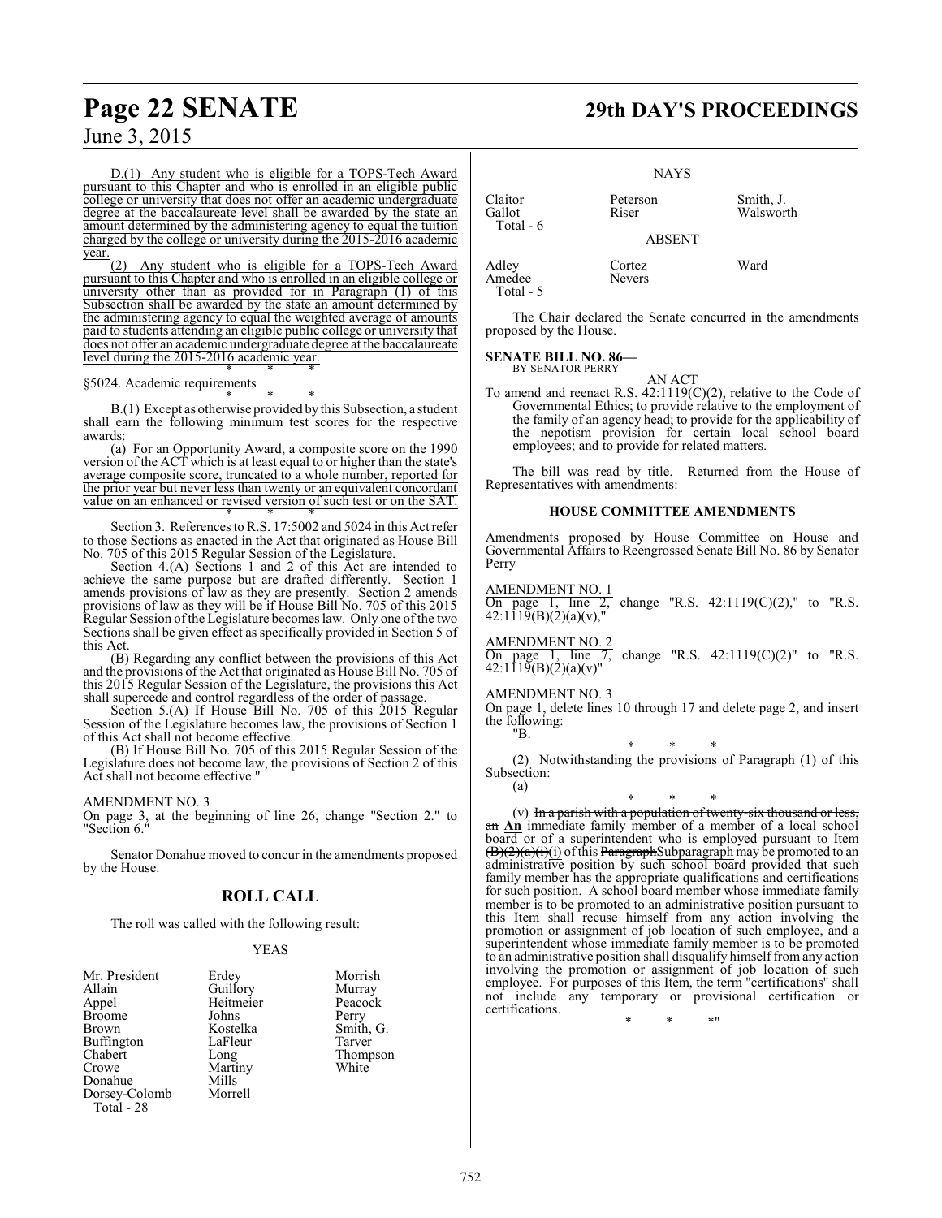D.(1) Any student who is eligible for a TOPS-Tech Award pursuant to this Chapter and who is enrolled in an eligible public college or university that does not offer an academic undergraduate degree at the baccalaureate level shall be awarded by the state an amount determined by the administering agency to equal the tuition charged by the college or university during the 2015-2016 academic year.

(2) Any student who is eligible for a TOPS-Tech Award pursuant to this Chapter and who is enrolled in an eligible college or university other than as provided for in Paragraph (1) of this Subsection shall be awarded by the state an amount determined by the administering agency to equal the weighted average of amounts paid to students attending an eligible public college or university that does not offer an academic undergraduate degree at the baccalaureate level during the 2015-2016 academic year.

\* \* \*

§5024. Academic requirements

\* \* \*

B.(1) Except as otherwise provided by this Subsection, a student shall earn the following minimum test scores for the respective awards:

(a) For an Opportunity Award, a composite score on the 1990 version of the ACT which is at least equal to or higher than the state's average composite score, truncated to a whole number, reported for the prior year but never less than twenty or an equivalent concordant value on an enhanced or revised version of such test or on the SAT.

\* \* \*

Section 3. References to R.S. 17:5002 and 5024 in this Act refer to those Sections as enacted in the Act that originated as House Bill No. 705 of this 2015 Regular Session of the Legislature.

Section 4.(A) Sections 1 and 2 of this Act are intended to achieve the same purpose but are drafted differently. Section 1 amends provisions of law as they are presently. Section 2 amends provisions of law as they will be if House Bill No. 705 of this 2015 Regular Session of the Legislature becomes law. Only one of the two Sections shall be given effect as specifically provided in Section 5 of this Act.

(B) Regarding any conflict between the provisions of this Act and the provisions of the Act that originated as House Bill No. 705 of this 2015 Regular Session of the Legislature, the provisions this Act shall supercede and control regardless of the order of passage.

Section 5.(A) If House Bill No. 705 of this 2015 Regular Session of the Legislature becomes law, the provisions of Section 1 of this Act shall not become effective.

(B) If House Bill No. 705 of this 2015 Regular Session of the Legislature does not become law, the provisions of Section 2 of this Act shall not become effective."

AMENDMENT NO. 3

On page 3, at the beginning of line 26, change "Section 2." to "Section 6."

Senator Donahue moved to concur in the amendments proposed by the House.

## ROLL CALL

The roll was called with the following result:

YEAS

| | | |
|---|---|---|
| Mr. President | Erdey | Morrish |
| Allain | Guillory | Murray |
| Appel | Heitmeier | Peacock |
| Broome | Johns | Perry |
| Brown | Kostelka | Smith, G. |
| Buffington | LaFleur | Tarver |
| Chabert | Long | Thompson |
| Crowe | Martiny | White |
| Donahue | Mills | |
| Dorsey-Colomb | Morrell | |

Total - 28

NAYS

| | | |
|---|---|---|
| Claitor | Peterson | Smith, J. |
| Gallot | Riser | Walsworth |

Total - 6

ABSENT

| | | |
|---|---|---|
| Adley | Cortez | Ward |
| Amedee | Nevers | |

Total - 5

The Chair declared the Senate concurred in the amendments proposed by the House.

**SENATE BILL NO. 86—**
BY SENATOR PERRY

AN ACT

To amend and reenact R.S. 42:1119(C)(2), relative to the Code of Governmental Ethics; to provide relative to the employment of the family of an agency head; to provide for the applicability of the nepotism provision for certain local school board employees; and to provide for related matters.

The bill was read by title. Returned from the House of Representatives with amendments:

### HOUSE COMMITTEE AMENDMENTS

Amendments proposed by House Committee on House and Governmental Affairs to Reengrossed Senate Bill No. 86 by Senator Perry

AMENDMENT NO. 1

On page 1, line 2, change "R.S. 42:1119(C)(2)," to "R.S. 42:1119(B)(2)(a)(v),"

AMENDMENT NO. 2

On page 1, line 7, change "R.S. 42:1119(C)(2)" to "R.S. 42:1119(B)(2)(a)(v)"

AMENDMENT NO. 3

On page 1, delete lines 10 through 17 and delete page 2, and insert the following:

"B.

\* \* \*

(2) Notwithstanding the provisions of Paragraph (1) of this Subsection:

(a)

\* \* \*

(v) ~~In a parish with a population of twenty-six thousand or less, an~~ **An** immediate family member of a member of a local school board or of a superintendent who is employed pursuant to Item ~~(B)(2)(a)(i)~~(i) of this ~~Paragraph~~Subparagraph may be promoted to an administrative position by such school board provided that such family member has the appropriate qualifications and certifications for such position. A school board member whose immediate family member is to be promoted to an administrative position pursuant to this Item shall recuse himself from any action involving the promotion or assignment of job location of such employee, and a superintendent whose immediate family member is to be promoted to an administrative position shall disqualify himself from any action involving the promotion or assignment of job location of such employee. For purposes of this Item, the term "certifications" shall not include any temporary or provisional certification or certifications.

\* \* \*"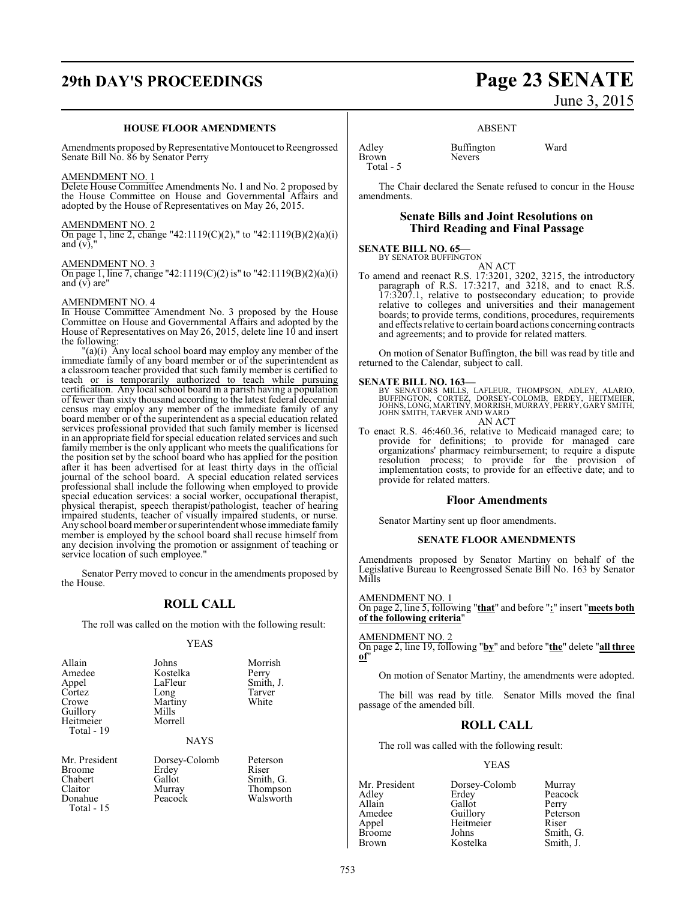### HOUSE FLOOR AMENDMENTS

Amendments proposed by Representative Montoucet to Reengrossed Senate Bill No. 86 by Senator Perry

AMENDMENT NO. 1

Delete House Committee Amendments No. 1 and No. 2 proposed by the House Committee on House and Governmental Affairs and adopted by the House of Representatives on May 26, 2015.

AMENDMENT NO. 2

On page 1, line 2, change "42:1119(C)(2)," to "42:1119(B)(2)(a)(i) and (v),"

AMENDMENT NO. 3

On page 1, line 7, change "42:1119(C)(2) is" to "42:1119(B)(2)(a)(i) and (v) are"

AMENDMENT NO. 4

In House Committee Amendment No. 3 proposed by the House Committee on House and Governmental Affairs and adopted by the House of Representatives on May 26, 2015, delete line 10 and insert the following:

"(a)(i) Any local school board may employ any member of the immediate family of any board member or of the superintendent as a classroom teacher provided that such family member is certified to teach or is temporarily authorized to teach while pursuing certification. Any local school board in a parish having a population of fewer than sixty thousand according to the latest federal decennial census may employ any member of the immediate family of any board member or of the superintendent as a special education related services professional provided that such family member is licensed in an appropriate field for special education related services and such family member is the only applicant who meets the qualifications for the position set by the school board who has applied for the position after it has been advertised for at least thirty days in the official journal of the school board. A special education related services professional shall include the following when employed to provide special education services: a social worker, occupational therapist, physical therapist, speech therapist/pathologist, teacher of hearing impaired students, teacher of visually impaired students, or nurse. Any school board member or superintendent whose immediate family member is employed by the school board shall recuse himself from any decision involving the promotion or assignment of teaching or service location of such employee."

Senator Perry moved to concur in the amendments proposed by the House.

## ROLL CALL

The roll was called on the motion with the following result:

YEAS

| | | |
|---|---|---|
| Allain | Johns | Morrish |
| Amedee | Kostelka | Perry |
| Appel | LaFleur | Smith, J. |
| Cortez | Long | Tarver |
| Crowe | Martiny | White |
| Guillory | Mills | |
| Heitmeier | Morrell | |
| Total - 19 | | |

NAYS

| | | |
|---|---|---|
| Mr. President | Dorsey-Colomb | Peterson |
| Broome | Erdey | Riser |
| Chabert | Gallot | Smith, G. |
| Claitor | Murray | Thompson |
| Donahue | Peacock | Walsworth |
| Total - 15 | | |

ABSENT

| | | |
|---|---|---|
| Adley | Buffington | Ward |
| Brown | Nevers | |
| Total - 5 | | |

The Chair declared the Senate refused to concur in the House amendments.

## Senate Bills and Joint Resolutions on Third Reading and Final Passage

**SENATE BILL NO. 65—**
BY SENATOR BUFFINGTON

AN ACT

To amend and reenact R.S. 17:3201, 3202, 3215, the introductory paragraph of R.S. 17:3217, and 3218, and to enact R.S. 17:3207.1, relative to postsecondary education; to provide relative to colleges and universities and their management boards; to provide terms, conditions, procedures, requirements and effects relative to certain board actions concerning contracts and agreements; and to provide for related matters.

On motion of Senator Buffington, the bill was read by title and returned to the Calendar, subject to call.

**SENATE BILL NO. 163—**
BY SENATORS MILLS, LAFLEUR, THOMPSON, ADLEY, ALARIO, BUFFINGTON, CORTEZ, DORSEY-COLOMB, ERDEY, HEITMEIER, JOHNS, LONG, MARTINY, MORRISH, MURRAY, PERRY, GARY SMITH, JOHN SMITH, TARVER AND WARD

AN ACT

To enact R.S. 46:460.36, relative to Medicaid managed care; to provide for definitions; to provide for managed care organizations' pharmacy reimbursement; to require a dispute resolution process; to provide for the provision of implementation costs; to provide for an effective date; and to provide for related matters.

## Floor Amendments

Senator Martiny sent up floor amendments.

### SENATE FLOOR AMENDMENTS

Amendments proposed by Senator Martiny on behalf of the Legislative Bureau to Reengrossed Senate Bill No. 163 by Senator Mills

AMENDMENT NO. 1

On page 2, line 5, following "**that**" and before "**:**" insert "**meets both of the following criteria**"

AMENDMENT NO. 2

On page 2, line 19, following "**by**" and before "**the**" delete "**all three of**"

On motion of Senator Martiny, the amendments were adopted.

The bill was read by title. Senator Mills moved the final passage of the amended bill.

## ROLL CALL

The roll was called with the following result:

YEAS

| | | |
|---|---|---|
| Mr. President | Dorsey-Colomb | Murray |
| Adley | Erdey | Peacock |
| Allain | Gallot | Perry |
| Amedee | Guillory | Peterson |
| Appel | Heitmeier | Riser |
| Broome | Johns | Smith, G. |
| Brown | Kostelka | Smith, J. |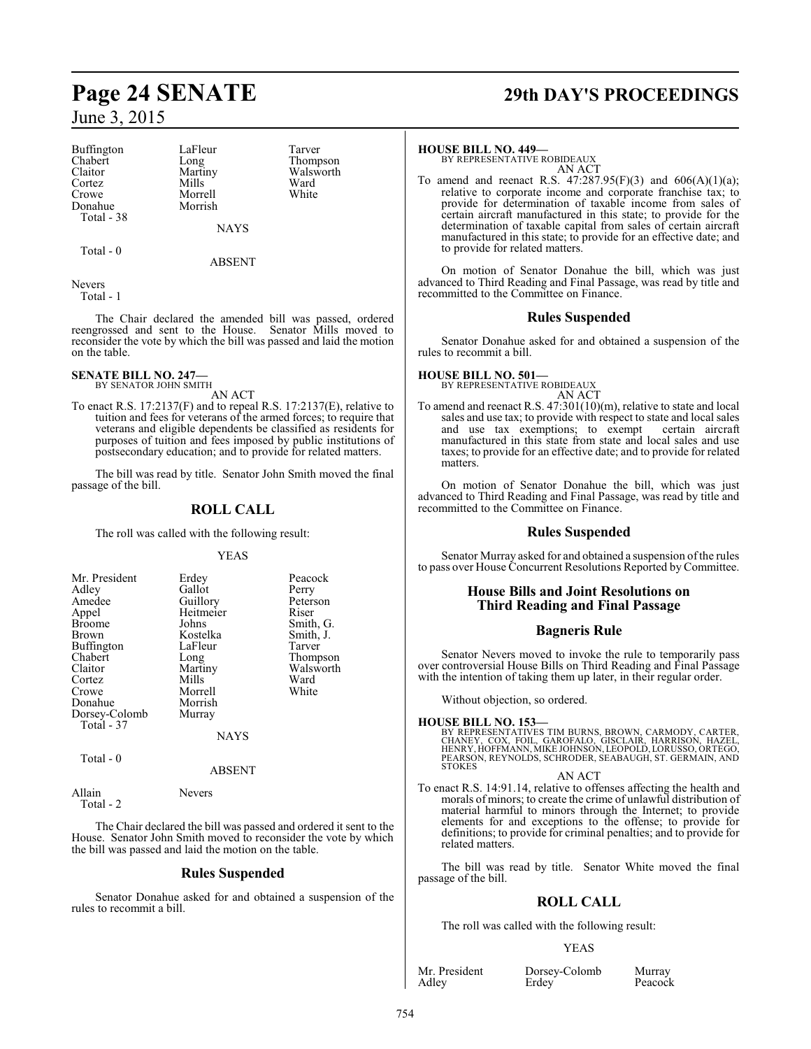| | | |
|---|---|---|
| Buffington | LaFleur | Tarver |
| Chabert | Long | Thompson |
| Claitor | Martiny | Walsworth |
| Cortez | Mills | Ward |
| Crowe | Morrell | White |
| Donahue | Morrish | |
| Total - 38 | | |

NAYS

Total - 0

ABSENT

Nevers
Total - 1

The Chair declared the amended bill was passed, ordered reengrossed and sent to the House. Senator Mills moved to reconsider the vote by which the bill was passed and laid the motion on the table.

**SENATE BILL NO. 247—**
BY SENATOR JOHN SMITH

AN ACT

To enact R.S. 17:2137(F) and to repeal R.S. 17:2137(E), relative to tuition and fees for veterans of the armed forces; to require that veterans and eligible dependents be classified as residents for purposes of tuition and fees imposed by public institutions of postsecondary education; and to provide for related matters.

The bill was read by title. Senator John Smith moved the final passage of the bill.

## ROLL CALL

The roll was called with the following result:

YEAS

| | | |
|---|---|---|
| Mr. President | Erdey | Peacock |
| Adley | Gallot | Perry |
| Amedee | Guillory | Peterson |
| Appel | Heitmeier | Riser |
| Broome | Johns | Smith, G. |
| Brown | Kostelka | Smith, J. |
| Buffington | LaFleur | Tarver |
| Chabert | Long | Thompson |
| Claitor | Martiny | Walsworth |
| Cortez | Mills | Ward |
| Crowe | Morrell | White |
| Donahue | Morrish | |
| Dorsey-Colomb | Murray | |
| Total - 37 | | |

NAYS

Total - 0

ABSENT

Allain Nevers
Total - 2

The Chair declared the bill was passed and ordered it sent to the House. Senator John Smith moved to reconsider the vote by which the bill was passed and laid the motion on the table.

## Rules Suspended

Senator Donahue asked for and obtained a suspension of the rules to recommit a bill.

**HOUSE BILL NO. 449—**
BY REPRESENTATIVE ROBIDEAUX

AN ACT

To amend and reenact R.S. 47:287.95(F)(3) and 606(A)(1)(a); relative to corporate income and corporate franchise tax; to provide for determination of taxable income from sales of certain aircraft manufactured in this state; to provide for the determination of taxable capital from sales of certain aircraft manufactured in this state; to provide for an effective date; and to provide for related matters.

On motion of Senator Donahue the bill, which was just advanced to Third Reading and Final Passage, was read by title and recommitted to the Committee on Finance.

## Rules Suspended

Senator Donahue asked for and obtained a suspension of the rules to recommit a bill.

**HOUSE BILL NO. 501—**
BY REPRESENTATIVE ROBIDEAUX

AN ACT

To amend and reenact R.S. 47:301(10)(m), relative to state and local sales and use tax; to provide with respect to state and local sales and use tax exemptions; to exempt certain aircraft manufactured in this state from state and local sales and use taxes; to provide for an effective date; and to provide for related matters.

On motion of Senator Donahue the bill, which was just advanced to Third Reading and Final Passage, was read by title and recommitted to the Committee on Finance.

## Rules Suspended

Senator Murray asked for and obtained a suspension of the rules to pass over House Concurrent Resolutions Reported by Committee.

## House Bills and Joint Resolutions on Third Reading and Final Passage

## Bagneris Rule

Senator Nevers moved to invoke the rule to temporarily pass over controversial House Bills on Third Reading and Final Passage with the intention of taking them up later, in their regular order.

Without objection, so ordered.

**HOUSE BILL NO. 153—**
BY REPRESENTATIVES TIM BURNS, BROWN, CARMODY, CARTER, CHANEY, COX, FOIL, GAROFALO, GISCLAIR, HARRISON, HAZEL, HENRY, HOFFMANN, MIKE JOHNSON, LEOPOLD, LORUSSO, ORTEGO, PEARSON, REYNOLDS, SCHRODER, SEABAUGH, ST. GERMAIN, AND STOKES

AN ACT

To enact R.S. 14:91.14, relative to offenses affecting the health and morals of minors; to create the crime of unlawful distribution of material harmful to minors through the Internet; to provide elements for and exceptions to the offense; to provide for definitions; to provide for criminal penalties; and to provide for related matters.

The bill was read by title. Senator White moved the final passage of the bill.

## ROLL CALL

The roll was called with the following result:

YEAS

| | | |
|---|---|---|
| Mr. President | Dorsey-Colomb | Murray |
| Adley | Erdey | Peacock |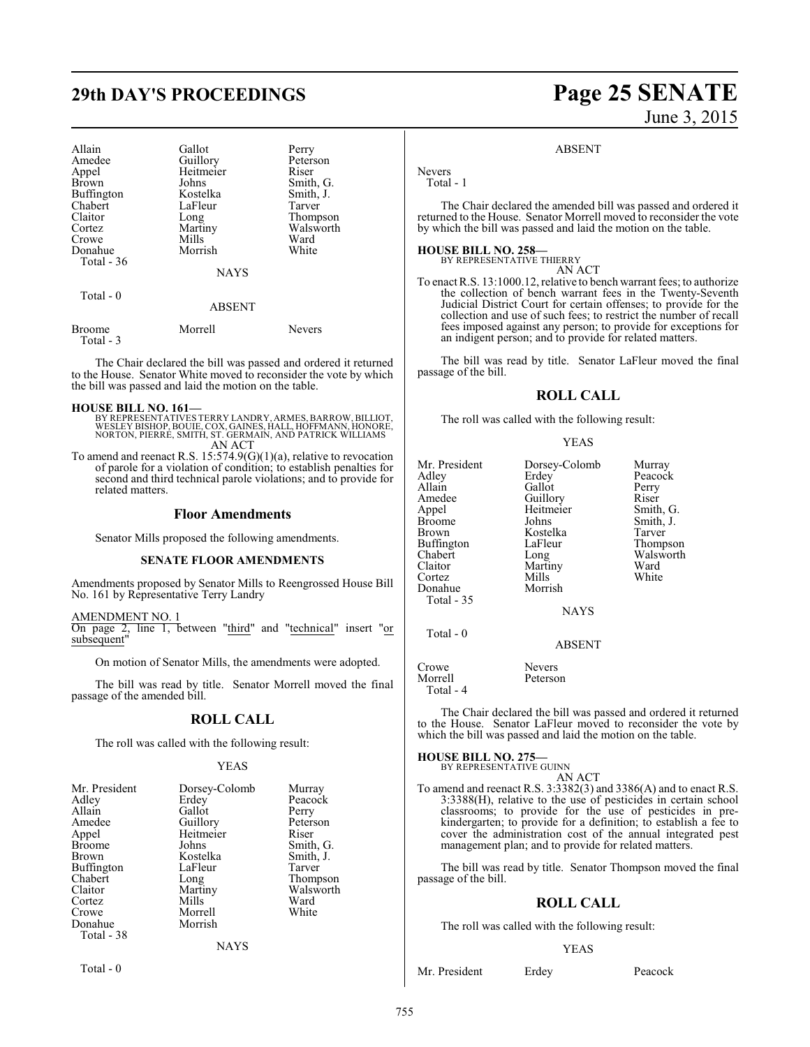| Allain | Gallot | Perry |
|---|---|---|
| Amedee | Guillory | Peterson |
| Appel | Heitmeier | Riser |
| Brown | Johns | Smith, G. |
| Buffington | Kostelka | Smith, J. |
| Chabert | LaFleur | Tarver |
| Claitor | Long | Thompson |
| Cortez | Martiny | Walsworth |
| Crowe | Mills | Ward |
| Donahue | Morrish | White |

Total - 36

NAYS

Total - 0

ABSENT

| Broome | Morrell | Nevers |
|---|---|---|

Total - 3

The Chair declared the bill was passed and ordered it returned to the House. Senator White moved to reconsider the vote by which the bill was passed and laid the motion on the table.

**HOUSE BILL NO. 161—**
BY REPRESENTATIVES TERRY LANDRY, ARMES, BARROW, BILLIOT, WESLEY BISHOP, BOUIE, COX, GAINES, HALL, HOFFMANN, HONORE, NORTON, PIERRE, SMITH, ST. GERMAIN, AND PATRICK WILLIAMS
AN ACT

To amend and reenact R.S. 15:574.9(G)(1)(a), relative to revocation of parole for a violation of condition; to establish penalties for second and third technical parole violations; and to provide for related matters.

## Floor Amendments

Senator Mills proposed the following amendments.

### SENATE FLOOR AMENDMENTS

Amendments proposed by Senator Mills to Reengrossed House Bill No. 161 by Representative Terry Landry

AMENDMENT NO. 1
On page 2, line 1, between "third" and "technical" insert "or subsequent"

On motion of Senator Mills, the amendments were adopted.

The bill was read by title. Senator Morrell moved the final passage of the amended bill.

## ROLL CALL

The roll was called with the following result:

YEAS

| Mr. President | Dorsey-Colomb | Murray |
|---|---|---|
| Adley | Erdey | Peacock |
| Allain | Gallot | Perry |
| Amedee | Guillory | Peterson |
| Appel | Heitmeier | Riser |
| Broome | Johns | Smith, G. |
| Brown | Kostelka | Smith, J. |
| Buffington | LaFleur | Tarver |
| Chabert | Long | Thompson |
| Claitor | Martiny | Walsworth |
| Cortez | Mills | Ward |
| Crowe | Morrell | White |
| Donahue | Morrish | |

Total - 38

NAYS

Total - 0

ABSENT

Nevers

Total - 1

The Chair declared the amended bill was passed and ordered it returned to the House. Senator Morrell moved to reconsider the vote by which the bill was passed and laid the motion on the table.

**HOUSE BILL NO. 258—**
BY REPRESENTATIVE THIERRY
AN ACT

To enact R.S. 13:1000.12, relative to bench warrant fees; to authorize the collection of bench warrant fees in the Twenty-Seventh Judicial District Court for certain offenses; to provide for the collection and use of such fees; to restrict the number of recall fees imposed against any person; to provide for exceptions for an indigent person; and to provide for related matters.

The bill was read by title. Senator LaFleur moved the final passage of the bill.

## ROLL CALL

The roll was called with the following result:

YEAS

| Mr. President | Dorsey-Colomb | Murray |
|---|---|---|
| Adley | Erdey | Peacock |
| Allain | Gallot | Perry |
| Amedee | Guillory | Riser |
| Appel | Heitmeier | Smith, G. |
| Broome | Johns | Smith, J. |
| Brown | Kostelka | Tarver |
| Buffington | LaFleur | Thompson |
| Chabert | Long | Walsworth |
| Claitor | Martiny | Ward |
| Cortez | Mills | White |
| Donahue | Morrish | |

Total - 35

NAYS

Total - 0

ABSENT

| Crowe | Nevers |
|---|---|
| Morrell | Peterson |

Total - 4

The Chair declared the bill was passed and ordered it returned to the House. Senator LaFleur moved to reconsider the vote by which the bill was passed and laid the motion on the table.

**HOUSE BILL NO. 275—**
BY REPRESENTATIVE GUINN
AN ACT

To amend and reenact R.S. 3:3382(3) and 3386(A) and to enact R.S. 3:3388(H), relative to the use of pesticides in certain school classrooms; to provide for the use of pesticides in pre-kindergarten; to provide for a definition; to establish a fee to cover the administration cost of the annual integrated pest management plan; and to provide for related matters.

The bill was read by title. Senator Thompson moved the final passage of the bill.

## ROLL CALL

The roll was called with the following result:

YEAS

| Mr. President | Erdey | Peacock |
|---|---|---|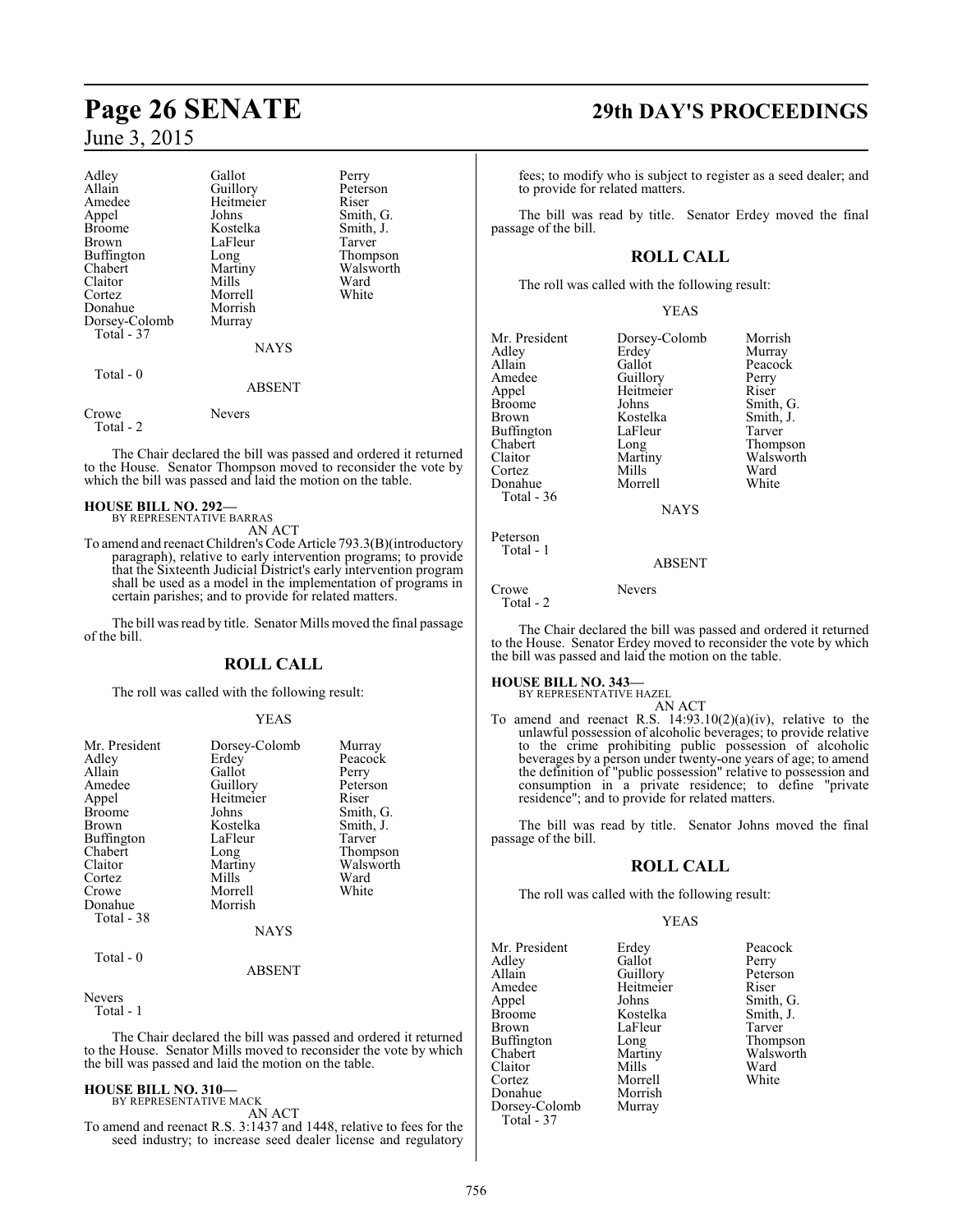| | | |
|---|---|---|
| Adley | Gallot | Perry |
| Allain | Guillory | Peterson |
| Amedee | Heitmeier | Riser |
| Appel | Johns | Smith, G. |
| Broome | Kostelka | Smith, J. |
| Brown | LaFleur | Tarver |
| Buffington | Long | Thompson |
| Chabert | Martiny | Walsworth |
| Claitor | Mills | Ward |
| Cortez | Morrell | White |
| Donahue | Morrish | |
| Dorsey-Colomb | Murray | |

Total - 37

NAYS

Total - 0

ABSENT

| | |
|---|---|
| Crowe | Nevers |

Total - 2

The Chair declared the bill was passed and ordered it returned to the House. Senator Thompson moved to reconsider the vote by which the bill was passed and laid the motion on the table.

**HOUSE BILL NO. 292—**
BY REPRESENTATIVE BARRAS

AN ACT

To amend and reenact Children's Code Article 793.3(B)(introductory paragraph), relative to early intervention programs; to provide that the Sixteenth Judicial District's early intervention program shall be used as a model in the implementation of programs in certain parishes; and to provide for related matters.

The bill was read by title. Senator Mills moved the final passage of the bill.

## ROLL CALL

The roll was called with the following result:

YEAS

| | | |
|---|---|---|
| Mr. President | Dorsey-Colomb | Murray |
| Adley | Erdey | Peacock |
| Allain | Gallot | Perry |
| Amedee | Guillory | Peterson |
| Appel | Heitmeier | Riser |
| Broome | Johns | Smith, G. |
| Brown | Kostelka | Smith, J. |
| Buffington | LaFleur | Tarver |
| Chabert | Long | Thompson |
| Claitor | Martiny | Walsworth |
| Cortez | Mills | Ward |
| Crowe | Morrell | White |
| Donahue | Morrish | |

Total - 38

NAYS

Total - 0

ABSENT

Nevers

Total - 1

The Chair declared the bill was passed and ordered it returned to the House. Senator Mills moved to reconsider the vote by which the bill was passed and laid the motion on the table.

**HOUSE BILL NO. 310—**
BY REPRESENTATIVE MACK

AN ACT

To amend and reenact R.S. 3:1437 and 1448, relative to fees for the seed industry; to increase seed dealer license and regulatory fees; to modify who is subject to register as a seed dealer; and to provide for related matters.

The bill was read by title. Senator Erdey moved the final passage of the bill.

## ROLL CALL

The roll was called with the following result:

YEAS

| | | |
|---|---|---|
| Mr. President | Dorsey-Colomb | Morrish |
| Adley | Erdey | Murray |
| Allain | Gallot | Peacock |
| Amedee | Guillory | Perry |
| Appel | Heitmeier | Riser |
| Broome | Johns | Smith, G. |
| Brown | Kostelka | Smith, J. |
| Buffington | LaFleur | Tarver |
| Chabert | Long | Thompson |
| Claitor | Martiny | Walsworth |
| Cortez | Mills | Ward |
| Donahue | Morrell | White |

Total - 36

NAYS

Peterson

Total - 1

ABSENT

| | |
|---|---|
| Crowe | Nevers |

Total - 2

The Chair declared the bill was passed and ordered it returned to the House. Senator Erdey moved to reconsider the vote by which the bill was passed and laid the motion on the table.

**HOUSE BILL NO. 343—**
BY REPRESENTATIVE HAZEL

AN ACT

To amend and reenact R.S. 14:93.10(2)(a)(iv), relative to the unlawful possession of alcoholic beverages; to provide relative to the crime prohibiting public possession of alcoholic beverages by a person under twenty-one years of age; to amend the definition of "public possession" relative to possession and consumption in a private residence; to define "private residence"; and to provide for related matters.

The bill was read by title. Senator Johns moved the final passage of the bill.

## ROLL CALL

The roll was called with the following result:

YEAS

| | | |
|---|---|---|
| Mr. President | Erdey | Peacock |
| Adley | Gallot | Perry |
| Allain | Guillory | Peterson |
| Amedee | Heitmeier | Riser |
| Appel | Johns | Smith, G. |
| Broome | Kostelka | Smith, J. |
| Brown | LaFleur | Tarver |
| Buffington | Long | Thompson |
| Chabert | Martiny | Walsworth |
| Claitor | Mills | Ward |
| Cortez | Morrell | White |
| Donahue | Morrish | |
| Dorsey-Colomb | Murray | |

Total - 37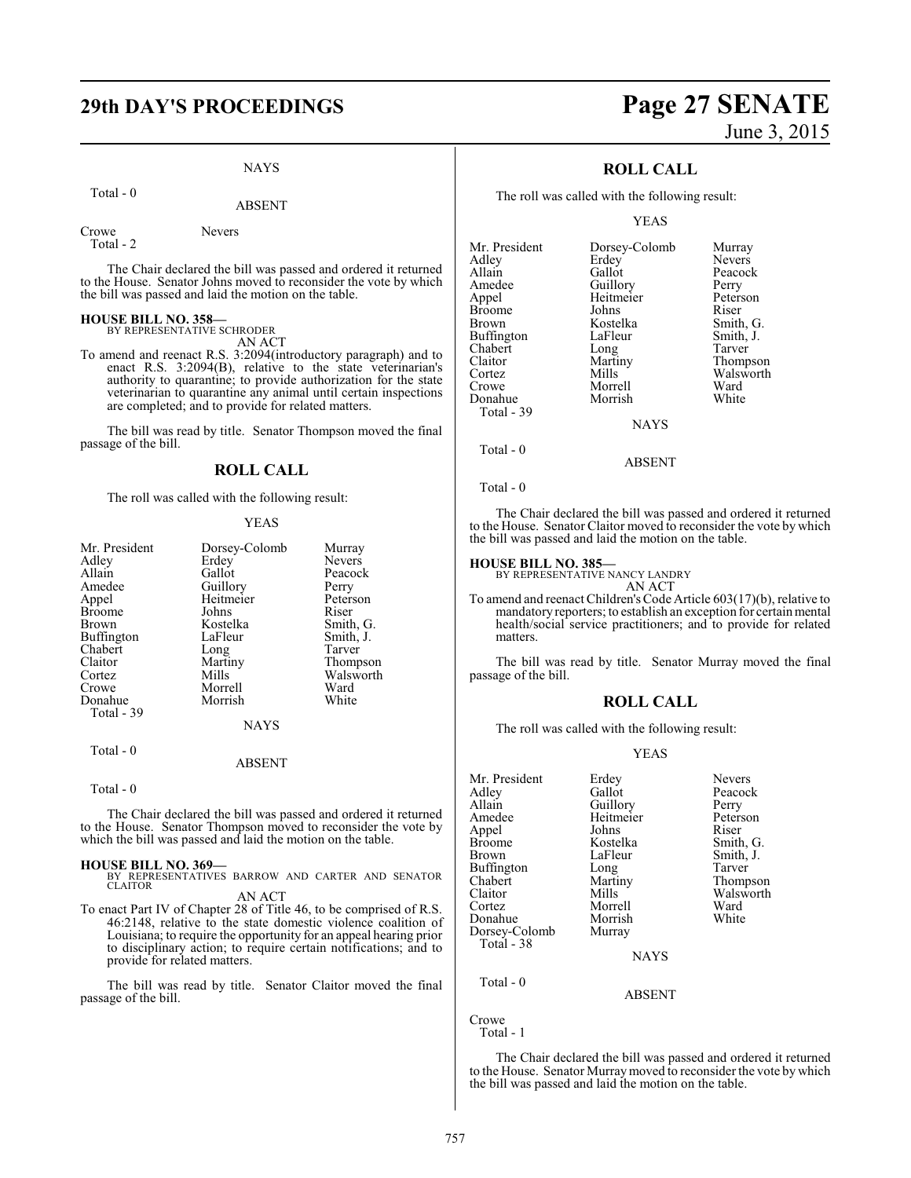NAYS

Total - 0

ABSENT

| | |
|---|---|
| Crowe | Nevers |

Total - 2

The Chair declared the bill was passed and ordered it returned to the House. Senator Johns moved to reconsider the vote by which the bill was passed and laid the motion on the table.

**HOUSE BILL NO. 358—**
BY REPRESENTATIVE SCHRODER
AN ACT
To amend and reenact R.S. 3:2094(introductory paragraph) and to enact R.S. 3:2094(B), relative to the state veterinarian's authority to quarantine; to provide authorization for the state veterinarian to quarantine any animal until certain inspections are completed; and to provide for related matters.

The bill was read by title. Senator Thompson moved the final passage of the bill.

## ROLL CALL

The roll was called with the following result:

YEAS

| | | |
|---|---|---|
| Mr. President | Dorsey-Colomb | Murray |
| Adley | Erdey | Nevers |
| Allain | Gallot | Peacock |
| Amedee | Guillory | Perry |
| Appel | Heitmeier | Peterson |
| Broome | Johns | Riser |
| Brown | Kostelka | Smith, G. |
| Buffington | LaFleur | Smith, J. |
| Chabert | Long | Tarver |
| Claitor | Martiny | Thompson |
| Cortez | Mills | Walsworth |
| Crowe | Morrell | Ward |
| Donahue | Morrish | White |

Total - 39

NAYS

Total - 0

ABSENT

Total - 0

The Chair declared the bill was passed and ordered it returned to the House. Senator Thompson moved to reconsider the vote by which the bill was passed and laid the motion on the table.

**HOUSE BILL NO. 369—**
BY REPRESENTATIVES BARROW AND CARTER AND SENATOR CLAITOR
AN ACT
To enact Part IV of Chapter 28 of Title 46, to be comprised of R.S. 46:2148, relative to the state domestic violence coalition of Louisiana; to require the opportunity for an appeal hearing prior to disciplinary action; to require certain notifications; and to provide for related matters.

The bill was read by title. Senator Claitor moved the final passage of the bill.

## ROLL CALL

The roll was called with the following result:

YEAS

| | | |
|---|---|---|
| Mr. President | Dorsey-Colomb | Murray |
| Adley | Erdey | Nevers |
| Allain | Gallot | Peacock |
| Amedee | Guillory | Perry |
| Appel | Heitmeier | Peterson |
| Broome | Johns | Riser |
| Brown | Kostelka | Smith, G. |
| Buffington | LaFleur | Smith, J. |
| Chabert | Long | Tarver |
| Claitor | Martiny | Thompson |
| Cortez | Mills | Walsworth |
| Crowe | Morrell | Ward |
| Donahue | Morrish | White |

Total - 39

NAYS

Total - 0

ABSENT

Total - 0

The Chair declared the bill was passed and ordered it returned to the House. Senator Claitor moved to reconsider the vote by which the bill was passed and laid the motion on the table.

**HOUSE BILL NO. 385—**
BY REPRESENTATIVE NANCY LANDRY
AN ACT
To amend and reenact Children's Code Article 603(17)(b), relative to mandatory reporters; to establish an exception for certain mental health/social service practitioners; and to provide for related matters.

The bill was read by title. Senator Murray moved the final passage of the bill.

## ROLL CALL

The roll was called with the following result:

YEAS

| | | |
|---|---|---|
| Mr. President | Erdey | Nevers |
| Adley | Gallot | Peacock |
| Allain | Guillory | Perry |
| Amedee | Heitmeier | Peterson |
| Appel | Johns | Riser |
| Broome | Kostelka | Smith, G. |
| Brown | LaFleur | Smith, J. |
| Buffington | Long | Tarver |
| Chabert | Martiny | Thompson |
| Claitor | Mills | Walsworth |
| Cortez | Morrell | Ward |
| Donahue | Morrish | White |
| Dorsey-Colomb | Murray | |

Total - 38

NAYS

Total - 0

ABSENT

Crowe

Total - 1

The Chair declared the bill was passed and ordered it returned to the House. Senator Murray moved to reconsider the vote by which the bill was passed and laid the motion on the table.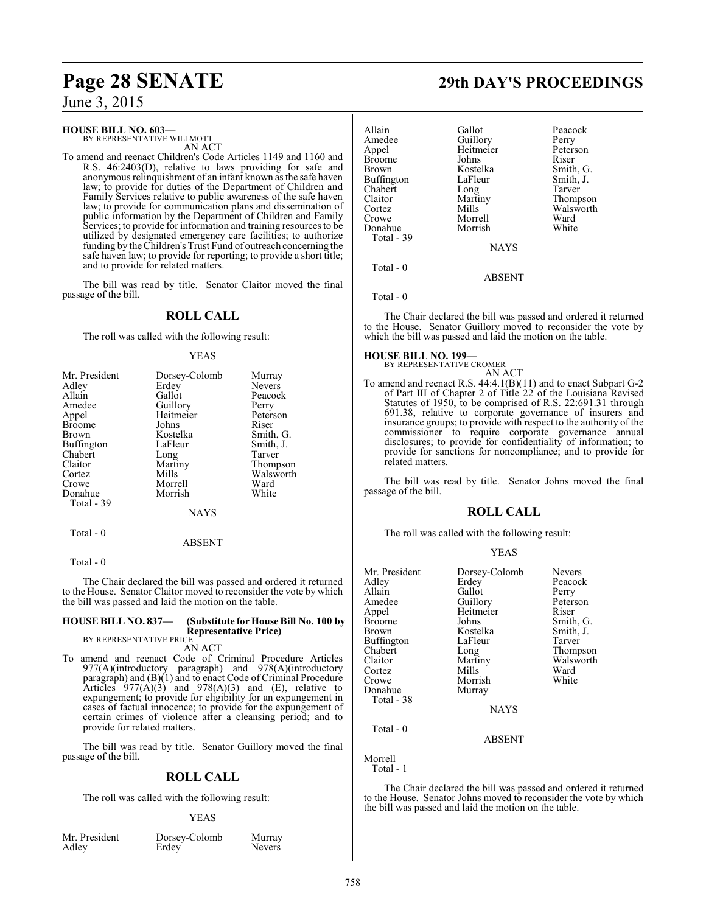June 3, 2015

**HOUSE BILL NO. 603—**
BY REPRESENTATIVE WILLMOTT
AN ACT

To amend and reenact Children's Code Articles 1149 and 1160 and R.S. 46:2403(D), relative to laws providing for safe and anonymous relinquishment of an infant known as the safe haven law; to provide for duties of the Department of Children and Family Services relative to public awareness of the safe haven law; to provide for communication plans and dissemination of public information by the Department of Children and Family Services; to provide for information and training resources to be utilized by designated emergency care facilities; to authorize funding by the Children's Trust Fund of outreach concerning the safe haven law; to provide for reporting; to provide a short title; and to provide for related matters.

The bill was read by title. Senator Claitor moved the final passage of the bill.

## ROLL CALL

The roll was called with the following result:

YEAS

| | | |
|---|---|---|
| Mr. President | Dorsey-Colomb | Murray |
| Adley | Erdey | Nevers |
| Allain | Gallot | Peacock |
| Amedee | Guillory | Perry |
| Appel | Heitmeier | Peterson |
| Broome | Johns | Riser |
| Brown | Kostelka | Smith, G. |
| Buffington | LaFleur | Smith, J. |
| Chabert | Long | Tarver |
| Claitor | Martiny | Thompson |
| Cortez | Mills | Walsworth |
| Crowe | Morrell | Ward |
| Donahue | Morrish | White |

Total - 39

NAYS

Total - 0

ABSENT

Total - 0

The Chair declared the bill was passed and ordered it returned to the House. Senator Claitor moved to reconsider the vote by which the bill was passed and laid the motion on the table.

**HOUSE BILL NO. 837— (Substitute for House Bill No. 100 by Representative Price)**
BY REPRESENTATIVE PRICE
AN ACT

To amend and reenact Code of Criminal Procedure Articles 977(A)(introductory paragraph) and 978(A)(introductory paragraph) and (B)(1) and to enact Code of Criminal Procedure Articles 977(A)(3) and 978(A)(3) and (E), relative to expungement; to provide for eligibility for an expungement in cases of factual innocence; to provide for the expungement of certain crimes of violence after a cleansing period; and to provide for related matters.

The bill was read by title. Senator Guillory moved the final passage of the bill.

## ROLL CALL

The roll was called with the following result:

YEAS

| | | |
|---|---|---|
| Mr. President | Dorsey-Colomb | Murray |
| Adley | Erdey | Nevers |
| Allain | Gallot | Peacock |
| Amedee | Guillory | Perry |
| Appel | Heitmeier | Peterson |
| Broome | Johns | Riser |
| Brown | Kostelka | Smith, G. |
| Buffington | LaFleur | Smith, J. |
| Chabert | Long | Tarver |
| Claitor | Martiny | Thompson |
| Cortez | Mills | Walsworth |
| Crowe | Morrell | Ward |
| Donahue | Morrish | White |

Total - 39

NAYS

Total - 0

ABSENT

Total - 0

The Chair declared the bill was passed and ordered it returned to the House. Senator Guillory moved to reconsider the vote by which the bill was passed and laid the motion on the table.

**HOUSE BILL NO. 199—**
BY REPRESENTATIVE CROMER
AN ACT

To amend and reenact R.S. 44:4.1(B)(11) and to enact Subpart G-2 of Part III of Chapter 2 of Title 22 of the Louisiana Revised Statutes of 1950, to be comprised of R.S. 22:691.31 through 691.38, relative to corporate governance of insurers and insurance groups; to provide with respect to the authority of the commissioner to require corporate governance annual disclosures; to provide for confidentiality of information; to provide for sanctions for noncompliance; and to provide for related matters.

The bill was read by title. Senator Johns moved the final passage of the bill.

## ROLL CALL

The roll was called with the following result:

YEAS

| | | |
|---|---|---|
| Mr. President | Dorsey-Colomb | Nevers |
| Adley | Erdey | Peacock |
| Allain | Gallot | Perry |
| Amedee | Guillory | Peterson |
| Appel | Heitmeier | Riser |
| Broome | Johns | Smith, G. |
| Brown | Kostelka | Smith, J. |
| Buffington | LaFleur | Tarver |
| Chabert | Long | Thompson |
| Claitor | Martiny | Walsworth |
| Cortez | Mills | Ward |
| Crowe | Morrish | White |
| Donahue | Murray | |

Total - 38

NAYS

Total - 0

ABSENT

Morrell

Total - 1

The Chair declared the bill was passed and ordered it returned to the House. Senator Johns moved to reconsider the vote by which the bill was passed and laid the motion on the table.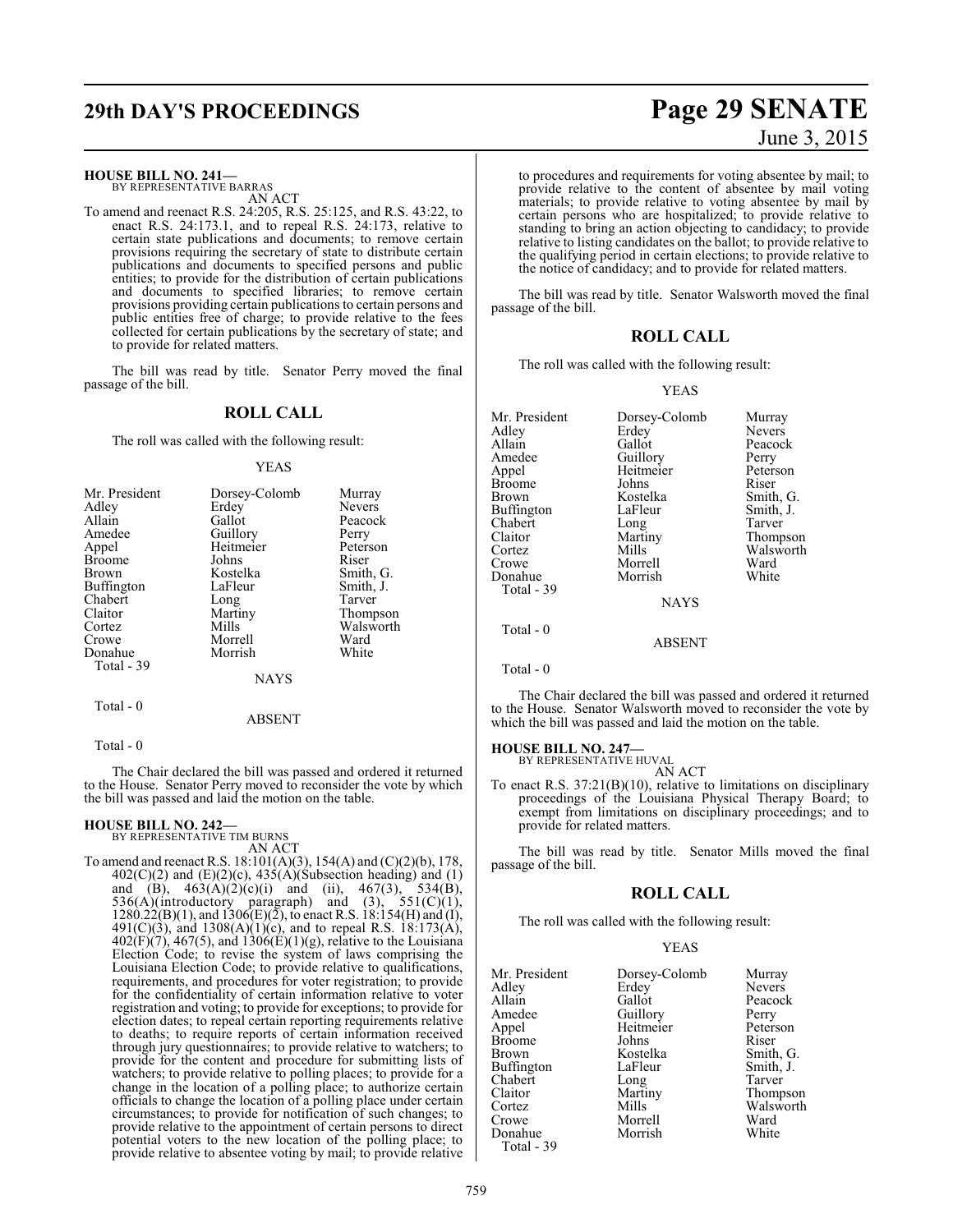**HOUSE BILL NO. 241—**
BY REPRESENTATIVE BARRAS

AN ACT

To amend and reenact R.S. 24:205, R.S. 25:125, and R.S. 43:22, to enact R.S. 24:173.1, and to repeal R.S. 24:173, relative to certain state publications and documents; to remove certain provisions requiring the secretary of state to distribute certain publications and documents to specified persons and public entities; to provide for the distribution of certain publications and documents to specified libraries; to remove certain provisions providing certain publications to certain persons and public entities free of charge; to provide relative to the fees collected for certain publications by the secretary of state; and to provide for related matters.

The bill was read by title. Senator Perry moved the final passage of the bill.

## ROLL CALL

The roll was called with the following result:

YEAS

| | | |
|---|---|---|
| Mr. President | Dorsey-Colomb | Murray |
| Adley | Erdey | Nevers |
| Allain | Gallot | Peacock |
| Amedee | Guillory | Perry |
| Appel | Heitmeier | Peterson |
| Broome | Johns | Riser |
| Brown | Kostelka | Smith, G. |
| Buffington | LaFleur | Smith, J. |
| Chabert | Long | Tarver |
| Claitor | Martiny | Thompson |
| Cortez | Mills | Walsworth |
| Crowe | Morrell | Ward |
| Donahue | Morrish | White |

Total - 39

NAYS

Total - 0

ABSENT

Total - 0

The Chair declared the bill was passed and ordered it returned to the House. Senator Perry moved to reconsider the vote by which the bill was passed and laid the motion on the table.

**HOUSE BILL NO. 242—**
BY REPRESENTATIVE TIM BURNS

AN ACT

To amend and reenact R.S. 18:101(A)(3), 154(A) and (C)(2)(b), 178, 402(C)(2) and (E)(2)(c), 435(A)(Subsection heading) and (1) and (B), 463(A)(2)(c)(i) and (ii), 467(3), 534(B), 536(A)(introductory paragraph) and (3), 551(C)(1), 1280.22(B)(1), and 1306(E)(2), to enact R.S. 18:154(H) and (I), 491(C)(3), and 1308(A)(1)(c), and to repeal R.S. 18:173(A), 402(F)(7), 467(5), and 1306(E)(1)(g), relative to the Louisiana Election Code; to revise the system of laws comprising the Louisiana Election Code; to provide relative to qualifications, requirements, and procedures for voter registration; to provide for the confidentiality of certain information relative to voter registration and voting; to provide for exceptions; to provide for election dates; to repeal certain reporting requirements relative to deaths; to require reports of certain information received through jury questionnaires; to provide relative to watchers; to provide for the content and procedure for submitting lists of watchers; to provide relative to polling places; to provide for a change in the location of a polling place; to authorize certain officials to change the location of a polling place under certain circumstances; to provide for notification of such changes; to provide relative to the appointment of certain persons to direct potential voters to the new location of the polling place; to provide relative to absentee voting by mail; to provide relative to procedures and requirements for voting absentee by mail; to provide relative to the content of absentee by mail voting materials; to provide relative to voting absentee by mail by certain persons who are hospitalized; to provide relative to standing to bring an action objecting to candidacy; to provide relative to listing candidates on the ballot; to provide relative to the qualifying period in certain elections; to provide relative to the notice of candidacy; and to provide for related matters.

The bill was read by title. Senator Walsworth moved the final passage of the bill.

## ROLL CALL

The roll was called with the following result:

YEAS

| | | |
|---|---|---|
| Mr. President | Dorsey-Colomb | Murray |
| Adley | Erdey | Nevers |
| Allain | Gallot | Peacock |
| Amedee | Guillory | Perry |
| Appel | Heitmeier | Peterson |
| Broome | Johns | Riser |
| Brown | Kostelka | Smith, G. |
| Buffington | LaFleur | Smith, J. |
| Chabert | Long | Tarver |
| Claitor | Martiny | Thompson |
| Cortez | Mills | Walsworth |
| Crowe | Morrell | Ward |
| Donahue | Morrish | White |

Total - 39

NAYS

Total - 0

ABSENT

Total - 0

The Chair declared the bill was passed and ordered it returned to the House. Senator Walsworth moved to reconsider the vote by which the bill was passed and laid the motion on the table.

**HOUSE BILL NO. 247—**
BY REPRESENTATIVE HUVAL

AN ACT

To enact R.S. 37:21(B)(10), relative to limitations on disciplinary proceedings of the Louisiana Physical Therapy Board; to exempt from limitations on disciplinary proceedings; and to provide for related matters.

The bill was read by title. Senator Mills moved the final passage of the bill.

## ROLL CALL

The roll was called with the following result:

YEAS

| | | |
|---|---|---|
| Mr. President | Dorsey-Colomb | Murray |
| Adley | Erdey | Nevers |
| Allain | Gallot | Peacock |
| Amedee | Guillory | Perry |
| Appel | Heitmeier | Peterson |
| Broome | Johns | Riser |
| Brown | Kostelka | Smith, G. |
| Buffington | LaFleur | Smith, J. |
| Chabert | Long | Tarver |
| Claitor | Martiny | Thompson |
| Cortez | Mills | Walsworth |
| Crowe | Morrell | Ward |
| Donahue | Morrish | White |

Total - 39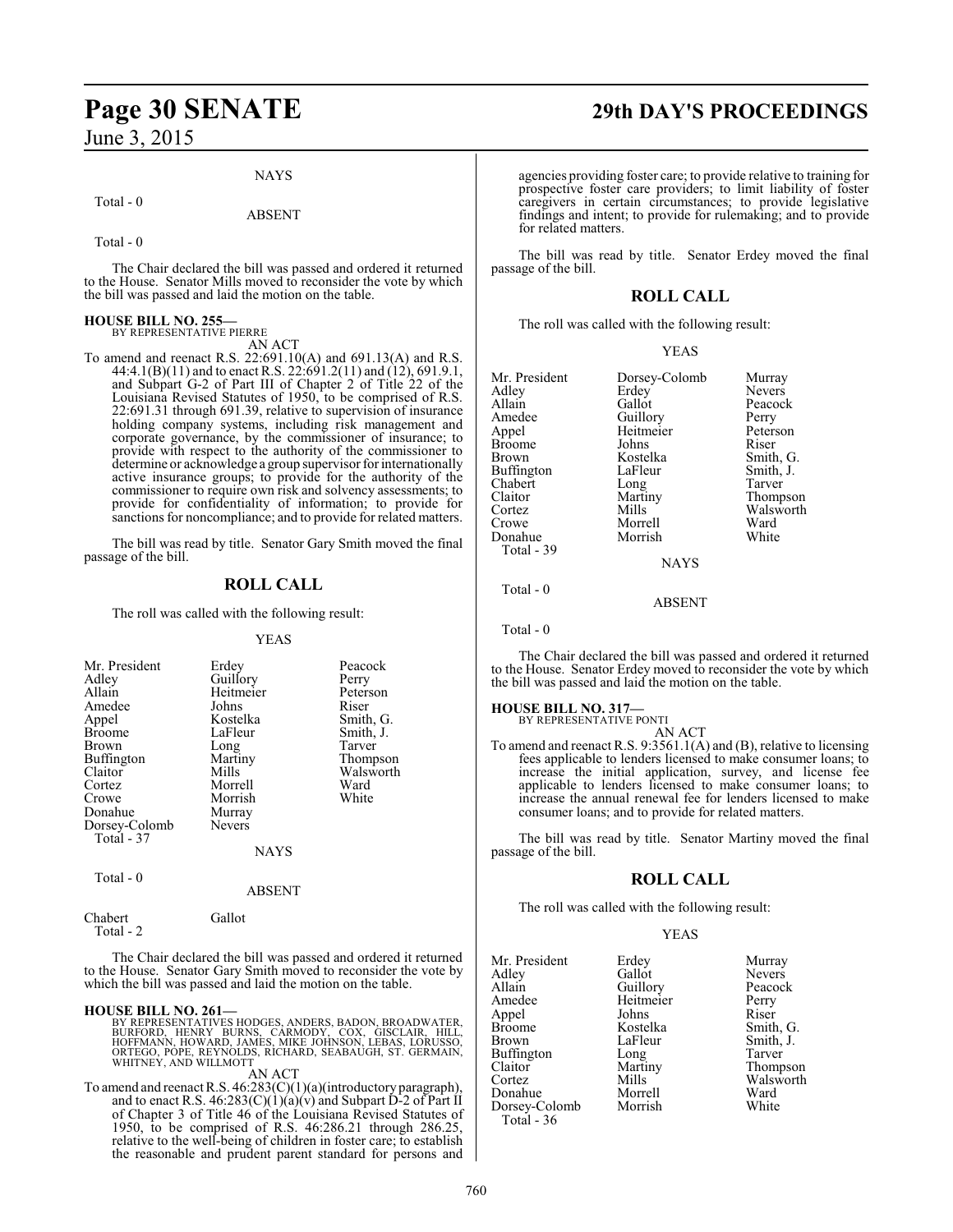NAYS

Total - 0

ABSENT

Total - 0

The Chair declared the bill was passed and ordered it returned to the House. Senator Mills moved to reconsider the vote by which the bill was passed and laid the motion on the table.

**HOUSE BILL NO. 255—**
BY REPRESENTATIVE PIERRE

AN ACT

To amend and reenact R.S. 22:691.10(A) and 691.13(A) and R.S. 44:4.1(B)(11) and to enact R.S. 22:691.2(11) and (12), 691.9.1, and Subpart G-2 of Part III of Chapter 2 of Title 22 of the Louisiana Revised Statutes of 1950, to be comprised of R.S. 22:691.31 through 691.39, relative to supervision of insurance holding company systems, including risk management and corporate governance, by the commissioner of insurance; to provide with respect to the authority of the commissioner to determine or acknowledge a group supervisor for internationally active insurance groups; to provide for the authority of the commissioner to require own risk and solvency assessments; to provide for confidentiality of information; to provide for sanctions for noncompliance; and to provide for related matters.

The bill was read by title. Senator Gary Smith moved the final passage of the bill.

## ROLL CALL

The roll was called with the following result:

YEAS

| | | |
|---|---|---|
| Mr. President | Erdey | Peacock |
| Adley | Guillory | Perry |
| Allain | Heitmeier | Peterson |
| Amedee | Johns | Riser |
| Appel | Kostelka | Smith, G. |
| Broome | LaFleur | Smith, J. |
| Brown | Long | Tarver |
| Buffington | Martiny | Thompson |
| Claitor | Mills | Walsworth |
| Cortez | Morrell | Ward |
| Crowe | Morrish | White |
| Donahue | Murray | |
| Dorsey-Colomb | Nevers | |
| Total - 37 | | |

NAYS

Total - 0

ABSENT

| | |
|---|---|
| Chabert | Gallot |
| Total - 2 | |

The Chair declared the bill was passed and ordered it returned to the House. Senator Gary Smith moved to reconsider the vote by which the bill was passed and laid the motion on the table.

**HOUSE BILL NO. 261—**
BY REPRESENTATIVES HODGES, ANDERS, BADON, BROADWATER, BURFORD, HENRY BURNS, CARMODY, COX, GISCLAIR, HILL, HOFFMANN, HOWARD, JAMES, MIKE JOHNSON, LEBAS, LORUSSO, ORTEGO, POPE, REYNOLDS, RICHARD, SEABAUGH, ST. GERMAIN, WHITNEY, AND WILLMOTT

AN ACT

To amend and reenact R.S. 46:283(C)(1)(a)(introductory paragraph), and to enact R.S. 46:283(C)(1)(a)(v) and Subpart D-2 of Part II of Chapter 3 of Title 46 of the Louisiana Revised Statutes of 1950, to be comprised of R.S. 46:286.21 through 286.25, relative to the well-being of children in foster care; to establish the reasonable and prudent parent standard for persons and agencies providing foster care; to provide relative to training for prospective foster care providers; to limit liability of foster caregivers in certain circumstances; to provide legislative findings and intent; to provide for rulemaking; and to provide for related matters.

The bill was read by title. Senator Erdey moved the final passage of the bill.

## ROLL CALL

The roll was called with the following result:

YEAS

| | | |
|---|---|---|
| Mr. President | Dorsey-Colomb | Murray |
| Adley | Erdey | Nevers |
| Allain | Gallot | Peacock |
| Amedee | Guillory | Perry |
| Appel | Heitmeier | Peterson |
| Broome | Johns | Riser |
| Brown | Kostelka | Smith, G. |
| Buffington | LaFleur | Smith, J. |
| Chabert | Long | Tarver |
| Claitor | Martiny | Thompson |
| Cortez | Mills | Walsworth |
| Crowe | Morrell | Ward |
| Donahue | Morrish | White |
| Total - 39 | | |

NAYS

Total - 0

ABSENT

Total - 0

The Chair declared the bill was passed and ordered it returned to the House. Senator Erdey moved to reconsider the vote by which the bill was passed and laid the motion on the table.

**HOUSE BILL NO. 317—**
BY REPRESENTATIVE PONTI

AN ACT

To amend and reenact R.S. 9:3561.1(A) and (B), relative to licensing fees applicable to lenders licensed to make consumer loans; to increase the initial application, survey, and license fee applicable to lenders licensed to make consumer loans; to increase the annual renewal fee for lenders licensed to make consumer loans; and to provide for related matters.

The bill was read by title. Senator Martiny moved the final passage of the bill.

## ROLL CALL

The roll was called with the following result:

YEAS

| | | |
|---|---|---|
| Mr. President | Erdey | Murray |
| Adley | Gallot | Nevers |
| Allain | Guillory | Peacock |
| Amedee | Heitmeier | Perry |
| Appel | Johns | Riser |
| Broome | Kostelka | Smith, G. |
| Brown | LaFleur | Smith, J. |
| Buffington | Long | Tarver |
| Claitor | Martiny | Thompson |
| Cortez | Mills | Walsworth |
| Donahue | Morrell | Ward |
| Dorsey-Colomb | Morrish | White |
| Total - 36 | | |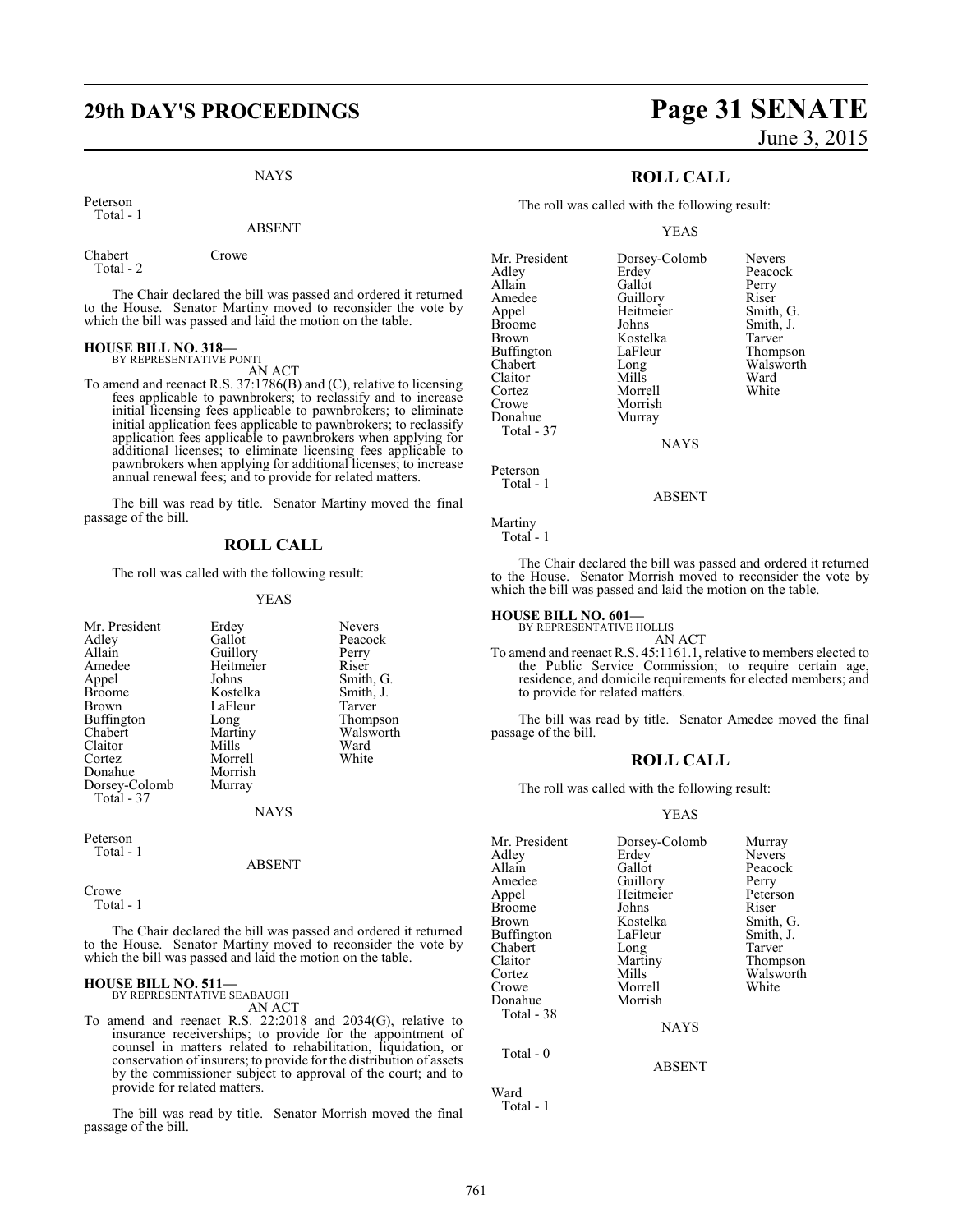NAYS

Peterson
Total - 1

ABSENT

Chabert Crowe
Total - 2

The Chair declared the bill was passed and ordered it returned to the House. Senator Martiny moved to reconsider the vote by which the bill was passed and laid the motion on the table.

**HOUSE BILL NO. 318—**
BY REPRESENTATIVE PONTI

AN ACT

To amend and reenact R.S. 37:1786(B) and (C), relative to licensing fees applicable to pawnbrokers; to reclassify and to increase initial licensing fees applicable to pawnbrokers; to eliminate initial application fees applicable to pawnbrokers; to reclassify application fees applicable to pawnbrokers when applying for additional licenses; to eliminate licensing fees applicable to pawnbrokers when applying for additional licenses; to increase annual renewal fees; and to provide for related matters.

The bill was read by title. Senator Martiny moved the final passage of the bill.

## ROLL CALL

The roll was called with the following result:

YEAS

| | | |
|---|---|---|
| Mr. President | Erdey | Nevers |
| Adley | Gallot | Peacock |
| Allain | Guillory | Perry |
| Amedee | Heitmeier | Riser |
| Appel | Johns | Smith, G. |
| Broome | Kostelka | Smith, J. |
| Brown | LaFleur | Tarver |
| Buffington | Long | Thompson |
| Chabert | Martiny | Walsworth |
| Claitor | Mills | Ward |
| Cortez | Morrell | White |
| Donahue | Morrish | |
| Dorsey-Colomb | Murray | |

Total - 37

NAYS

Peterson
Total - 1

ABSENT

Crowe
Total - 1

The Chair declared the bill was passed and ordered it returned to the House. Senator Martiny moved to reconsider the vote by which the bill was passed and laid the motion on the table.

**HOUSE BILL NO. 511—**
BY REPRESENTATIVE SEABAUGH

AN ACT

To amend and reenact R.S. 22:2018 and 2034(G), relative to insurance receiverships; to provide for the appointment of counsel in matters related to rehabilitation, liquidation, or conservation of insurers; to provide for the distribution of assets by the commissioner subject to approval of the court; and to provide for related matters.

The bill was read by title. Senator Morrish moved the final passage of the bill.

## ROLL CALL

The roll was called with the following result:

YEAS

| | | |
|---|---|---|
| Mr. President | Dorsey-Colomb | Nevers |
| Adley | Erdey | Peacock |
| Allain | Gallot | Perry |
| Amedee | Guillory | Riser |
| Appel | Heitmeier | Smith, G. |
| Broome | Johns | Smith, J. |
| Brown | Kostelka | Tarver |
| Buffington | LaFleur | Thompson |
| Chabert | Long | Walsworth |
| Claitor | Mills | Ward |
| Cortez | Morrell | White |
| Crowe | Morrish | |
| Donahue | Murray | |

Total - 37

NAYS

Peterson
Total - 1

ABSENT

Martiny
Total - 1

The Chair declared the bill was passed and ordered it returned to the House. Senator Morrish moved to reconsider the vote by which the bill was passed and laid the motion on the table.

**HOUSE BILL NO. 601—**
BY REPRESENTATIVE HOLLIS

AN ACT

To amend and reenact R.S. 45:1161.1, relative to members elected to the Public Service Commission; to require certain age, residence, and domicile requirements for elected members; and to provide for related matters.

The bill was read by title. Senator Amedee moved the final passage of the bill.

## ROLL CALL

The roll was called with the following result:

YEAS

| | | |
|---|---|---|
| Mr. President | Dorsey-Colomb | Murray |
| Adley | Erdey | Nevers |
| Allain | Gallot | Peacock |
| Amedee | Guillory | Perry |
| Appel | Heitmeier | Peterson |
| Broome | Johns | Riser |
| Brown | Kostelka | Smith, G. |
| Buffington | LaFleur | Smith, J. |
| Chabert | Long | Tarver |
| Claitor | Martiny | Thompson |
| Cortez | Mills | Walsworth |
| Crowe | Morrell | White |
| Donahue | Morrish | |

Total - 38

NAYS

Total - 0

ABSENT

Ward
Total - 1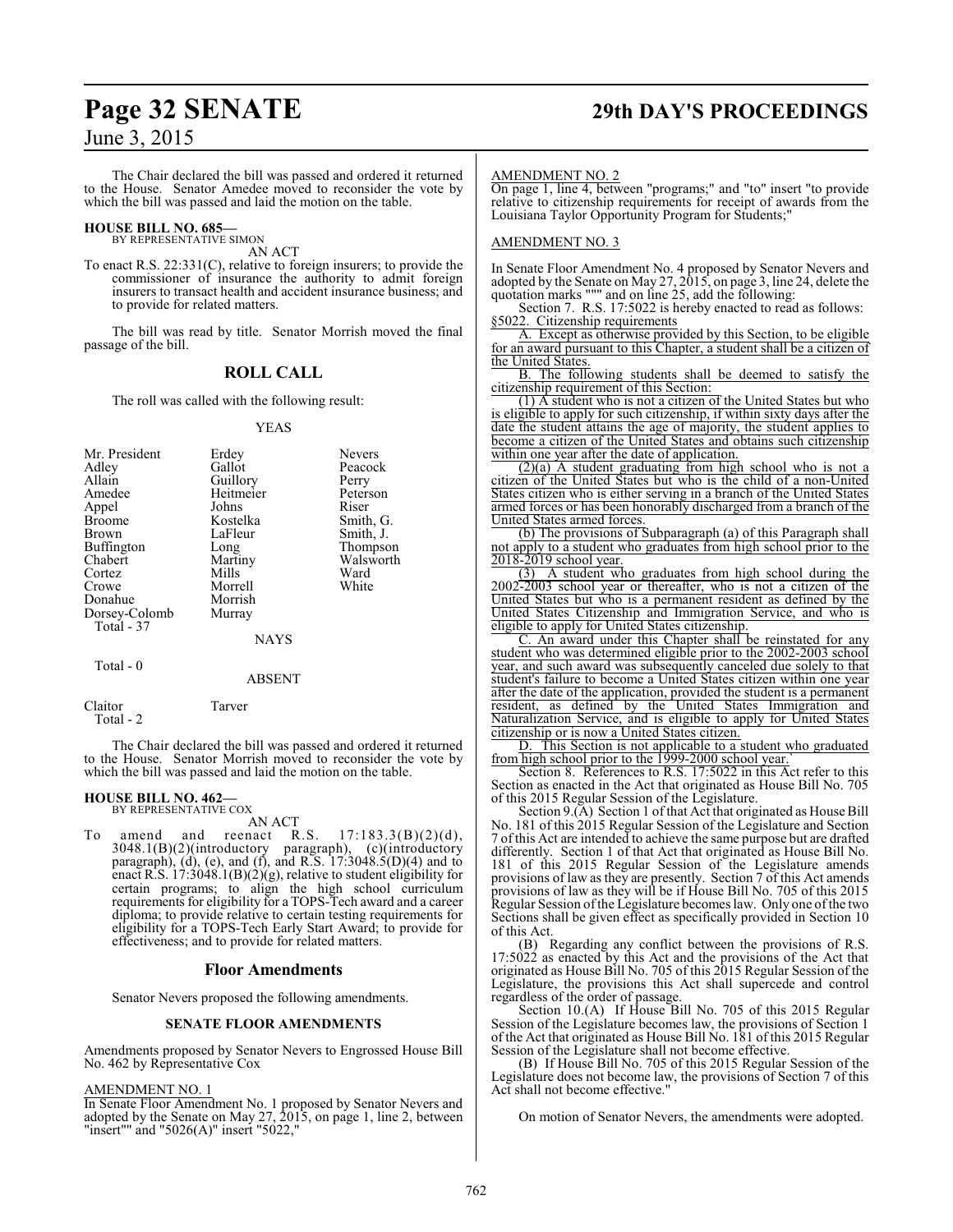The Chair declared the bill was passed and ordered it returned to the House. Senator Amedee moved to reconsider the vote by which the bill was passed and laid the motion on the table.

**HOUSE BILL NO. 685—**
BY REPRESENTATIVE SIMON

AN ACT

To enact R.S. 22:331(C), relative to foreign insurers; to provide the commissioner of insurance the authority to admit foreign insurers to transact health and accident insurance business; and to provide for related matters.

The bill was read by title. Senator Morrish moved the final passage of the bill.

## ROLL CALL

The roll was called with the following result:

YEAS

| | | |
|---|---|---|
| Mr. President | Erdey | Nevers |
| Adley | Gallot | Peacock |
| Allain | Guillory | Perry |
| Amedee | Heitmeier | Peterson |
| Appel | Johns | Riser |
| Broome | Kostelka | Smith, G. |
| Brown | LaFleur | Smith, J. |
| Buffington | Long | Thompson |
| Chabert | Martiny | Walsworth |
| Cortez | Mills | Ward |
| Crowe | Morrell | White |
| Donahue | Morrish | |
| Dorsey-Colomb | Murray | |

Total - 37

NAYS

Total - 0

ABSENT

| | |
|---|---|
| Claitor | Tarver |

Total - 2

The Chair declared the bill was passed and ordered it returned to the House. Senator Morrish moved to reconsider the vote by which the bill was passed and laid the motion on the table.

**HOUSE BILL NO. 462—**
BY REPRESENTATIVE COX

AN ACT

To amend and reenact R.S. 17:183.3(B)(2)(d), 3048.1(B)(2)(introductory paragraph), (c)(introductory paragraph), (d), (e), and (f), and R.S. 17:3048.5(D)(4) and to enact R.S. 17:3048.1(B)(2)(g), relative to student eligibility for certain programs; to align the high school curriculum requirements for eligibility for a TOPS-Tech award and a career diploma; to provide relative to certain testing requirements for eligibility for a TOPS-Tech Early Start Award; to provide for effectiveness; and to provide for related matters.

## Floor Amendments

Senator Nevers proposed the following amendments.

### SENATE FLOOR AMENDMENTS

Amendments proposed by Senator Nevers to Engrossed House Bill No. 462 by Representative Cox

AMENDMENT NO. 1

In Senate Floor Amendment No. 1 proposed by Senator Nevers and adopted by the Senate on May 27, 2015, on page 1, line 2, between "insert"" and "5026(A)" insert "5022,"

AMENDMENT NO. 2

On page 1, line 4, between "programs;" and "to" insert "to provide relative to citizenship requirements for receipt of awards from the Louisiana Taylor Opportunity Program for Students;"

AMENDMENT NO. 3

In Senate Floor Amendment No. 4 proposed by Senator Nevers and adopted by the Senate on May 27, 2015, on page 3, line 24, delete the quotation marks """ and on line 25, add the following:

Section 7. R.S. 17:5022 is hereby enacted to read as follows:

§5022. Citizenship requirements

A. Except as otherwise provided by this Section, to be eligible for an award pursuant to this Chapter, a student shall be a citizen of the United States.

B. The following students shall be deemed to satisfy the citizenship requirement of this Section:

(1) A student who is not a citizen of the United States but who is eligible to apply for such citizenship, if within sixty days after the date the student attains the age of majority, the student applies to become a citizen of the United States and obtains such citizenship within one year after the date of application.

(2)(a) A student graduating from high school who is not a citizen of the United States but who is the child of a non-United States citizen who is either serving in a branch of the United States armed forces or has been honorably discharged from a branch of the United States armed forces.

(b) The provisions of Subparagraph (a) of this Paragraph shall not apply to a student who graduates from high school prior to the 2018-2019 school year.

(3) A student who graduates from high school during the 2002-2003 school year or thereafter, who is not a citizen of the United States but who is a permanent resident as defined by the United States Citizenship and Immigration Service, and who is eligible to apply for United States citizenship.

C. An award under this Chapter shall be reinstated for any student who was determined eligible prior to the 2002-2003 school year, and such award was subsequently canceled due solely to that student's failure to become a United States citizen within one year after the date of the application, provided the student is a permanent resident, as defined by the United States Immigration and Naturalization Service, and is eligible to apply for United States citizenship or is now a United States citizen.

D. This Section is not applicable to a student who graduated from high school prior to the 1999-2000 school year.

Section 8. References to R.S. 17:5022 in this Act refer to this Section as enacted in the Act that originated as House Bill No. 705 of this 2015 Regular Session of the Legislature.

Section 9.(A) Section 1 of that Act that originated as House Bill No. 181 of this 2015 Regular Session of the Legislature and Section 7 of this Act are intended to achieve the same purpose but are drafted differently. Section 1 of that Act that originated as House Bill No. 181 of this 2015 Regular Session of the Legislature amends provisions of law as they are presently. Section 7 of this Act amends provisions of law as they will be if House Bill No. 705 of this 2015 Regular Session of the Legislature becomes law. Only one of the two Sections shall be given effect as specifically provided in Section 10 of this Act.

(B) Regarding any conflict between the provisions of R.S. 17:5022 as enacted by this Act and the provisions of the Act that originated as House Bill No. 705 of this 2015 Regular Session of the Legislature, the provisions this Act shall supercede and control regardless of the order of passage.

Section 10.(A) If House Bill No. 705 of this 2015 Regular Session of the Legislature becomes law, the provisions of Section 1 of the Act that originated as House Bill No. 181 of this 2015 Regular Session of the Legislature shall not become effective.

(B) If House Bill No. 705 of this 2015 Regular Session of the Legislature does not become law, the provisions of Section 7 of this Act shall not become effective."

On motion of Senator Nevers, the amendments were adopted.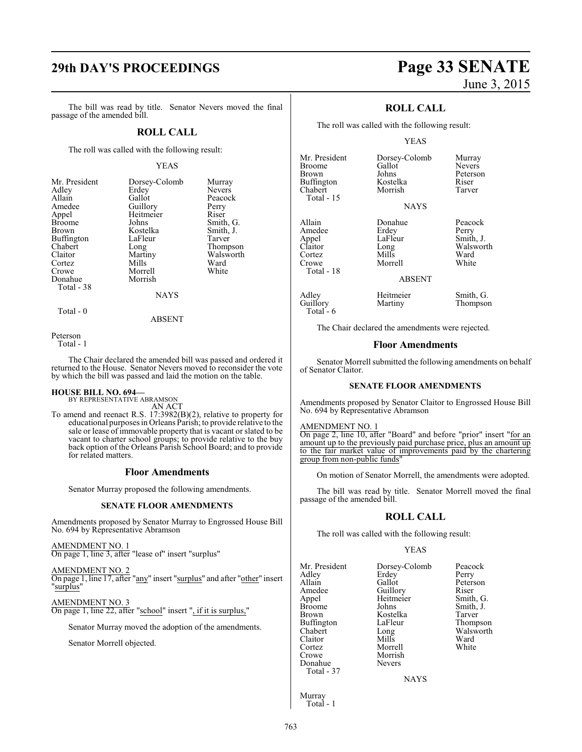The bill was read by title. Senator Nevers moved the final passage of the amended bill.

## ROLL CALL

The roll was called with the following result:

YEAS

| | | |
|---|---|---|
| Mr. President | Dorsey-Colomb | Murray |
| Adley | Erdey | Nevers |
| Allain | Gallot | Peacock |
| Amedee | Guillory | Perry |
| Appel | Heitmeier | Riser |
| Broome | Johns | Smith, G. |
| Brown | Kostelka | Smith, J. |
| Buffington | LaFleur | Tarver |
| Chabert | Long | Thompson |
| Claitor | Martiny | Walsworth |
| Cortez | Mills | Ward |
| Crowe | Morrell | White |
| Donahue | Morrish | |

Total - 38

NAYS

Total - 0

ABSENT

Peterson

Total - 1

The Chair declared the amended bill was passed and ordered it returned to the House. Senator Nevers moved to reconsider the vote by which the bill was passed and laid the motion on the table.

**HOUSE BILL NO. 694—**
BY REPRESENTATIVE ABRAMSON
AN ACT

To amend and reenact R.S. 17:3982(B)(2), relative to property for educational purposes in Orleans Parish; to provide relative to the sale or lease of immovable property that is vacant or slated to be vacant to charter school groups; to provide relative to the buy back option of the Orleans Parish School Board; and to provide for related matters.

### Floor Amendments

Senator Murray proposed the following amendments.

#### SENATE FLOOR AMENDMENTS

Amendments proposed by Senator Murray to Engrossed House Bill No. 694 by Representative Abramson

AMENDMENT NO. 1
On page 1, line 3, after "lease of" insert "surplus"

AMENDMENT NO. 2
On page 1, line 17, after "any" insert "surplus" and after "other" insert "surplus"

AMENDMENT NO. 3
On page 1, line 22, after "school" insert ", if it is surplus,"

Senator Murray moved the adoption of the amendments.

Senator Morrell objected.

## ROLL CALL

The roll was called with the following result:

YEAS

| | | |
|---|---|---|
| Mr. President | Dorsey-Colomb | Murray |
| Broome | Gallot | Nevers |
| Brown | Johns | Peterson |
| Buffington | Kostelka | Riser |
| Chabert | Morrish | Tarver |

Total - 15

NAYS

| | | |
|---|---|---|
| Allain | Donahue | Peacock |
| Amedee | Erdey | Perry |
| Appel | LaFleur | Smith, J. |
| Claitor | Long | Walsworth |
| Cortez | Mills | Ward |
| Crowe | Morrell | White |

Total - 18

ABSENT

| | | |
|---|---|---|
| Adley | Heitmeier | Smith, G. |
| Guillory | Martiny | Thompson |

Total - 6

The Chair declared the amendments were rejected.

### Floor Amendments

Senator Morrell submitted the following amendments on behalf of Senator Claitor.

#### SENATE FLOOR AMENDMENTS

Amendments proposed by Senator Claitor to Engrossed House Bill No. 694 by Representative Abramson

AMENDMENT NO. 1
On page 2, line 10, after "Board" and before "prior" insert "for an amount up to the previously paid purchase price, plus an amount up to the fair market value of improvements paid by the chartering group from non-public funds"

On motion of Senator Morrell, the amendments were adopted.

The bill was read by title. Senator Morrell moved the final passage of the amended bill.

## ROLL CALL

The roll was called with the following result:

YEAS

| | | |
|---|---|---|
| Mr. President | Dorsey-Colomb | Peacock |
| Adley | Erdey | Perry |
| Allain | Gallot | Peterson |
| Amedee | Guillory | Riser |
| Appel | Heitmeier | Smith, G. |
| Broome | Johns | Smith, J. |
| Brown | Kostelka | Tarver |
| Buffington | LaFleur | Thompson |
| Chabert | Long | Walsworth |
| Claitor | Mills | Ward |
| Cortez | Morrell | White |
| Crowe | Morrish | |
| Donahue | Nevers | |

Total - 37

NAYS

Murray

Total - 1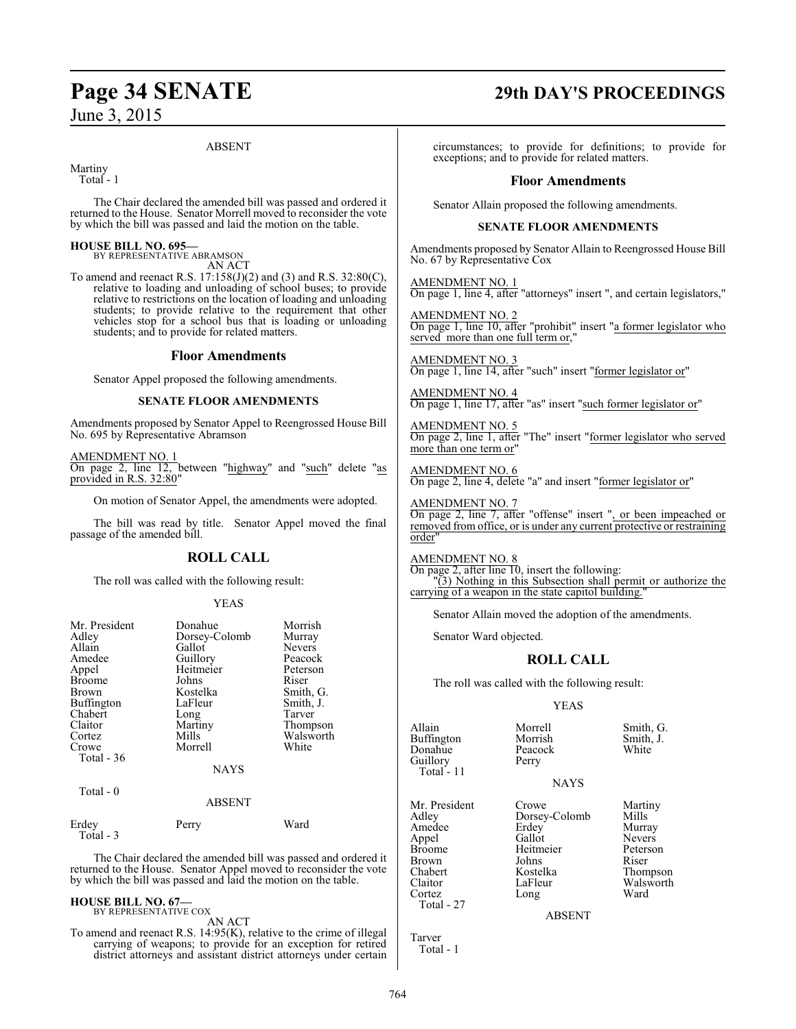ABSENT

Martiny
Total - 1

The Chair declared the amended bill was passed and ordered it returned to the House. Senator Morrell moved to reconsider the vote by which the bill was passed and laid the motion on the table.

**HOUSE BILL NO. 695—**
BY REPRESENTATIVE ABRAMSON
AN ACT

To amend and reenact R.S. 17:158(J)(2) and (3) and R.S. 32:80(C), relative to loading and unloading of school buses; to provide relative to restrictions on the location of loading and unloading students; to provide relative to the requirement that other vehicles stop for a school bus that is loading or unloading students; and to provide for related matters.

## Floor Amendments

Senator Appel proposed the following amendments.

### SENATE FLOOR AMENDMENTS

Amendments proposed by Senator Appel to Reengrossed House Bill No. 695 by Representative Abramson

AMENDMENT NO. 1
On page 2, line 12, between "highway" and "such" delete "as provided in R.S. 32:80"

On motion of Senator Appel, the amendments were adopted.

The bill was read by title. Senator Appel moved the final passage of the amended bill.

## ROLL CALL

The roll was called with the following result:

YEAS

| | | |
|---|---|---|
| Mr. President | Donahue | Morrish |
| Adley | Dorsey-Colomb | Murray |
| Allain | Gallot | Nevers |
| Amedee | Guillory | Peacock |
| Appel | Heitmeier | Peterson |
| Broome | Johns | Riser |
| Brown | Kostelka | Smith, G. |
| Buffington | LaFleur | Smith, J. |
| Chabert | Long | Tarver |
| Claitor | Martiny | Thompson |
| Cortez | Mills | Walsworth |
| Crowe | Morrell | White |

Total - 36

NAYS

Total - 0

ABSENT

| | | |
|---|---|---|
| Erdey | Perry | Ward |

Total - 3

The Chair declared the amended bill was passed and ordered it returned to the House. Senator Appel moved to reconsider the vote by which the bill was passed and laid the motion on the table.

**HOUSE BILL NO. 67—**
BY REPRESENTATIVE COX
AN ACT

To amend and reenact R.S. 14:95(K), relative to the crime of illegal carrying of weapons; to provide for an exception for retired district attorneys and assistant district attorneys under certain circumstances; to provide for definitions; to provide for exceptions; and to provide for related matters.

## Floor Amendments

Senator Allain proposed the following amendments.

### SENATE FLOOR AMENDMENTS

Amendments proposed by Senator Allain to Reengrossed House Bill No. 67 by Representative Cox

AMENDMENT NO. 1
On page 1, line 4, after "attorneys" insert ", and certain legislators,"

AMENDMENT NO. 2
On page 1, line 10, after "prohibit" insert "a former legislator who served more than one full term or,"

AMENDMENT NO. 3
On page 1, line 14, after "such" insert "former legislator or"

AMENDMENT NO. 4
On page 1, line 17, after "as" insert "such former legislator or"

AMENDMENT NO. 5
On page 2, line 1, after "The" insert "former legislator who served more than one term or"

AMENDMENT NO. 6
On page 2, line 4, delete "a" and insert "former legislator or"

AMENDMENT NO. 7
On page 2, line 7, after "offense" insert ", or been impeached or removed from office, or is under any current protective or restraining order"

AMENDMENT NO. 8
On page 2, after line 10, insert the following:
"(3) Nothing in this Subsection shall permit or authorize the carrying of a weapon in the state capitol building."

Senator Allain moved the adoption of the amendments.

Senator Ward objected.

## ROLL CALL

The roll was called with the following result:

YEAS

| | | |
|---|---|---|
| Allain | Morrell | Smith, G. |
| Buffington | Morrish | Smith, J. |
| Donahue | Peacock | White |
| Guillory | Perry | |

Total - 11

NAYS

| | | |
|---|---|---|
| Mr. President | Crowe | Martiny |
| Adley | Dorsey-Colomb | Mills |
| Amedee | Erdey | Murray |
| Appel | Gallot | Nevers |
| Broome | Heitmeier | Peterson |
| Brown | Johns | Riser |
| Chabert | Kostelka | Thompson |
| Claitor | LaFleur | Walsworth |
| Cortez | Long | Ward |

Total - 27

ABSENT

Tarver
Total - 1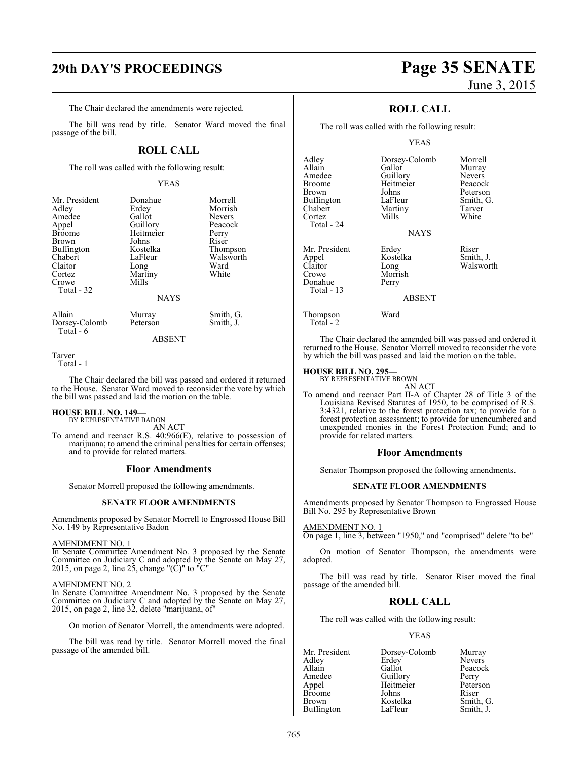The Chair declared the amendments were rejected.

The bill was read by title. Senator Ward moved the final passage of the bill.

## ROLL CALL

The roll was called with the following result:

YEAS

| | | |
|---|---|---|
| Mr. President | Donahue | Morrell |
| Adley | Erdey | Morrish |
| Amedee | Gallot | Nevers |
| Appel | Guillory | Peacock |
| Broome | Heitmeier | Perry |
| Brown | Johns | Riser |
| Buffington | Kostelka | Thompson |
| Chabert | LaFleur | Walsworth |
| Claitor | Long | Ward |
| Cortez | Martiny | White |
| Crowe | Mills | |
| Total - 32 | | |

NAYS

| | | |
|---|---|---|
| Allain | Murray | Smith, G. |
| Dorsey-Colomb | Peterson | Smith, J. |
| Total - 6 | | |

ABSENT

Tarver
Total - 1

The Chair declared the bill was passed and ordered it returned to the House. Senator Ward moved to reconsider the vote by which the bill was passed and laid the motion on the table.

**HOUSE BILL NO. 149—**
BY REPRESENTATIVE BADON
AN ACT
To amend and reenact R.S. 40:966(E), relative to possession of marijuana; to amend the criminal penalties for certain offenses; and to provide for related matters.

### Floor Amendments

Senator Morrell proposed the following amendments.

#### SENATE FLOOR AMENDMENTS

Amendments proposed by Senator Morrell to Engrossed House Bill No. 149 by Representative Badon

AMENDMENT NO. 1
In Senate Committee Amendment No. 3 proposed by the Senate Committee on Judiciary C and adopted by the Senate on May 27, 2015, on page 2, line 25, change "(C)" to "C"

AMENDMENT NO. 2
In Senate Committee Amendment No. 3 proposed by the Senate Committee on Judiciary C and adopted by the Senate on May 27, 2015, on page 2, line 32, delete "marijuana, of"

On motion of Senator Morrell, the amendments were adopted.

The bill was read by title. Senator Morrell moved the final passage of the amended bill.

## ROLL CALL

The roll was called with the following result:

YEAS

| | | |
|---|---|---|
| Adley | Dorsey-Colomb | Morrell |
| Allain | Gallot | Murray |
| Amedee | Guillory | Nevers |
| Broome | Heitmeier | Peacock |
| Brown | Johns | Peterson |
| Buffington | LaFleur | Smith, G. |
| Chabert | Martiny | Tarver |
| Cortez | Mills | White |
| Total - 24 | | |

NAYS

| | | |
|---|---|---|
| Mr. President | Erdey | Riser |
| Appel | Kostelka | Smith, J. |
| Claitor | Long | Walsworth |
| Crowe | Morrish | |
| Donahue | Perry | |
| Total - 13 | | |

ABSENT

| | |
|---|---|
| Thompson | Ward |
| Total - 2 | |

The Chair declared the amended bill was passed and ordered it returned to the House. Senator Morrell moved to reconsider the vote by which the bill was passed and laid the motion on the table.

**HOUSE BILL NO. 295—**
BY REPRESENTATIVE BROWN
AN ACT
To amend and reenact Part II-A of Chapter 28 of Title 3 of the Louisiana Revised Statutes of 1950, to be comprised of R.S. 3:4321, relative to the forest protection tax; to provide for a forest protection assessment; to provide for unencumbered and unexpended monies in the Forest Protection Fund; and to provide for related matters.

### Floor Amendments

Senator Thompson proposed the following amendments.

#### SENATE FLOOR AMENDMENTS

Amendments proposed by Senator Thompson to Engrossed House Bill No. 295 by Representative Brown

AMENDMENT NO. 1
On page 1, line 3, between "1950," and "comprised" delete "to be"

On motion of Senator Thompson, the amendments were adopted.

The bill was read by title. Senator Riser moved the final passage of the amended bill.

## ROLL CALL

The roll was called with the following result:

YEAS

| | | |
|---|---|---|
| Mr. President | Dorsey-Colomb | Murray |
| Adley | Erdey | Nevers |
| Allain | Gallot | Peacock |
| Amedee | Guillory | Perry |
| Appel | Heitmeier | Peterson |
| Broome | Johns | Riser |
| Brown | Kostelka | Smith, G. |
| Buffington | LaFleur | Smith, J. |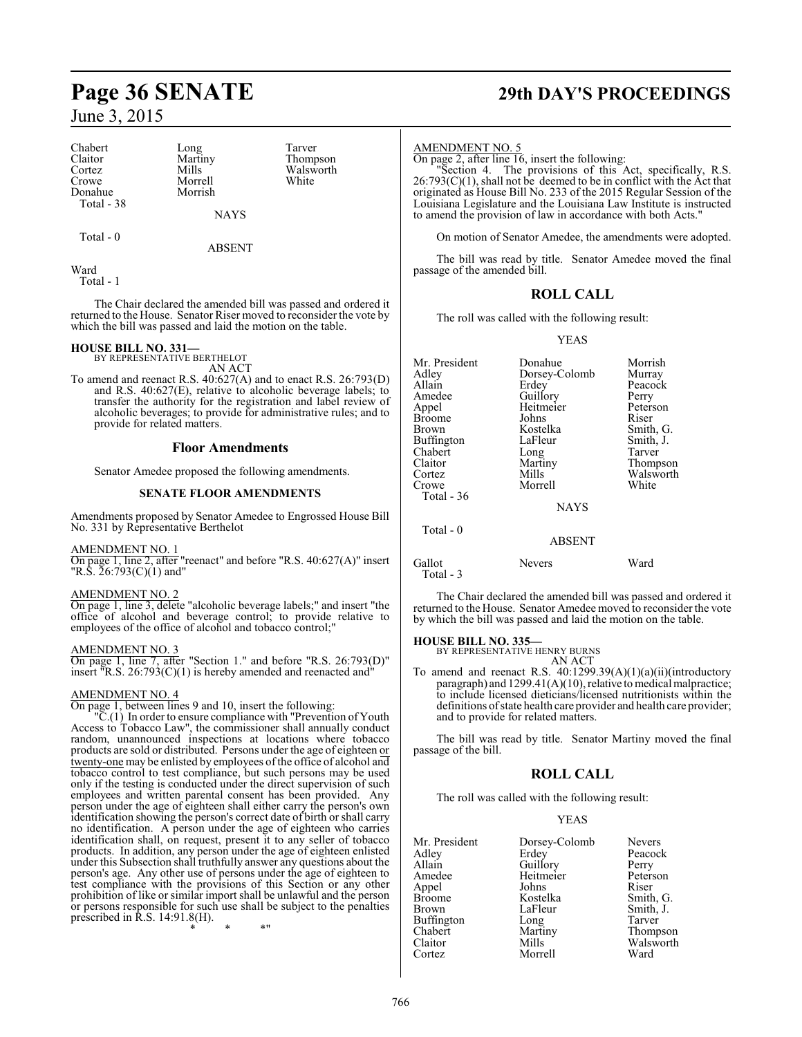| | | |
|---|---|---|
| Chabert | Long | Tarver |
| Claitor | Martiny | Thompson |
| Cortez | Mills | Walsworth |
| Crowe | Morrell | White |
| Donahue | Morrish | |
| Total - 38 | | |

NAYS

Total - 0

ABSENT

Ward
Total - 1

The Chair declared the amended bill was passed and ordered it returned to the House. Senator Riser moved to reconsider the vote by which the bill was passed and laid the motion on the table.

**HOUSE BILL NO. 331—**
BY REPRESENTATIVE BERTHELOT
AN ACT

To amend and reenact R.S. 40:627(A) and to enact R.S. 26:793(D) and R.S. 40:627(E), relative to alcoholic beverages; to transfer the authority for the registration and label review of alcoholic beverages; to provide for administrative rules; and to provide for related matters.

## Floor Amendments

Senator Amedee proposed the following amendments.

### SENATE FLOOR AMENDMENTS

Amendments proposed by Senator Amedee to Engrossed House Bill No. 331 by Representative Berthelot

AMENDMENT NO. 1
On page 1, line 2, after "reenact" and before "R.S. 40:627(A)" insert "R.S. 26:793(C)(1) and"

AMENDMENT NO. 2
On page 1, line 3, delete "alcoholic beverage labels;" and insert "the office of alcohol and beverage control; to provide relative to employees of the office of alcohol and tobacco control;"

AMENDMENT NO. 3
On page 1, line 7, after "Section 1." and before "R.S. 26:793(D)" insert "R.S. 26:793(C)(1) is hereby amended and reenacted and"

AMENDMENT NO. 4
On page 1, between lines 9 and 10, insert the following:

"C.(1) In order to ensure compliance with "Prevention of Youth Access to Tobacco Law", the commissioner shall annually conduct random, unannounced inspections at locations where tobacco products are sold or distributed. Persons under the age of eighteen or twenty-one may be enlisted by employees of the office of alcohol and tobacco control to test compliance, but such persons may be used only if the testing is conducted under the direct supervision of such employees and written parental consent has been provided. Any person under the age of eighteen shall either carry the person's own identification showing the person's correct date of birth or shall carry no identification. A person under the age of eighteen who carries identification shall, on request, present it to any seller of tobacco products. In addition, any person under the age of eighteen enlisted under this Subsection shall truthfully answer any questions about the person's age. Any other use of persons under the age of eighteen to test compliance with the provisions of this Section or any other prohibition of like or similar import shall be unlawful and the person or persons responsible for such use shall be subject to the penalties prescribed in R.S. 14:91.8(H).

\* \* \*"

AMENDMENT NO. 5
On page 2, after line 16, insert the following:

"Section 4. The provisions of this Act, specifically, R.S. 26:793(C)(1), shall not be deemed to be in conflict with the Act that originated as House Bill No. 233 of the 2015 Regular Session of the Louisiana Legislature and the Louisiana Law Institute is instructed to amend the provision of law in accordance with both Acts."

On motion of Senator Amedee, the amendments were adopted.

The bill was read by title. Senator Amedee moved the final passage of the amended bill.

## ROLL CALL

The roll was called with the following result:

YEAS

| | | |
|---|---|---|
| Mr. President | Donahue | Morrish |
| Adley | Dorsey-Colomb | Murray |
| Allain | Erdey | Peacock |
| Amedee | Guillory | Perry |
| Appel | Heitmeier | Peterson |
| Broome | Johns | Riser |
| Brown | Kostelka | Smith, G. |
| Buffington | LaFleur | Smith, J. |
| Chabert | Long | Tarver |
| Claitor | Martiny | Thompson |
| Cortez | Mills | Walsworth |
| Crowe | Morrell | White |
| Total - 36 | | |

NAYS

Total - 0

ABSENT

| | | |
|---|---|---|
| Gallot | Nevers | Ward |
| Total - 3 | | |

The Chair declared the amended bill was passed and ordered it returned to the House. Senator Amedee moved to reconsider the vote by which the bill was passed and laid the motion on the table.

**HOUSE BILL NO. 335—**
BY REPRESENTATIVE HENRY BURNS
AN ACT

To amend and reenact R.S. 40:1299.39(A)(1)(a)(ii)(introductory paragraph) and 1299.41(A)(10), relative to medical malpractice; to include licensed dieticians/licensed nutritionists within the definitions of state health care provider and health care provider; and to provide for related matters.

The bill was read by title. Senator Martiny moved the final passage of the bill.

## ROLL CALL

The roll was called with the following result:

YEAS

| | | |
|---|---|---|
| Mr. President | Dorsey-Colomb | Nevers |
| Adley | Erdey | Peacock |
| Allain | Guillory | Perry |
| Amedee | Heitmeier | Peterson |
| Appel | Johns | Riser |
| Broome | Kostelka | Smith, G. |
| Brown | LaFleur | Smith, J. |
| Buffington | Long | Tarver |
| Chabert | Martiny | Thompson |
| Claitor | Mills | Walsworth |
| Cortez | Morrell | Ward |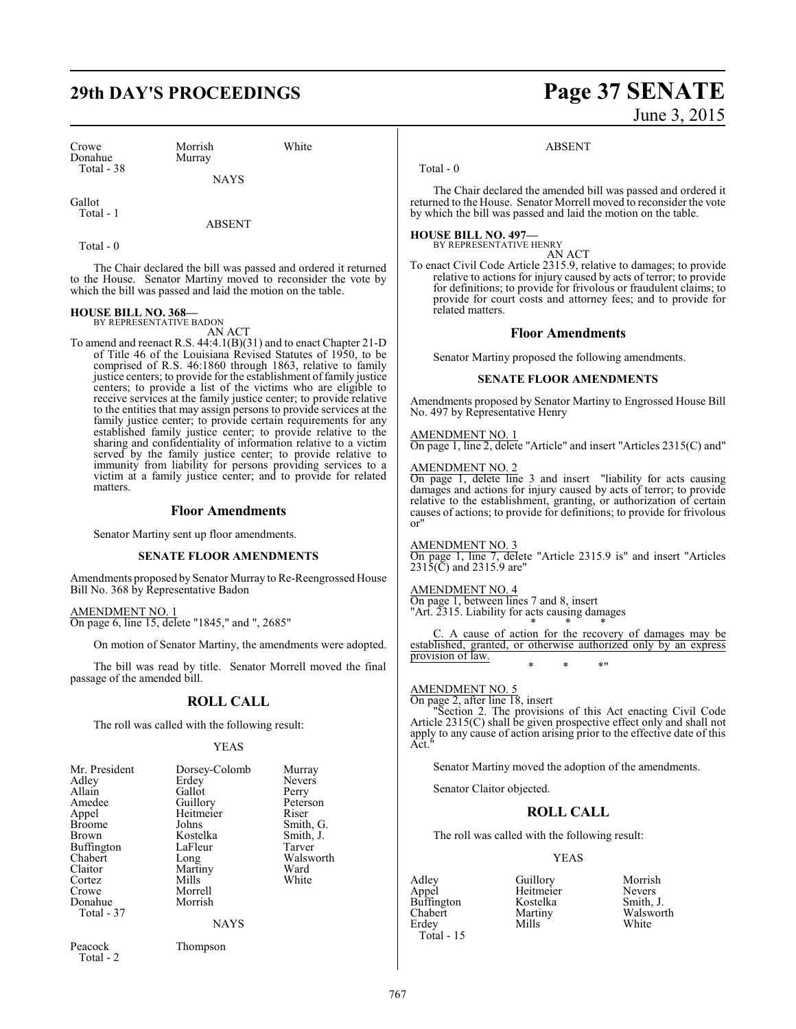| Crowe | Morrish | White |
|---|---|---|
| Donahue | Murray | |
| Total - 38 | | |

NAYS

Gallot
Total - 1

ABSENT

Total - 0

The Chair declared the bill was passed and ordered it returned to the House. Senator Martiny moved to reconsider the vote by which the bill was passed and laid the motion on the table.

**HOUSE BILL NO. 368—**
BY REPRESENTATIVE BADON

AN ACT

To amend and reenact R.S. 44:4.1(B)(31) and to enact Chapter 21-D of Title 46 of the Louisiana Revised Statutes of 1950, to be comprised of R.S. 46:1860 through 1863, relative to family justice centers; to provide for the establishment of family justice centers; to provide a list of the victims who are eligible to receive services at the family justice center; to provide relative to the entities that may assign persons to provide services at the family justice center; to provide certain requirements for any established family justice center; to provide relative to the sharing and confidentiality of information relative to a victim served by the family justice center; to provide relative to immunity from liability for persons providing services to a victim at a family justice center; and to provide for related matters.

## Floor Amendments

Senator Martiny sent up floor amendments.

### SENATE FLOOR AMENDMENTS

Amendments proposed by Senator Murray to Re-Reengrossed House Bill No. 368 by Representative Badon

AMENDMENT NO. 1
On page 6, line 15, delete "1845," and ", 2685"

On motion of Senator Martiny, the amendments were adopted.

The bill was read by title. Senator Morrell moved the final passage of the amended bill.

## ROLL CALL

The roll was called with the following result:

YEAS

| | | |
|---|---|---|
| Mr. President | Dorsey-Colomb | Murray |
| Adley | Erdey | Nevers |
| Allain | Gallot | Perry |
| Amedee | Guillory | Peterson |
| Appel | Heitmeier | Riser |
| Broome | Johns | Smith, G. |
| Brown | Kostelka | Smith, J. |
| Buffington | LaFleur | Tarver |
| Chabert | Long | Walsworth |
| Claitor | Martiny | Ward |
| Cortez | Mills | White |
| Crowe | Morrell | |
| Donahue | Morrish | |
| Total - 37 | | |

NAYS

| | |
|---|---|
| Peacock | Thompson |
| Total - 2 | |

ABSENT

Total - 0

The Chair declared the amended bill was passed and ordered it returned to the House. Senator Morrell moved to reconsider the vote by which the bill was passed and laid the motion on the table.

**HOUSE BILL NO. 497—**
BY REPRESENTATIVE HENRY

AN ACT

To enact Civil Code Article 2315.9, relative to damages; to provide relative to actions for injury caused by acts of terror; to provide for definitions; to provide for frivolous or fraudulent claims; to provide for court costs and attorney fees; and to provide for related matters.

## Floor Amendments

Senator Martiny proposed the following amendments.

### SENATE FLOOR AMENDMENTS

Amendments proposed by Senator Martiny to Engrossed House Bill No. 497 by Representative Henry

AMENDMENT NO. 1
On page 1, line 2, delete "Article" and insert "Articles 2315(C) and"

AMENDMENT NO. 2
On page 1, delete line 3 and insert "liability for acts causing damages and actions for injury caused by acts of terror; to provide relative to the establishment, granting, or authorization of certain causes of actions; to provide for definitions; to provide for frivolous or"

AMENDMENT NO. 3
On page 1, line 7, delete "Article 2315.9 is" and insert "Articles 2315(C) and 2315.9 are"

AMENDMENT NO. 4
On page 1, between lines 7 and 8, insert
"Art. 2315. Liability for acts causing damages

\* \* \*

C. A cause of action for the recovery of damages may be established, granted, or otherwise authorized only by an express provision of law.

\* \* \*"

AMENDMENT NO. 5
On page 2, after line 18, insert

"Section 2. The provisions of this Act enacting Civil Code Article 2315(C) shall be given prospective effect only and shall not apply to any cause of action arising prior to the effective date of this Act."

Senator Martiny moved the adoption of the amendments.

Senator Claitor objected.

## ROLL CALL

The roll was called with the following result:

YEAS

| | | |
|---|---|---|
| Adley | Guillory | Morrish |
| Appel | Heitmeier | Nevers |
| Buffington | Kostelka | Smith, J. |
| Chabert | Martiny | Walsworth |
| Erdey | Mills | White |
| Total - 15 | | |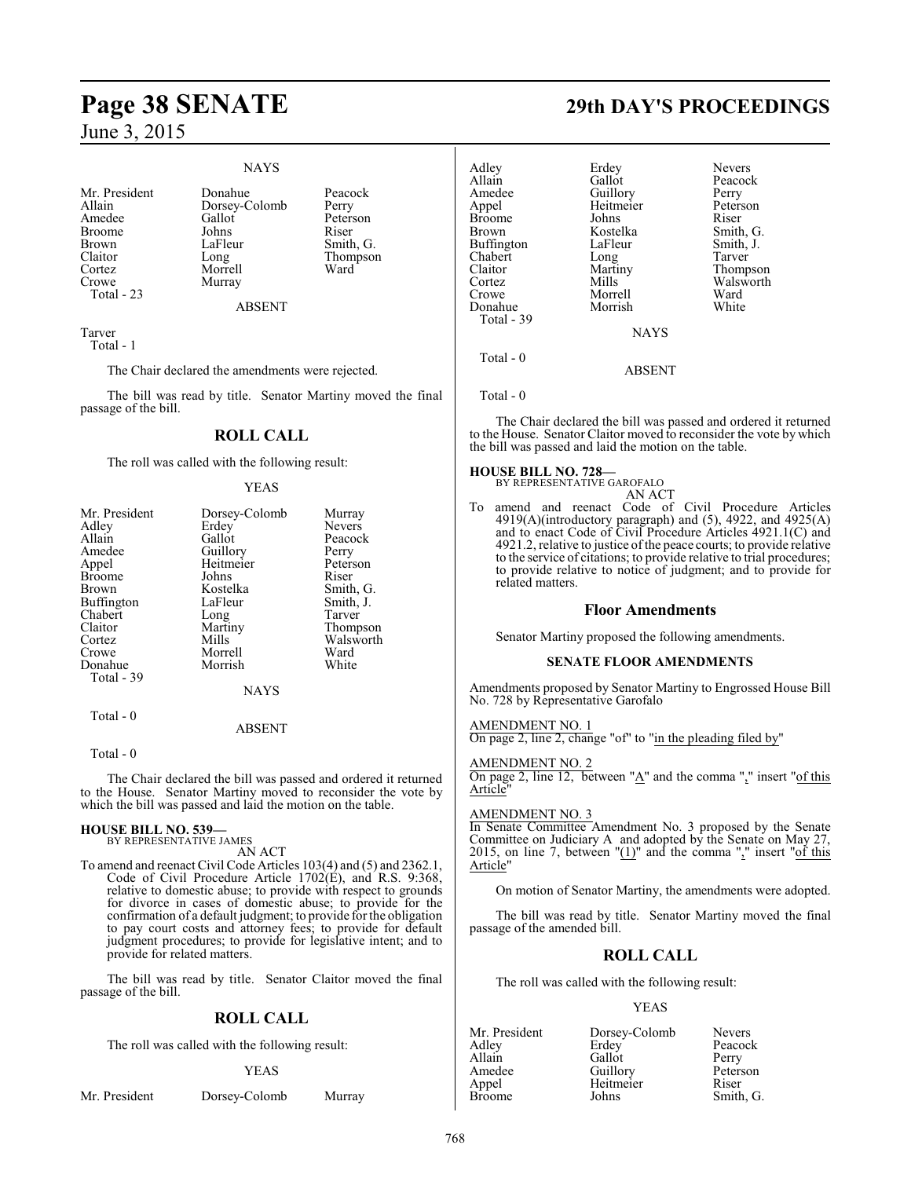### NAYS

| | | |
|---|---|---|
| Mr. President | Donahue | Peacock |
| Allain | Dorsey-Colomb | Perry |
| Amedee | Gallot | Peterson |
| Broome | Johns | Riser |
| Brown | LaFleur | Smith, G. |
| Claitor | Long | Thompson |
| Cortez | Morrell | Ward |
| Crowe | Murray | |
| Total - 23 | | |

### ABSENT

Tarver
Total - 1

The Chair declared the amendments were rejected.

The bill was read by title. Senator Martiny moved the final passage of the bill.

## ROLL CALL

The roll was called with the following result:

### YEAS

| | | |
|---|---|---|
| Mr. President | Dorsey-Colomb | Murray |
| Adley | Erdey | Nevers |
| Allain | Gallot | Peacock |
| Amedee | Guillory | Perry |
| Appel | Heitmeier | Peterson |
| Broome | Johns | Riser |
| Brown | Kostelka | Smith, G. |
| Buffington | LaFleur | Smith, J. |
| Chabert | Long | Tarver |
| Claitor | Martiny | Thompson |
| Cortez | Mills | Walsworth |
| Crowe | Morrell | Ward |
| Donahue | Morrish | White |
| Total - 39 | | |

### NAYS

Total - 0

### ABSENT

Total - 0

The Chair declared the bill was passed and ordered it returned to the House. Senator Martiny moved to reconsider the vote by which the bill was passed and laid the motion on the table.

**HOUSE BILL NO. 539—**
BY REPRESENTATIVE JAMES
AN ACT

To amend and reenact Civil Code Articles 103(4) and (5) and 2362.1, Code of Civil Procedure Article 1702(E), and R.S. 9:368, relative to domestic abuse; to provide with respect to grounds for divorce in cases of domestic abuse; to provide for the confirmation of a default judgment; to provide for the obligation to pay court costs and attorney fees; to provide for default judgment procedures; to provide for legislative intent; and to provide for related matters.

The bill was read by title. Senator Claitor moved the final passage of the bill.

## ROLL CALL

The roll was called with the following result:

### YEAS

| | | |
|---|---|---|
| Mr. President | Dorsey-Colomb | Murray |
| Adley | Erdey | Nevers |
| Allain | Gallot | Peacock |
| Amedee | Guillory | Perry |
| Appel | Heitmeier | Peterson |
| Broome | Johns | Riser |
| Brown | Kostelka | Smith, G. |
| Buffington | LaFleur | Smith, J. |
| Chabert | Long | Tarver |
| Claitor | Martiny | Thompson |
| Cortez | Mills | Walsworth |
| Crowe | Morrell | Ward |
| Donahue | Morrish | White |
| Total - 39 | | |

### NAYS

Total - 0

### ABSENT

Total - 0

The Chair declared the bill was passed and ordered it returned to the House. Senator Claitor moved to reconsider the vote by which the bill was passed and laid the motion on the table.

**HOUSE BILL NO. 728—**
BY REPRESENTATIVE GAROFALO
AN ACT

To amend and reenact Code of Civil Procedure Articles 4919(A)(introductory paragraph) and (5), 4922, and 4925(A) and to enact Code of Civil Procedure Articles 4921.1(C) and 4921.2, relative to justice of the peace courts; to provide relative to the service of citations; to provide relative to trial procedures; to provide relative to notice of judgment; and to provide for related matters.

## Floor Amendments

Senator Martiny proposed the following amendments.

### SENATE FLOOR AMENDMENTS

Amendments proposed by Senator Martiny to Engrossed House Bill No. 728 by Representative Garofalo

AMENDMENT NO. 1
On page 2, line 2, change "of" to "in the pleading filed by"

AMENDMENT NO. 2
On page 2, line 12, between "A" and the comma "," insert "of this Article"

AMENDMENT NO. 3
In Senate Committee Amendment No. 3 proposed by the Senate Committee on Judiciary A and adopted by the Senate on May 27, 2015, on line 7, between "(1)" and the comma "," insert "of this Article"

On motion of Senator Martiny, the amendments were adopted.

The bill was read by title. Senator Martiny moved the final passage of the amended bill.

## ROLL CALL

The roll was called with the following result:

### YEAS

| | | |
|---|---|---|
| Mr. President | Dorsey-Colomb | Nevers |
| Adley | Erdey | Peacock |
| Allain | Gallot | Perry |
| Amedee | Guillory | Peterson |
| Appel | Heitmeier | Riser |
| Broome | Johns | Smith, G. |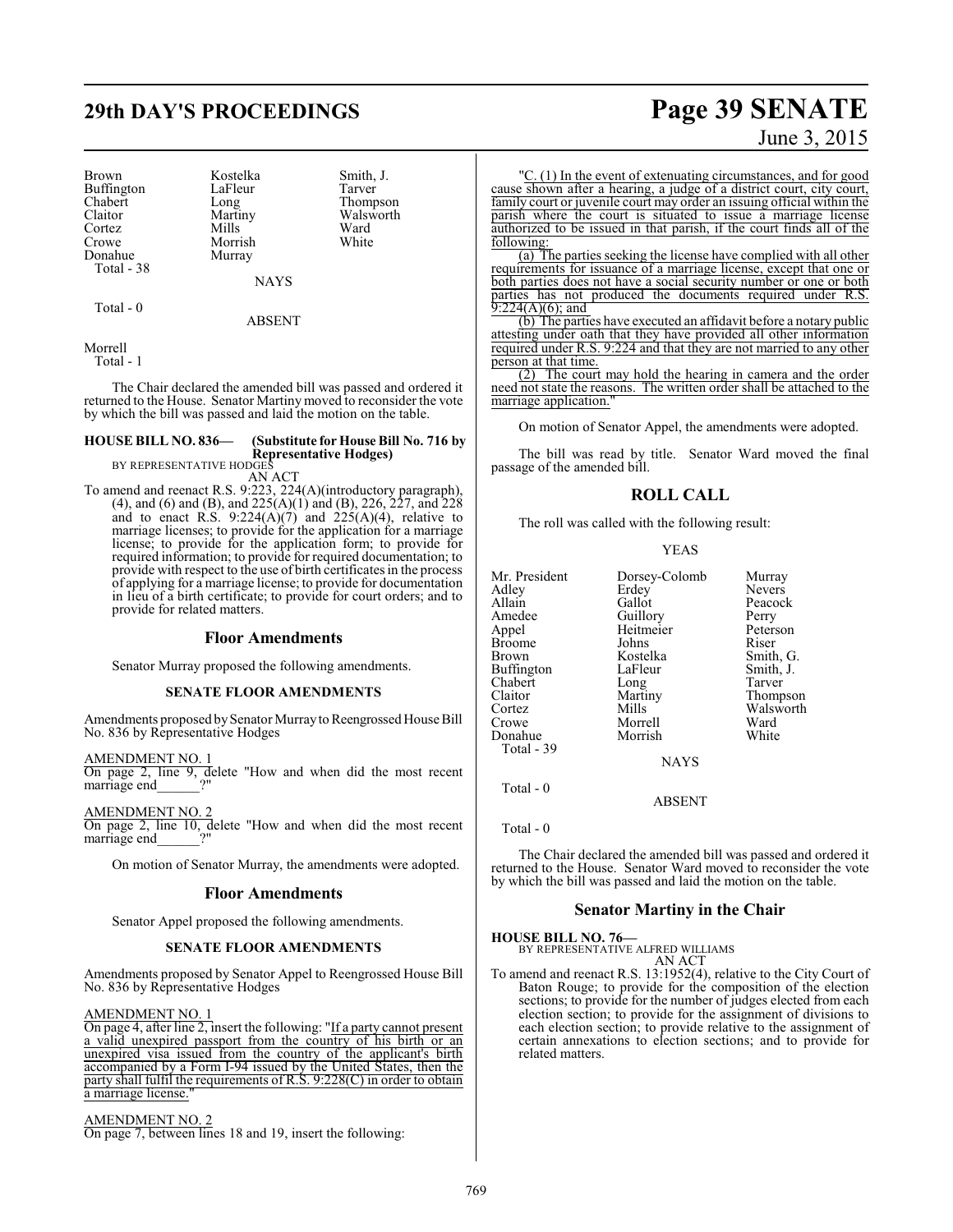| Brown | Kostelka | Smith, J. |
|---|---|---|
| Buffington | LaFleur | Tarver |
| Chabert | Long | Thompson |
| Claitor | Martiny | Walsworth |
| Cortez | Mills | Ward |
| Crowe | Morrish | White |
| Donahue | Murray | |

Total - 38

NAYS

Total - 0

ABSENT

Morrell

Total - 1

The Chair declared the amended bill was passed and ordered it returned to the House. Senator Martiny moved to reconsider the vote by which the bill was passed and laid the motion on the table.

**HOUSE BILL NO. 836— (Substitute for House Bill No. 716 by Representative Hodges)**
BY REPRESENTATIVE HODGES

AN ACT

To amend and reenact R.S. 9:223, 224(A)(introductory paragraph), (4), and (6) and (B), and 225(A)(1) and (B), 226, 227, and 228 and to enact R.S. 9:224(A)(7) and 225(A)(4), relative to marriage licenses; to provide for the application for a marriage license; to provide for the application form; to provide for required information; to provide for required documentation; to provide with respect to the use of birth certificates in the process of applying for a marriage license; to provide for documentation in lieu of a birth certificate; to provide for court orders; and to provide for related matters.

## Floor Amendments

Senator Murray proposed the following amendments.

### SENATE FLOOR AMENDMENTS

Amendments proposed by Senator Murray to Reengrossed House Bill No. 836 by Representative Hodges

AMENDMENT NO. 1
On page 2, line 9, delete "How and when did the most recent marriage end______?"

AMENDMENT NO. 2
On page 2, line 10, delete "How and when did the most recent marriage end______?"

On motion of Senator Murray, the amendments were adopted.

## Floor Amendments

Senator Appel proposed the following amendments.

### SENATE FLOOR AMENDMENTS

Amendments proposed by Senator Appel to Reengrossed House Bill No. 836 by Representative Hodges

AMENDMENT NO. 1
On page 4, after line 2, insert the following: "If a party cannot present a valid unexpired passport from the country of his birth or an unexpired visa issued from the country of the applicant's birth accompanied by a Form I-94 issued by the United States, then the party shall fulfil the requirements of R.S. 9:228(C) in order to obtain a marriage license."

AMENDMENT NO. 2
On page 7, between lines 18 and 19, insert the following:

"C. (1) In the event of extenuating circumstances, and for good cause shown after a hearing, a judge of a district court, city court, family court or juvenile court may order an issuing official within the parish where the court is situated to issue a marriage license authorized to be issued in that parish, if the court finds all of the following:

(a) The parties seeking the license have complied with all other requirements for issuance of a marriage license, except that one or both parties does not have a social security number or one or both parties has not produced the documents required under R.S. 9:224(A)(6); and

(b) The parties have executed an affidavit before a notary public attesting under oath that they have provided all other information required under R.S. 9:224 and that they are not married to any other person at that time.

(2) The court may hold the hearing in camera and the order need not state the reasons. The written order shall be attached to the marriage application."

On motion of Senator Appel, the amendments were adopted.

The bill was read by title. Senator Ward moved the final passage of the amended bill.

## ROLL CALL

The roll was called with the following result:

YEAS

| Mr. President | Dorsey-Colomb | Murray |
|---|---|---|
| Adley | Erdey | Nevers |
| Allain | Gallot | Peacock |
| Amedee | Guillory | Perry |
| Appel | Heitmeier | Peterson |
| Broome | Johns | Riser |
| Brown | Kostelka | Smith, G. |
| Buffington | LaFleur | Smith, J. |
| Chabert | Long | Tarver |
| Claitor | Martiny | Thompson |
| Cortez | Mills | Walsworth |
| Crowe | Morrell | Ward |
| Donahue | Morrish | White |

Total - 39

NAYS

Total - 0

ABSENT

Total - 0

The Chair declared the amended bill was passed and ordered it returned to the House. Senator Ward moved to reconsider the vote by which the bill was passed and laid the motion on the table.

## Senator Martiny in the Chair

**HOUSE BILL NO. 76—**
BY REPRESENTATIVE ALFRED WILLIAMS

AN ACT

To amend and reenact R.S. 13:1952(4), relative to the City Court of Baton Rouge; to provide for the composition of the election sections; to provide for the number of judges elected from each election section; to provide for the assignment of divisions to each election section; to provide relative to the assignment of certain annexations to election sections; and to provide for related matters.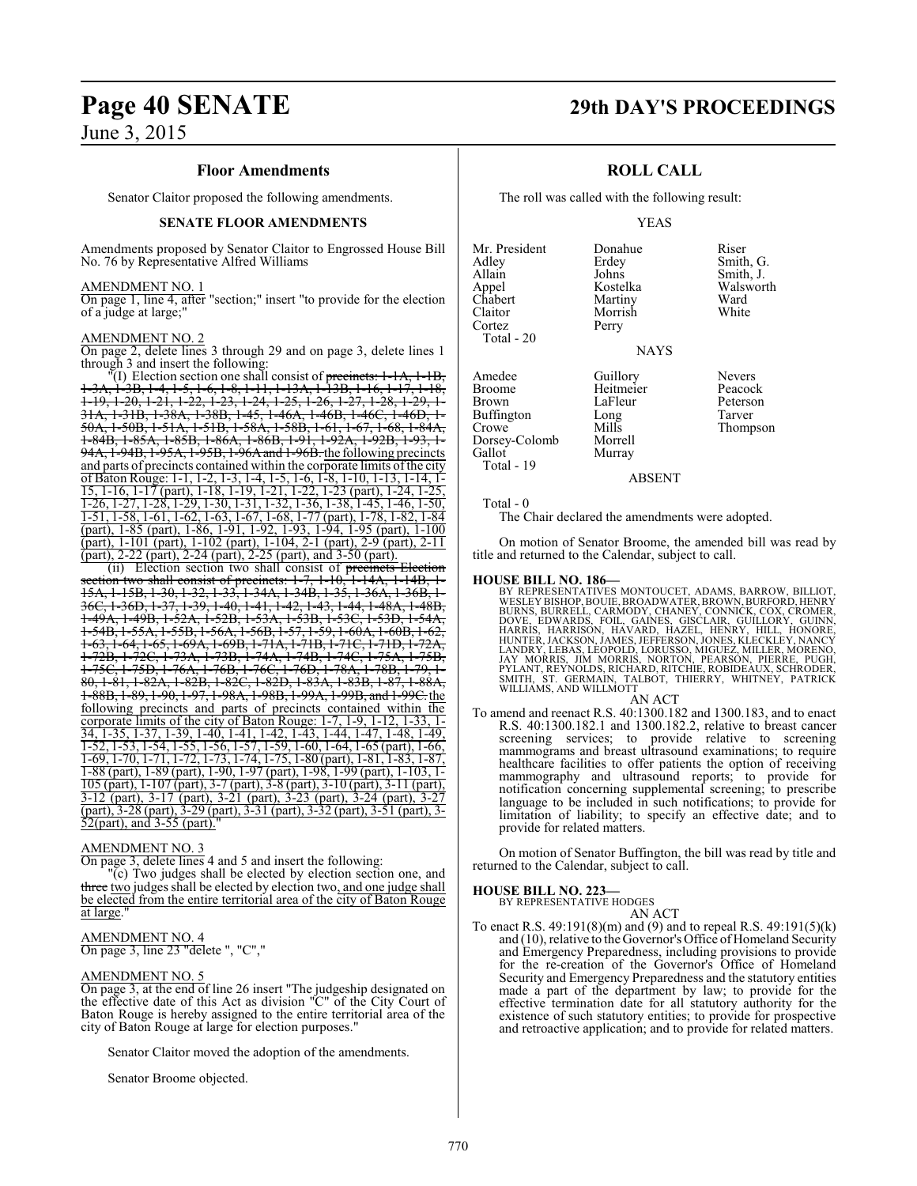## Floor Amendments

Senator Claitor proposed the following amendments.

### SENATE FLOOR AMENDMENTS

Amendments proposed by Senator Claitor to Engrossed House Bill No. 76 by Representative Alfred Williams

AMENDMENT NO. 1

On page 1, line 4, after "section;" insert "to provide for the election of a judge at large;"

AMENDMENT NO. 2

On page 2, delete lines 3 through 29 and on page 3, delete lines 1 through 3 and insert the following:

"(I) Election section one shall consist of ~~precincts: 1-1A, 1-1B, 1-3A, 1-3B, 1-4, 1-5, 1-6, 1-8, 1-11, 1-13A, 1-13B, 1-16, 1-17, 1-18, 1-19, 1-20, 1-21, 1-22, 1-23, 1-24, 1-25, 1-26, 1-27, 1-28, 1-29, 1-31A, 1-31B, 1-38A, 1-38B, 1-45, 1-46A, 1-46B, 1-46C, 1-46D, 1-50A, 1-50B, 1-51A, 1-51B, 1-58A, 1-58B, 1-61, 1-67, 1-68, 1-84A, 1-84B, 1-85A, 1-85B, 1-86A, 1-86B, 1-91, 1-92A, 1-92B, 1-93, 1-94A, 1-94B, 1-95A, 1-95B, 1-96A and 1-96B.~~ the following precincts and parts of precincts contained within the corporate limits of the city of Baton Rouge: 1-1, 1-2, 1-3, 1-4, 1-5, 1-6, 1-8, 1-10, 1-13, 1-14, 1-15, 1-16, 1-17 (part), 1-18, 1-19, 1-21, 1-22, 1-23 (part), 1-24, 1-25, 1-26, 1-27, 1-28, 1-29, 1-30, 1-31, 1-32, 1-36, 1-38, 1-45, 1-46, 1-50, 1-51, 1-58, 1-61, 1-62, 1-63, 1-67, 1-68, 1-77 (part), 1-78, 1-82, 1-84 (part), 1-85 (part), 1-86, 1-91, 1-92, 1-93, 1-94, 1-95 (part), 1-100 (part), 1-101 (part), 1-102 (part), 1-104, 2-1 (part), 2-9 (part), 2-11 (part), 2-22 (part), 2-24 (part), 2-25 (part), and 3-50 (part).

(ii) Election section two shall consist of ~~precincts Election section two shall consist of precincts: 1-7, 1-10, 1-14A, 1-14B, 1-15A, 1-15B, 1-30, 1-32, 1-33, 1-34A, 1-34B, 1-35, 1-36A, 1-36B, 1-36C, 1-36D, 1-37, 1-39, 1-40, 1-41, 1-42, 1-43, 1-44, 1-48A, 1-48B, 1-49A, 1-49B, 1-52A, 1-52B, 1-53A, 1-53B, 1-53C, 1-53D, 1-54A, 1-54B, 1-55A, 1-55B, 1-56A, 1-56B, 1-57, 1-59, 1-60A, 1-60B, 1-62, 1-63, 1-64, 1-65, 1-69A, 1-69B, 1-71A, 1-71B, 1-71C, 1-71D, 1-72A, 1-72B, 1-72C, 1-73A, 1-73B, 1-74A, 1-74B, 1-74C, 1-75A, 1-75B, 1-75C, 1-75D, 1-76A, 1-76B, 1-76C, 1-76D, 1-78A, 1-78B, 1-79, 1-80, 1-81, 1-82A, 1-82B, 1-82C, 1-82D, 1-83A, 1-83B, 1-87, 1-88A, 1-88B, 1-89, 1-90, 1-97, 1-98A, 1-98B, 1-99A, 1-99B, and 1-99C.~~ the following precincts and parts of precincts contained within the corporate limits of the city of Baton Rouge: 1-7, 1-9, 1-12, 1-33, 1-34, 1-35, 1-37, 1-39, 1-40, 1-41, 1-42, 1-43, 1-44, 1-47, 1-48, 1-49, 1-52, 1-53, 1-54, 1-55, 1-56, 1-57, 1-59, 1-60, 1-64, 1-65 (part), 1-66, 1-69, 1-70, 1-71, 1-72, 1-73, 1-74, 1-75, 1-80 (part), 1-81, 1-83, 1-87, 1-88 (part), 1-89 (part), 1-90, 1-97 (part), 1-98, 1-99 (part), 1-103, 1-105 (part), 1-107 (part), 3-7 (part), 3-8 (part), 3-10 (part), 3-11 (part), 3-12 (part), 3-17 (part), 3-21 (part), 3-23 (part), 3-24 (part), 3-27 (part), 3-28 (part), 3-29 (part), 3-31 (part), 3-32 (part), 3-51 (part), 3-52(part), and 3-55 (part)."

AMENDMENT NO. 3

On page 3, delete lines 4 and 5 and insert the following:

"(c) Two judges shall be elected by election section one, and ~~three~~ two judges shall be elected by election two, and one judge shall be elected from the entire territorial area of the city of Baton Rouge at large."

AMENDMENT NO. 4

On page 3, line 23 "delete ", "C","

AMENDMENT NO. 5

On page 3, at the end of line 26 insert "The judgeship designated on the effective date of this Act as division "C" of the City Court of Baton Rouge is hereby assigned to the entire territorial area of the city of Baton Rouge at large for election purposes."

Senator Claitor moved the adoption of the amendments.

Senator Broome objected.

## ROLL CALL

The roll was called with the following result:

YEAS

| | | |
|---|---|---|
| Mr. President | Donahue | Riser |
| Adley | Erdey | Smith, G. |
| Allain | Johns | Smith, J. |
| Appel | Kostelka | Walsworth |
| Chabert | Martiny | Ward |
| Claitor | Morrish | White |
| Cortez | Perry | |

Total - 20

NAYS

| | | |
|---|---|---|
| Amedee | Guillory | Nevers |
| Broome | Heitmeier | Peacock |
| Brown | LaFleur | Peterson |
| Buffington | Long | Tarver |
| Crowe | Mills | Thompson |
| Dorsey-Colomb | Morrell | |
| Gallot | Murray | |

Total - 19

ABSENT

Total - 0

The Chair declared the amendments were adopted.

On motion of Senator Broome, the amended bill was read by title and returned to the Calendar, subject to call.

**HOUSE BILL NO. 186—**
BY REPRESENTATIVES MONTOUCET, ADAMS, BARROW, BILLIOT, WESLEY BISHOP, BOUIE, BROADWATER, BROWN, BURFORD, HENRY BURNS, BURRELL, CARMODY, CHANEY, CONNICK, COX, CROMER, DOVE, EDWARDS, FOIL, GAINES, GISCLAIR, GUILLORY, GUINN, HARRIS, HARRISON, HAVARD, HAZEL, HENRY, HILL, HONORE, HUNTER, JACKSON, JAMES, JEFFERSON, JONES, KLECKLEY, NANCY LANDRY, LEBAS, LEOPOLD, LORUSSO, MIGUEZ, MILLER, MORENO, JAY MORRIS, JIM MORRIS, NORTON, PEARSON, PIERRE, PUGH, PYLANT, REYNOLDS, RICHARD, RITCHIE, ROBIDEAUX, SCHRODER, SMITH, ST. GERMAIN, TALBOT, THIERRY, WHITNEY, PATRICK WILLIAMS, AND WILLMOTT

AN ACT

To amend and reenact R.S. 40:1300.182 and 1300.183, and to enact R.S. 40:1300.182.1 and 1300.182.2, relative to breast cancer screening services; to provide relative to screening mammograms and breast ultrasound examinations; to require healthcare facilities to offer patients the option of receiving mammography and ultrasound reports; to provide for notification concerning supplemental screening; to prescribe language to be included in such notifications; to provide for limitation of liability; to specify an effective date; and to provide for related matters.

On motion of Senator Buffington, the bill was read by title and returned to the Calendar, subject to call.

**HOUSE BILL NO. 223—**
BY REPRESENTATIVE HODGES

AN ACT

To enact R.S. 49:191(8)(m) and (9) and to repeal R.S. 49:191(5)(k) and (10), relative to the Governor's Office of Homeland Security and Emergency Preparedness, including provisions to provide for the re-creation of the Governor's Office of Homeland Security and Emergency Preparedness and the statutory entities made a part of the department by law; to provide for the effective termination date for all statutory authority for the existence of such statutory entities; to provide for prospective and retroactive application; and to provide for related matters.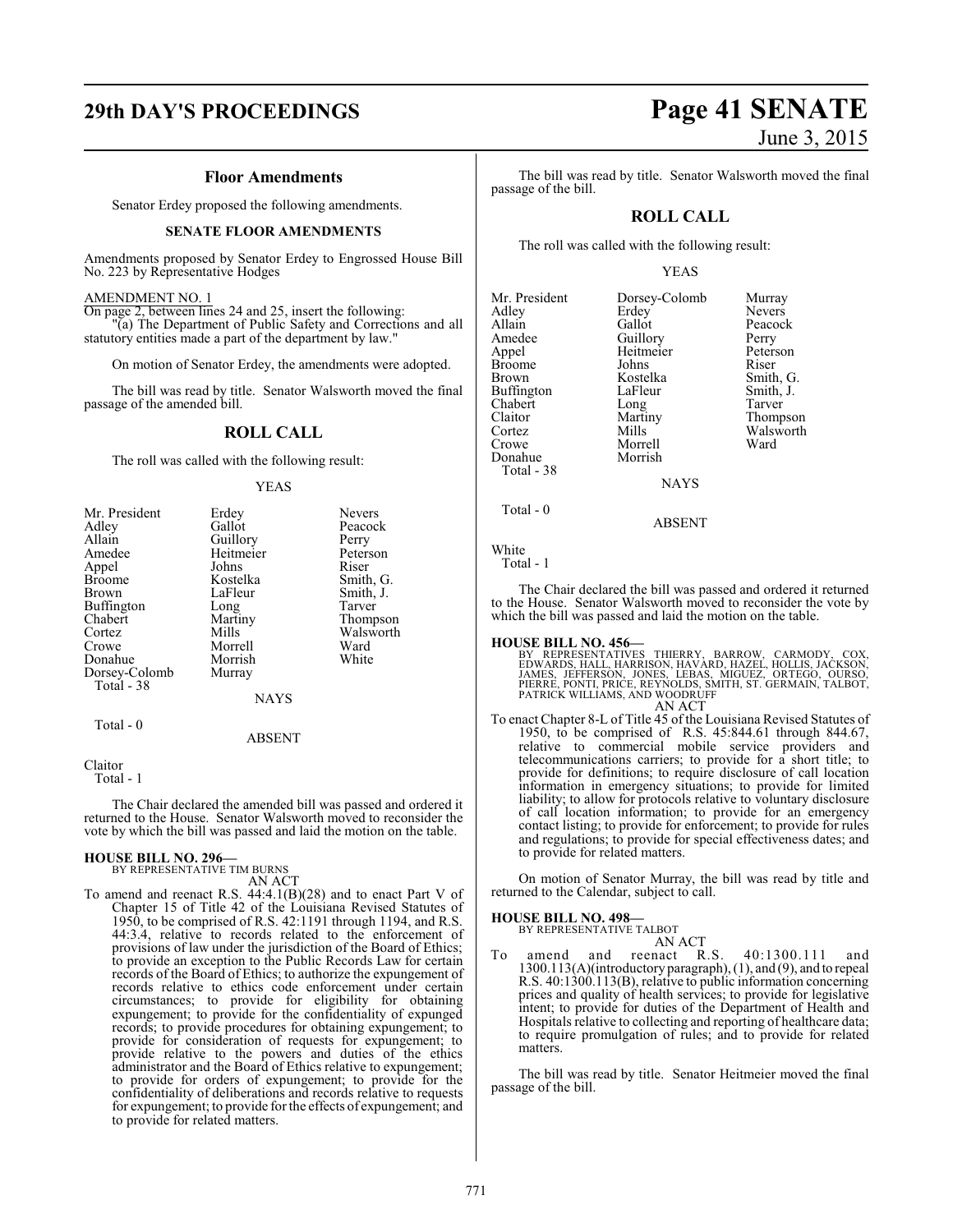### Floor Amendments

Senator Erdey proposed the following amendments.

#### SENATE FLOOR AMENDMENTS

Amendments proposed by Senator Erdey to Engrossed House Bill No. 223 by Representative Hodges

AMENDMENT NO. 1

On page 2, between lines 24 and 25, insert the following:

"(a) The Department of Public Safety and Corrections and all statutory entities made a part of the department by law."

On motion of Senator Erdey, the amendments were adopted.

The bill was read by title. Senator Walsworth moved the final passage of the amended bill.

## ROLL CALL

The roll was called with the following result:

YEAS

| | | |
|---|---|---|
| Mr. President | Erdey | Nevers |
| Adley | Gallot | Peacock |
| Allain | Guillory | Perry |
| Amedee | Heitmeier | Peterson |
| Appel | Johns | Riser |
| Broome | Kostelka | Smith, G. |
| Brown | LaFleur | Smith, J. |
| Buffington | Long | Tarver |
| Chabert | Martiny | Thompson |
| Cortez | Mills | Walsworth |
| Crowe | Morrell | Ward |
| Donahue | Morrish | White |
| Dorsey-Colomb | Murray | |
| Total - 38 | | |

NAYS

Total - 0

ABSENT

Claitor

Total - 1

The Chair declared the amended bill was passed and ordered it returned to the House. Senator Walsworth moved to reconsider the vote by which the bill was passed and laid the motion on the table.

**HOUSE BILL NO. 296—**
BY REPRESENTATIVE TIM BURNS

AN ACT

To amend and reenact R.S. 44:4.1(B)(28) and to enact Part V of Chapter 15 of Title 42 of the Louisiana Revised Statutes of 1950, to be comprised of R.S. 42:1191 through 1194, and R.S. 44:3.4, relative to records related to the enforcement of provisions of law under the jurisdiction of the Board of Ethics; to provide an exception to the Public Records Law for certain records of the Board of Ethics; to authorize the expungement of records relative to ethics code enforcement under certain circumstances; to provide for eligibility for obtaining expungement; to provide for the confidentiality of expunged records; to provide procedures for obtaining expungement; to provide for consideration of requests for expungement; to provide relative to the powers and duties of the ethics administrator and the Board of Ethics relative to expungement; to provide for orders of expungement; to provide for the confidentiality of deliberations and records relative to requests for expungement; to provide for the effects of expungement; and to provide for related matters.

The bill was read by title. Senator Walsworth moved the final passage of the bill.

## ROLL CALL

The roll was called with the following result:

YEAS

| | | |
|---|---|---|
| Mr. President | Dorsey-Colomb | Murray |
| Adley | Erdey | Nevers |
| Allain | Gallot | Peacock |
| Amedee | Guillory | Perry |
| Appel | Heitmeier | Peterson |
| Broome | Johns | Riser |
| Brown | Kostelka | Smith, G. |
| Buffington | LaFleur | Smith, J. |
| Chabert | Long | Tarver |
| Claitor | Martiny | Thompson |
| Cortez | Mills | Walsworth |
| Crowe | Morrell | Ward |
| Donahue | Morrish | |
| Total - 38 | | |

NAYS

Total - 0

ABSENT

White

Total - 1

The Chair declared the bill was passed and ordered it returned to the House. Senator Walsworth moved to reconsider the vote by which the bill was passed and laid the motion on the table.

**HOUSE BILL NO. 456—**
BY REPRESENTATIVES THIERRY, BARROW, CARMODY, COX, EDWARDS, HALL, HARRISON, HAVARD, HAZEL, HOLLIS, JACKSON, JAMES, JEFFERSON, JONES, LEBAS, MIGUEZ, ORTEGO, OURSO, PIERRE, PONTI, PRICE, REYNOLDS, SMITH, ST. GERMAIN, TALBOT, PATRICK WILLIAMS, AND WOODRUFF

AN ACT

To enact Chapter 8-L of Title 45 of the Louisiana Revised Statutes of 1950, to be comprised of R.S. 45:844.61 through 844.67, relative to commercial mobile service providers and telecommunications carriers; to provide for a short title; to provide for definitions; to require disclosure of call location information in emergency situations; to provide for limited liability; to allow for protocols relative to voluntary disclosure of call location information; to provide for an emergency contact listing; to provide for enforcement; to provide for rules and regulations; to provide for special effectiveness dates; and to provide for related matters.

On motion of Senator Murray, the bill was read by title and returned to the Calendar, subject to call.

**HOUSE BILL NO. 498—**
BY REPRESENTATIVE TALBOT

AN ACT

To amend and reenact R.S. 40:1300.111 and 1300.113(A)(introductory paragraph), (1), and (9), and to repeal R.S. 40:1300.113(B), relative to public information concerning prices and quality of health services; to provide for legislative intent; to provide for duties of the Department of Health and Hospitals relative to collecting and reporting of healthcare data; to require promulgation of rules; and to provide for related matters.

The bill was read by title. Senator Heitmeier moved the final passage of the bill.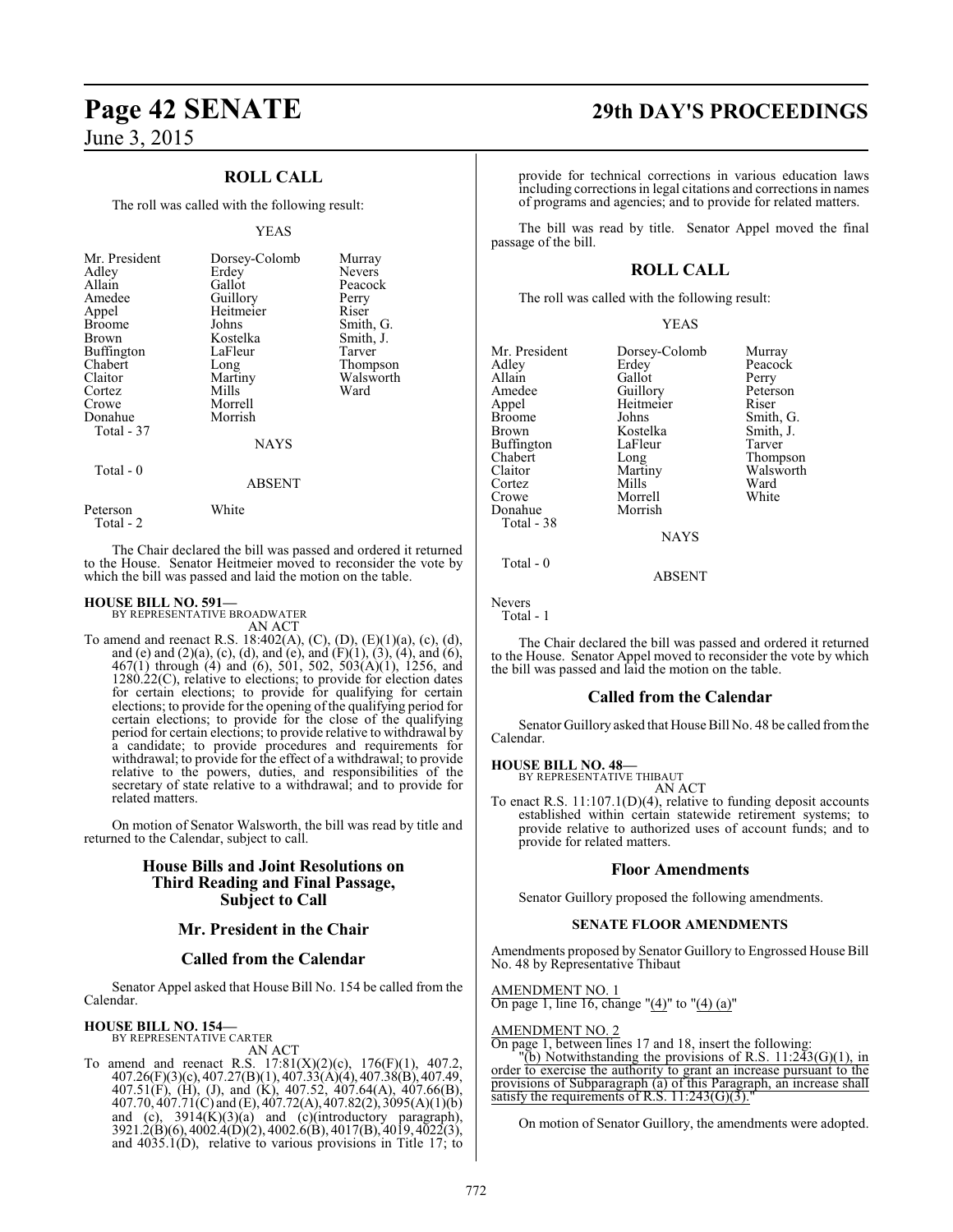## ROLL CALL

The roll was called with the following result:

YEAS

| | | |
|---|---|---|
| Mr. President | Dorsey-Colomb | Murray |
| Adley | Erdey | Nevers |
| Allain | Gallot | Peacock |
| Amedee | Guillory | Perry |
| Appel | Heitmeier | Riser |
| Broome | Johns | Smith, G. |
| Brown | Kostelka | Smith, J. |
| Buffington | LaFleur | Tarver |
| Chabert | Long | Thompson |
| Claitor | Martiny | Walsworth |
| Cortez | Mills | Ward |
| Crowe | Morrell | |
| Donahue | Morrish | |
| Total - 37 | | |

NAYS

Total - 0

ABSENT

Peterson White
Total - 2

The Chair declared the bill was passed and ordered it returned to the House. Senator Heitmeier moved to reconsider the vote by which the bill was passed and laid the motion on the table.

**HOUSE BILL NO. 591—**
BY REPRESENTATIVE BROADWATER
AN ACT

To amend and reenact R.S. 18:402(A), (C), (D), (E)(1)(a), (c), (d), and (e) and (2)(a), (c), (d), and (e), and (F)(1), (3), (4), and (6), 467(1) through (4) and (6), 501, 502, 503(A)(1), 1256, and 1280.22(C), relative to elections; to provide for election dates for certain elections; to provide for qualifying for certain elections; to provide for the opening of the qualifying period for certain elections; to provide for the close of the qualifying period for certain elections; to provide relative to withdrawal by a candidate; to provide procedures and requirements for withdrawal; to provide for the effect of a withdrawal; to provide relative to the powers, duties, and responsibilities of the secretary of state relative to a withdrawal; and to provide for related matters.

On motion of Senator Walsworth, the bill was read by title and returned to the Calendar, subject to call.

## House Bills and Joint Resolutions on Third Reading and Final Passage, Subject to Call

## Mr. President in the Chair

## Called from the Calendar

Senator Appel asked that House Bill No. 154 be called from the Calendar.

**HOUSE BILL NO. 154—**
BY REPRESENTATIVE CARTER
AN ACT

To amend and reenact R.S. 17:81(X)(2)(c), 176(F)(1), 407.2, 407.26(F)(3)(c), 407.27(B)(1), 407.33(A)(4), 407.38(B), 407.49, 407.51(F), (H), (J), and (K), 407.52, 407.64(A), 407.66(B), 407.70, 407.71(C) and (E), 407.72(A), 407.82(2), 3095(A)(1)(b) and (c), 3914(K)(3)(a) and (c)(introductory paragraph), 3921.2(B)(6), 4002.4(D)(2), 4002.6(B), 4017(B), 4019, 4022(3), and 4035.1(D), relative to various provisions in Title 17; to provide for technical corrections in various education laws including corrections in legal citations and corrections in names of programs and agencies; and to provide for related matters.

The bill was read by title. Senator Appel moved the final passage of the bill.

## ROLL CALL

The roll was called with the following result:

YEAS

| | | |
|---|---|---|
| Mr. President | Dorsey-Colomb | Murray |
| Adley | Erdey | Peacock |
| Allain | Gallot | Perry |
| Amedee | Guillory | Peterson |
| Appel | Heitmeier | Riser |
| Broome | Johns | Smith, G. |
| Brown | Kostelka | Smith, J. |
| Buffington | LaFleur | Tarver |
| Chabert | Long | Thompson |
| Claitor | Martiny | Walsworth |
| Cortez | Mills | Ward |
| Crowe | Morrell | White |
| Donahue | Morrish | |
| Total - 38 | | |

NAYS

Total - 0

ABSENT

Nevers
Total - 1

The Chair declared the bill was passed and ordered it returned to the House. Senator Appel moved to reconsider the vote by which the bill was passed and laid the motion on the table.

## Called from the Calendar

Senator Guillory asked that House Bill No. 48 be called from the Calendar.

**HOUSE BILL NO. 48—**
BY REPRESENTATIVE THIBAUT
AN ACT

To enact R.S. 11:107.1(D)(4), relative to funding deposit accounts established within certain statewide retirement systems; to provide relative to authorized uses of account funds; and to provide for related matters.

## Floor Amendments

Senator Guillory proposed the following amendments.

### SENATE FLOOR AMENDMENTS

Amendments proposed by Senator Guillory to Engrossed House Bill No. 48 by Representative Thibaut

AMENDMENT NO. 1
On page 1, line 16, change "(4)" to "(4) (a)"

AMENDMENT NO. 2
On page 1, between lines 17 and 18, insert the following:
"(b) Notwithstanding the provisions of R.S. 11:243(G)(1), in order to exercise the authority to grant an increase pursuant to the provisions of Subparagraph (a) of this Paragraph, an increase shall satisfy the requirements of R.S. 11:243(G)(3)."

On motion of Senator Guillory, the amendments were adopted.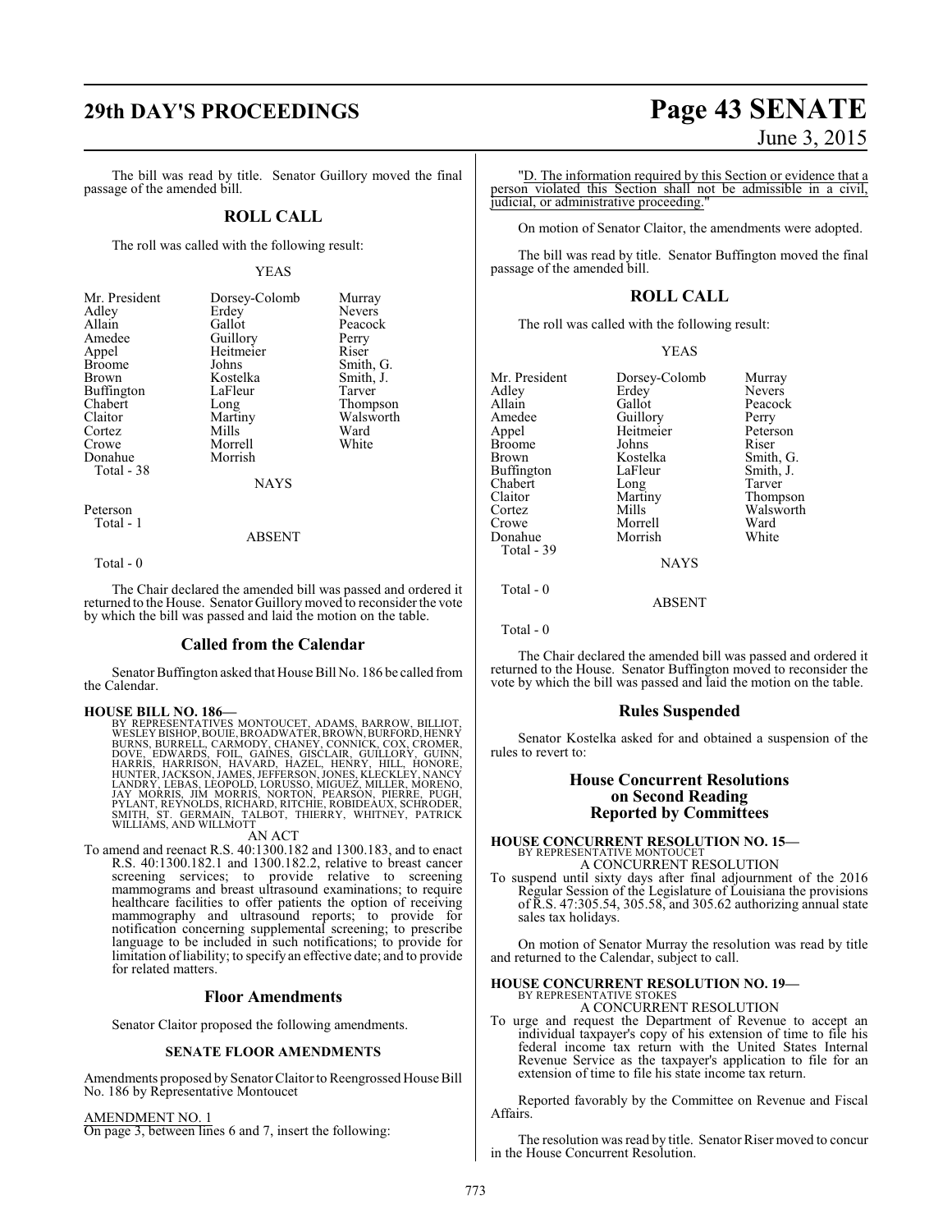The bill was read by title. Senator Guillory moved the final passage of the amended bill.

## ROLL CALL

The roll was called with the following result:

YEAS

| | | |
|---|---|---|
| Mr. President | Dorsey-Colomb | Murray |
| Adley | Erdey | Nevers |
| Allain | Gallot | Peacock |
| Amedee | Guillory | Perry |
| Appel | Heitmeier | Riser |
| Broome | Johns | Smith, G. |
| Brown | Kostelka | Smith, J. |
| Buffington | LaFleur | Tarver |
| Chabert | Long | Thompson |
| Claitor | Martiny | Walsworth |
| Cortez | Mills | Ward |
| Crowe | Morrell | White |
| Donahue | Morrish | |

Total - 38

NAYS

Peterson

Total - 1

ABSENT

Total - 0

The Chair declared the amended bill was passed and ordered it returned to the House. Senator Guillory moved to reconsider the vote by which the bill was passed and laid the motion on the table.

## Called from the Calendar

Senator Buffington asked that House Bill No. 186 be called from the Calendar.

**HOUSE BILL NO. 186—**
BY REPRESENTATIVES MONTOUCET, ADAMS, BARROW, BILLIOT, WESLEY BISHOP, BOUIE, BROADWATER, BROWN, BURFORD, HENRY BURNS, BURRELL, CARMODY, CHANEY, CONNICK, COX, CROMER, DOVE, EDWARDS, FOIL, GAINES, GISCLAIR, GUILLORY, GUINN, HARRIS, HARRISON, HAVARD, HAZEL, HENRY, HILL, HONORE, HUNTER, JACKSON, JAMES, JEFFERSON, JONES, KLECKLEY, NANCY LANDRY, LEBAS, LEOPOLD, LORUSSO, MIGUEZ, MILLER, MORENO, JAY MORRIS, JIM MORRIS, NORTON, PEARSON, PIERRE, PUGH, PYLANT, REYNOLDS, RICHARD, RITCHIE, ROBIDEAUX, SCHRODER, SMITH, ST. GERMAIN, TALBOT, THIERRY, WHITNEY, PATRICK WILLIAMS, AND WILLMOTT

AN ACT

To amend and reenact R.S. 40:1300.182 and 1300.183, and to enact R.S. 40:1300.182.1 and 1300.182.2, relative to breast cancer screening services; to provide relative to screening mammograms and breast ultrasound examinations; to require healthcare facilities to offer patients the option of receiving mammography and ultrasound reports; to provide for notification concerning supplemental screening; to prescribe language to be included in such notifications; to provide for limitation of liability; to specify an effective date; and to provide for related matters.

## Floor Amendments

Senator Claitor proposed the following amendments.

### SENATE FLOOR AMENDMENTS

Amendments proposed by Senator Claitor to Reengrossed House Bill No. 186 by Representative Montoucet

AMENDMENT NO. 1

On page 3, between lines 6 and 7, insert the following:

"D. The information required by this Section or evidence that a person violated this Section shall not be admissible in a civil, judicial, or administrative proceeding."

On motion of Senator Claitor, the amendments were adopted.

The bill was read by title. Senator Buffington moved the final passage of the amended bill.

## ROLL CALL

The roll was called with the following result:

YEAS

| | | |
|---|---|---|
| Mr. President | Dorsey-Colomb | Murray |
| Adley | Erdey | Nevers |
| Allain | Gallot | Peacock |
| Amedee | Guillory | Perry |
| Appel | Heitmeier | Peterson |
| Broome | Johns | Riser |
| Brown | Kostelka | Smith, G. |
| Buffington | LaFleur | Smith, J. |
| Chabert | Long | Tarver |
| Claitor | Martiny | Thompson |
| Cortez | Mills | Walsworth |
| Crowe | Morrell | Ward |
| Donahue | Morrish | White |

Total - 39

NAYS

Total - 0

ABSENT

Total - 0

The Chair declared the amended bill was passed and ordered it returned to the House. Senator Buffington moved to reconsider the vote by which the bill was passed and laid the motion on the table.

## Rules Suspended

Senator Kostelka asked for and obtained a suspension of the rules to revert to:

## House Concurrent Resolutions on Second Reading Reported by Committees

**HOUSE CONCURRENT RESOLUTION NO. 15—**
BY REPRESENTATIVE MONTOUCET

A CONCURRENT RESOLUTION

To suspend until sixty days after final adjournment of the 2016 Regular Session of the Legislature of Louisiana the provisions of R.S. 47:305.54, 305.58, and 305.62 authorizing annual state sales tax holidays.

On motion of Senator Murray the resolution was read by title and returned to the Calendar, subject to call.

**HOUSE CONCURRENT RESOLUTION NO. 19—**
BY REPRESENTATIVE STOKES

A CONCURRENT RESOLUTION

To urge and request the Department of Revenue to accept an individual taxpayer's copy of his extension of time to file his federal income tax return with the United States Internal Revenue Service as the taxpayer's application to file for an extension of time to file his state income tax return.

Reported favorably by the Committee on Revenue and Fiscal Affairs.

The resolution was read by title. Senator Riser moved to concur in the House Concurrent Resolution.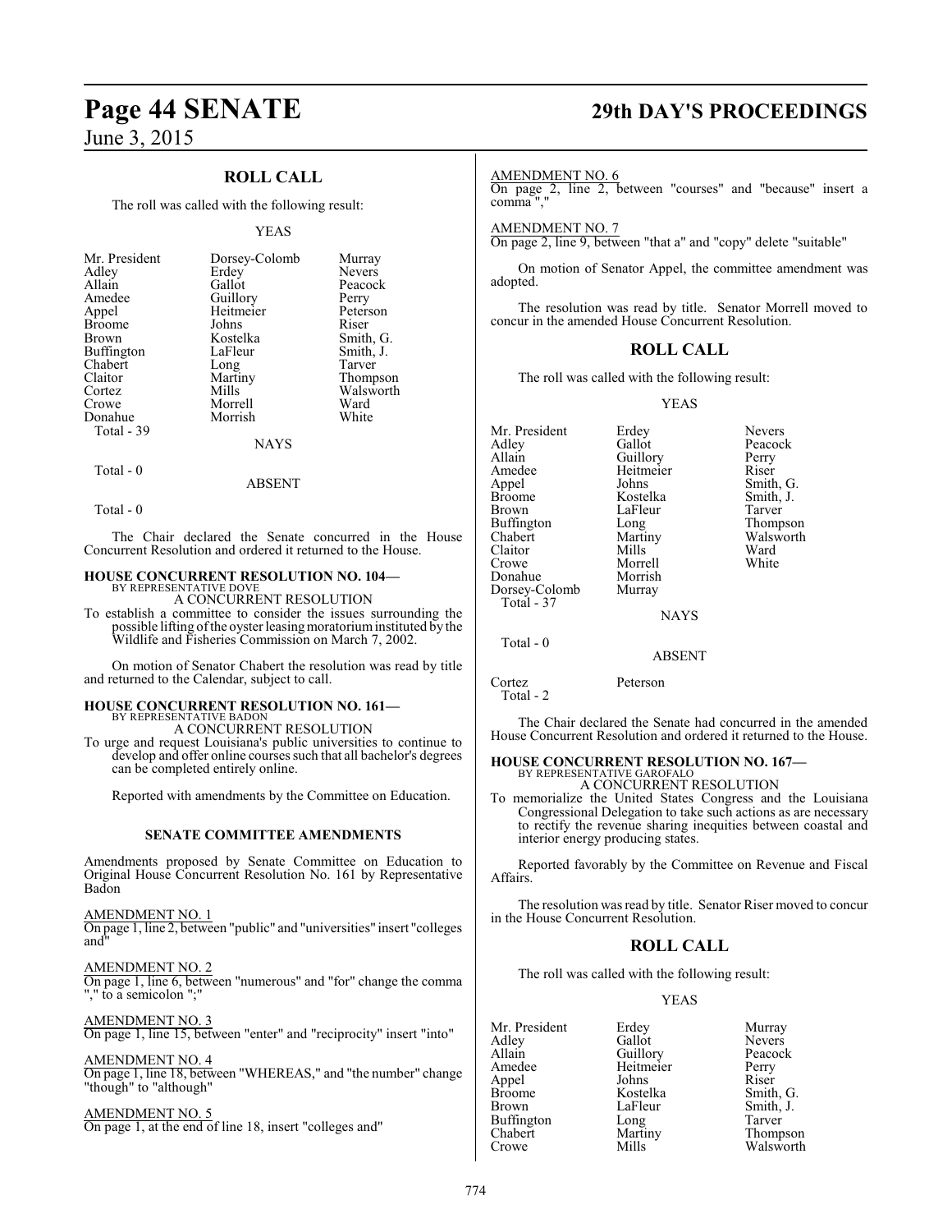## ROLL CALL

The roll was called with the following result:

YEAS

| | | |
|---|---|---|
| Mr. President | Dorsey-Colomb | Murray |
| Adley | Erdey | Nevers |
| Allain | Gallot | Peacock |
| Amedee | Guillory | Perry |
| Appel | Heitmeier | Peterson |
| Broome | Johns | Riser |
| Brown | Kostelka | Smith, G. |
| Buffington | LaFleur | Smith, J. |
| Chabert | Long | Tarver |
| Claitor | Martiny | Thompson |
| Cortez | Mills | Walsworth |
| Crowe | Morrell | Ward |
| Donahue | Morrish | White |

Total - 39

NAYS

Total - 0

ABSENT

Total - 0

The Chair declared the Senate concurred in the House Concurrent Resolution and ordered it returned to the House.

**HOUSE CONCURRENT RESOLUTION NO. 104—**
BY REPRESENTATIVE DOVE
A CONCURRENT RESOLUTION

To establish a committee to consider the issues surrounding the possible lifting of the oyster leasing moratorium instituted by the Wildlife and Fisheries Commission on March 7, 2002.

On motion of Senator Chabert the resolution was read by title and returned to the Calendar, subject to call.

**HOUSE CONCURRENT RESOLUTION NO. 161—**
BY REPRESENTATIVE BADON
A CONCURRENT RESOLUTION

To urge and request Louisiana's public universities to continue to develop and offer online courses such that all bachelor's degrees can be completed entirely online.

Reported with amendments by the Committee on Education.

### SENATE COMMITTEE AMENDMENTS

Amendments proposed by Senate Committee on Education to Original House Concurrent Resolution No. 161 by Representative Badon

AMENDMENT NO. 1
On page 1, line 2, between "public" and "universities" insert "colleges and"

AMENDMENT NO. 2
On page 1, line 6, between "numerous" and "for" change the comma "," to a semicolon ";"

AMENDMENT NO. 3
On page 1, line 15, between "enter" and "reciprocity" insert "into"

AMENDMENT NO. 4
On page 1, line 18, between "WHEREAS," and "the number" change "though" to "although"

AMENDMENT NO. 5
On page 1, at the end of line 18, insert "colleges and"

AMENDMENT NO. 6
On page 2, line 2, between "courses" and "because" insert a comma ","

AMENDMENT NO. 7
On page 2, line 9, between "that a" and "copy" delete "suitable"

On motion of Senator Appel, the committee amendment was adopted.

The resolution was read by title. Senator Morrell moved to concur in the amended House Concurrent Resolution.

## ROLL CALL

The roll was called with the following result:

YEAS

| | | |
|---|---|---|
| Mr. President | Erdey | Nevers |
| Adley | Gallot | Peacock |
| Allain | Guillory | Perry |
| Amedee | Heitmeier | Riser |
| Appel | Johns | Smith, G. |
| Broome | Kostelka | Smith, J. |
| Brown | LaFleur | Tarver |
| Buffington | Long | Thompson |
| Chabert | Martiny | Walsworth |
| Claitor | Mills | Ward |
| Crowe | Morrell | White |
| Donahue | Morrish | |
| Dorsey-Colomb | Murray | |

Total - 37

NAYS

Total - 0

ABSENT

Cortez Peterson
Total - 2

The Chair declared the Senate had concurred in the amended House Concurrent Resolution and ordered it returned to the House.

**HOUSE CONCURRENT RESOLUTION NO. 167—**
BY REPRESENTATIVE GAROFALO
A CONCURRENT RESOLUTION

To memorialize the United States Congress and the Louisiana Congressional Delegation to take such actions as are necessary to rectify the revenue sharing inequities between coastal and interior energy producing states.

Reported favorably by the Committee on Revenue and Fiscal Affairs.

The resolution was read by title. Senator Riser moved to concur in the House Concurrent Resolution.

## ROLL CALL

The roll was called with the following result:

YEAS

| | | |
|---|---|---|
| Mr. President | Erdey | Murray |
| Adley | Gallot | Nevers |
| Allain | Guillory | Peacock |
| Amedee | Heitmeier | Perry |
| Appel | Johns | Riser |
| Broome | Kostelka | Smith, G. |
| Brown | LaFleur | Smith, J. |
| Buffington | Long | Tarver |
| Chabert | Martiny | Thompson |
| Crowe | Mills | Walsworth |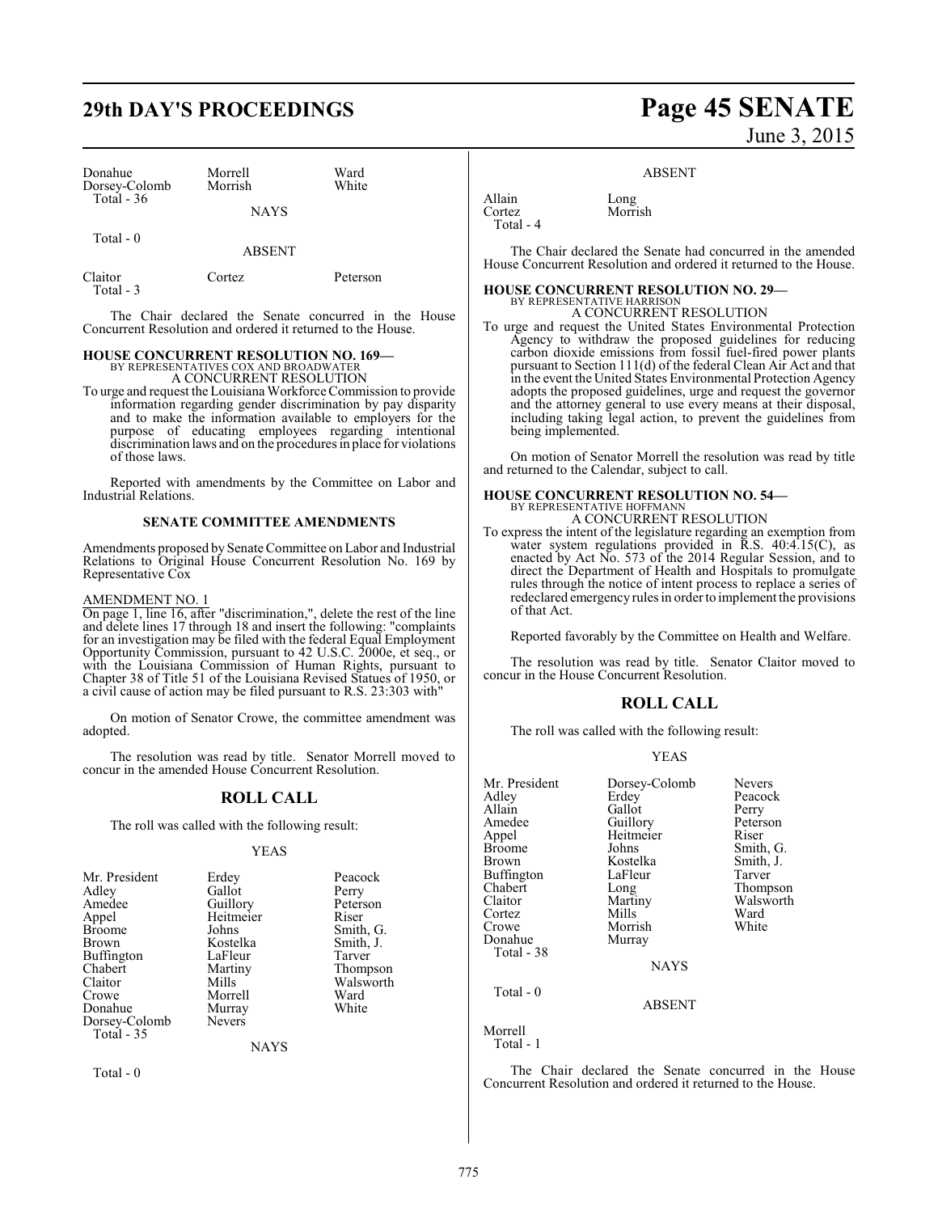| | | |
|---|---|---|
| Donahue | Morrell | Ward |
| Dorsey-Colomb | Morrish | White |
| Total - 36 | | |

NAYS

Total - 0

ABSENT

| | | |
|---|---|---|
| Claitor | Cortez | Peterson |
| Total - 3 | | |

The Chair declared the Senate concurred in the House Concurrent Resolution and ordered it returned to the House.

**HOUSE CONCURRENT RESOLUTION NO. 169—**
BY REPRESENTATIVES COX AND BROADWATER
A CONCURRENT RESOLUTION

To urge and request the Louisiana Workforce Commission to provide information regarding gender discrimination by pay disparity and to make the information available to employers for the purpose of educating employees regarding intentional discrimination laws and on the procedures in place for violations of those laws.

Reported with amendments by the Committee on Labor and Industrial Relations.

## SENATE COMMITTEE AMENDMENTS

Amendments proposed by Senate Committee on Labor and Industrial Relations to Original House Concurrent Resolution No. 169 by Representative Cox

AMENDMENT NO. 1

On page 1, line 16, after "discrimination,", delete the rest of the line and delete lines 17 through 18 and insert the following: "complaints for an investigation may be filed with the federal Equal Employment Opportunity Commission, pursuant to 42 U.S.C. 2000e, et seq., or with the Louisiana Commission of Human Rights, pursuant to Chapter 38 of Title 51 of the Louisiana Revised Statues of 1950, or a civil cause of action may be filed pursuant to R.S. 23:303 with"

On motion of Senator Crowe, the committee amendment was adopted.

The resolution was read by title. Senator Morrell moved to concur in the amended House Concurrent Resolution.

## ROLL CALL

The roll was called with the following result:

YEAS

| | | |
|---|---|---|
| Mr. President | Erdey | Peacock |
| Adley | Gallot | Perry |
| Amedee | Guillory | Peterson |
| Appel | Heitmeier | Riser |
| Broome | Johns | Smith, G. |
| Brown | Kostelka | Smith, J. |
| Buffington | LaFleur | Tarver |
| Chabert | Martiny | Thompson |
| Claitor | Mills | Walsworth |
| Crowe | Morrell | Ward |
| Donahue | Murray | White |
| Dorsey-Colomb | Nevers | |
| Total - 35 | | |

NAYS

Total - 0

ABSENT

| | |
|---|---|
| Allain | Long |
| Cortez | Morrish |
| Total - 4 | |

The Chair declared the Senate had concurred in the amended House Concurrent Resolution and ordered it returned to the House.

**HOUSE CONCURRENT RESOLUTION NO. 29—**
BY REPRESENTATIVE HARRISON
A CONCURRENT RESOLUTION

To urge and request the United States Environmental Protection Agency to withdraw the proposed guidelines for reducing carbon dioxide emissions from fossil fuel-fired power plants pursuant to Section 111(d) of the federal Clean Air Act and that in the event the United States Environmental Protection Agency adopts the proposed guidelines, urge and request the governor and the attorney general to use every means at their disposal, including taking legal action, to prevent the guidelines from being implemented.

On motion of Senator Morrell the resolution was read by title and returned to the Calendar, subject to call.

**HOUSE CONCURRENT RESOLUTION NO. 54—**
BY REPRESENTATIVE HOFFMANN
A CONCURRENT RESOLUTION

To express the intent of the legislature regarding an exemption from water system regulations provided in R.S. 40:4.15(C), as enacted by Act No. 573 of the 2014 Regular Session, and to direct the Department of Health and Hospitals to promulgate rules through the notice of intent process to replace a series of redeclared emergency rules in order to implement the provisions of that Act.

Reported favorably by the Committee on Health and Welfare.

The resolution was read by title. Senator Claitor moved to concur in the House Concurrent Resolution.

## ROLL CALL

The roll was called with the following result:

YEAS

| | | |
|---|---|---|
| Mr. President | Dorsey-Colomb | Nevers |
| Adley | Erdey | Peacock |
| Allain | Gallot | Perry |
| Amedee | Guillory | Peterson |
| Appel | Heitmeier | Riser |
| Broome | Johns | Smith, G. |
| Brown | Kostelka | Smith, J. |
| Buffington | LaFleur | Tarver |
| Chabert | Long | Thompson |
| Claitor | Martiny | Walsworth |
| Cortez | Mills | Ward |
| Crowe | Morrish | White |
| Donahue | Murray | |
| Total - 38 | | |

NAYS

Total - 0

ABSENT

Morrell
Total - 1

The Chair declared the Senate concurred in the House Concurrent Resolution and ordered it returned to the House.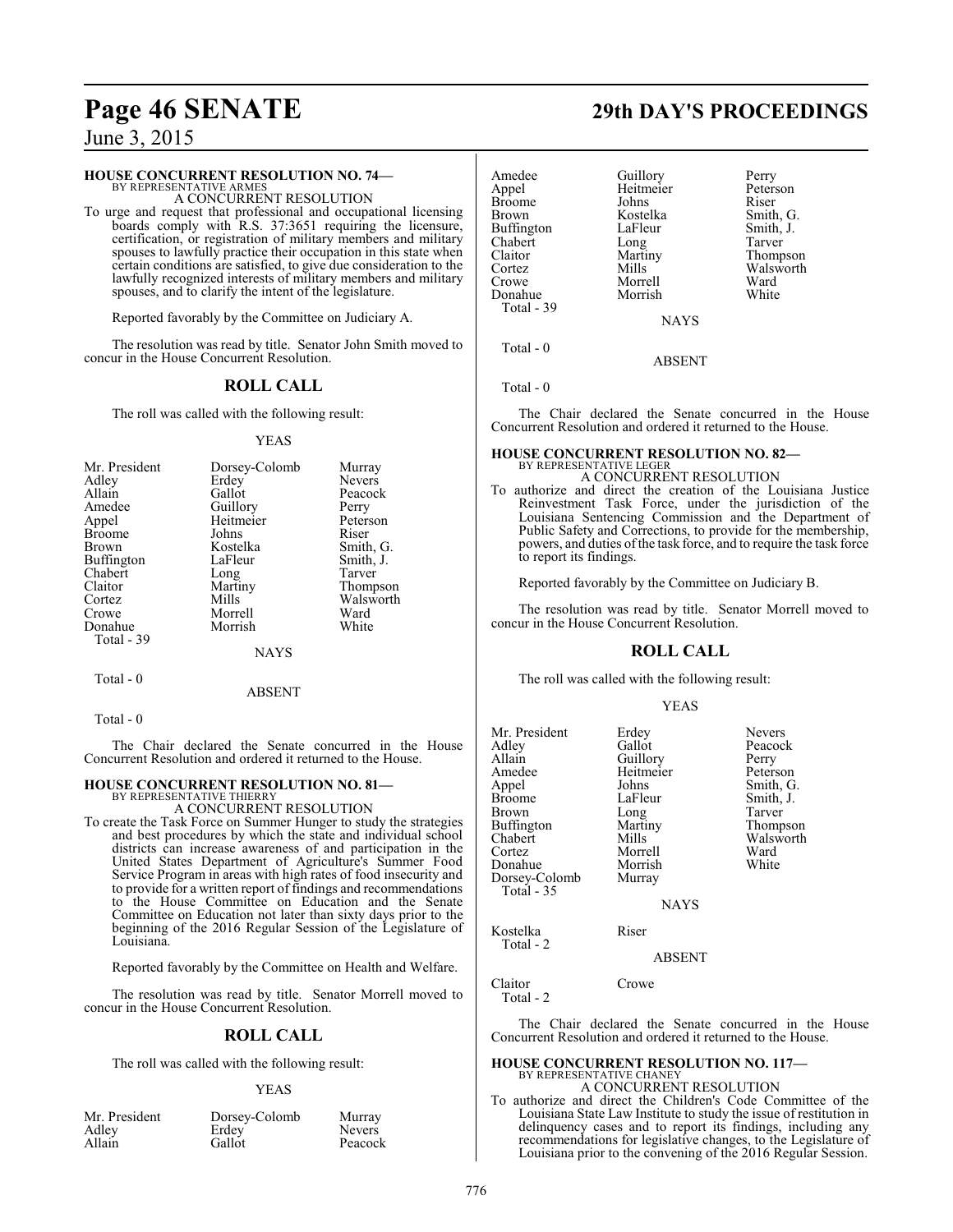### HOUSE CONCURRENT RESOLUTION NO. 74—

BY REPRESENTATIVE ARMES

A CONCURRENT RESOLUTION

To urge and request that professional and occupational licensing boards comply with R.S. 37:3651 requiring the licensure, certification, or registration of military members and military spouses to lawfully practice their occupation in this state when certain conditions are satisfied, to give due consideration to the lawfully recognized interests of military members and military spouses, and to clarify the intent of the legislature.

Reported favorably by the Committee on Judiciary A.

The resolution was read by title. Senator John Smith moved to concur in the House Concurrent Resolution.

## ROLL CALL

The roll was called with the following result:

YEAS

| | | |
|---|---|---|
| Mr. President | Dorsey-Colomb | Murray |
| Adley | Erdey | Nevers |
| Allain | Gallot | Peacock |
| Amedee | Guillory | Perry |
| Appel | Heitmeier | Peterson |
| Broome | Johns | Riser |
| Brown | Kostelka | Smith, G. |
| Buffington | LaFleur | Smith, J. |
| Chabert | Long | Tarver |
| Claitor | Martiny | Thompson |
| Cortez | Mills | Walsworth |
| Crowe | Morrell | Ward |
| Donahue | Morrish | White |
| Total - 39 | | |

NAYS

Total - 0

ABSENT

Total - 0

The Chair declared the Senate concurred in the House Concurrent Resolution and ordered it returned to the House.

### HOUSE CONCURRENT RESOLUTION NO. 81—

BY REPRESENTATIVE THIERRY

A CONCURRENT RESOLUTION

To create the Task Force on Summer Hunger to study the strategies and best procedures by which the state and individual school districts can increase awareness of and participation in the United States Department of Agriculture's Summer Food Service Program in areas with high rates of food insecurity and to provide for a written report of findings and recommendations to the House Committee on Education and the Senate Committee on Education not later than sixty days prior to the beginning of the 2016 Regular Session of the Legislature of Louisiana.

Reported favorably by the Committee on Health and Welfare.

The resolution was read by title. Senator Morrell moved to concur in the House Concurrent Resolution.

## ROLL CALL

The roll was called with the following result:

YEAS

| | | |
|---|---|---|
| Mr. President | Dorsey-Colomb | Murray |
| Adley | Erdey | Nevers |
| Allain | Gallot | Peacock |
| Amedee | Guillory | Perry |
| Appel | Heitmeier | Peterson |
| Broome | Johns | Riser |
| Brown | Kostelka | Smith, G. |
| Buffington | LaFleur | Smith, J. |
| Chabert | Long | Tarver |
| Claitor | Martiny | Thompson |
| Cortez | Mills | Walsworth |
| Crowe | Morrell | Ward |
| Donahue | Morrish | White |
| Total - 39 | | |

NAYS

Total - 0

ABSENT

Total - 0

The Chair declared the Senate concurred in the House Concurrent Resolution and ordered it returned to the House.

### HOUSE CONCURRENT RESOLUTION NO. 82—

BY REPRESENTATIVE LEGER

A CONCURRENT RESOLUTION

To authorize and direct the creation of the Louisiana Justice Reinvestment Task Force, under the jurisdiction of the Louisiana Sentencing Commission and the Department of Public Safety and Corrections, to provide for the membership, powers, and duties of the task force, and to require the task force to report its findings.

Reported favorably by the Committee on Judiciary B.

The resolution was read by title. Senator Morrell moved to concur in the House Concurrent Resolution.

## ROLL CALL

The roll was called with the following result:

YEAS

| | | |
|---|---|---|
| Mr. President | Erdey | Nevers |
| Adley | Gallot | Peacock |
| Allain | Guillory | Perry |
| Amedee | Heitmeier | Peterson |
| Appel | Johns | Smith, G. |
| Broome | LaFleur | Smith, J. |
| Brown | Long | Tarver |
| Buffington | Martiny | Thompson |
| Chabert | Mills | Walsworth |
| Cortez | Morrell | Ward |
| Donahue | Morrish | White |
| Dorsey-Colomb | Murray | |
| Total - 35 | | |

NAYS

| | |
|---|---|
| Kostelka | Riser |
| Total - 2 | |

ABSENT

| | |
|---|---|
| Claitor | Crowe |
| Total - 2 | |

The Chair declared the Senate concurred in the House Concurrent Resolution and ordered it returned to the House.

### HOUSE CONCURRENT RESOLUTION NO. 117—

BY REPRESENTATIVE CHANEY

A CONCURRENT RESOLUTION

To authorize and direct the Children's Code Committee of the Louisiana State Law Institute to study the issue of restitution in delinquency cases and to report its findings, including any recommendations for legislative changes, to the Legislature of Louisiana prior to the convening of the 2016 Regular Session.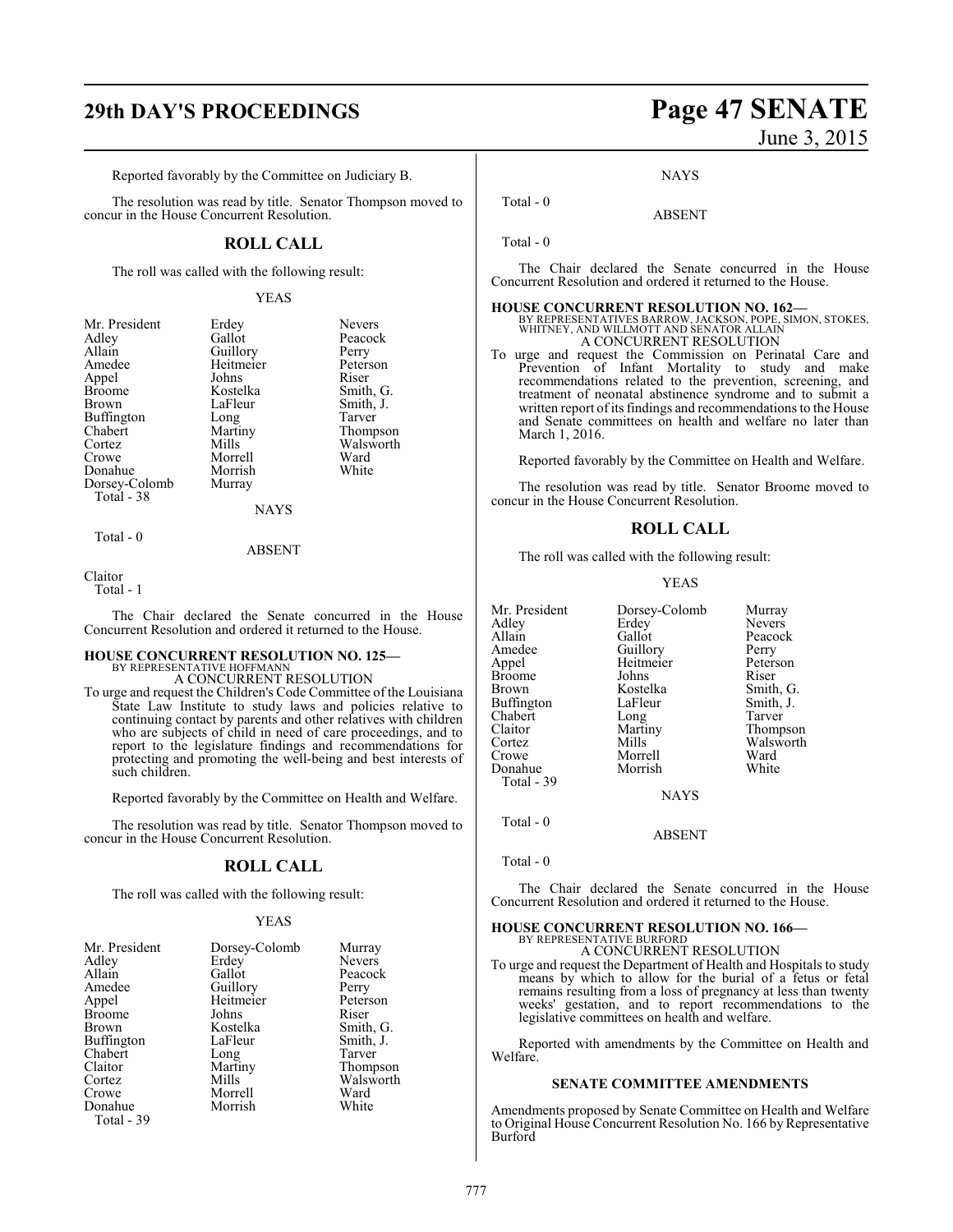Reported favorably by the Committee on Judiciary B.

The resolution was read by title. Senator Thompson moved to concur in the House Concurrent Resolution.

## ROLL CALL

The roll was called with the following result:

YEAS

| | | |
|---|---|---|
| Mr. President | Erdey | Nevers |
| Adley | Gallot | Peacock |
| Allain | Guillory | Perry |
| Amedee | Heitmeier | Peterson |
| Appel | Johns | Riser |
| Broome | Kostelka | Smith, G. |
| Brown | LaFleur | Smith, J. |
| Buffington | Long | Tarver |
| Chabert | Martiny | Thompson |
| Cortez | Mills | Walsworth |
| Crowe | Morrell | Ward |
| Donahue | Morrish | White |
| Dorsey-Colomb | Murray | |

Total - 38

NAYS

Total - 0

ABSENT

Claitor

Total - 1

The Chair declared the Senate concurred in the House Concurrent Resolution and ordered it returned to the House.

**HOUSE CONCURRENT RESOLUTION NO. 125—**
BY REPRESENTATIVE HOFFMANN
A CONCURRENT RESOLUTION

To urge and request the Children's Code Committee of the Louisiana State Law Institute to study laws and policies relative to continuing contact by parents and other relatives with children who are subjects of child in need of care proceedings, and to report to the legislature findings and recommendations for protecting and promoting the well-being and best interests of such children.

Reported favorably by the Committee on Health and Welfare.

The resolution was read by title. Senator Thompson moved to concur in the House Concurrent Resolution.

## ROLL CALL

The roll was called with the following result:

YEAS

| | | |
|---|---|---|
| Mr. President | Dorsey-Colomb | Murray |
| Adley | Erdey | Nevers |
| Allain | Gallot | Peacock |
| Amedee | Guillory | Perry |
| Appel | Heitmeier | Peterson |
| Broome | Johns | Riser |
| Brown | Kostelka | Smith, G. |
| Buffington | LaFleur | Smith, J. |
| Chabert | Long | Tarver |
| Claitor | Martiny | Thompson |
| Cortez | Mills | Walsworth |
| Crowe | Morrell | Ward |
| Donahue | Morrish | White |

Total - 39

NAYS

Total - 0

ABSENT

Total - 0

The Chair declared the Senate concurred in the House Concurrent Resolution and ordered it returned to the House.

**HOUSE CONCURRENT RESOLUTION NO. 162—**
BY REPRESENTATIVES BARROW, JACKSON, POPE, SIMON, STOKES, WHITNEY, AND WILLMOTT AND SENATOR ALLAIN
A CONCURRENT RESOLUTION

To urge and request the Commission on Perinatal Care and Prevention of Infant Mortality to study and make recommendations related to the prevention, screening, and treatment of neonatal abstinence syndrome and to submit a written report of its findings and recommendations to the House and Senate committees on health and welfare no later than March 1, 2016.

Reported favorably by the Committee on Health and Welfare.

The resolution was read by title. Senator Broome moved to concur in the House Concurrent Resolution.

## ROLL CALL

The roll was called with the following result:

YEAS

| | | |
|---|---|---|
| Mr. President | Dorsey-Colomb | Murray |
| Adley | Erdey | Nevers |
| Allain | Gallot | Peacock |
| Amedee | Guillory | Perry |
| Appel | Heitmeier | Peterson |
| Broome | Johns | Riser |
| Brown | Kostelka | Smith, G. |
| Buffington | LaFleur | Smith, J. |
| Chabert | Long | Tarver |
| Claitor | Martiny | Thompson |
| Cortez | Mills | Walsworth |
| Crowe | Morrell | Ward |
| Donahue | Morrish | White |

Total - 39

NAYS

Total - 0

ABSENT

Total - 0

The Chair declared the Senate concurred in the House Concurrent Resolution and ordered it returned to the House.

**HOUSE CONCURRENT RESOLUTION NO. 166—**
BY REPRESENTATIVE BURFORD
A CONCURRENT RESOLUTION

To urge and request the Department of Health and Hospitals to study means by which to allow for the burial of a fetus or fetal remains resulting from a loss of pregnancy at less than twenty weeks' gestation, and to report recommendations to the legislative committees on health and welfare.

Reported with amendments by the Committee on Health and Welfare.

### SENATE COMMITTEE AMENDMENTS

Amendments proposed by Senate Committee on Health and Welfare to Original House Concurrent Resolution No. 166 by Representative Burford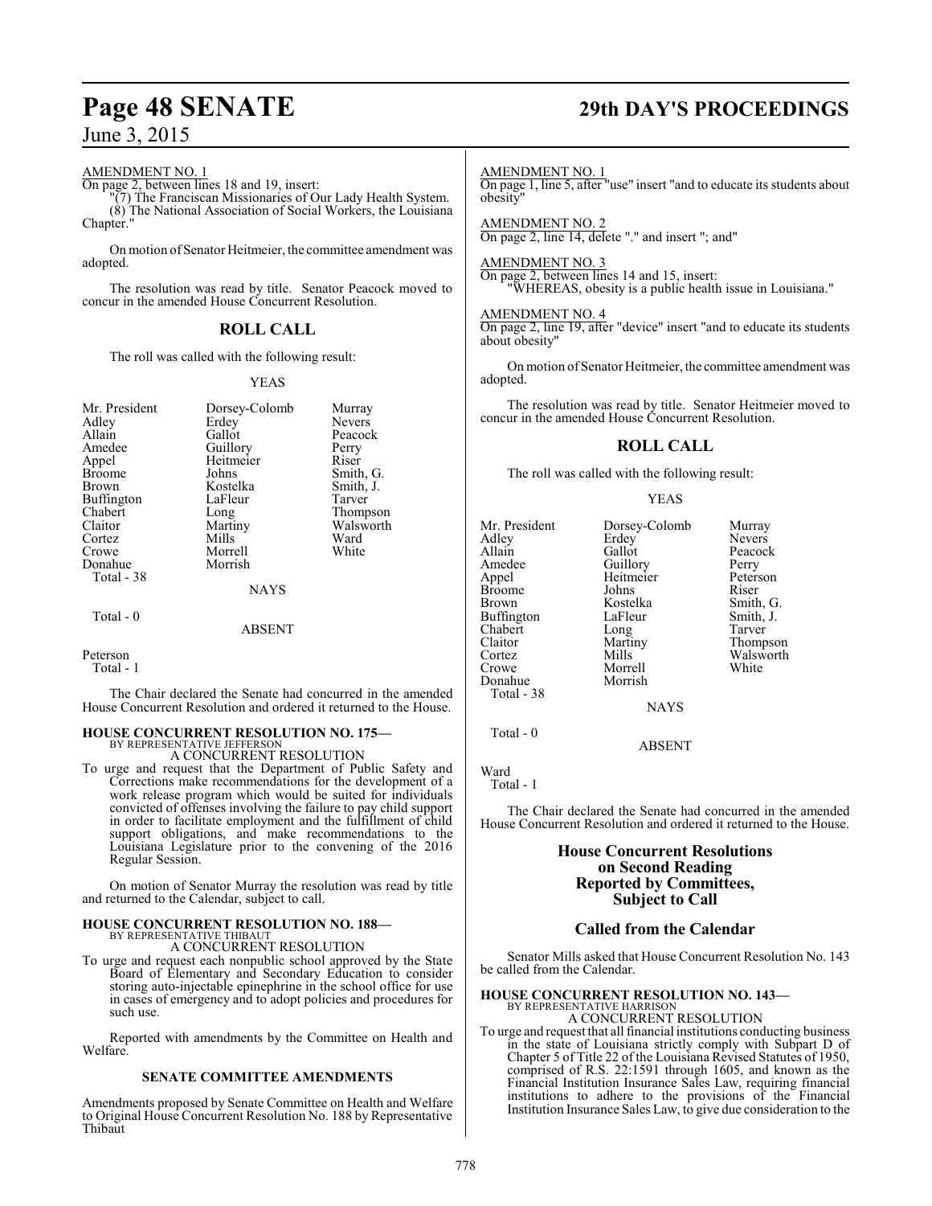AMENDMENT NO. 1

On page 2, between lines 18 and 19, insert:

"(7) The Franciscan Missionaries of Our Lady Health System.

(8) The National Association of Social Workers, the Louisiana Chapter."

On motion of Senator Heitmeier, the committee amendment was adopted.

The resolution was read by title. Senator Peacock moved to concur in the amended House Concurrent Resolution.

## ROLL CALL

The roll was called with the following result:

YEAS

| | | |
|---|---|---|
| Mr. President | Dorsey-Colomb | Murray |
| Adley | Erdey | Nevers |
| Allain | Gallot | Peacock |
| Amedee | Guillory | Perry |
| Appel | Heitmeier | Riser |
| Broome | Johns | Smith, G. |
| Brown | Kostelka | Smith, J. |
| Buffington | LaFleur | Tarver |
| Chabert | Long | Thompson |
| Claitor | Martiny | Walsworth |
| Cortez | Mills | Ward |
| Crowe | Morrell | White |
| Donahue | Morrish | |

Total - 38

NAYS

Total - 0

ABSENT

Peterson

Total - 1

The Chair declared the Senate had concurred in the amended House Concurrent Resolution and ordered it returned to the House.

**HOUSE CONCURRENT RESOLUTION NO. 175—**
BY REPRESENTATIVE JEFFERSON
A CONCURRENT RESOLUTION

To urge and request that the Department of Public Safety and Corrections make recommendations for the development of a work release program which would be suited for individuals convicted of offenses involving the failure to pay child support in order to facilitate employment and the fulfillment of child support obligations, and make recommendations to the Louisiana Legislature prior to the convening of the 2016 Regular Session.

On motion of Senator Murray the resolution was read by title and returned to the Calendar, subject to call.

**HOUSE CONCURRENT RESOLUTION NO. 188—**
BY REPRESENTATIVE THIBAUT
A CONCURRENT RESOLUTION

To urge and request each nonpublic school approved by the State Board of Elementary and Secondary Education to consider storing auto-injectable epinephrine in the school office for use in cases of emergency and to adopt policies and procedures for such use.

Reported with amendments by the Committee on Health and Welfare.

### SENATE COMMITTEE AMENDMENTS

Amendments proposed by Senate Committee on Health and Welfare to Original House Concurrent Resolution No. 188 by Representative Thibaut

AMENDMENT NO. 1

On page 1, line 5, after "use" insert "and to educate its students about obesity"

AMENDMENT NO. 2

On page 2, line 14, delete "." and insert "; and"

AMENDMENT NO. 3

On page 2, between lines 14 and 15, insert:

"WHEREAS, obesity is a public health issue in Louisiana."

AMENDMENT NO. 4

On page 2, line 19, after "device" insert "and to educate its students about obesity"

On motion of Senator Heitmeier, the committee amendment was adopted.

The resolution was read by title. Senator Heitmeier moved to concur in the amended House Concurrent Resolution.

## ROLL CALL

The roll was called with the following result:

YEAS

| | | |
|---|---|---|
| Mr. President | Dorsey-Colomb | Murray |
| Adley | Erdey | Nevers |
| Allain | Gallot | Peacock |
| Amedee | Guillory | Perry |
| Appel | Heitmeier | Peterson |
| Broome | Johns | Riser |
| Brown | Kostelka | Smith, G. |
| Buffington | LaFleur | Smith, J. |
| Chabert | Long | Tarver |
| Claitor | Martiny | Thompson |
| Cortez | Mills | Walsworth |
| Crowe | Morrell | White |
| Donahue | Morrish | |

Total - 38

NAYS

Total - 0

ABSENT

Ward

Total - 1

The Chair declared the Senate had concurred in the amended House Concurrent Resolution and ordered it returned to the House.

## House Concurrent Resolutions on Second Reading Reported by Committees, Subject to Call

## Called from the Calendar

Senator Mills asked that House Concurrent Resolution No. 143 be called from the Calendar.

**HOUSE CONCURRENT RESOLUTION NO. 143—**
BY REPRESENTATIVE HARRISON
A CONCURRENT RESOLUTION

To urge and request that all financial institutions conducting business in the state of Louisiana strictly comply with Subpart D of Chapter 5 of Title 22 of the Louisiana Revised Statutes of 1950, comprised of R.S. 22:1591 through 1605, and known as the Financial Institution Insurance Sales Law, requiring financial institutions to adhere to the provisions of the Financial Institution Insurance Sales Law, to give due consideration to the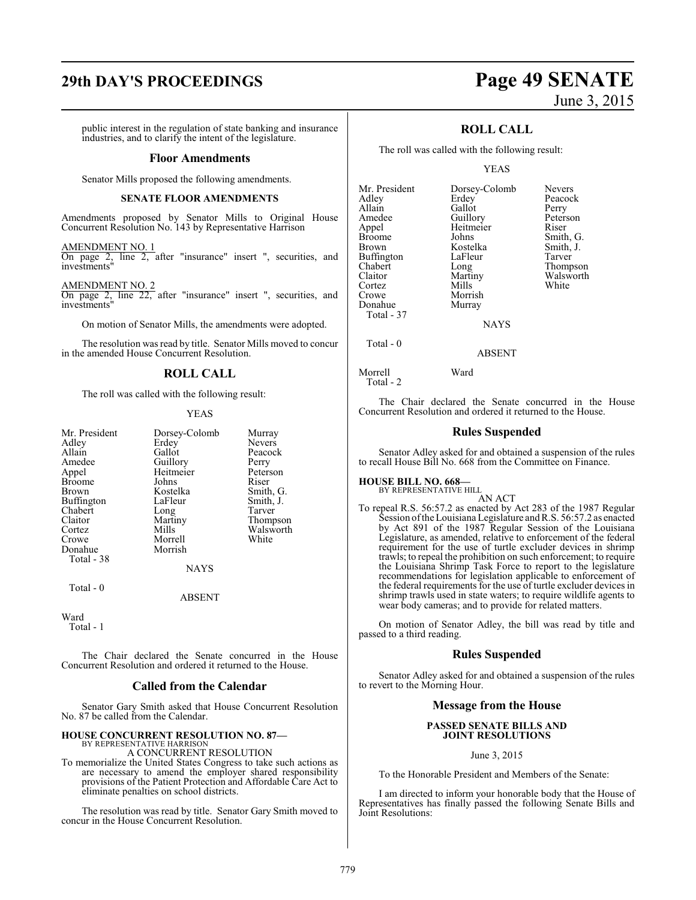public interest in the regulation of state banking and insurance industries, and to clarify the intent of the legislature.

### Floor Amendments

Senator Mills proposed the following amendments.

#### SENATE FLOOR AMENDMENTS

Amendments proposed by Senator Mills to Original House Concurrent Resolution No. 143 by Representative Harrison

AMENDMENT NO. 1
On page 2, line 2, after "insurance" insert ", securities, and investments"

AMENDMENT NO. 2
On page 2, line 22, after "insurance" insert ", securities, and investments"

On motion of Senator Mills, the amendments were adopted.

The resolution was read by title. Senator Mills moved to concur in the amended House Concurrent Resolution.

## ROLL CALL

The roll was called with the following result:

YEAS

| | | |
|---|---|---|
| Mr. President | Dorsey-Colomb | Murray |
| Adley | Erdey | Nevers |
| Allain | Gallot | Peacock |
| Amedee | Guillory | Perry |
| Appel | Heitmeier | Peterson |
| Broome | Johns | Riser |
| Brown | Kostelka | Smith, G. |
| Buffington | LaFleur | Smith, J. |
| Chabert | Long | Tarver |
| Claitor | Martiny | Thompson |
| Cortez | Mills | Walsworth |
| Crowe | Morrell | White |
| Donahue | Morrish | |

Total - 38

NAYS

Total - 0

ABSENT

Ward

Total - 1

The Chair declared the Senate concurred in the House Concurrent Resolution and ordered it returned to the House.

### Called from the Calendar

Senator Gary Smith asked that House Concurrent Resolution No. 87 be called from the Calendar.

**HOUSE CONCURRENT RESOLUTION NO. 87—**
BY REPRESENTATIVE HARRISON
A CONCURRENT RESOLUTION
To memorialize the United States Congress to take such actions as are necessary to amend the employer shared responsibility provisions of the Patient Protection and Affordable Care Act to eliminate penalties on school districts.

The resolution was read by title. Senator Gary Smith moved to concur in the House Concurrent Resolution.

## ROLL CALL

The roll was called with the following result:

YEAS

| | | |
|---|---|---|
| Mr. President | Dorsey-Colomb | Nevers |
| Adley | Erdey | Peacock |
| Allain | Gallot | Perry |
| Amedee | Guillory | Peterson |
| Appel | Heitmeier | Riser |
| Broome | Johns | Smith, G. |
| Brown | Kostelka | Smith, J. |
| Buffington | LaFleur | Tarver |
| Chabert | Long | Thompson |
| Claitor | Martiny | Walsworth |
| Cortez | Mills | White |
| Crowe | Morrish | |
| Donahue | Murray | |

Total - 37

NAYS

Total - 0

ABSENT

Morrell Ward

Total - 2

The Chair declared the Senate concurred in the House Concurrent Resolution and ordered it returned to the House.

### Rules Suspended

Senator Adley asked for and obtained a suspension of the rules to recall House Bill No. 668 from the Committee on Finance.

**HOUSE BILL NO. 668—**
BY REPRESENTATIVE HILL
AN ACT
To repeal R.S. 56:57.2 as enacted by Act 283 of the 1987 Regular Session of the Louisiana Legislature and R.S. 56:57.2 as enacted by Act 891 of the 1987 Regular Session of the Louisiana Legislature, as amended, relative to enforcement of the federal requirement for the use of turtle excluder devices in shrimp trawls; to repeal the prohibition on such enforcement; to require the Louisiana Shrimp Task Force to report to the legislature recommendations for legislation applicable to enforcement of the federal requirements for the use of turtle excluder devices in shrimp trawls used in state waters; to require wildlife agents to wear body cameras; and to provide for related matters.

On motion of Senator Adley, the bill was read by title and passed to a third reading.

### Rules Suspended

Senator Adley asked for and obtained a suspension of the rules to revert to the Morning Hour.

### Message from the House

#### PASSED SENATE BILLS AND JOINT RESOLUTIONS

June 3, 2015

To the Honorable President and Members of the Senate:

I am directed to inform your honorable body that the House of Representatives has finally passed the following Senate Bills and Joint Resolutions: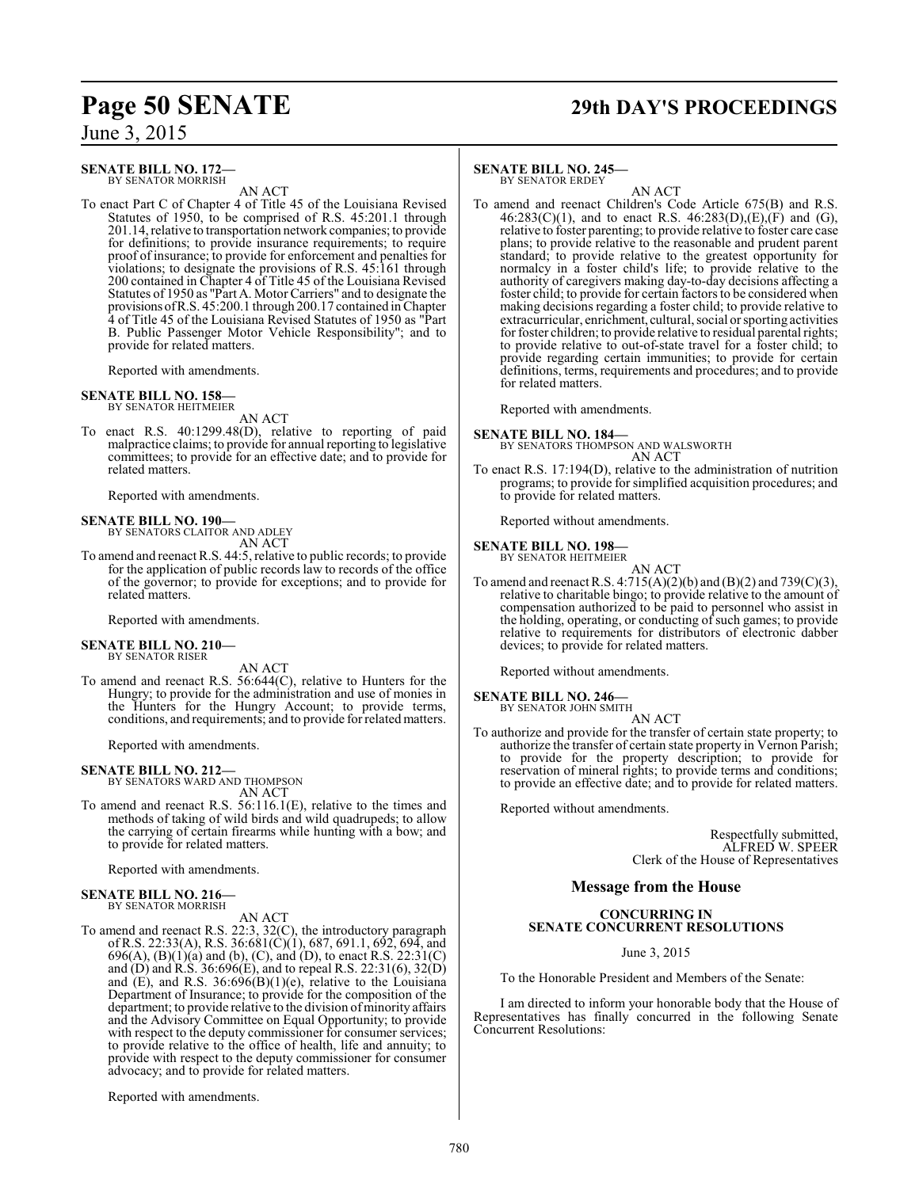**SENATE BILL NO. 172—**
BY SENATOR MORRISH

AN ACT

To enact Part C of Chapter 4 of Title 45 of the Louisiana Revised Statutes of 1950, to be comprised of R.S. 45:201.1 through 201.14, relative to transportation network companies; to provide for definitions; to provide insurance requirements; to require proof of insurance; to provide for enforcement and penalties for violations; to designate the provisions of R.S. 45:161 through 200 contained in Chapter 4 of Title 45 of the Louisiana Revised Statutes of 1950 as "Part A. Motor Carriers" and to designate the provisions of R.S. 45:200.1 through 200.17 contained in Chapter 4 of Title 45 of the Louisiana Revised Statutes of 1950 as "Part B. Public Passenger Motor Vehicle Responsibility"; and to provide for related matters.

Reported with amendments.

**SENATE BILL NO. 158—**
BY SENATOR HEITMEIER

AN ACT

To enact R.S. 40:1299.48(D), relative to reporting of paid malpractice claims; to provide for annual reporting to legislative committees; to provide for an effective date; and to provide for related matters.

Reported with amendments.

**SENATE BILL NO. 190—**
BY SENATORS CLAITOR AND ADLEY

AN ACT

To amend and reenact R.S. 44:5, relative to public records; to provide for the application of public records law to records of the office of the governor; to provide for exceptions; and to provide for related matters.

Reported with amendments.

**SENATE BILL NO. 210—**
BY SENATOR RISER

AN ACT

To amend and reenact R.S. 56:644(C), relative to Hunters for the Hungry; to provide for the administration and use of monies in the Hunters for the Hungry Account; to provide terms, conditions, and requirements; and to provide for related matters.

Reported with amendments.

**SENATE BILL NO. 212—**
BY SENATORS WARD AND THOMPSON

AN ACT

To amend and reenact R.S. 56:116.1(E), relative to the times and methods of taking of wild birds and wild quadrupeds; to allow the carrying of certain firearms while hunting with a bow; and to provide for related matters.

Reported with amendments.

**SENATE BILL NO. 216—**
BY SENATOR MORRISH

AN ACT

To amend and reenact R.S. 22:3, 32(C), the introductory paragraph of R.S. 22:33(A), R.S. 36:681(C)(1), 687, 691.1, 692, 694, and 696(A), (B)(1)(a) and (b), (C), and (D), to enact R.S. 22:31(C) and (D) and R.S. 36:696(E), and to repeal R.S. 22:31(6), 32(D) and (E), and R.S. 36:696(B)(1)(e), relative to the Louisiana Department of Insurance; to provide for the composition of the department; to provide relative to the division of minority affairs and the Advisory Committee on Equal Opportunity; to provide with respect to the deputy commissioner for consumer services; to provide relative to the office of health, life and annuity; to provide with respect to the deputy commissioner for consumer advocacy; and to provide for related matters.

Reported with amendments.

**SENATE BILL NO. 245—**
BY SENATOR ERDEY

AN ACT

To amend and reenact Children's Code Article 675(B) and R.S. 46:283(C)(1), and to enact R.S. 46:283(D),(E),(F) and (G), relative to foster parenting; to provide relative to foster care case plans; to provide relative to the reasonable and prudent parent standard; to provide relative to the greatest opportunity for normalcy in a foster child's life; to provide relative to the authority of caregivers making day-to-day decisions affecting a foster child; to provide for certain factors to be considered when making decisions regarding a foster child; to provide relative to extracurricular, enrichment, cultural, social or sporting activities for foster children; to provide relative to residual parental rights; to provide relative to out-of-state travel for a foster child; to provide regarding certain immunities; to provide for certain definitions, terms, requirements and procedures; and to provide for related matters.

Reported with amendments.

**SENATE BILL NO. 184—**
BY SENATORS THOMPSON AND WALSWORTH

AN ACT

To enact R.S. 17:194(D), relative to the administration of nutrition programs; to provide for simplified acquisition procedures; and to provide for related matters.

Reported without amendments.

**SENATE BILL NO. 198—**
BY SENATOR HEITMEIER

AN ACT

To amend and reenact R.S. 4:715(A)(2)(b) and (B)(2) and 739(C)(3), relative to charitable bingo; to provide relative to the amount of compensation authorized to be paid to personnel who assist in the holding, operating, or conducting of such games; to provide relative to requirements for distributors of electronic dabber devices; to provide for related matters.

Reported without amendments.

**SENATE BILL NO. 246—**
BY SENATOR JOHN SMITH

AN ACT

To authorize and provide for the transfer of certain state property; to authorize the transfer of certain state property in Vernon Parish; to provide for the property description; to provide for reservation of mineral rights; to provide terms and conditions; to provide an effective date; and to provide for related matters.

Reported without amendments.

Respectfully submitted,
ALFRED W. SPEER
Clerk of the House of Representatives

## Message from the House

### CONCURRING IN SENATE CONCURRENT RESOLUTIONS

June 3, 2015

To the Honorable President and Members of the Senate:

I am directed to inform your honorable body that the House of Representatives has finally concurred in the following Senate Concurrent Resolutions: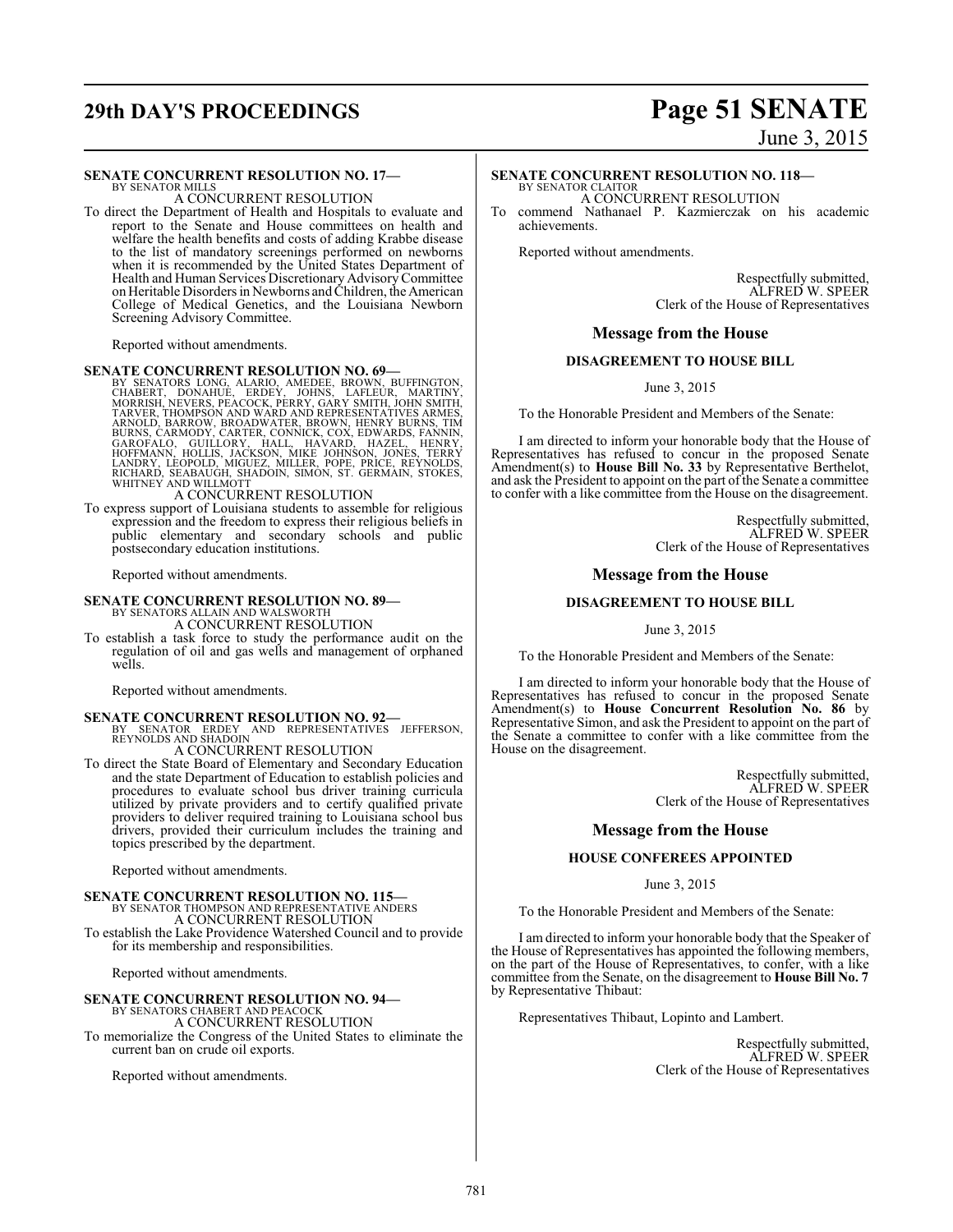**SENATE CONCURRENT RESOLUTION NO. 17—**
BY SENATOR MILLS

A CONCURRENT RESOLUTION

To direct the Department of Health and Hospitals to evaluate and report to the Senate and House committees on health and welfare the health benefits and costs of adding Krabbe disease to the list of mandatory screenings performed on newborns when it is recommended by the United States Department of Health and Human Services Discretionary Advisory Committee on Heritable Disorders in Newborns and Children, the American College of Medical Genetics, and the Louisiana Newborn Screening Advisory Committee.

Reported without amendments.

**SENATE CONCURRENT RESOLUTION NO. 69—**
BY SENATORS LONG, ALARIO, AMEDEE, BROWN, BUFFINGTON, CHABERT, DONAHUE, ERDEY, JOHNS, LAFLEUR, MARTINY, MORRISH, NEVERS, PEACOCK, PERRY, GARY SMITH, JOHN SMITH, TARVER, THOMPSON AND WARD AND REPRESENTATIVES ARMES, ARNOLD, BARROW, BROADWATER, BROWN, HENRY BURNS, TIM BURNS, CARMODY, CARTER, CONNICK, COX, EDWARDS, FANNIN, GAROFALO, GUILLORY, HALL, HAVARD, HAZEL, HENRY, HOFFMANN, HOLLIS, JACKSON, MIKE JOHNSON, JONES, TERRY LANDRY, LEOPOLD, MIGUEZ, MILLER, POPE, PRICE, REYNOLDS, RICHARD, SEABAUGH, SHADOIN, SIMON, ST. GERMAIN, STOKES, WHITNEY AND WILLMOTT

A CONCURRENT RESOLUTION

To express support of Louisiana students to assemble for religious expression and the freedom to express their religious beliefs in public elementary and secondary schools and public postsecondary education institutions.

Reported without amendments.

**SENATE CONCURRENT RESOLUTION NO. 89—**
BY SENATORS ALLAIN AND WALSWORTH

A CONCURRENT RESOLUTION

To establish a task force to study the performance audit on the regulation of oil and gas wells and management of orphaned wells.

Reported without amendments.

**SENATE CONCURRENT RESOLUTION NO. 92—**
BY SENATOR ERDEY AND REPRESENTATIVES JEFFERSON, REYNOLDS AND SHADOIN

A CONCURRENT RESOLUTION

To direct the State Board of Elementary and Secondary Education and the state Department of Education to establish policies and procedures to evaluate school bus driver training curricula utilized by private providers and to certify qualified private providers to deliver required training to Louisiana school bus drivers, provided their curriculum includes the training and topics prescribed by the department.

Reported without amendments.

**SENATE CONCURRENT RESOLUTION NO. 115—**
BY SENATOR THOMPSON AND REPRESENTATIVE ANDERS

A CONCURRENT RESOLUTION

To establish the Lake Providence Watershed Council and to provide for its membership and responsibilities.

Reported without amendments.

**SENATE CONCURRENT RESOLUTION NO. 94—**
BY SENATORS CHABERT AND PEACOCK

A CONCURRENT RESOLUTION

To memorialize the Congress of the United States to eliminate the current ban on crude oil exports.

Reported without amendments.

**SENATE CONCURRENT RESOLUTION NO. 118—**
BY SENATOR CLAITOR

A CONCURRENT RESOLUTION

To commend Nathanael P. Kazmierczak on his academic achievements.

Reported without amendments.

Respectfully submitted,
ALFRED W. SPEER
Clerk of the House of Representatives

## Message from the House

**DISAGREEMENT TO HOUSE BILL**

June 3, 2015

To the Honorable President and Members of the Senate:

I am directed to inform your honorable body that the House of Representatives has refused to concur in the proposed Senate Amendment(s) to **House Bill No. 33** by Representative Berthelot, and ask the President to appoint on the part of the Senate a committee to confer with a like committee from the House on the disagreement.

Respectfully submitted,
ALFRED W. SPEER
Clerk of the House of Representatives

## Message from the House

**DISAGREEMENT TO HOUSE BILL**

June 3, 2015

To the Honorable President and Members of the Senate:

I am directed to inform your honorable body that the House of Representatives has refused to concur in the proposed Senate Amendment(s) to **House Concurrent Resolution No. 86** by Representative Simon, and ask the President to appoint on the part of the Senate a committee to confer with a like committee from the House on the disagreement.

Respectfully submitted,
ALFRED W. SPEER
Clerk of the House of Representatives

## Message from the House

**HOUSE CONFEREES APPOINTED**

June 3, 2015

To the Honorable President and Members of the Senate:

I am directed to inform your honorable body that the Speaker of the House of Representatives has appointed the following members, on the part of the House of Representatives, to confer, with a like committee from the Senate, on the disagreement to **House Bill No. 7** by Representative Thibaut:

Representatives Thibaut, Lopinto and Lambert.

Respectfully submitted,
ALFRED W. SPEER
Clerk of the House of Representatives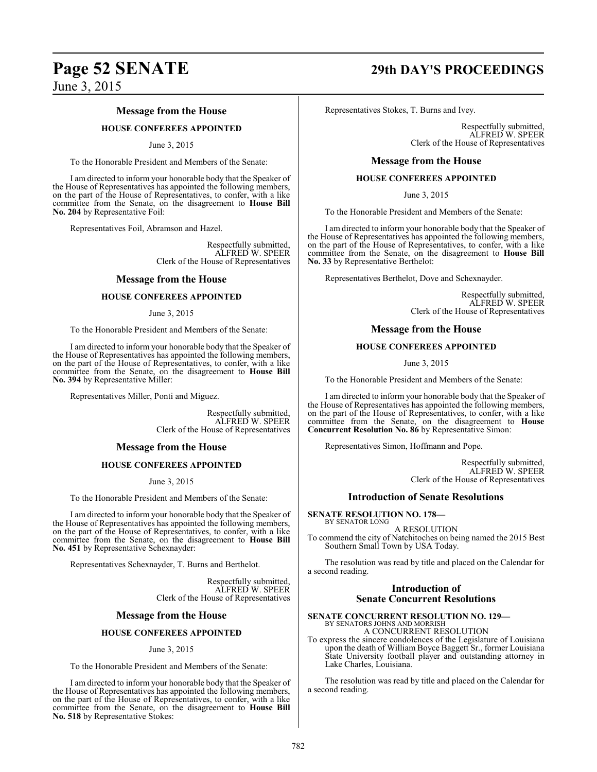## Message from the House

### HOUSE CONFEREES APPOINTED

June 3, 2015

To the Honorable President and Members of the Senate:

I am directed to inform your honorable body that the Speaker of the House of Representatives has appointed the following members, on the part of the House of Representatives, to confer, with a like committee from the Senate, on the disagreement to **House Bill No. 204** by Representative Foil:

Representatives Foil, Abramson and Hazel.

Respectfully submitted,
ALFRED W. SPEER
Clerk of the House of Representatives

## Message from the House

### HOUSE CONFEREES APPOINTED

June 3, 2015

To the Honorable President and Members of the Senate:

I am directed to inform your honorable body that the Speaker of the House of Representatives has appointed the following members, on the part of the House of Representatives, to confer, with a like committee from the Senate, on the disagreement to **House Bill No. 394** by Representative Miller:

Representatives Miller, Ponti and Miguez.

Respectfully submitted,
ALFRED W. SPEER
Clerk of the House of Representatives

## Message from the House

### HOUSE CONFEREES APPOINTED

June 3, 2015

To the Honorable President and Members of the Senate:

I am directed to inform your honorable body that the Speaker of the House of Representatives has appointed the following members, on the part of the House of Representatives, to confer, with a like committee from the Senate, on the disagreement to **House Bill No. 451** by Representative Schexnayder:

Representatives Schexnayder, T. Burns and Berthelot.

Respectfully submitted,
ALFRED W. SPEER
Clerk of the House of Representatives

## Message from the House

### HOUSE CONFEREES APPOINTED

June 3, 2015

To the Honorable President and Members of the Senate:

I am directed to inform your honorable body that the Speaker of the House of Representatives has appointed the following members, on the part of the House of Representatives, to confer, with a like committee from the Senate, on the disagreement to **House Bill No. 518** by Representative Stokes:

Representatives Stokes, T. Burns and Ivey.

Respectfully submitted,
ALFRED W. SPEER
Clerk of the House of Representatives

## Message from the House

### HOUSE CONFEREES APPOINTED

June 3, 2015

To the Honorable President and Members of the Senate:

I am directed to inform your honorable body that the Speaker of the House of Representatives has appointed the following members, on the part of the House of Representatives, to confer, with a like committee from the Senate, on the disagreement to **House Bill No. 33** by Representative Berthelot:

Representatives Berthelot, Dove and Schexnayder.

Respectfully submitted,
ALFRED W. SPEER
Clerk of the House of Representatives

## Message from the House

### HOUSE CONFEREES APPOINTED

June 3, 2015

To the Honorable President and Members of the Senate:

I am directed to inform your honorable body that the Speaker of the House of Representatives has appointed the following members, on the part of the House of Representatives, to confer, with a like committee from the Senate, on the disagreement to **House Concurrent Resolution No. 86** by Representative Simon:

Representatives Simon, Hoffmann and Pope.

Respectfully submitted,
ALFRED W. SPEER
Clerk of the House of Representatives

## Introduction of Senate Resolutions

**SENATE RESOLUTION NO. 178—**
BY SENATOR LONG

A RESOLUTION

To commend the city of Natchitoches on being named the 2015 Best Southern Small Town by USA Today.

The resolution was read by title and placed on the Calendar for a second reading.

## Introduction of Senate Concurrent Resolutions

**SENATE CONCURRENT RESOLUTION NO. 129—**
BY SENATORS JOHNS AND MORRISH

A CONCURRENT RESOLUTION

To express the sincere condolences of the Legislature of Louisiana upon the death of William Boyce Baggett Sr., former Louisiana State University football player and outstanding attorney in Lake Charles, Louisiana.

The resolution was read by title and placed on the Calendar for a second reading.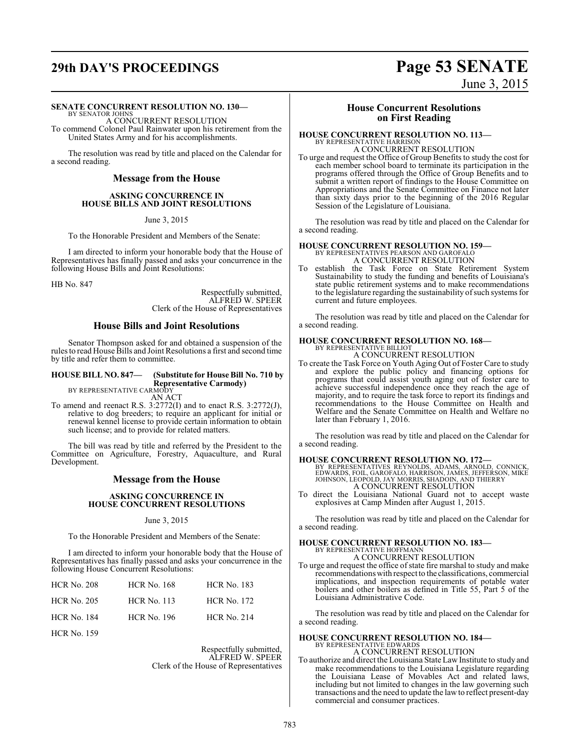**SENATE CONCURRENT RESOLUTION NO. 130—**
BY SENATOR JOHNS
A CONCURRENT RESOLUTION
To commend Colonel Paul Rainwater upon his retirement from the United States Army and for his accomplishments.

The resolution was read by title and placed on the Calendar for a second reading.

## Message from the House

### ASKING CONCURRENCE IN HOUSE BILLS AND JOINT RESOLUTIONS

June 3, 2015

To the Honorable President and Members of the Senate:

I am directed to inform your honorable body that the House of Representatives has finally passed and asks your concurrence in the following House Bills and Joint Resolutions:

HB No. 847

Respectfully submitted,
ALFRED W. SPEER
Clerk of the House of Representatives

## House Bills and Joint Resolutions

Senator Thompson asked for and obtained a suspension of the rules to read House Bills and Joint Resolutions a first and second time by title and refer them to committee.

**HOUSE BILL NO. 847— (Substitute for House Bill No. 710 by Representative Carmody)**
BY REPRESENTATIVE CARMODY
AN ACT
To amend and reenact R.S. 3:2772(I) and to enact R.S. 3:2772(J), relative to dog breeders; to require an applicant for initial or renewal kennel license to provide certain information to obtain such license; and to provide for related matters.

The bill was read by title and referred by the President to the Committee on Agriculture, Forestry, Aquaculture, and Rural Development.

## Message from the House

### ASKING CONCURRENCE IN HOUSE CONCURRENT RESOLUTIONS

June 3, 2015

To the Honorable President and Members of the Senate:

I am directed to inform your honorable body that the House of Representatives has finally passed and asks your concurrence in the following House Concurrent Resolutions:

| | | |
|---|---|---|
| HCR No. 208 | HCR No. 168 | HCR No. 183 |
| HCR No. 205 | HCR No. 113 | HCR No. 172 |
| HCR No. 184 | HCR No. 196 | HCR No. 214 |
| HCR No. 159 | | |

Respectfully submitted,
ALFRED W. SPEER
Clerk of the House of Representatives

## House Concurrent Resolutions on First Reading

**HOUSE CONCURRENT RESOLUTION NO. 113—**
BY REPRESENTATIVE HARRISON
A CONCURRENT RESOLUTION
To urge and request the Office of Group Benefits to study the cost for each member school board to terminate its participation in the programs offered through the Office of Group Benefits and to submit a written report of findings to the House Committee on Appropriations and the Senate Committee on Finance not later than sixty days prior to the beginning of the 2016 Regular Session of the Legislature of Louisiana.

The resolution was read by title and placed on the Calendar for a second reading.

**HOUSE CONCURRENT RESOLUTION NO. 159—**
BY REPRESENTATIVES PEARSON AND GAROFALO
A CONCURRENT RESOLUTION
To establish the Task Force on State Retirement System Sustainability to study the funding and benefits of Louisiana's state public retirement systems and to make recommendations to the legislature regarding the sustainability of such systems for current and future employees.

The resolution was read by title and placed on the Calendar for a second reading.

**HOUSE CONCURRENT RESOLUTION NO. 168—**
BY REPRESENTATIVE BILLIOT
A CONCURRENT RESOLUTION
To create the Task Force on Youth Aging Out of Foster Care to study and explore the public policy and financing options for programs that could assist youth aging out of foster care to achieve successful independence once they reach the age of majority, and to require the task force to report its findings and recommendations to the House Committee on Health and Welfare and the Senate Committee on Health and Welfare no later than February 1, 2016.

The resolution was read by title and placed on the Calendar for a second reading.

**HOUSE CONCURRENT RESOLUTION NO. 172—**
BY REPRESENTATIVES REYNOLDS, ADAMS, ARNOLD, CONNICK, EDWARDS, FOIL, GAROFALO, HARRISON, JAMES, JEFFERSON, MIKE JOHNSON, LEOPOLD, JAY MORRIS, SHADOIN, AND THIERRY
A CONCURRENT RESOLUTION
To direct the Louisiana National Guard not to accept waste explosives at Camp Minden after August 1, 2015.

The resolution was read by title and placed on the Calendar for a second reading.

**HOUSE CONCURRENT RESOLUTION NO. 183—**
BY REPRESENTATIVE HOFFMANN
A CONCURRENT RESOLUTION
To urge and request the office of state fire marshal to study and make recommendations with respect to the classifications, commercial implications, and inspection requirements of potable water boilers and other boilers as defined in Title 55, Part 5 of the Louisiana Administrative Code.

The resolution was read by title and placed on the Calendar for a second reading.

**HOUSE CONCURRENT RESOLUTION NO. 184—**
BY REPRESENTATIVE EDWARDS
A CONCURRENT RESOLUTION
To authorize and direct the Louisiana State Law Institute to study and make recommendations to the Louisiana Legislature regarding the Louisiana Lease of Movables Act and related laws, including but not limited to changes in the law governing such transactions and the need to update the law to reflect present-day commercial and consumer practices.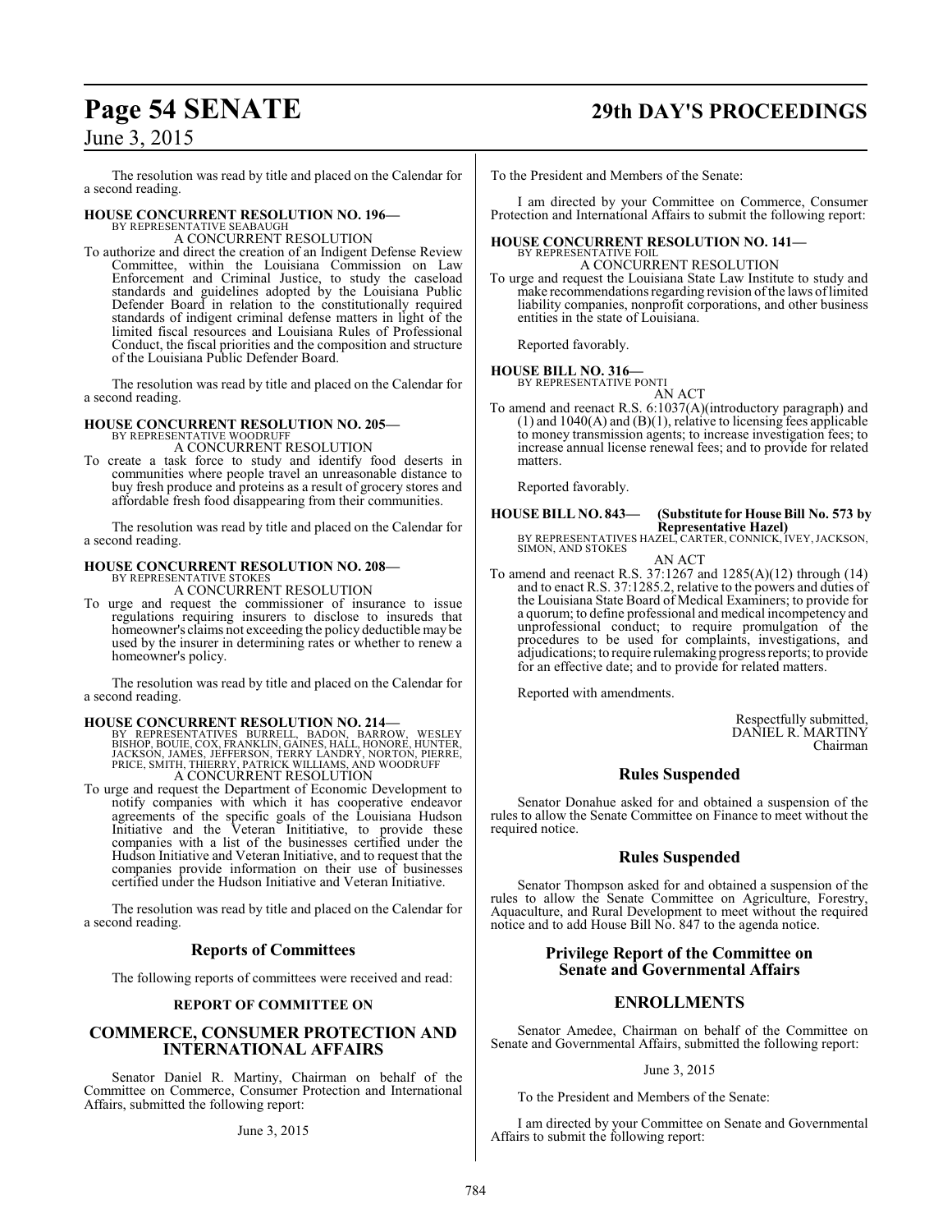The resolution was read by title and placed on the Calendar for a second reading.

**HOUSE CONCURRENT RESOLUTION NO. 196—**
BY REPRESENTATIVE SEABAUGH
A CONCURRENT RESOLUTION

To authorize and direct the creation of an Indigent Defense Review Committee, within the Louisiana Commission on Law Enforcement and Criminal Justice, to study the caseload standards and guidelines adopted by the Louisiana Public Defender Board in relation to the constitutionally required standards of indigent criminal defense matters in light of the limited fiscal resources and Louisiana Rules of Professional Conduct, the fiscal priorities and the composition and structure of the Louisiana Public Defender Board.

The resolution was read by title and placed on the Calendar for a second reading.

**HOUSE CONCURRENT RESOLUTION NO. 205—**
BY REPRESENTATIVE WOODRUFF
A CONCURRENT RESOLUTION

To create a task force to study and identify food deserts in communities where people travel an unreasonable distance to buy fresh produce and proteins as a result of grocery stores and affordable fresh food disappearing from their communities.

The resolution was read by title and placed on the Calendar for a second reading.

**HOUSE CONCURRENT RESOLUTION NO. 208—**
BY REPRESENTATIVE STOKES
A CONCURRENT RESOLUTION

To urge and request the commissioner of insurance to issue regulations requiring insurers to disclose to insureds that homeowner's claims not exceeding the policy deductible may be used by the insurer in determining rates or whether to renew a homeowner's policy.

The resolution was read by title and placed on the Calendar for a second reading.

**HOUSE CONCURRENT RESOLUTION NO. 214—**
BY REPRESENTATIVES BURRELL, BADON, BARROW, WESLEY BISHOP, BOUIE, COX, FRANKLIN, GAINES, HALL, HONORE, HUNTER, JACKSON, JAMES, JEFFERSON, TERRY LANDRY, NORTON, PIERRE, PRICE, SMITH, THIERRY, PATRICK WILLIAMS, AND WOODRUFF
A CONCURRENT RESOLUTION

To urge and request the Department of Economic Development to notify companies with which it has cooperative endeavor agreements of the specific goals of the Louisiana Hudson Initiative and the Veteran Inititiative, to provide these companies with a list of the businesses certified under the Hudson Initiative and Veteran Initiative, and to request that the companies provide information on their use of businesses certified under the Hudson Initiative and Veteran Initiative.

The resolution was read by title and placed on the Calendar for a second reading.

## Reports of Committees

The following reports of committees were received and read:

### REPORT OF COMMITTEE ON

## COMMERCE, CONSUMER PROTECTION AND INTERNATIONAL AFFAIRS

Senator Daniel R. Martiny, Chairman on behalf of the Committee on Commerce, Consumer Protection and International Affairs, submitted the following report:

June 3, 2015

To the President and Members of the Senate:

I am directed by your Committee on Commerce, Consumer Protection and International Affairs to submit the following report:

**HOUSE CONCURRENT RESOLUTION NO. 141—**
BY REPRESENTATIVE FOIL
A CONCURRENT RESOLUTION

To urge and request the Louisiana State Law Institute to study and make recommendations regarding revision of the laws of limited liability companies, nonprofit corporations, and other business entities in the state of Louisiana.

Reported favorably.

**HOUSE BILL NO. 316—**
BY REPRESENTATIVE PONTI
AN ACT

To amend and reenact R.S. 6:1037(A)(introductory paragraph) and (1) and 1040(A) and (B)(1), relative to licensing fees applicable to money transmission agents; to increase investigation fees; to increase annual license renewal fees; and to provide for related matters.

Reported favorably.

**HOUSE BILL NO. 843— (Substitute for House Bill No. 573 by Representative Hazel)**
BY REPRESENTATIVES HAZEL, CARTER, CONNICK, IVEY, JACKSON, SIMON, AND STOKES
AN ACT

To amend and reenact R.S. 37:1267 and 1285(A)(12) through (14) and to enact R.S. 37:1285.2, relative to the powers and duties of the Louisiana State Board of Medical Examiners; to provide for a quorum; to define professional and medical incompetency and unprofessional conduct; to require promulgation of the procedures to be used for complaints, investigations, and adjudications; to require rulemaking progress reports; to provide for an effective date; and to provide for related matters.

Reported with amendments.

Respectfully submitted,
DANIEL R. MARTINY
Chairman

## Rules Suspended

Senator Donahue asked for and obtained a suspension of the rules to allow the Senate Committee on Finance to meet without the required notice.

## Rules Suspended

Senator Thompson asked for and obtained a suspension of the rules to allow the Senate Committee on Agriculture, Forestry, Aquaculture, and Rural Development to meet without the required notice and to add House Bill No. 847 to the agenda notice.

## Privilege Report of the Committee on Senate and Governmental Affairs

## ENROLLMENTS

Senator Amedee, Chairman on behalf of the Committee on Senate and Governmental Affairs, submitted the following report:

June 3, 2015

To the President and Members of the Senate:

I am directed by your Committee on Senate and Governmental Affairs to submit the following report: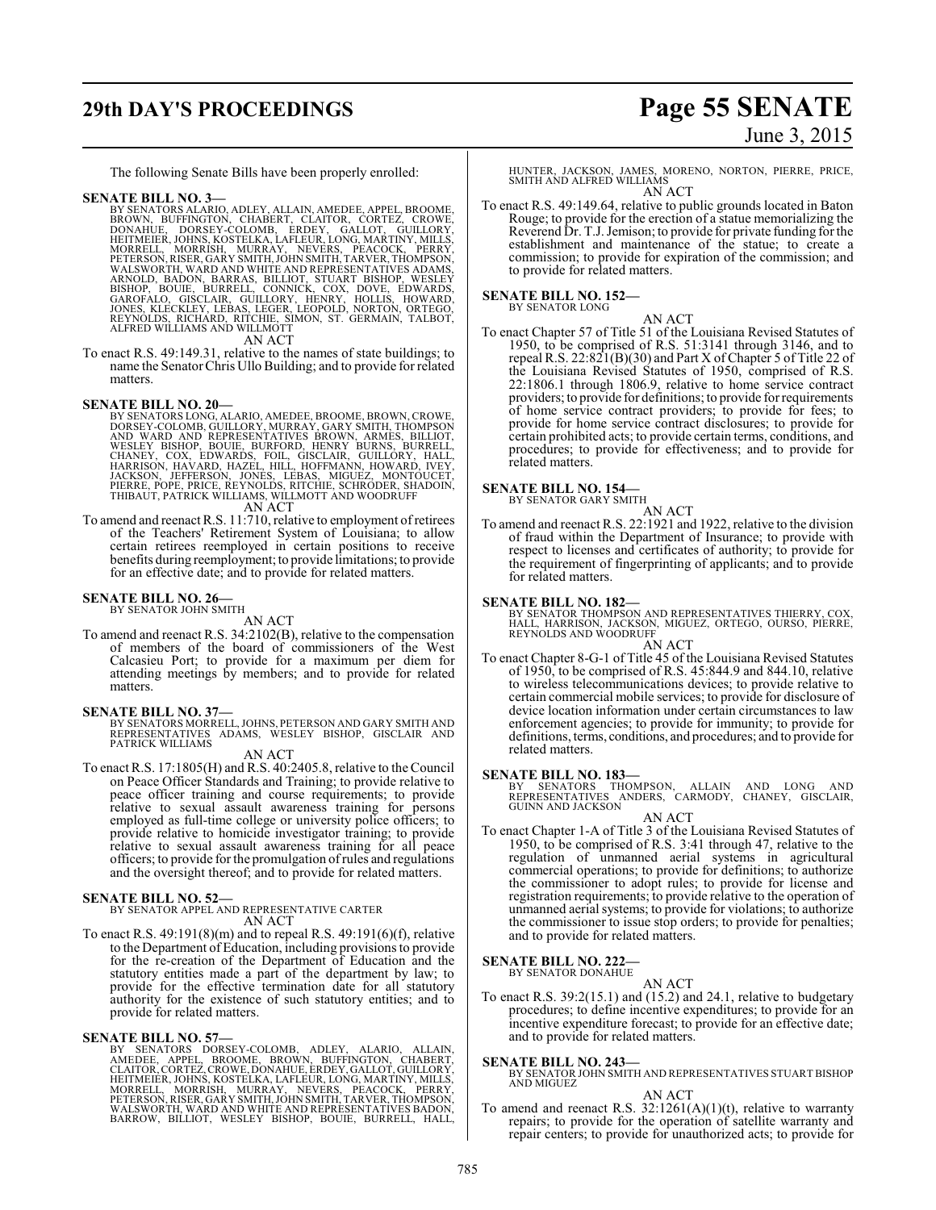The following Senate Bills have been properly enrolled:

**SENATE BILL NO. 3—**
BY SENATORS ALARIO, ADLEY, ALLAIN, AMEDEE, APPEL, BROOME, BROWN, BUFFINGTON, CHABERT, CLAITOR, CORTEZ, CROWE, DONAHUE, DORSEY-COLOMB, ERDEY, GALLOT, GUILLORY, HEITMEIER, JOHNS, KOSTELKA, LAFLEUR, LONG, MARTINY, MILLS, MORRELL, MORRISH, MURRAY, NEVERS, PEACOCK, PERRY, PETERSON, RISER, GARY SMITH, JOHN SMITH, TARVER, THOMPSON, WALSWORTH, WARD AND WHITE AND REPRESENTATIVES ADAMS, ARNOLD, BADON, BARRAS, BILLIOT, STUART BISHOP, WESLEY BISHOP, BOUIE, BURRELL, CONNICK, COX, DOVE, EDWARDS, GAROFALO, GISCLAIR, GUILLORY, HENRY, HOLLIS, HOWARD, JONES, KLECKLEY, LEBAS, LEGER, LEOPOLD, NORTON, ORTEGO, REYNOLDS, RICHARD, RITCHIE, SIMON, ST. GERMAIN, TALBOT, ALFRED WILLIAMS AND WILLMOTT

AN ACT

To enact R.S. 49:149.31, relative to the names of state buildings; to name the Senator Chris Ullo Building; and to provide for related matters.

**SENATE BILL NO. 20—**
BY SENATORS LONG, ALARIO, AMEDEE, BROOME, BROWN, CROWE, DORSEY-COLOMB, GUILLORY, MURRAY, GARY SMITH, THOMPSON AND WARD AND REPRESENTATIVES BROWN, ARMES, BILLIOT, WESLEY BISHOP, BOUIE, BURFORD, HENRY BURNS, BURRELL, CHANEY, COX, EDWARDS, FOIL, GISCLAIR, GUILLORY, HALL, HARRISON, HAVARD, HAZEL, HILL, HOFFMANN, HOWARD, IVEY, JACKSON, JEFFERSON, JONES, LEBAS, MIGUEZ, MONTOUCET, PIERRE, POPE, PRICE, REYNOLDS, RITCHIE, SCHRODER, SHADOIN, THIBAUT, PATRICK WILLIAMS, WILLMOTT AND WOODRUFF

AN ACT

To amend and reenact R.S. 11:710, relative to employment of retirees of the Teachers' Retirement System of Louisiana; to allow certain retirees reemployed in certain positions to receive benefits during reemployment; to provide limitations; to provide for an effective date; and to provide for related matters.

**SENATE BILL NO. 26—**
BY SENATOR JOHN SMITH

AN ACT

To amend and reenact R.S. 34:2102(B), relative to the compensation of members of the board of commissioners of the West Calcasieu Port; to provide for a maximum per diem for attending meetings by members; and to provide for related matters.

**SENATE BILL NO. 37—**
BY SENATORS MORRELL, JOHNS, PETERSON AND GARY SMITH AND REPRESENTATIVES ADAMS, WESLEY BISHOP, GISCLAIR AND PATRICK WILLIAMS

AN ACT

To enact R.S. 17:1805(H) and R.S. 40:2405.8, relative to the Council on Peace Officer Standards and Training; to provide relative to peace officer training and course requirements; to provide relative to sexual assault awareness training for persons employed as full-time college or university police officers; to provide relative to homicide investigator training; to provide relative to sexual assault awareness training for all peace officers; to provide for the promulgation of rules and regulations and the oversight thereof; and to provide for related matters.

**SENATE BILL NO. 52—**
BY SENATOR APPEL AND REPRESENTATIVE CARTER

AN ACT

To enact R.S. 49:191(8)(m) and to repeal R.S. 49:191(6)(f), relative to the Department of Education, including provisions to provide for the re-creation of the Department of Education and the statutory entities made a part of the department by law; to provide for the effective termination date for all statutory authority for the existence of such statutory entities; and to provide for related matters.

**SENATE BILL NO. 57—**
BY SENATORS DORSEY-COLOMB, ADLEY, ALARIO, ALLAIN, AMEDEE, APPEL, BROOME, BROWN, BUFFINGTON, CHABERT, CLAITOR, CORTEZ, CROWE, DONAHUE, ERDEY, GALLOT, GUILLORY, HEITMEIER, JOHNS, KOSTELKA, LAFLEUR, LONG, MARTINY, MILLS, MORRELL, MORRISH, MURRAY, NEVERS, PEACOCK, PERRY, PETERSON, RISER, GARY SMITH, JOHN SMITH, TARVER, THOMPSON, WALSWORTH, WARD AND WHITE AND REPRESENTATIVES BADON, BARROW, BILLIOT, WESLEY BISHOP, BOUIE, BURRELL, HALL, HUNTER, JACKSON, JAMES, MORENO, NORTON, PIERRE, PRICE, SMITH AND ALFRED WILLIAMS

AN ACT

To enact R.S. 49:149.64, relative to public grounds located in Baton Rouge; to provide for the erection of a statue memorializing the Reverend Dr. T.J. Jemison; to provide for private funding for the establishment and maintenance of the statue; to create a commission; to provide for expiration of the commission; and to provide for related matters.

**SENATE BILL NO. 152—**
BY SENATOR LONG

AN ACT

To enact Chapter 57 of Title 51 of the Louisiana Revised Statutes of 1950, to be comprised of R.S. 51:3141 through 3146, and to repeal R.S. 22:821(B)(30) and Part X of Chapter 5 of Title 22 of the Louisiana Revised Statutes of 1950, comprised of R.S. 22:1806.1 through 1806.9, relative to home service contract providers; to provide for definitions; to provide for requirements of home service contract providers; to provide for fees; to provide for home service contract disclosures; to provide for certain prohibited acts; to provide certain terms, conditions, and procedures; to provide for effectiveness; and to provide for related matters.

**SENATE BILL NO. 154—**
BY SENATOR GARY SMITH

AN ACT

To amend and reenact R.S. 22:1921 and 1922, relative to the division of fraud within the Department of Insurance; to provide with respect to licenses and certificates of authority; to provide for the requirement of fingerprinting of applicants; and to provide for related matters.

**SENATE BILL NO. 182—**
BY SENATOR THOMPSON AND REPRESENTATIVES THIERRY, COX, HALL, HARRISON, JACKSON, MIGUEZ, ORTEGO, OURSO, PIERRE, REYNOLDS AND WOODRUFF

AN ACT

To enact Chapter 8-G-1 of Title 45 of the Louisiana Revised Statutes of 1950, to be comprised of R.S. 45:844.9 and 844.10, relative to wireless telecommunications devices; to provide relative to certain commercial mobile services; to provide for disclosure of device location information under certain circumstances to law enforcement agencies; to provide for immunity; to provide for definitions, terms, conditions, and procedures; and to provide for related matters.

**SENATE BILL NO. 183—**
BY SENATORS THOMPSON, ALLAIN AND LONG AND REPRESENTATIVES ANDERS, CARMODY, CHANEY, GISCLAIR, GUINN AND JACKSON

AN ACT

To enact Chapter 1-A of Title 3 of the Louisiana Revised Statutes of 1950, to be comprised of R.S. 3:41 through 47, relative to the regulation of unmanned aerial systems in agricultural commercial operations; to provide for definitions; to authorize the commissioner to adopt rules; to provide for license and registration requirements; to provide relative to the operation of unmanned aerial systems; to provide for violations; to authorize the commissioner to issue stop orders; to provide for penalties; and to provide for related matters.

**SENATE BILL NO. 222—**
BY SENATOR DONAHUE

AN ACT

To enact R.S. 39:2(15.1) and (15.2) and 24.1, relative to budgetary procedures; to define incentive expenditures; to provide for an incentive expenditure forecast; to provide for an effective date; and to provide for related matters.

**SENATE BILL NO. 243—**
BY SENATOR JOHN SMITH AND REPRESENTATIVES STUART BISHOP AND MIGUEZ

AN ACT

To amend and reenact R.S. 32:1261(A)(1)(t), relative to warranty repairs; to provide for the operation of satellite warranty and repair centers; to provide for unauthorized acts; to provide for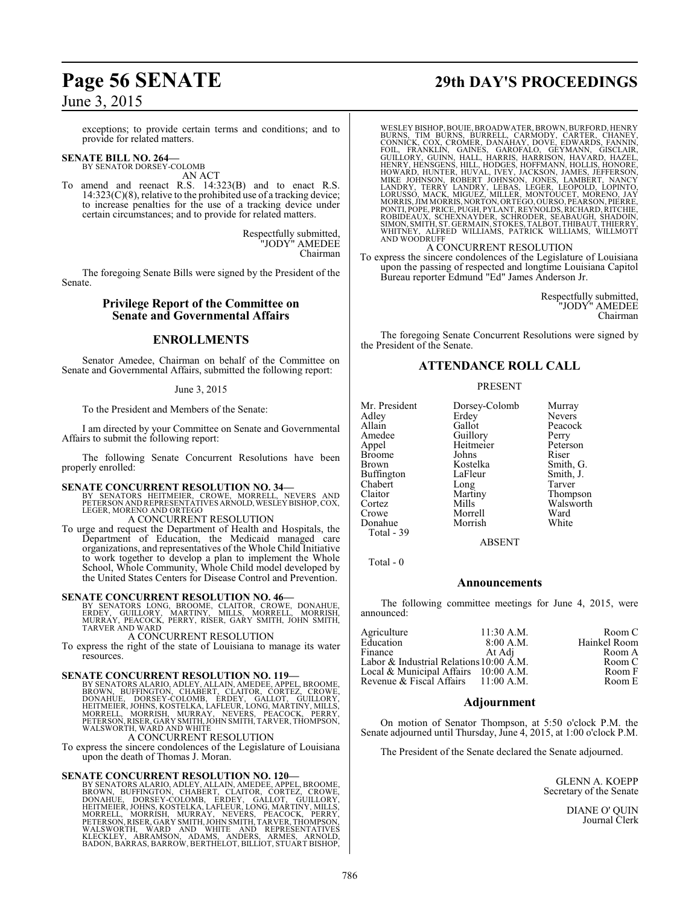exceptions; to provide certain terms and conditions; and to provide for related matters.

**SENATE BILL NO. 264—**
BY SENATOR DORSEY-COLOMB
AN ACT

To amend and reenact R.S. 14:323(B) and to enact R.S. 14:323(C)(8), relative to the prohibited use of a tracking device; to increase penalties for the use of a tracking device under certain circumstances; and to provide for related matters.

Respectfully submitted,
"JODY" AMEDEE
Chairman

The foregoing Senate Bills were signed by the President of the Senate.

## Privilege Report of the Committee on Senate and Governmental Affairs

## ENROLLMENTS

Senator Amedee, Chairman on behalf of the Committee on Senate and Governmental Affairs, submitted the following report:

June 3, 2015

To the President and Members of the Senate:

I am directed by your Committee on Senate and Governmental Affairs to submit the following report:

The following Senate Concurrent Resolutions have been properly enrolled:

**SENATE CONCURRENT RESOLUTION NO. 34—**
BY SENATORS HEITMEIER, CROWE, MORRELL, NEVERS AND PETERSON AND REPRESENTATIVES ARNOLD, WESLEY BISHOP, COX, LEGER, MORENO AND ORTEGO
A CONCURRENT RESOLUTION

To urge and request the Department of Health and Hospitals, the Department of Education, the Medicaid managed care organizations, and representatives of the Whole Child Initiative to work together to develop a plan to implement the Whole School, Whole Community, Whole Child model developed by the United States Centers for Disease Control and Prevention.

**SENATE CONCURRENT RESOLUTION NO. 46—**
BY SENATORS LONG, BROOME, CLAITOR, CROWE, DONAHUE, ERDEY, GUILLORY, MARTINY, MILLS, MORRELL, MORRISH, MURRAY, PEACOCK, PERRY, RISER, GARY SMITH, JOHN SMITH, TARVER AND WARD
A CONCURRENT RESOLUTION

To express the right of the state of Louisiana to manage its water resources.

**SENATE CONCURRENT RESOLUTION NO. 119—**
BY SENATORS ALARIO, ADLEY, ALLAIN, AMEDEE, APPEL, BROOME, BROWN, BUFFINGTON, CHABERT, CLAITOR, CORTEZ, CROWE, DONAHUE, DORSEY-COLOMB, ERDEY, GALLOT, GUILLORY, HEITMEIER, JOHNS, KOSTELKA, LAFLEUR, LONG, MARTINY, MILLS, MORRELL, MORRISH, MURRAY, NEVERS, PEACOCK, PERRY, PETERSON, RISER, GARY SMITH, JOHN SMITH, TARVER, THOMPSON, WALSWORTH, WARD AND WHITE
A CONCURRENT RESOLUTION

To express the sincere condolences of the Legislature of Louisiana upon the death of Thomas J. Moran.

**SENATE CONCURRENT RESOLUTION NO. 120—**
BY SENATORS ALARIO, ADLEY, ALLAIN, AMEDEE, APPEL, BROOME, BROWN, BUFFINGTON, CHABERT, CLAITOR, CORTEZ, CROWE, DONAHUE, DORSEY-COLOMB, ERDEY, GALLOT, GUILLORY, HEITMEIER, JOHNS, KOSTELKA, LAFLEUR, LONG, MARTINY, MILLS, MORRELL, MORRISH, MURRAY, NEVERS, PEACOCK, PERRY, PETERSON, RISER, GARY SMITH, JOHN SMITH, TARVER, THOMPSON, WALSWORTH, WARD AND WHITE AND REPRESENTATIVES KLECKLEY, ABRAMSON, ADAMS, ANDERS, ARMES, ARNOLD, BADON, BARRAS, BARROW, BERTHELOT, BILLIOT, STUART BISHOP, WESLEY BISHOP, BOUIE, BROADWATER, BROWN, BURFORD, HENRY BURNS, TIM BURNS, BURRELL, CARMODY, CARTER, CHANEY, CONNICK, COX, CROMER, DANAHAY, DOVE, EDWARDS, FANNIN, FOIL, FRANKLIN, GAINES, GAROFALO, GEYMANN, GISCLAIR, GUILLORY, GUINN, HALL, HARRIS, HARRISON, HAVARD, HAZEL, HENRY, HENSGENS, HILL, HODGES, HOFFMANN, HOLLIS, HONORE, HOWARD, HUNTER, HUVAL, IVEY, JACKSON, JAMES, JEFFERSON, MIKE JOHNSON, ROBERT JOHNSON, JONES, LAMBERT, NANCY LANDRY, TERRY LANDRY, LEBAS, LEGER, LEOPOLD, LOPINTO, LORUSSO, MACK, MIGUEZ, MILLER, MONTOUCET, MORENO, JAY MORRIS, JIM MORRIS, NORTON, ORTEGO, OURSO, PEARSON, PIERRE, PONTI, POPE, PRICE, PUGH, PYLANT, REYNOLDS, RICHARD, RITCHIE, ROBIDEAUX, SCHEXNAYDER, SCHRODER, SEABAUGH, SHADOIN, SIMON, SMITH, ST. GERMAIN, STOKES, TALBOT, THIBAUT, THIERRY, WHITNEY, ALFRED WILLIAMS, PATRICK WILLIAMS, WILLMOTT AND WOODRUFF
A CONCURRENT RESOLUTION

To express the sincere condolences of the Legislature of Louisiana upon the passing of respected and longtime Louisiana Capitol Bureau reporter Edmund "Ed" James Anderson Jr.

Respectfully submitted,
"JODY" AMEDEE
Chairman

The foregoing Senate Concurrent Resolutions were signed by the President of the Senate.

## ATTENDANCE ROLL CALL

PRESENT

| | | |
|---|---|---|
| Mr. President | Dorsey-Colomb | Murray |
| Adley | Erdey | Nevers |
| Allain | Gallot | Peacock |
| Amedee | Guillory | Perry |
| Appel | Heitmeier | Peterson |
| Broome | Johns | Riser |
| Brown | Kostelka | Smith, G. |
| Buffington | LaFleur | Smith, J. |
| Chabert | Long | Tarver |
| Claitor | Martiny | Thompson |
| Cortez | Mills | Walsworth |
| Crowe | Morrell | Ward |
| Donahue | Morrish | White |

Total - 39

ABSENT

Total - 0

## Announcements

The following committee meetings for June 4, 2015, were announced:

| | | |
|---|---|---|
| Agriculture | 11:30 A.M. | Room C |
| Education | 8:00 A.M. | Hainkel Room |
| Finance | At Adj | Room A |
| Labor & Industrial Relations | 10:00 A.M. | Room C |
| Local & Municipal Affairs | 10:00 A.M. | Room F |
| Revenue & Fiscal Affairs | 11:00 A.M. | Room E |

## Adjournment

On motion of Senator Thompson, at 5:50 o'clock P.M. the Senate adjourned until Thursday, June 4, 2015, at 1:00 o'clock P.M.

The President of the Senate declared the Senate adjourned.

GLENN A. KOEPP
Secretary of the Senate

DIANE O' QUIN
Journal Clerk